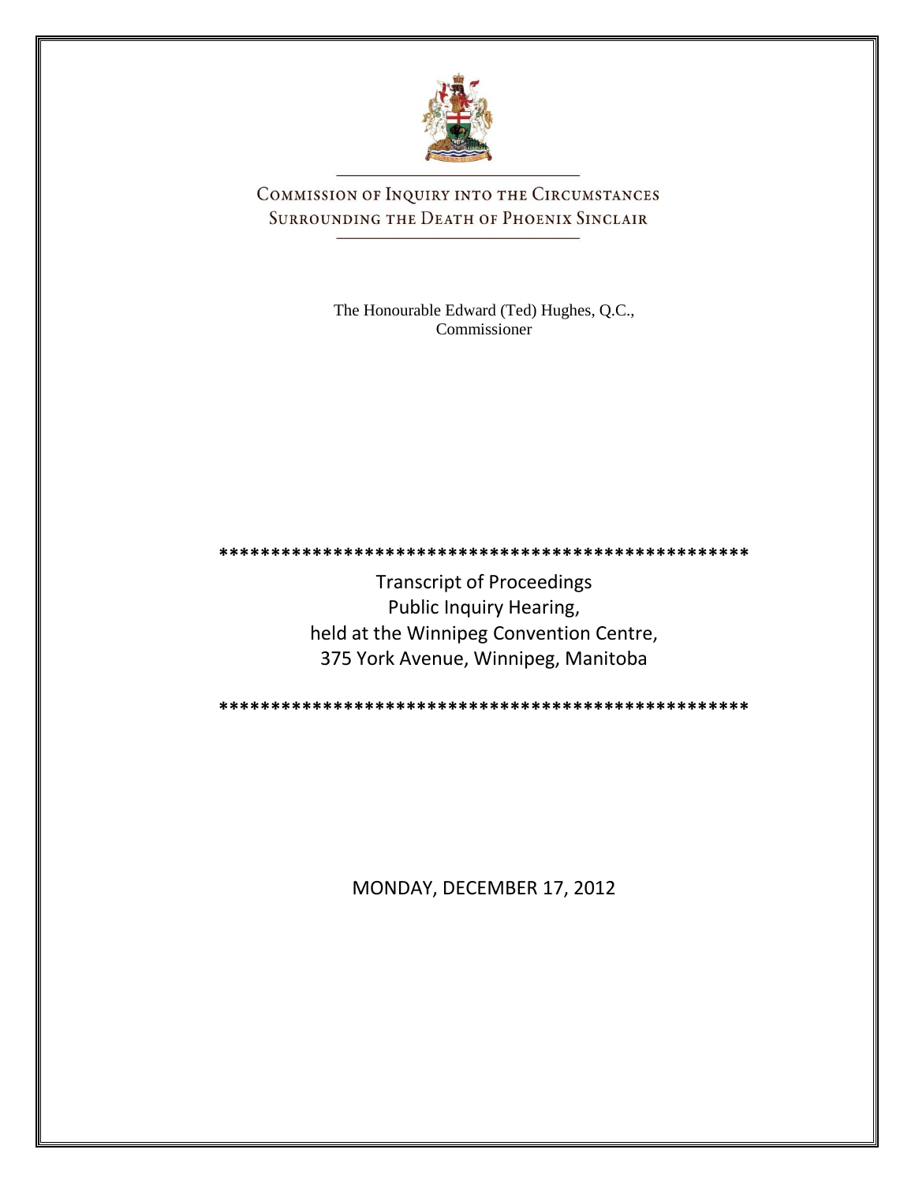# Commission of Inquiry into the Circumstances Surrounding the Death of Phoenix Sinclair

The Honourable Edward (Ted) Hughes, Q.C.,
Commissioner

**************************************************

Transcript of Proceedings
Public Inquiry Hearing,
held at the Winnipeg Convention Centre,
375 York Avenue, Winnipeg, Manitoba

**************************************************

MONDAY, DECEMBER 17, 2012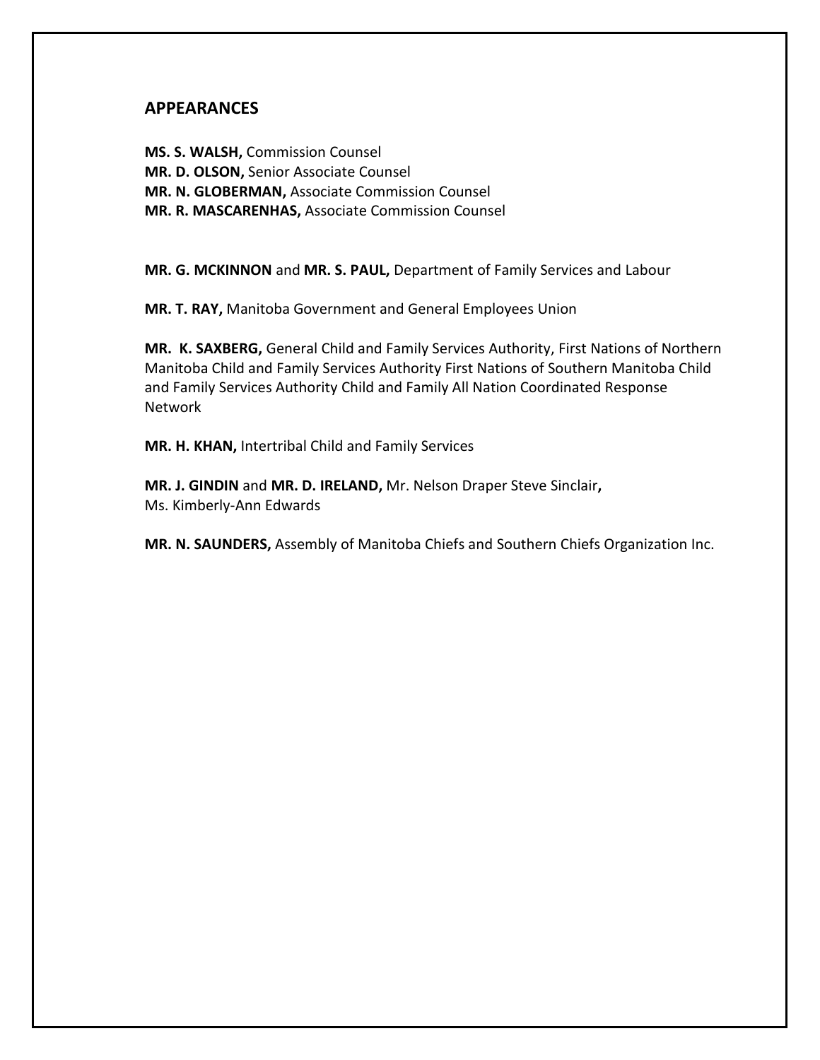## APPEARANCES

**MS. S. WALSH,** Commission Counsel
**MR. D. OLSON,** Senior Associate Counsel
**MR. N. GLOBERMAN,** Associate Commission Counsel
**MR. R. MASCARENHAS,** Associate Commission Counsel

**MR. G. MCKINNON** and **MR. S. PAUL,** Department of Family Services and Labour

**MR. T. RAY,** Manitoba Government and General Employees Union

**MR. K. SAXBERG,** General Child and Family Services Authority, First Nations of Northern Manitoba Child and Family Services Authority First Nations of Southern Manitoba Child and Family Services Authority Child and Family All Nation Coordinated Response Network

**MR. H. KHAN,** Intertribal Child and Family Services

**MR. J. GINDIN** and **MR. D. IRELAND,** Mr. Nelson Draper Steve Sinclair**,**
Ms. Kimberly-Ann Edwards

**MR. N. SAUNDERS,** Assembly of Manitoba Chiefs and Southern Chiefs Organization Inc.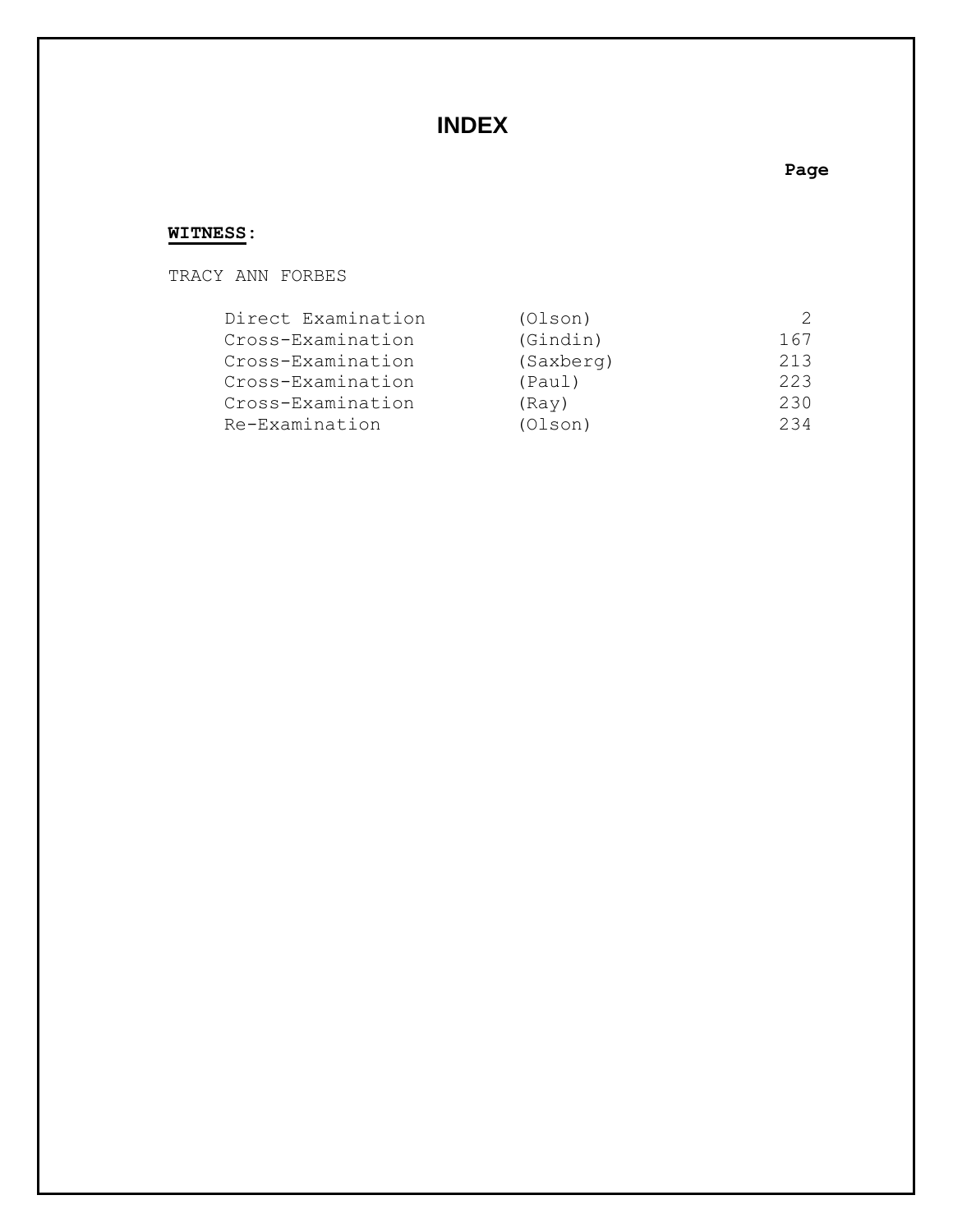# INDEX

**WITNESS:**

TRACY ANN FORBES

| | | Page |
|---|---|---|
| Direct Examination | (Olson) | 2 |
| Cross-Examination | (Gindin) | 167 |
| Cross-Examination | (Saxberg) | 213 |
| Cross-Examination | (Paul) | 223 |
| Cross-Examination | (Ray) | 230 |
| Re-Examination | (Olson) | 234 |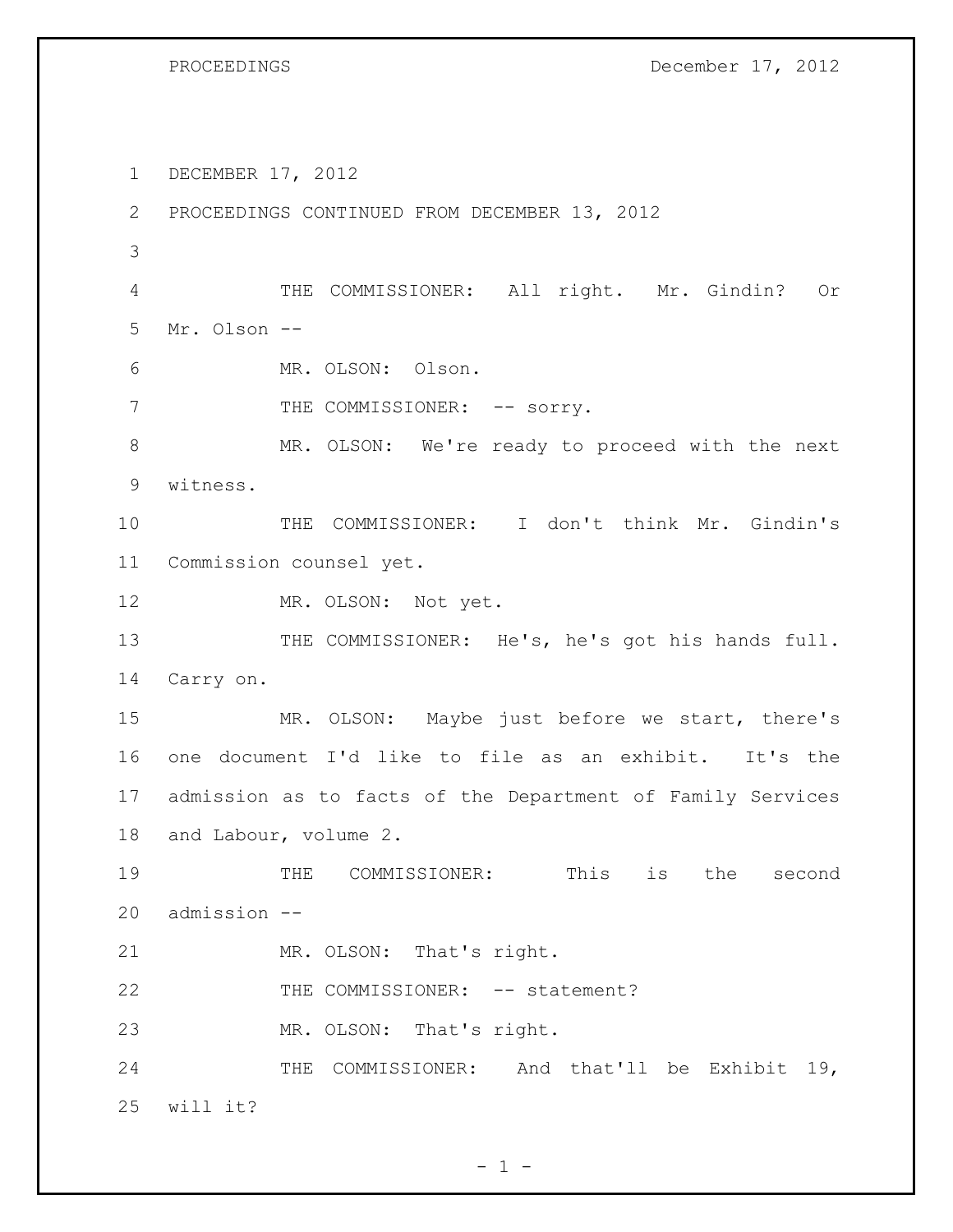DECEMBER 17, 2012

PROCEEDINGS CONTINUED FROM DECEMBER 13, 2012

THE COMMISSIONER: All right. Mr. Gindin? Or Mr. Olson --

MR. OLSON: Olson.

THE COMMISSIONER: -- sorry.

MR. OLSON: We're ready to proceed with the next witness.

THE COMMISSIONER: I don't think Mr. Gindin's Commission counsel yet.

MR. OLSON: Not yet.

THE COMMISSIONER: He's, he's got his hands full. Carry on.

MR. OLSON: Maybe just before we start, there's one document I'd like to file as an exhibit. It's the admission as to facts of the Department of Family Services and Labour, volume 2.

THE COMMISSIONER: This is the second admission --

MR. OLSON: That's right.

THE COMMISSIONER: -- statement?

MR. OLSON: That's right.

THE COMMISSIONER: And that'll be Exhibit 19, will it?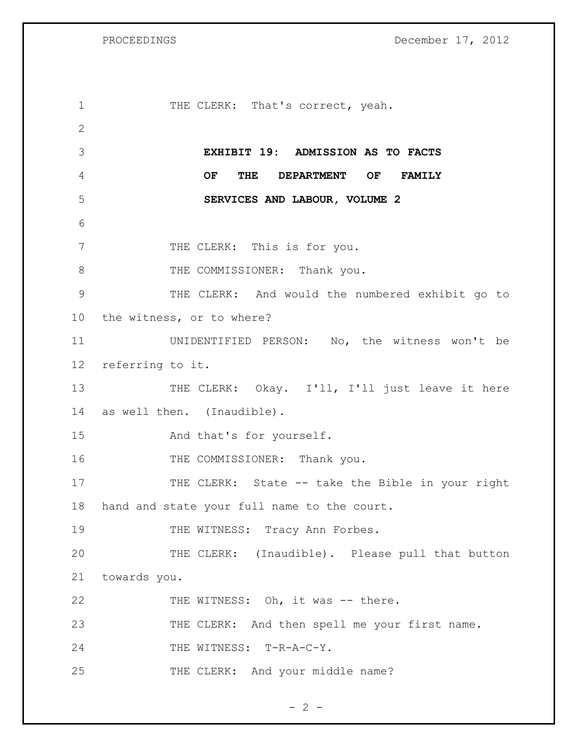THE CLERK: That's correct, yeah.

**EXHIBIT 19: ADMISSION AS TO FACTS OF THE DEPARTMENT OF FAMILY SERVICES AND LABOUR, VOLUME 2**

THE CLERK: This is for you.

THE COMMISSIONER: Thank you.

THE CLERK: And would the numbered exhibit go to the witness, or to where?

UNIDENTIFIED PERSON: No, the witness won't be referring to it.

THE CLERK: Okay. I'll, I'll just leave it here as well then. (Inaudible).

And that's for yourself.

THE COMMISSIONER: Thank you.

THE CLERK: State -- take the Bible in your right hand and state your full name to the court.

THE WITNESS: Tracy Ann Forbes.

THE CLERK: (Inaudible). Please pull that button towards you.

THE WITNESS: Oh, it was -- there.

THE CLERK: And then spell me your first name.

THE WITNESS: T-R-A-C-Y.

THE CLERK: And your middle name?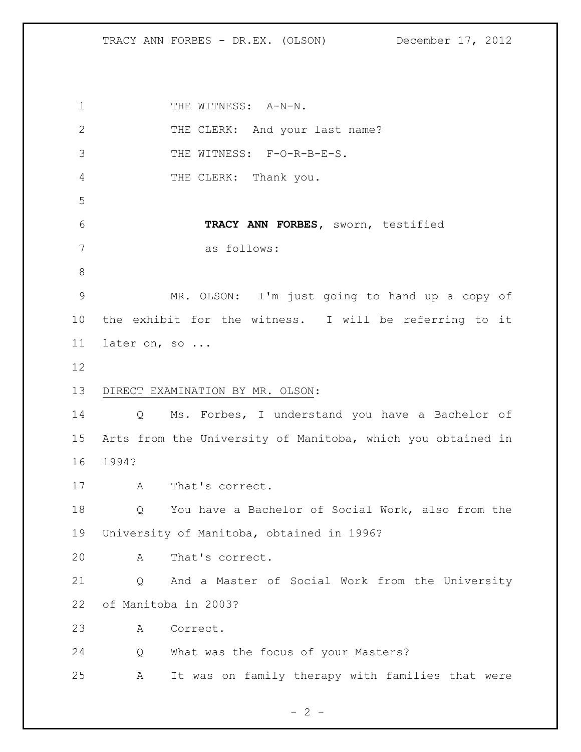THE WITNESS: A-N-N.

THE CLERK: And your last name?

THE WITNESS: F-O-R-B-E-S.

THE CLERK: Thank you.

**TRACY ANN FORBES**, sworn, testified as follows:

MR. OLSON: I'm just going to hand up a copy of the exhibit for the witness. I will be referring to it later on, so ...

DIRECT EXAMINATION BY MR. OLSON:

Q Ms. Forbes, I understand you have a Bachelor of Arts from the University of Manitoba, which you obtained in 1994?

A That's correct.

Q You have a Bachelor of Social Work, also from the University of Manitoba, obtained in 1996?

A That's correct.

Q And a Master of Social Work from the University of Manitoba in 2003?

A Correct.

Q What was the focus of your Masters?

A It was on family therapy with families that were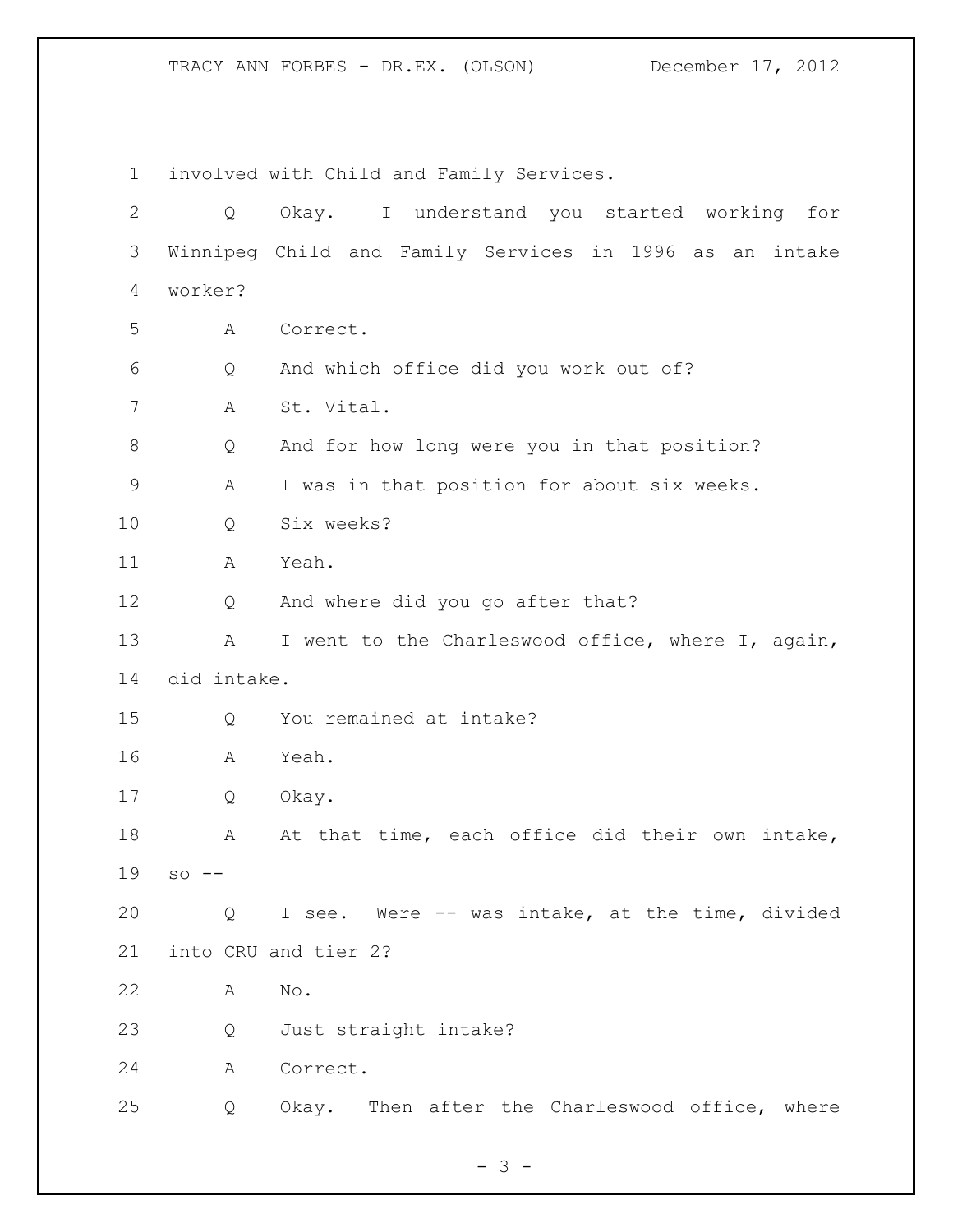involved with Child and Family Services.

Q Okay. I understand you started working for Winnipeg Child and Family Services in 1996 as an intake worker?

A Correct.

Q And which office did you work out of?

A St. Vital.

Q And for how long were you in that position?

A I was in that position for about six weeks.

Q Six weeks?

A Yeah.

Q And where did you go after that?

A I went to the Charleswood office, where I, again, did intake.

Q You remained at intake?

A Yeah.

Q Okay.

A At that time, each office did their own intake, so --

Q I see. Were -- was intake, at the time, divided into CRU and tier 2?

A No.

Q Just straight intake?

A Correct.

Q Okay. Then after the Charleswood office, where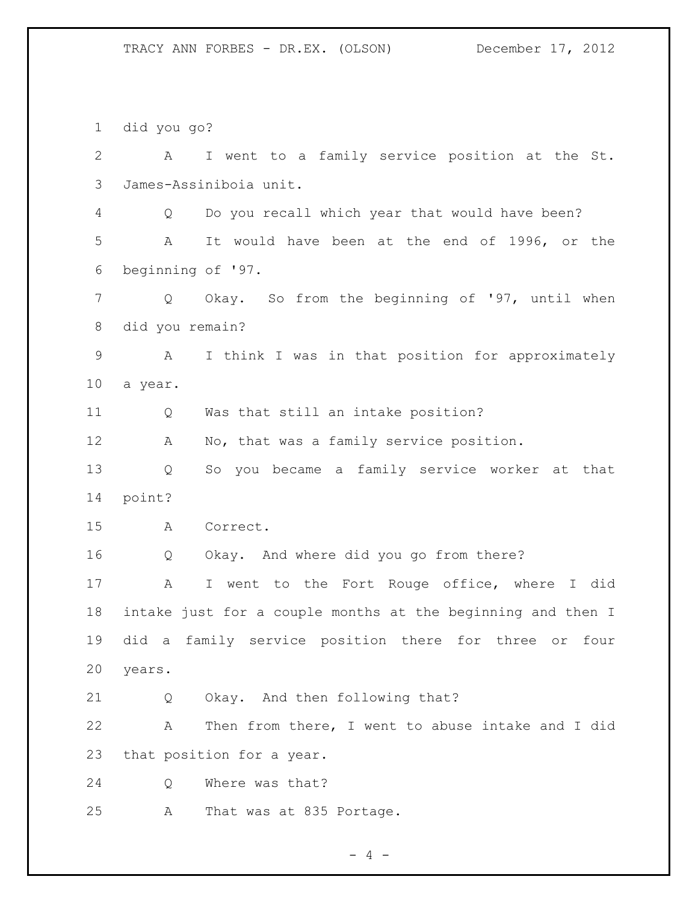did you go?

A I went to a family service position at the St. James-Assiniboia unit.

Q Do you recall which year that would have been?

A It would have been at the end of 1996, or the beginning of '97.

Q Okay. So from the beginning of '97, until when did you remain?

A I think I was in that position for approximately a year.

Q Was that still an intake position?

A No, that was a family service position.

Q So you became a family service worker at that point?

A Correct.

Q Okay. And where did you go from there?

A I went to the Fort Rouge office, where I did intake just for a couple months at the beginning and then I did a family service position there for three or four years.

Q Okay. And then following that?

A Then from there, I went to abuse intake and I did that position for a year.

Q Where was that?

A That was at 835 Portage.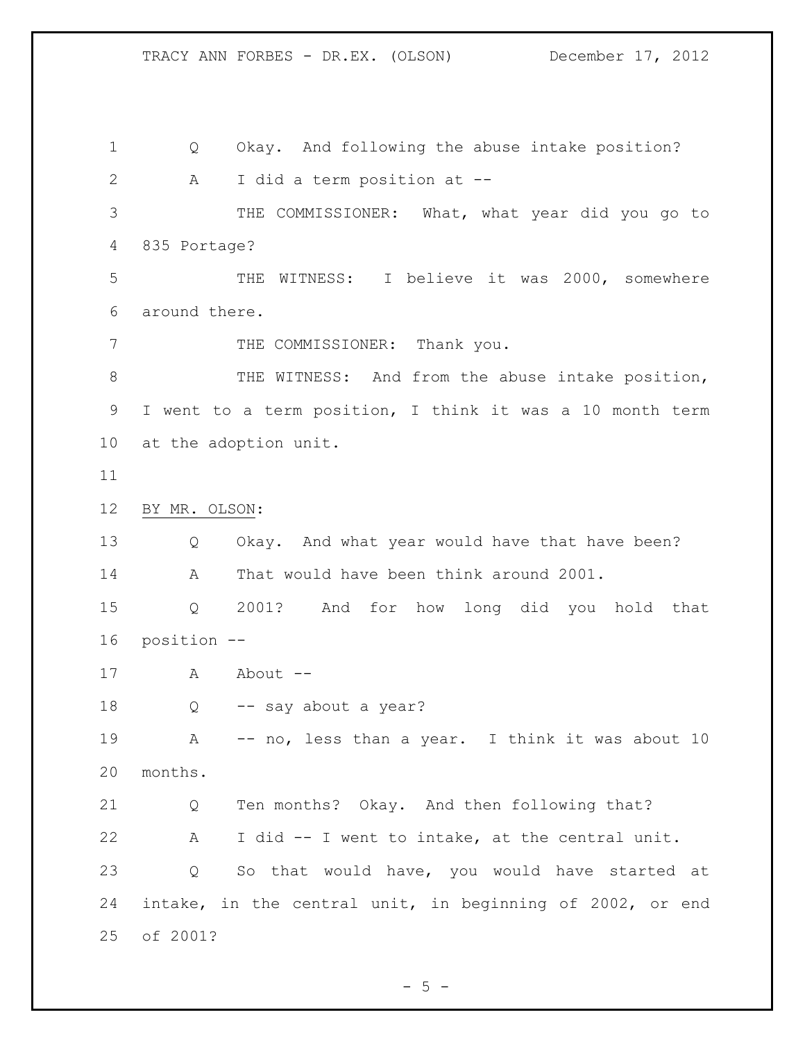Q Okay. And following the abuse intake position?

A I did a term position at --

THE COMMISSIONER: What, what year did you go to 835 Portage?

THE WITNESS: I believe it was 2000, somewhere around there.

THE COMMISSIONER: Thank you.

THE WITNESS: And from the abuse intake position, I went to a term position, I think it was a 10 month term at the adoption unit.

BY MR. OLSON:

Q Okay. And what year would have that have been?

A That would have been think around 2001.

Q 2001? And for how long did you hold that position --

A About --

Q -- say about a year?

A -- no, less than a year. I think it was about 10 months.

Q Ten months? Okay. And then following that?

A I did -- I went to intake, at the central unit.

Q So that would have, you would have started at intake, in the central unit, in beginning of 2002, or end of 2001?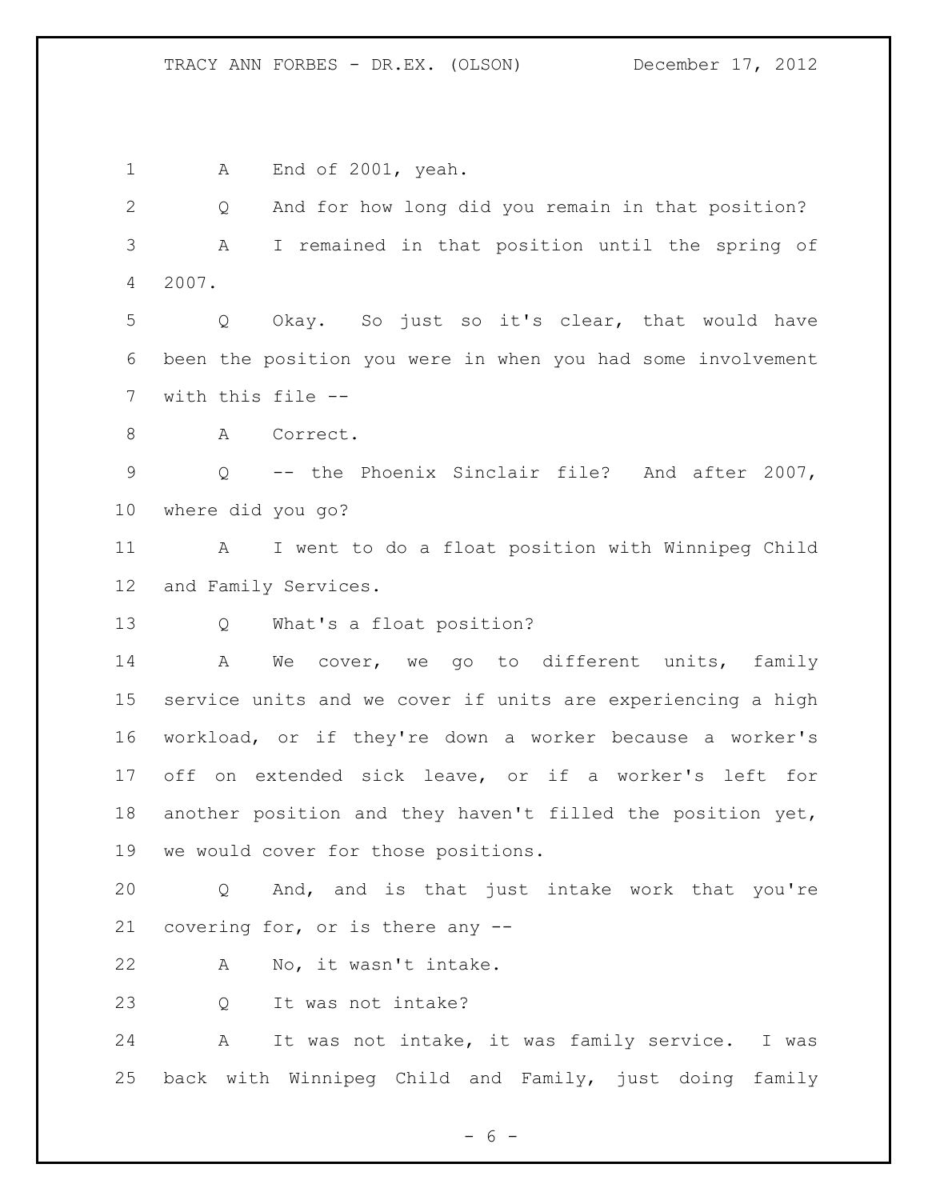A End of 2001, yeah.

Q And for how long did you remain in that position?

A I remained in that position until the spring of 2007.

Q Okay. So just so it's clear, that would have been the position you were in when you had some involvement with this file --

A Correct.

Q -- the Phoenix Sinclair file? And after 2007, where did you go?

A I went to do a float position with Winnipeg Child and Family Services.

Q What's a float position?

A We cover, we go to different units, family service units and we cover if units are experiencing a high workload, or if they're down a worker because a worker's off on extended sick leave, or if a worker's left for another position and they haven't filled the position yet, we would cover for those positions.

Q And, and is that just intake work that you're covering for, or is there any --

A No, it wasn't intake.

Q It was not intake?

A It was not intake, it was family service. I was back with Winnipeg Child and Family, just doing family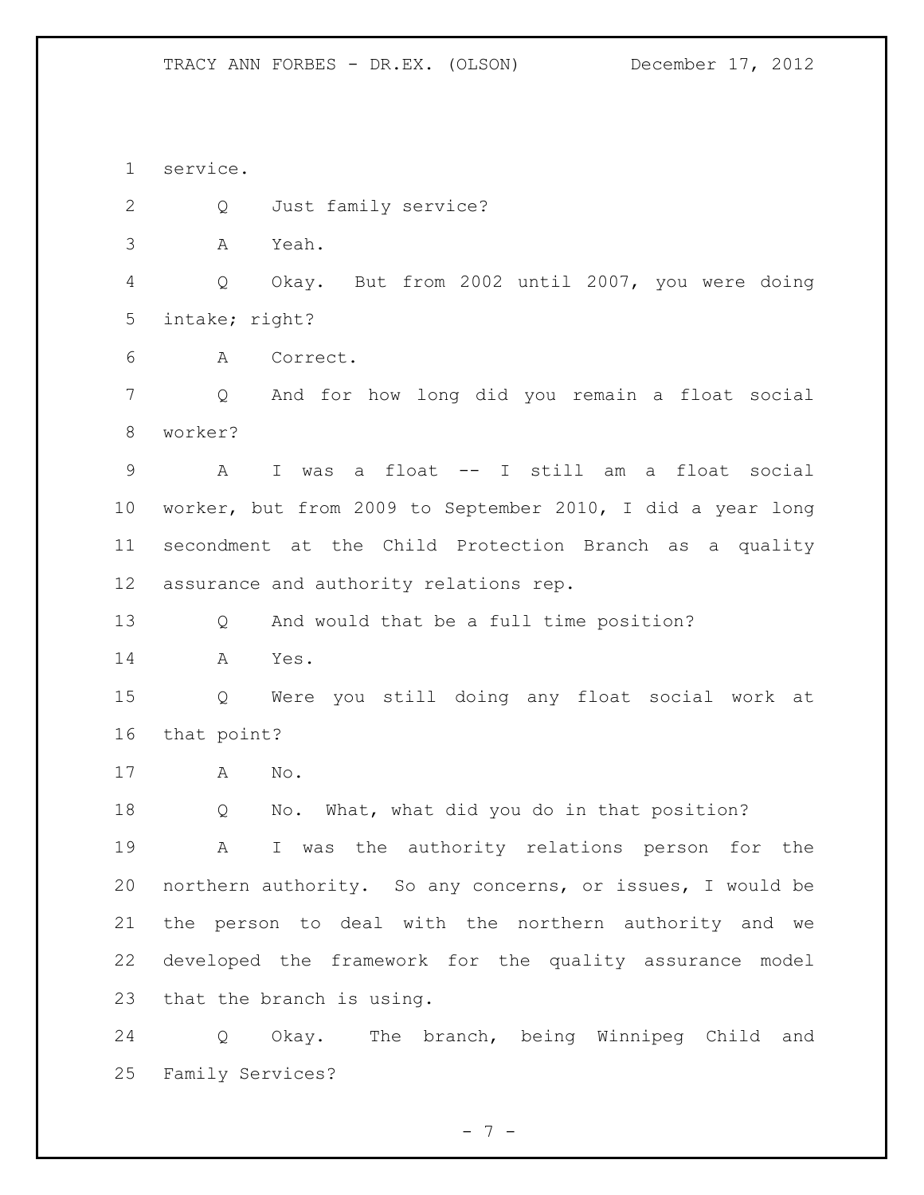service.

Q Just family service?

A Yeah.

Q Okay. But from 2002 until 2007, you were doing intake; right?

A Correct.

Q And for how long did you remain a float social worker?

A I was a float -- I still am a float social worker, but from 2009 to September 2010, I did a year long secondment at the Child Protection Branch as a quality assurance and authority relations rep.

Q And would that be a full time position?

A Yes.

Q Were you still doing any float social work at that point?

A No.

Q No. What, what did you do in that position?

A I was the authority relations person for the northern authority. So any concerns, or issues, I would be the person to deal with the northern authority and we developed the framework for the quality assurance model that the branch is using.

Q Okay. The branch, being Winnipeg Child and Family Services?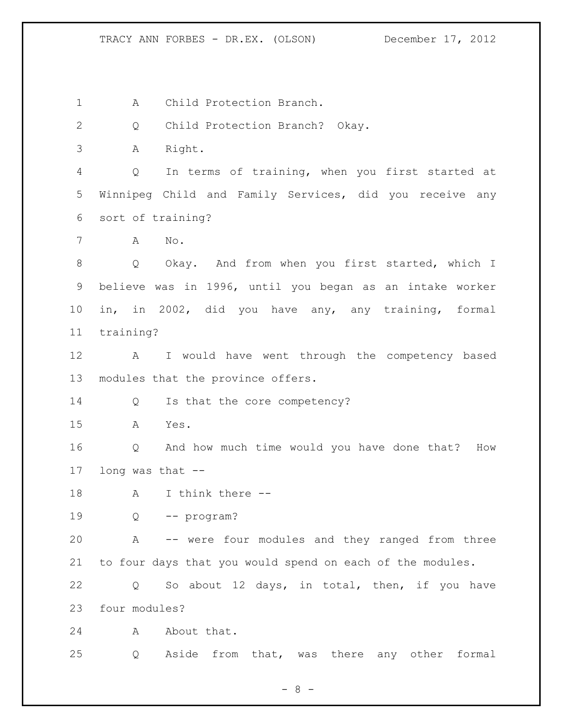A Child Protection Branch.

Q Child Protection Branch? Okay.

A Right.

Q In terms of training, when you first started at Winnipeg Child and Family Services, did you receive any sort of training?

A No.

Q Okay. And from when you first started, which I believe was in 1996, until you began as an intake worker in, in 2002, did you have any, any training, formal training?

A I would have went through the competency based modules that the province offers.

Q Is that the core competency?

A Yes.

Q And how much time would you have done that? How long was that --

A I think there --

Q -- program?

A -- were four modules and they ranged from three to four days that you would spend on each of the modules.

Q So about 12 days, in total, then, if you have four modules?

A About that.

Q Aside from that, was there any other formal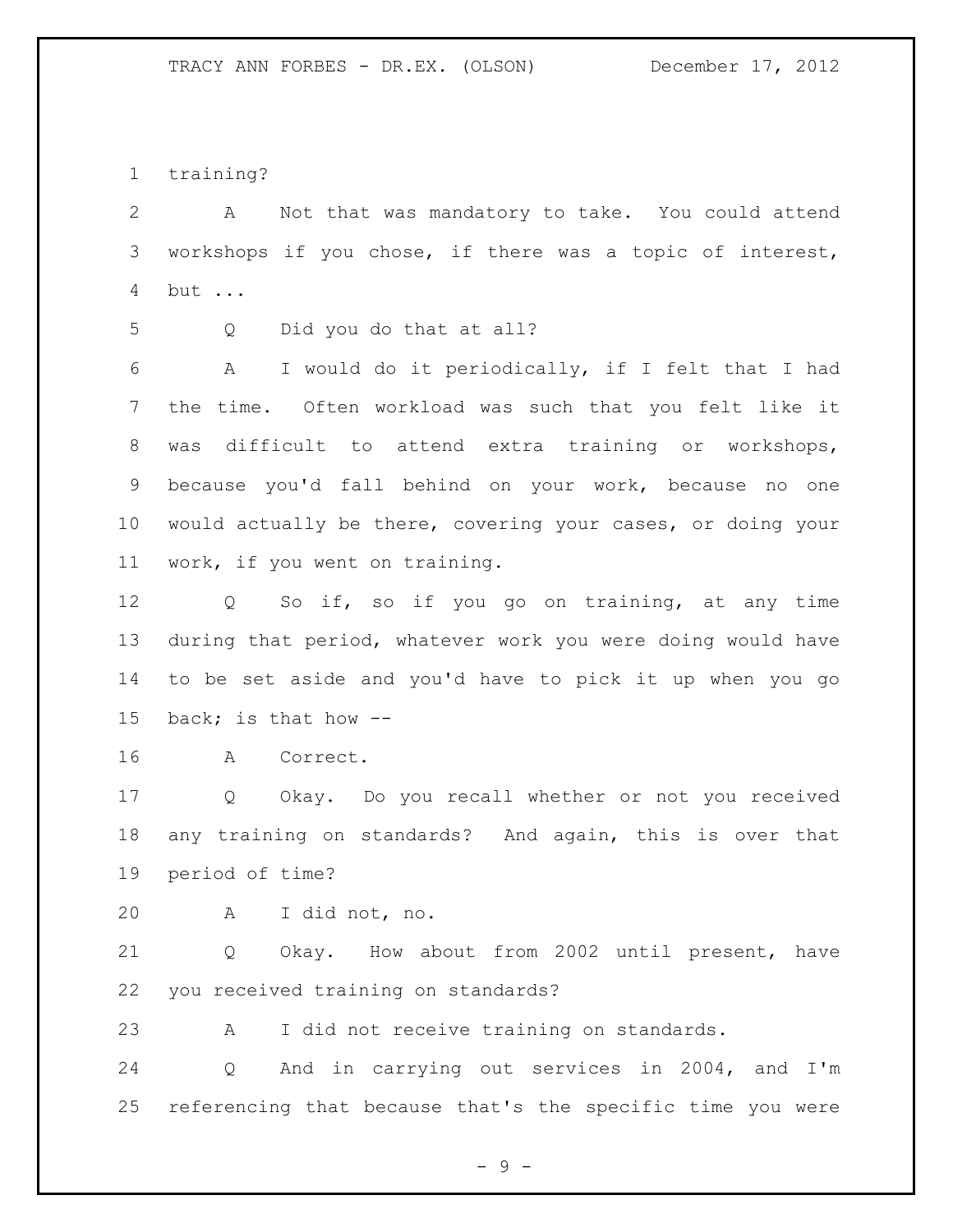training?

A Not that was mandatory to take. You could attend workshops if you chose, if there was a topic of interest, but ...

Q Did you do that at all?

A I would do it periodically, if I felt that I had the time. Often workload was such that you felt like it was difficult to attend extra training or workshops, because you'd fall behind on your work, because no one would actually be there, covering your cases, or doing your work, if you went on training.

Q So if, so if you go on training, at any time during that period, whatever work you were doing would have to be set aside and you'd have to pick it up when you go back; is that how --

A Correct.

Q Okay. Do you recall whether or not you received any training on standards? And again, this is over that period of time?

A I did not, no.

Q Okay. How about from 2002 until present, have you received training on standards?

A I did not receive training on standards.

Q And in carrying out services in 2004, and I'm referencing that because that's the specific time you were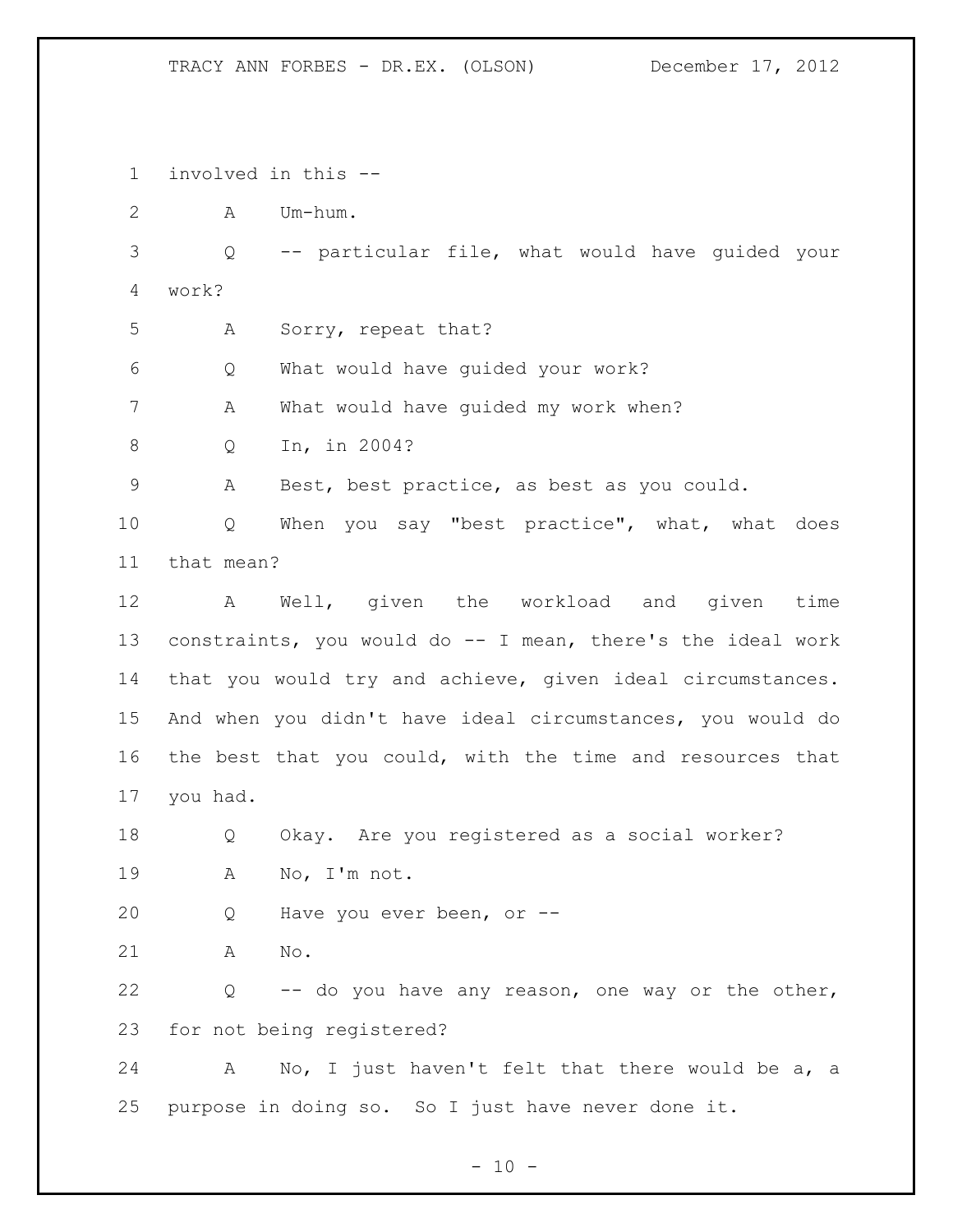involved in this --

A Um-hum.

Q -- particular file, what would have guided your work?

A Sorry, repeat that?

Q What would have guided your work?

A What would have guided my work when?

Q In, in 2004?

A Best, best practice, as best as you could.

Q When you say "best practice", what, what does that mean?

A Well, given the workload and given time constraints, you would do -- I mean, there's the ideal work that you would try and achieve, given ideal circumstances. And when you didn't have ideal circumstances, you would do the best that you could, with the time and resources that you had.

Q Okay. Are you registered as a social worker?

A No, I'm not.

Q Have you ever been, or --

A No.

Q -- do you have any reason, one way or the other, for not being registered?

A No, I just haven't felt that there would be a, a purpose in doing so. So I just have never done it.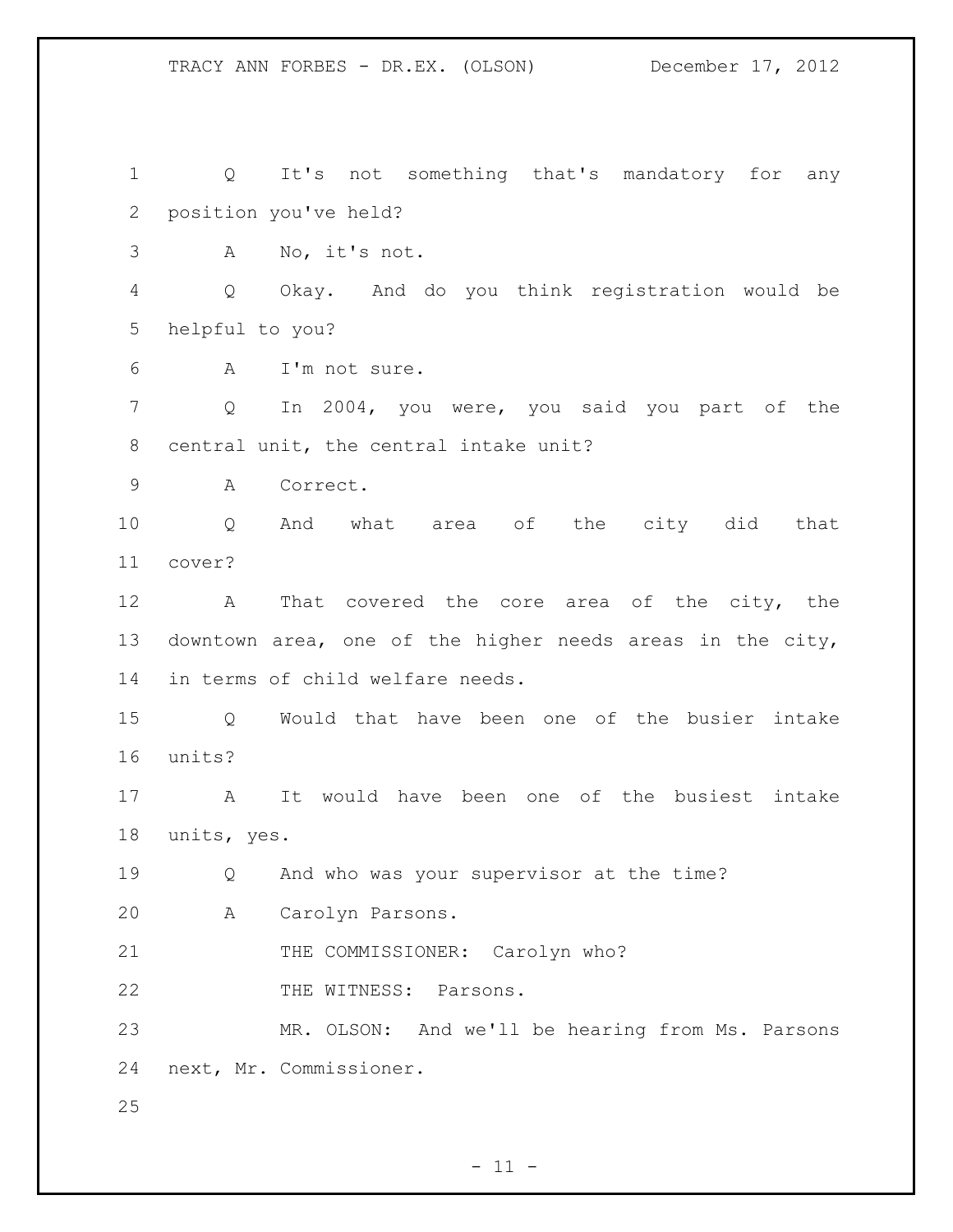Q It's not something that's mandatory for any position you've held?

A No, it's not.

Q Okay. And do you think registration would be helpful to you?

A I'm not sure.

Q In 2004, you were, you said you part of the central unit, the central intake unit?

A Correct.

Q And what area of the city did that cover?

A That covered the core area of the city, the downtown area, one of the higher needs areas in the city, in terms of child welfare needs.

Q Would that have been one of the busier intake units?

A It would have been one of the busiest intake units, yes.

Q And who was your supervisor at the time?

A Carolyn Parsons.

THE COMMISSIONER: Carolyn who?

THE WITNESS: Parsons.

MR. OLSON: And we'll be hearing from Ms. Parsons next, Mr. Commissioner.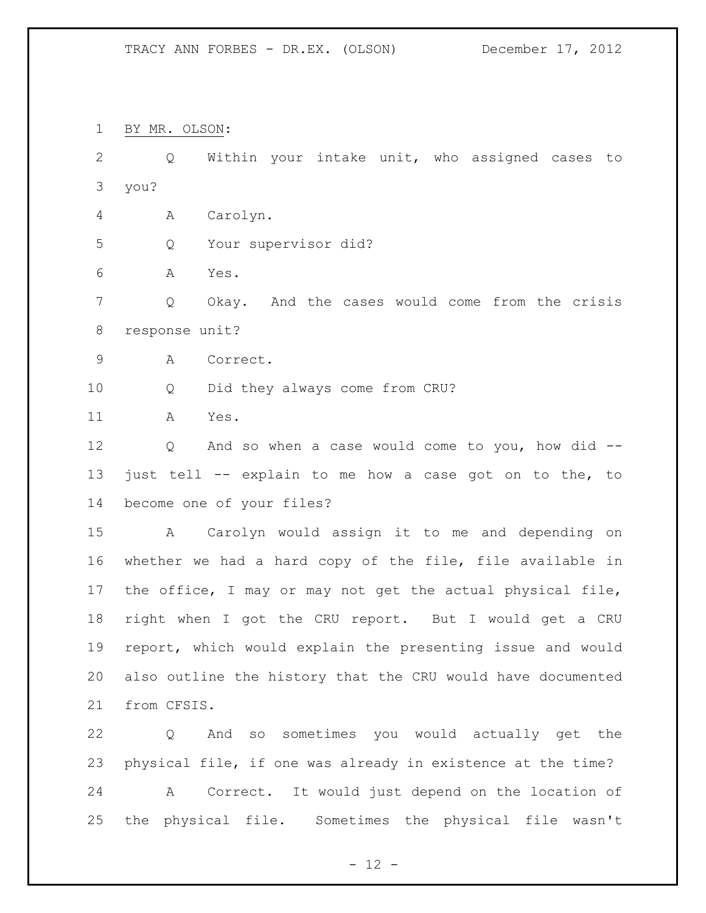BY MR. OLSON:

Q Within your intake unit, who assigned cases to you?

A Carolyn.

Q Your supervisor did?

A Yes.

Q Okay. And the cases would come from the crisis response unit?

A Correct.

Q Did they always come from CRU?

A Yes.

Q And so when a case would come to you, how did -- just tell -- explain to me how a case got on to the, to become one of your files?

A Carolyn would assign it to me and depending on whether we had a hard copy of the file, file available in the office, I may or may not get the actual physical file, right when I got the CRU report. But I would get a CRU report, which would explain the presenting issue and would also outline the history that the CRU would have documented from CFSIS.

Q And so sometimes you would actually get the physical file, if one was already in existence at the time?

A Correct. It would just depend on the location of the physical file. Sometimes the physical file wasn't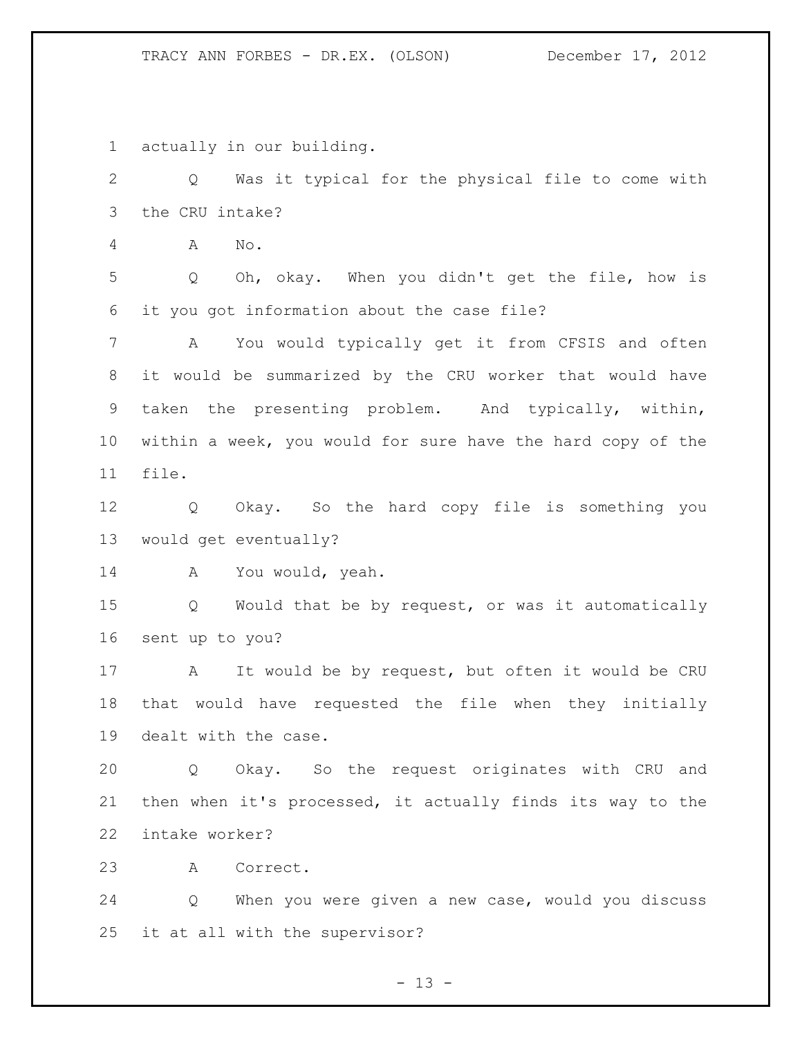actually in our building.

Q Was it typical for the physical file to come with the CRU intake?

A No.

Q Oh, okay. When you didn't get the file, how is it you got information about the case file?

A You would typically get it from CFSIS and often it would be summarized by the CRU worker that would have taken the presenting problem. And typically, within, within a week, you would for sure have the hard copy of the file.

Q Okay. So the hard copy file is something you would get eventually?

A You would, yeah.

Q Would that be by request, or was it automatically sent up to you?

A It would be by request, but often it would be CRU that would have requested the file when they initially dealt with the case.

Q Okay. So the request originates with CRU and then when it's processed, it actually finds its way to the intake worker?

A Correct.

Q When you were given a new case, would you discuss it at all with the supervisor?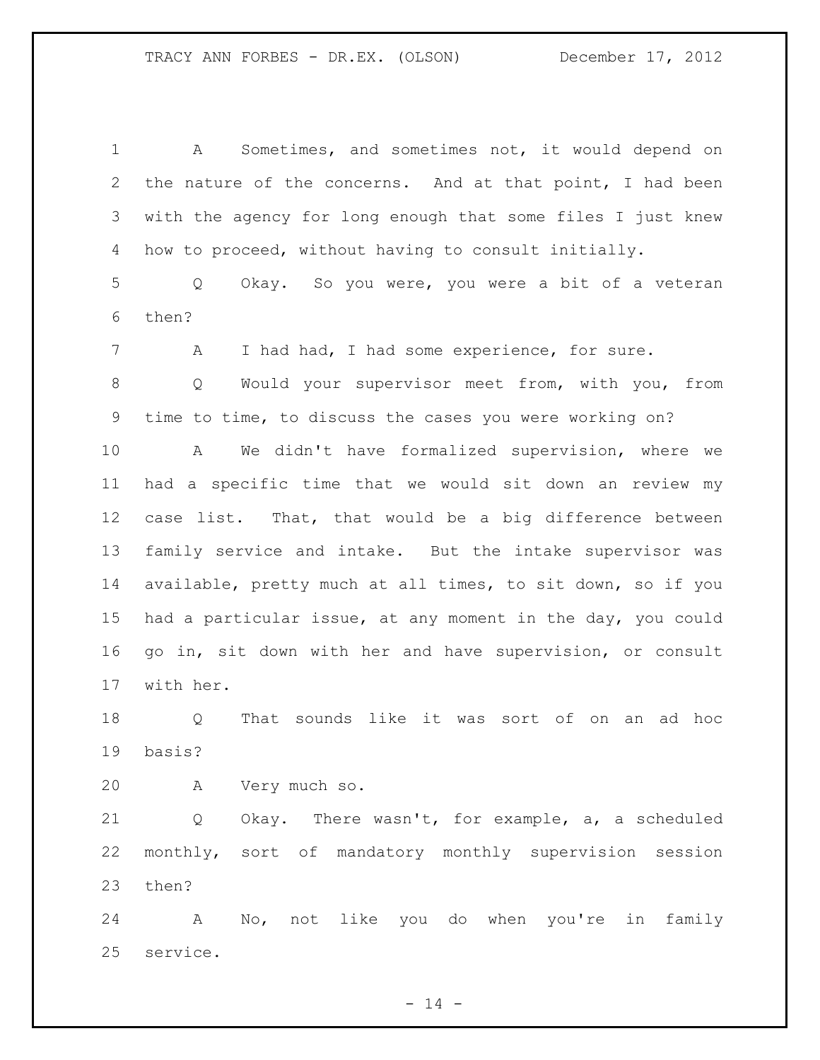A Sometimes, and sometimes not, it would depend on the nature of the concerns. And at that point, I had been with the agency for long enough that some files I just knew how to proceed, without having to consult initially.

Q Okay. So you were, you were a bit of a veteran then?

A I had had, I had some experience, for sure.

Q Would your supervisor meet from, with you, from time to time, to discuss the cases you were working on?

A We didn't have formalized supervision, where we had a specific time that we would sit down an review my case list. That, that would be a big difference between family service and intake. But the intake supervisor was available, pretty much at all times, to sit down, so if you had a particular issue, at any moment in the day, you could go in, sit down with her and have supervision, or consult with her.

Q That sounds like it was sort of on an ad hoc basis?

A Very much so.

Q Okay. There wasn't, for example, a, a scheduled monthly, sort of mandatory monthly supervision session then?

A No, not like you do when you're in family service.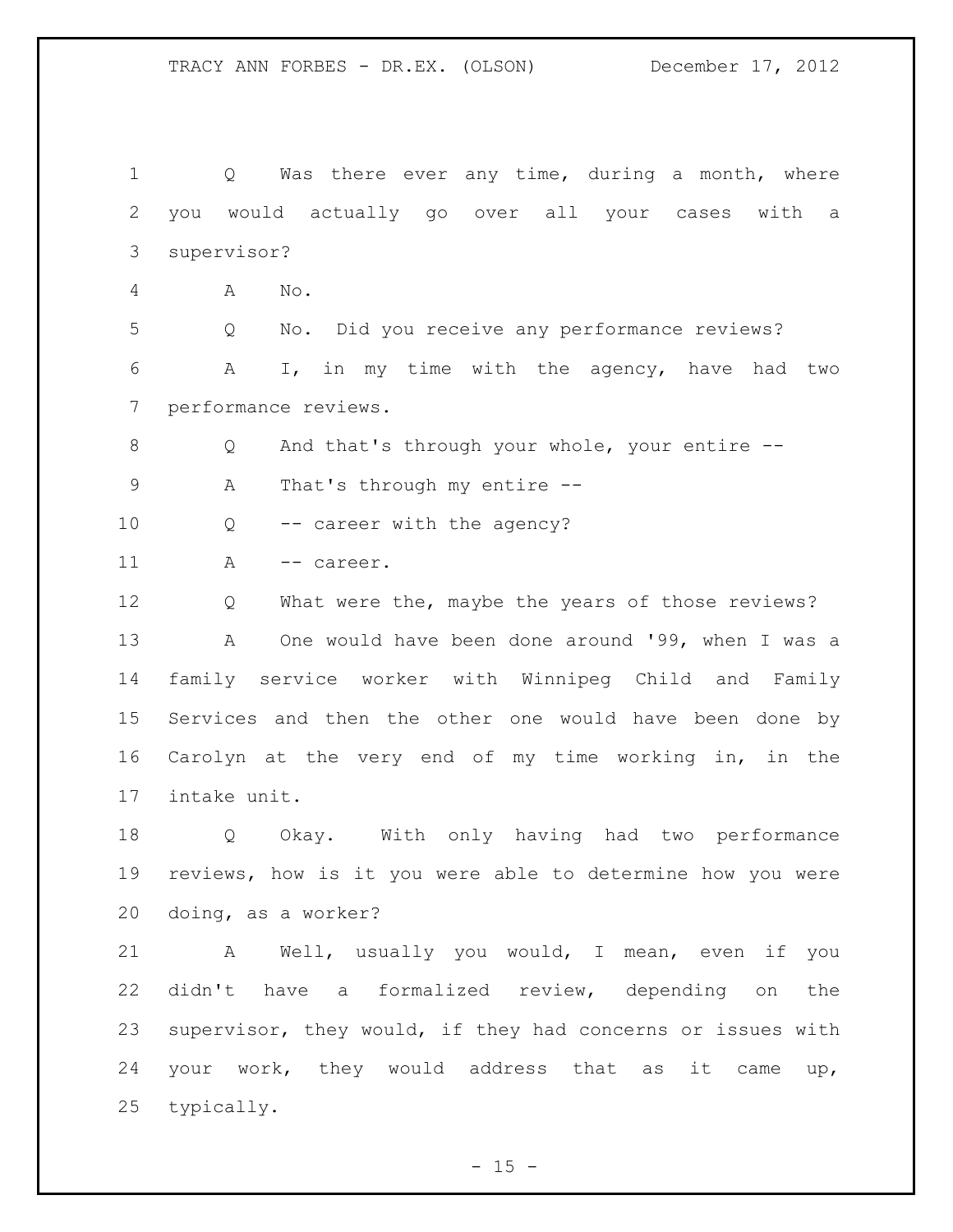Q Was there ever any time, during a month, where you would actually go over all your cases with a supervisor?

A No.

Q No. Did you receive any performance reviews?

A I, in my time with the agency, have had two performance reviews.

Q And that's through your whole, your entire --

A That's through my entire --

Q -- career with the agency?

A -- career.

Q What were the, maybe the years of those reviews?

A One would have been done around '99, when I was a family service worker with Winnipeg Child and Family Services and then the other one would have been done by Carolyn at the very end of my time working in, in the intake unit.

Q Okay. With only having had two performance reviews, how is it you were able to determine how you were doing, as a worker?

A Well, usually you would, I mean, even if you didn't have a formalized review, depending on the supervisor, they would, if they had concerns or issues with your work, they would address that as it came up, typically.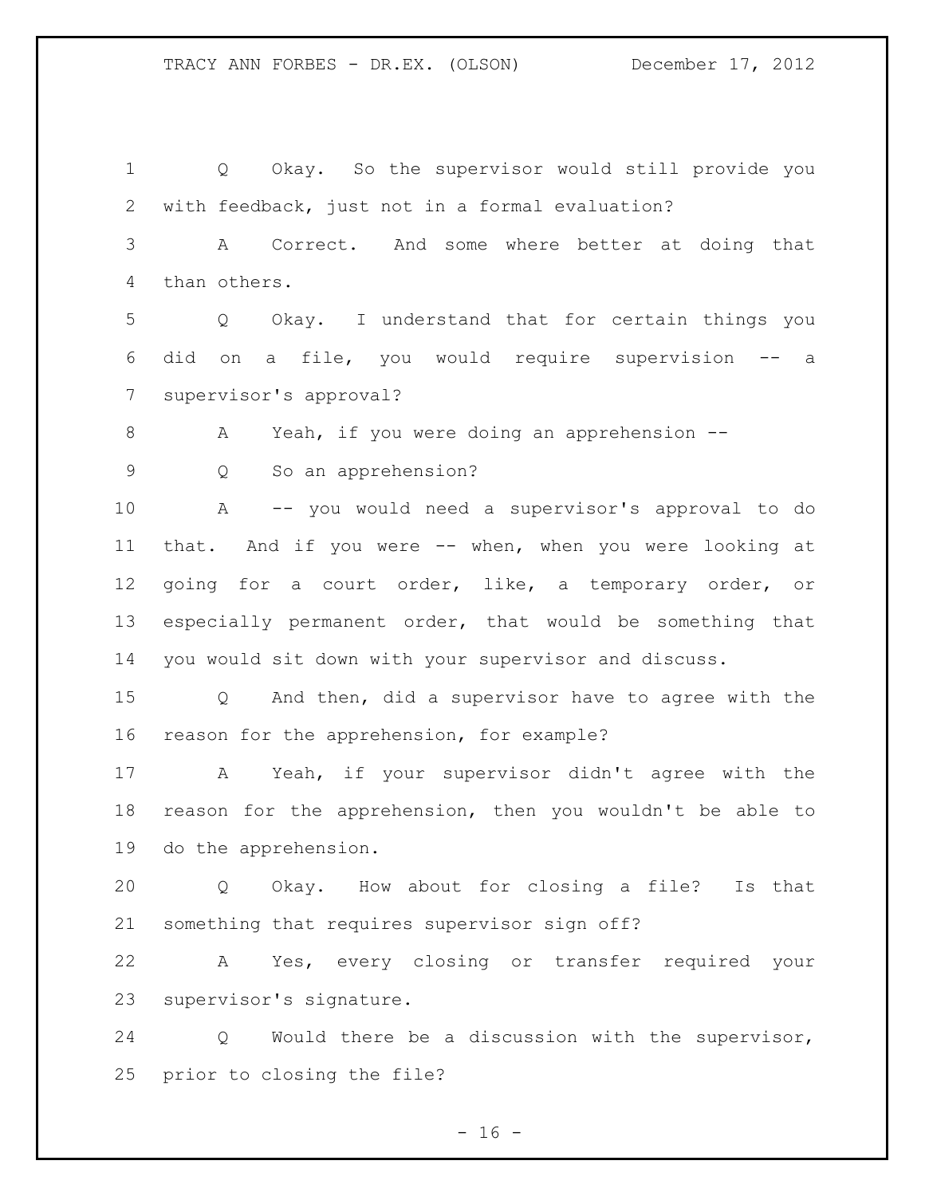Q Okay. So the supervisor would still provide you with feedback, just not in a formal evaluation?

A Correct. And some where better at doing that than others.

Q Okay. I understand that for certain things you did on a file, you would require supervision -- a supervisor's approval?

A Yeah, if you were doing an apprehension --

Q So an apprehension?

A -- you would need a supervisor's approval to do that. And if you were -- when, when you were looking at going for a court order, like, a temporary order, or especially permanent order, that would be something that you would sit down with your supervisor and discuss.

Q And then, did a supervisor have to agree with the reason for the apprehension, for example?

A Yeah, if your supervisor didn't agree with the reason for the apprehension, then you wouldn't be able to do the apprehension.

Q Okay. How about for closing a file? Is that something that requires supervisor sign off?

A Yes, every closing or transfer required your supervisor's signature.

Q Would there be a discussion with the supervisor, prior to closing the file?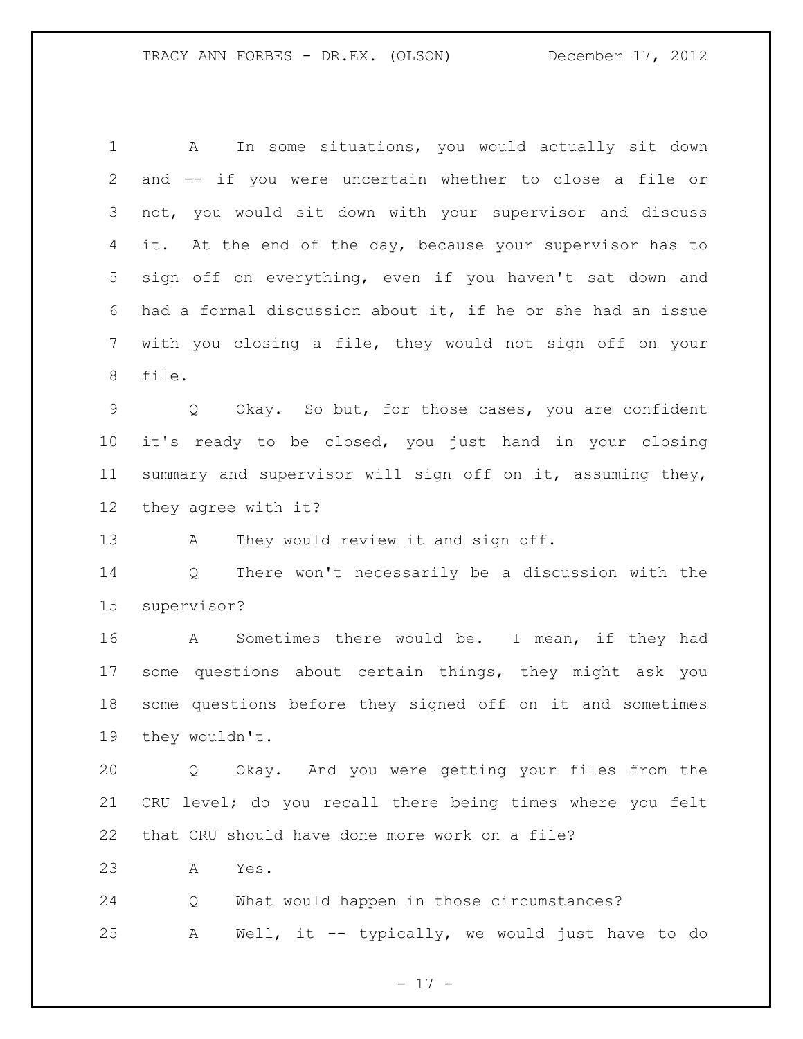A In some situations, you would actually sit down and -- if you were uncertain whether to close a file or not, you would sit down with your supervisor and discuss it. At the end of the day, because your supervisor has to sign off on everything, even if you haven't sat down and had a formal discussion about it, if he or she had an issue with you closing a file, they would not sign off on your file.

Q Okay. So but, for those cases, you are confident it's ready to be closed, you just hand in your closing summary and supervisor will sign off on it, assuming they, they agree with it?

A They would review it and sign off.

Q There won't necessarily be a discussion with the supervisor?

A Sometimes there would be. I mean, if they had some questions about certain things, they might ask you some questions before they signed off on it and sometimes they wouldn't.

Q Okay. And you were getting your files from the CRU level; do you recall there being times where you felt that CRU should have done more work on a file?

A Yes.

Q What would happen in those circumstances?

A Well, it -- typically, we would just have to do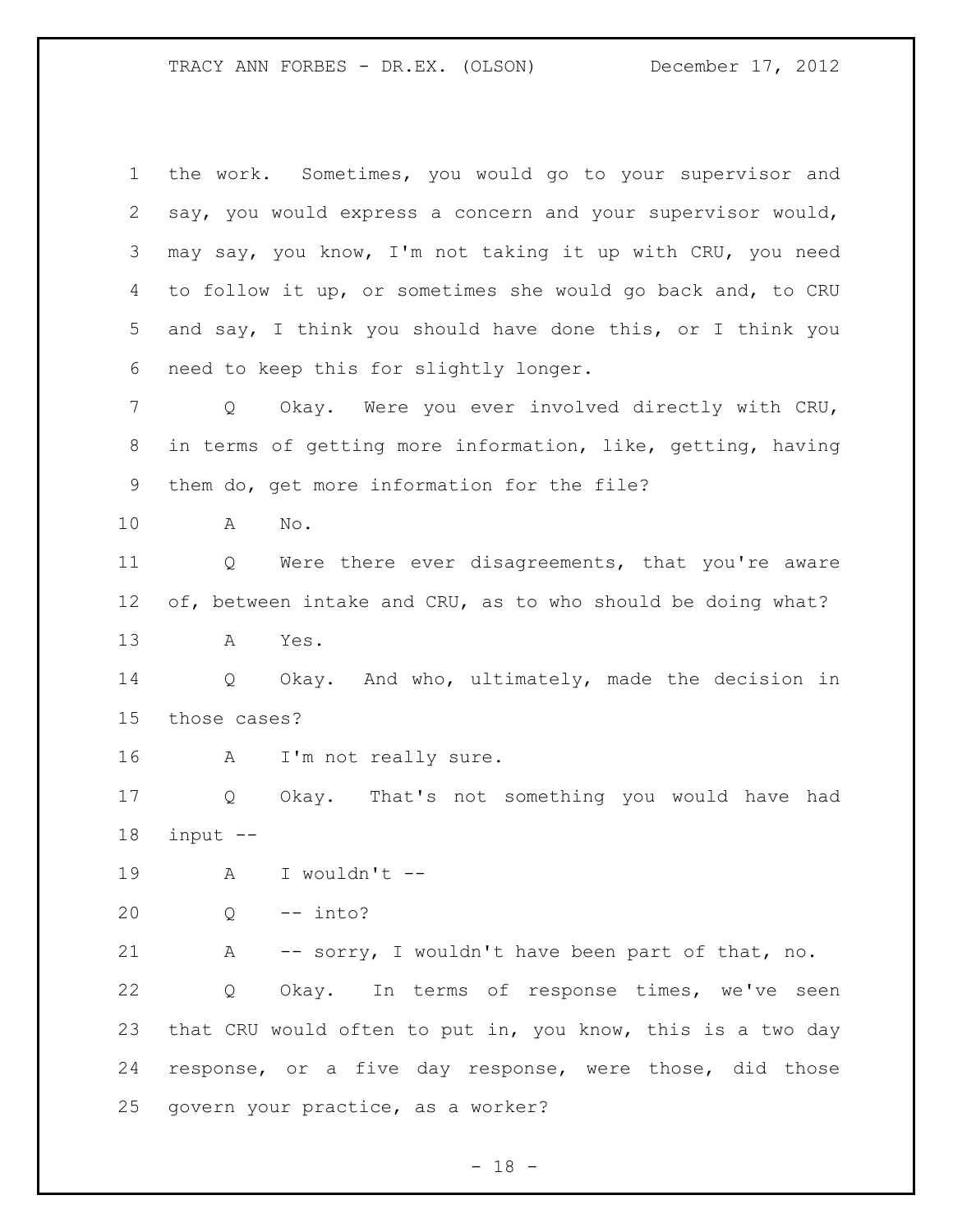the work. Sometimes, you would go to your supervisor and say, you would express a concern and your supervisor would, may say, you know, I'm not taking it up with CRU, you need to follow it up, or sometimes she would go back and, to CRU and say, I think you should have done this, or I think you need to keep this for slightly longer.

Q Okay. Were you ever involved directly with CRU, in terms of getting more information, like, getting, having them do, get more information for the file?

A No.

Q Were there ever disagreements, that you're aware of, between intake and CRU, as to who should be doing what?

A Yes.

Q Okay. And who, ultimately, made the decision in those cases?

A I'm not really sure.

Q Okay. That's not something you would have had input --

A I wouldn't --

Q -- into?

A -- sorry, I wouldn't have been part of that, no.

Q Okay. In terms of response times, we've seen that CRU would often to put in, you know, this is a two day response, or a five day response, were those, did those govern your practice, as a worker?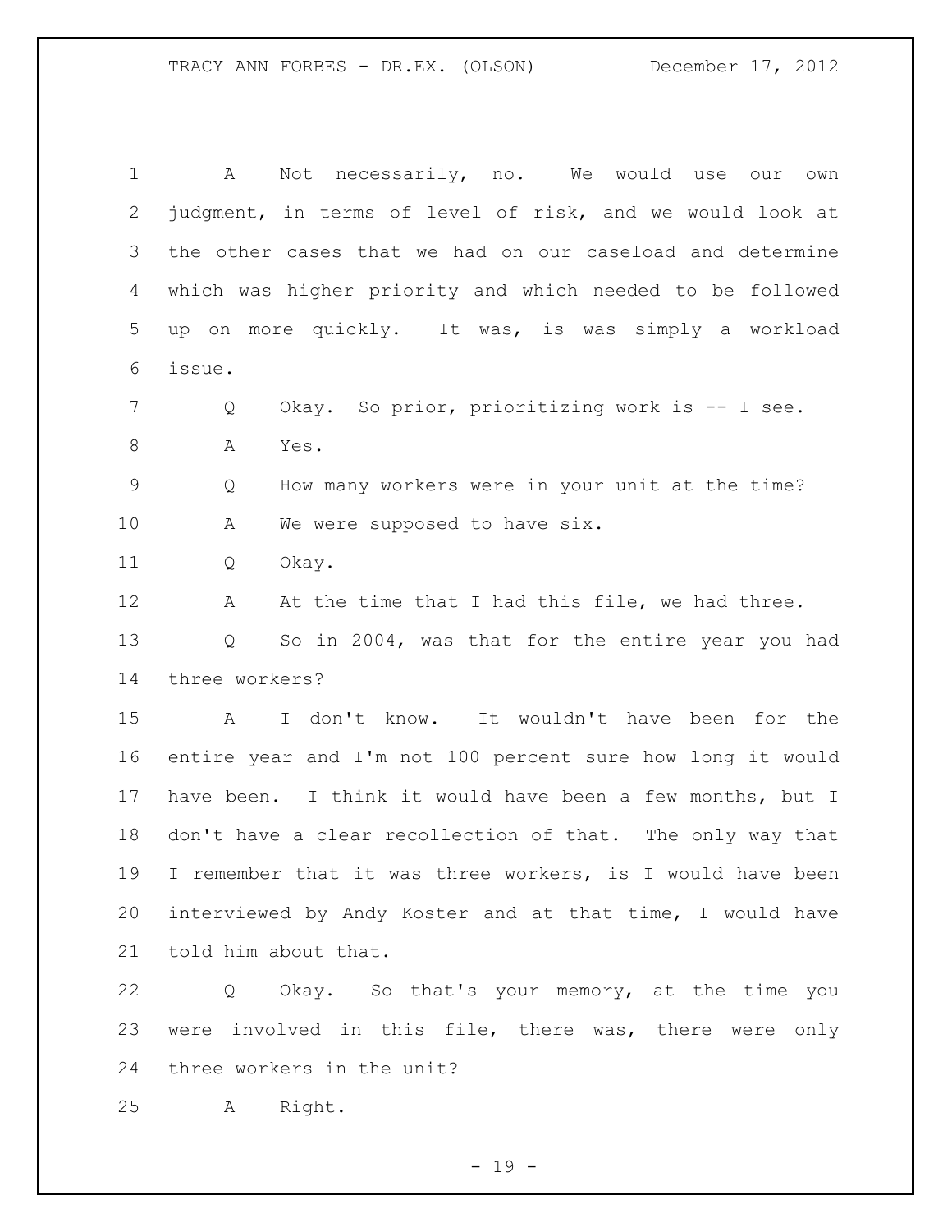A Not necessarily, no. We would use our own judgment, in terms of level of risk, and we would look at the other cases that we had on our caseload and determine which was higher priority and which needed to be followed up on more quickly. It was, is was simply a workload issue.

Q Okay. So prior, prioritizing work is -- I see.

A Yes.

Q How many workers were in your unit at the time?

A We were supposed to have six.

Q Okay.

A At the time that I had this file, we had three.

Q So in 2004, was that for the entire year you had three workers?

A I don't know. It wouldn't have been for the entire year and I'm not 100 percent sure how long it would have been. I think it would have been a few months, but I don't have a clear recollection of that. The only way that I remember that it was three workers, is I would have been interviewed by Andy Koster and at that time, I would have told him about that.

Q Okay. So that's your memory, at the time you were involved in this file, there was, there were only three workers in the unit?

A Right.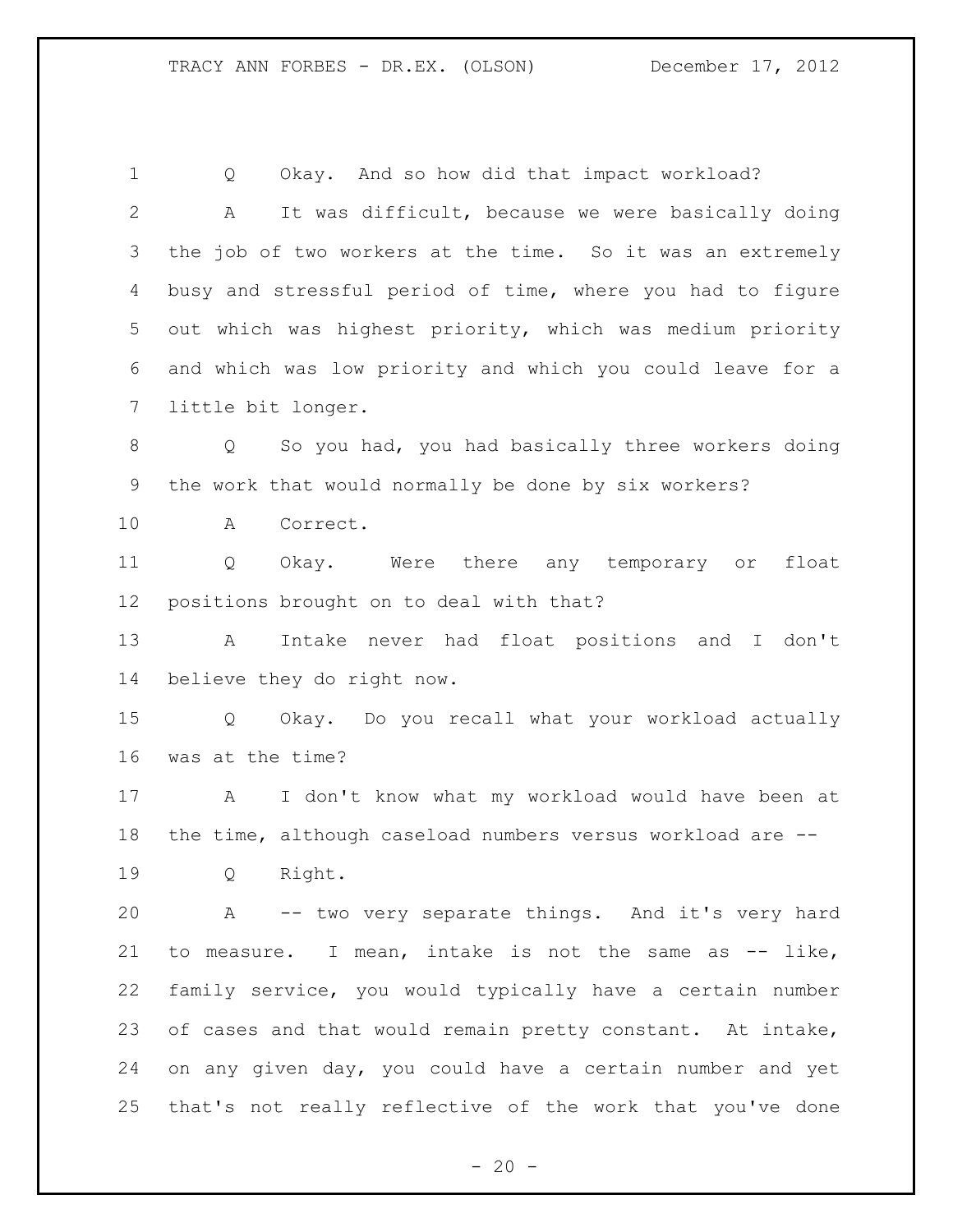Q Okay. And so how did that impact workload?

A It was difficult, because we were basically doing the job of two workers at the time. So it was an extremely busy and stressful period of time, where you had to figure out which was highest priority, which was medium priority and which was low priority and which you could leave for a little bit longer.

Q So you had, you had basically three workers doing the work that would normally be done by six workers?

A Correct.

Q Okay. Were there any temporary or float positions brought on to deal with that?

A Intake never had float positions and I don't believe they do right now.

Q Okay. Do you recall what your workload actually was at the time?

A I don't know what my workload would have been at the time, although caseload numbers versus workload are --

Q Right.

A -- two very separate things. And it's very hard to measure. I mean, intake is not the same as -- like, family service, you would typically have a certain number of cases and that would remain pretty constant. At intake, on any given day, you could have a certain number and yet that's not really reflective of the work that you've done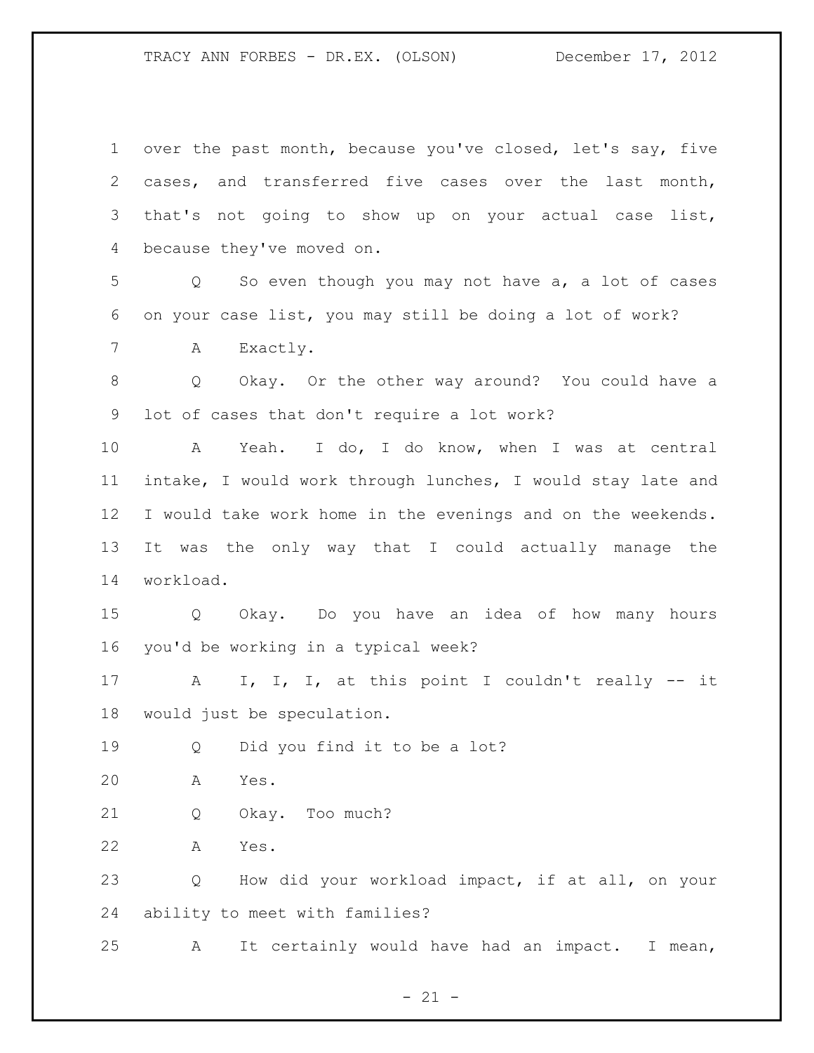over the past month, because you've closed, let's say, five cases, and transferred five cases over the last month, that's not going to show up on your actual case list, because they've moved on.

Q So even though you may not have a, a lot of cases on your case list, you may still be doing a lot of work?

A Exactly.

Q Okay. Or the other way around? You could have a lot of cases that don't require a lot work?

A Yeah. I do, I do know, when I was at central intake, I would work through lunches, I would stay late and I would take work home in the evenings and on the weekends. It was the only way that I could actually manage the workload.

Q Okay. Do you have an idea of how many hours you'd be working in a typical week?

A I, I, I, at this point I couldn't really -- it would just be speculation.

Q Did you find it to be a lot?

A Yes.

Q Okay. Too much?

A Yes.

Q How did your workload impact, if at all, on your ability to meet with families?

A It certainly would have had an impact. I mean,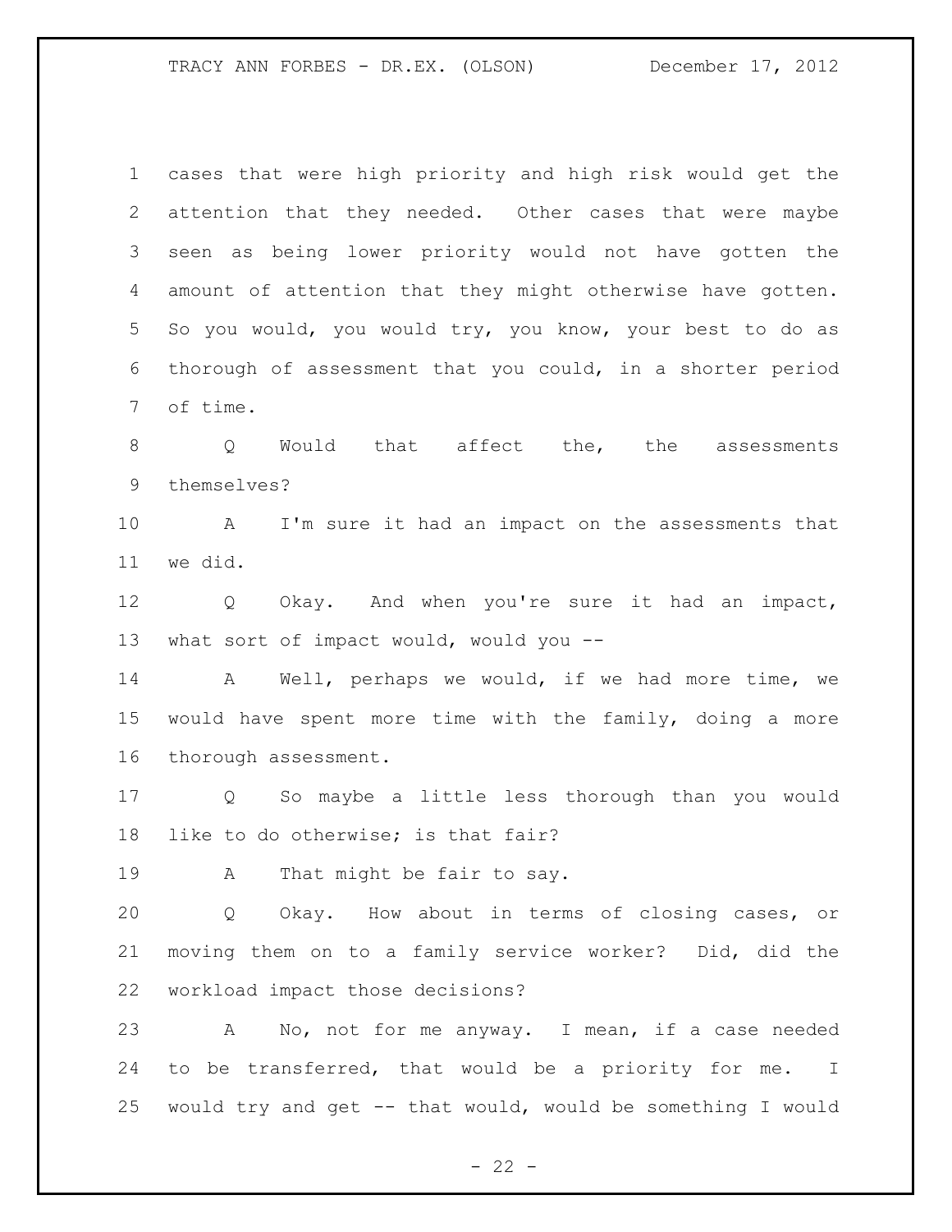cases that were high priority and high risk would get the attention that they needed. Other cases that were maybe seen as being lower priority would not have gotten the amount of attention that they might otherwise have gotten. So you would, you would try, you know, your best to do as thorough of assessment that you could, in a shorter period of time.

Q Would that affect the, the assessments themselves?

A I'm sure it had an impact on the assessments that we did.

Q Okay. And when you're sure it had an impact, what sort of impact would, would you --

A Well, perhaps we would, if we had more time, we would have spent more time with the family, doing a more thorough assessment.

Q So maybe a little less thorough than you would like to do otherwise; is that fair?

A That might be fair to say.

Q Okay. How about in terms of closing cases, or moving them on to a family service worker? Did, did the workload impact those decisions?

A No, not for me anyway. I mean, if a case needed to be transferred, that would be a priority for me. I would try and get -- that would, would be something I would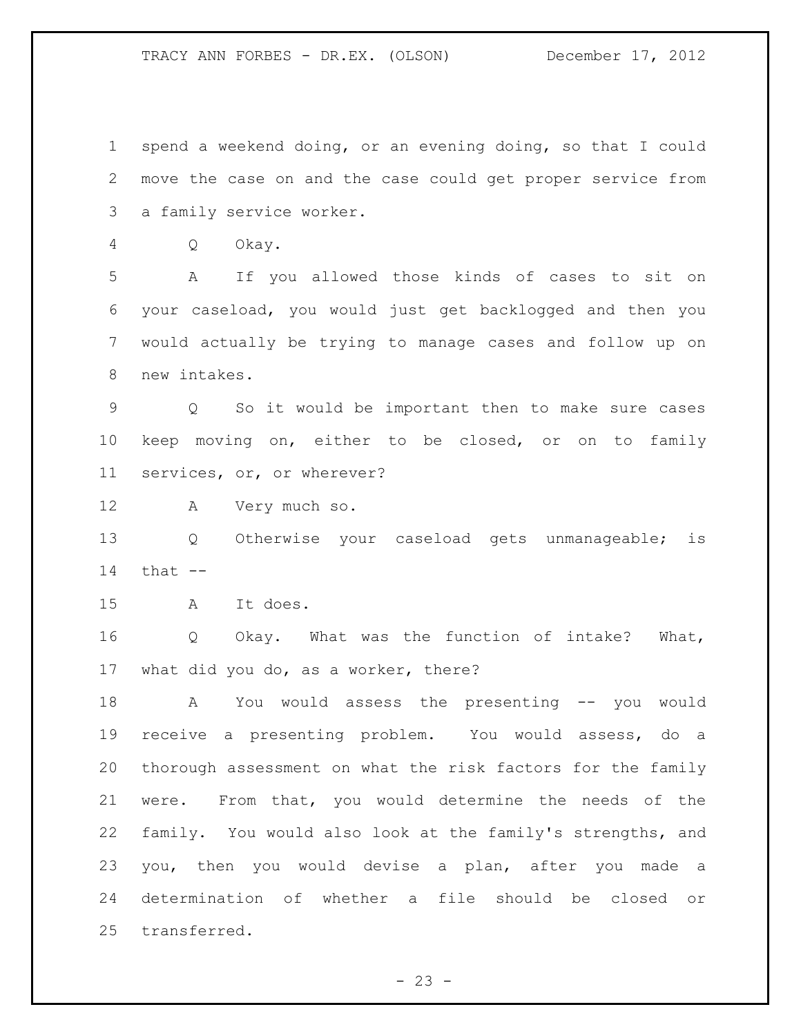spend a weekend doing, or an evening doing, so that I could move the case on and the case could get proper service from a family service worker.

Q Okay.

A If you allowed those kinds of cases to sit on your caseload, you would just get backlogged and then you would actually be trying to manage cases and follow up on new intakes.

Q So it would be important then to make sure cases keep moving on, either to be closed, or on to family services, or, or wherever?

A Very much so.

Q Otherwise your caseload gets unmanageable; is that --

A It does.

Q Okay. What was the function of intake? What, what did you do, as a worker, there?

A You would assess the presenting -- you would receive a presenting problem. You would assess, do a thorough assessment on what the risk factors for the family were. From that, you would determine the needs of the family. You would also look at the family's strengths, and you, then you would devise a plan, after you made a determination of whether a file should be closed or transferred.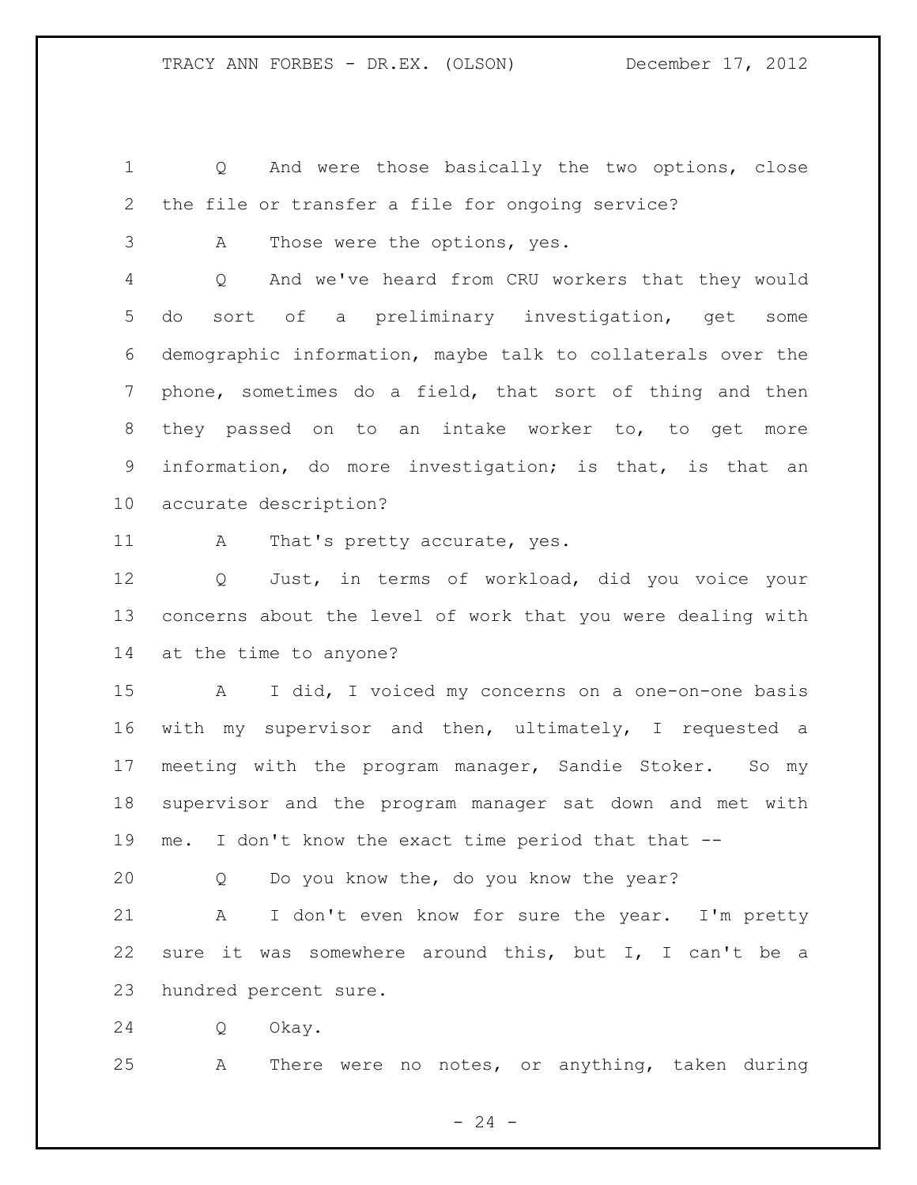Q And were those basically the two options, close the file or transfer a file for ongoing service?

A Those were the options, yes.

Q And we've heard from CRU workers that they would do sort of a preliminary investigation, get some demographic information, maybe talk to collaterals over the phone, sometimes do a field, that sort of thing and then they passed on to an intake worker to, to get more information, do more investigation; is that, is that an accurate description?

A That's pretty accurate, yes.

Q Just, in terms of workload, did you voice your concerns about the level of work that you were dealing with at the time to anyone?

A I did, I voiced my concerns on a one-on-one basis with my supervisor and then, ultimately, I requested a meeting with the program manager, Sandie Stoker. So my supervisor and the program manager sat down and met with me. I don't know the exact time period that that --

Q Do you know the, do you know the year?

A I don't even know for sure the year. I'm pretty sure it was somewhere around this, but I, I can't be a hundred percent sure.

Q Okay.

A There were no notes, or anything, taken during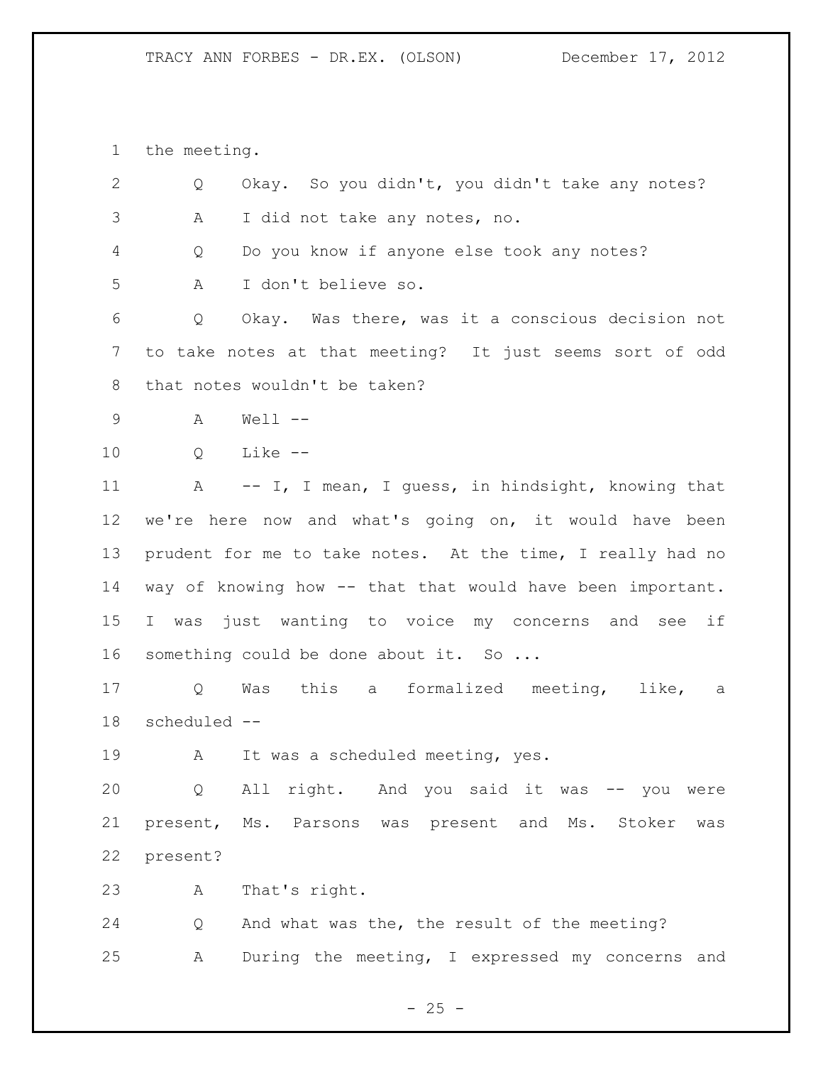the meeting.

Q Okay. So you didn't, you didn't take any notes?

A I did not take any notes, no.

Q Do you know if anyone else took any notes?

A I don't believe so.

Q Okay. Was there, was it a conscious decision not to take notes at that meeting? It just seems sort of odd that notes wouldn't be taken?

A Well --

Q Like --

A -- I, I mean, I guess, in hindsight, knowing that we're here now and what's going on, it would have been prudent for me to take notes. At the time, I really had no way of knowing how -- that that would have been important. I was just wanting to voice my concerns and see if something could be done about it. So ...

Q Was this a formalized meeting, like, a scheduled --

A It was a scheduled meeting, yes.

Q All right. And you said it was -- you were present, Ms. Parsons was present and Ms. Stoker was present?

A That's right.

Q And what was the, the result of the meeting?

A During the meeting, I expressed my concerns and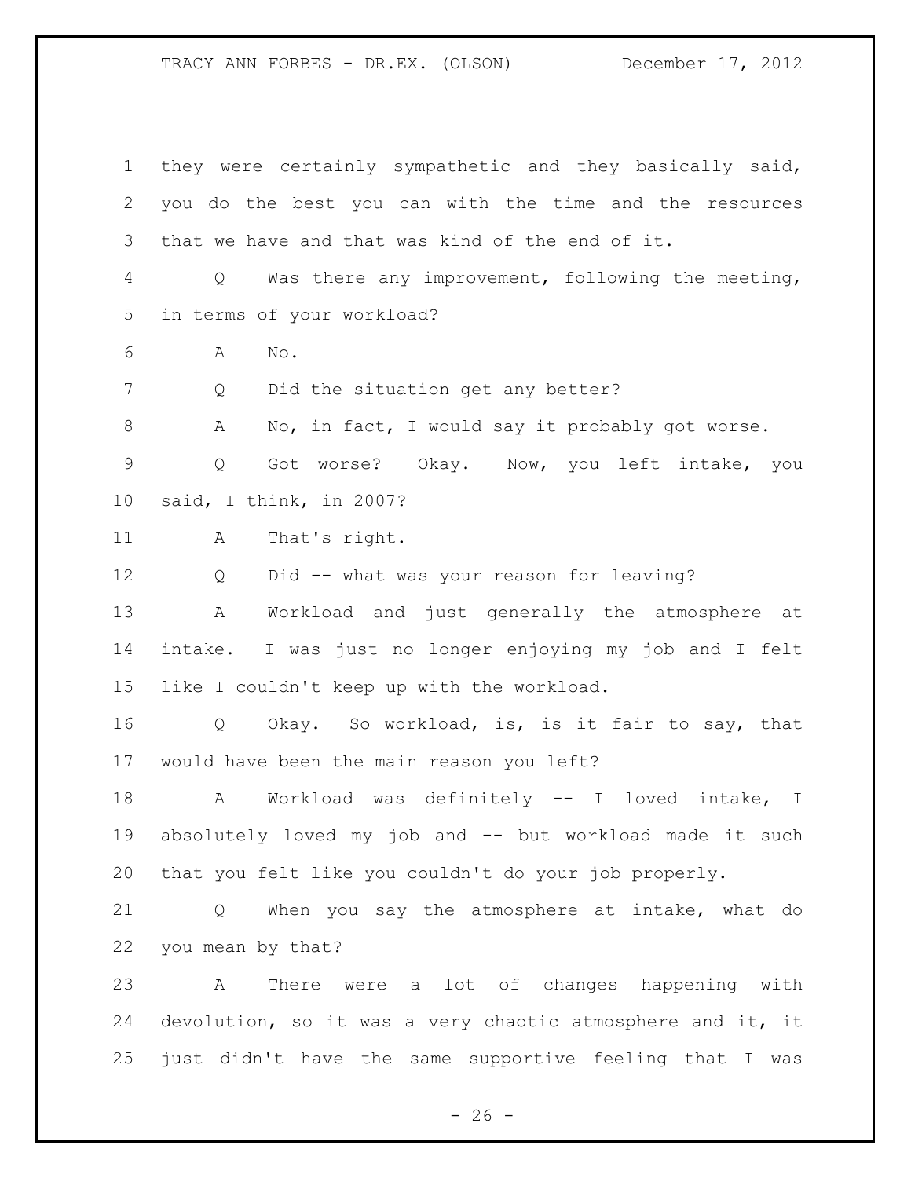they were certainly sympathetic and they basically said, you do the best you can with the time and the resources that we have and that was kind of the end of it.

Q Was there any improvement, following the meeting, in terms of your workload?

A No.

Q Did the situation get any better?

A No, in fact, I would say it probably got worse.

Q Got worse? Okay. Now, you left intake, you said, I think, in 2007?

A That's right.

Q Did -- what was your reason for leaving?

A Workload and just generally the atmosphere at intake. I was just no longer enjoying my job and I felt like I couldn't keep up with the workload.

Q Okay. So workload, is, is it fair to say, that would have been the main reason you left?

A Workload was definitely -- I loved intake, I absolutely loved my job and -- but workload made it such that you felt like you couldn't do your job properly.

Q When you say the atmosphere at intake, what do you mean by that?

A There were a lot of changes happening with devolution, so it was a very chaotic atmosphere and it, it just didn't have the same supportive feeling that I was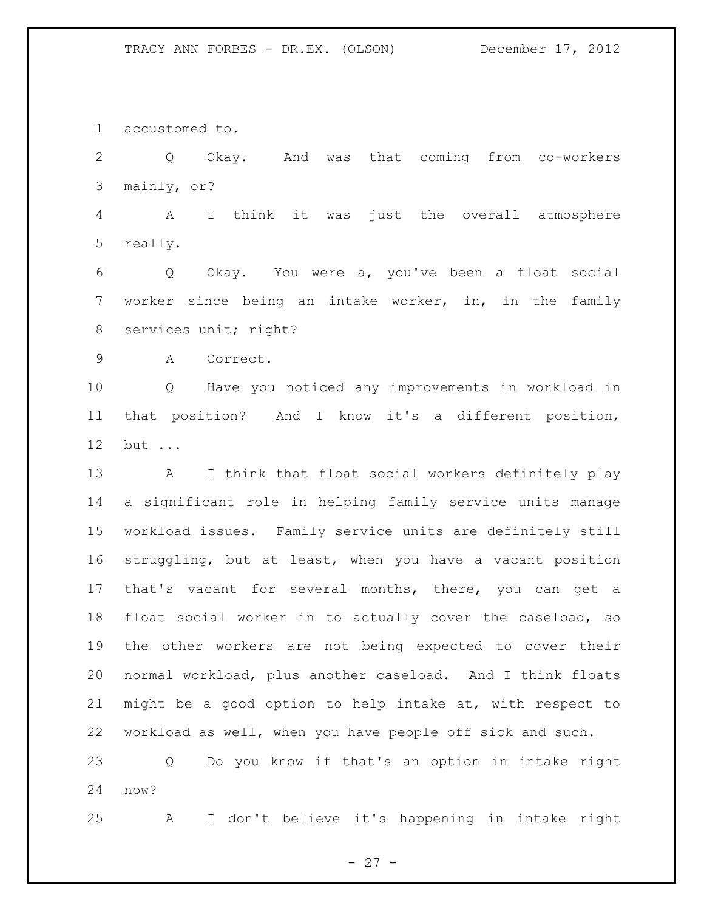accustomed to.

Q Okay. And was that coming from co-workers mainly, or?

A I think it was just the overall atmosphere really.

Q Okay. You were a, you've been a float social worker since being an intake worker, in, in the family services unit; right?

A Correct.

Q Have you noticed any improvements in workload in that position? And I know it's a different position, but ...

A I think that float social workers definitely play a significant role in helping family service units manage workload issues. Family service units are definitely still struggling, but at least, when you have a vacant position that's vacant for several months, there, you can get a float social worker in to actually cover the caseload, so the other workers are not being expected to cover their normal workload, plus another caseload. And I think floats might be a good option to help intake at, with respect to workload as well, when you have people off sick and such.

Q Do you know if that's an option in intake right now?

A I don't believe it's happening in intake right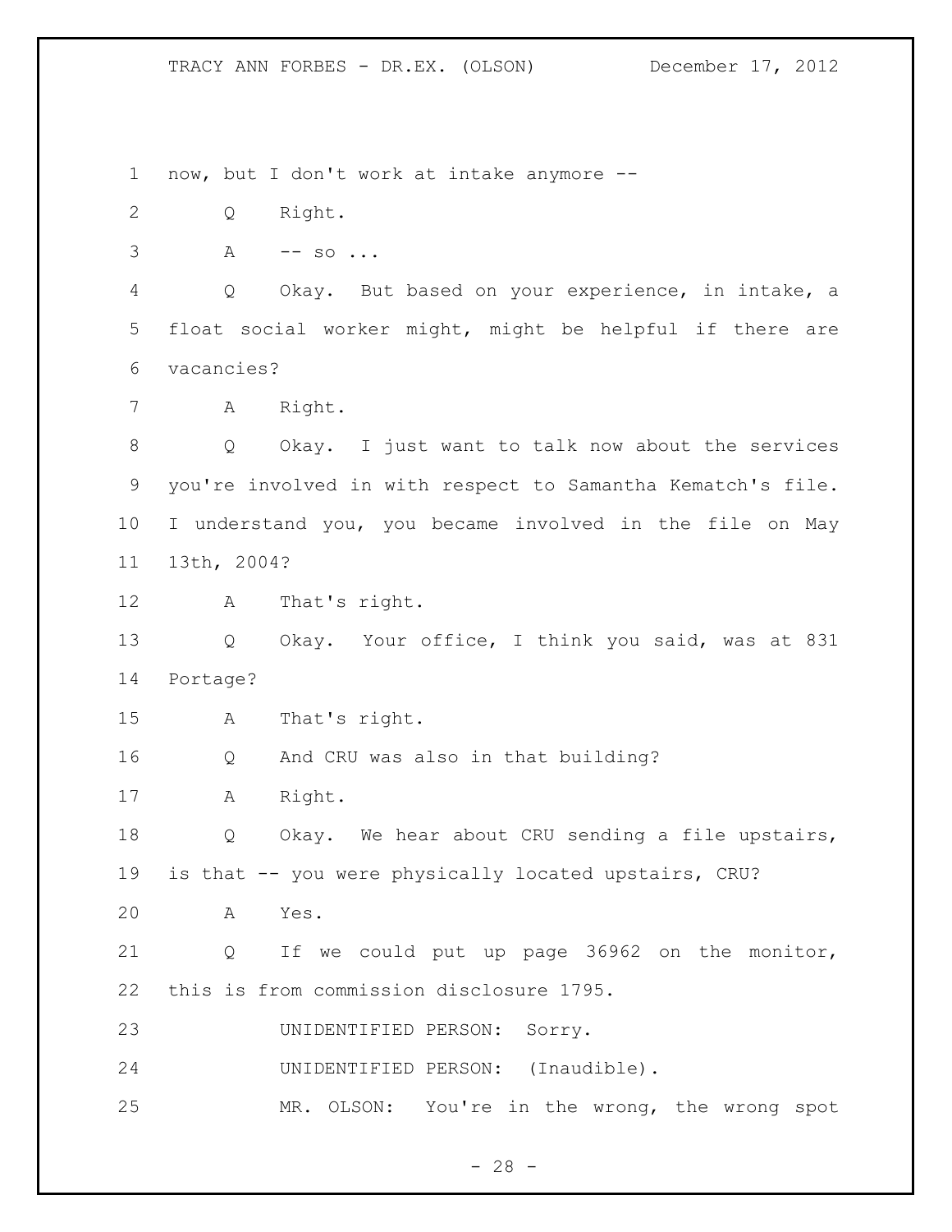now, but I don't work at intake anymore --

Q Right.

A -- so ...

Q Okay. But based on your experience, in intake, a float social worker might, might be helpful if there are vacancies?

A Right.

Q Okay. I just want to talk now about the services you're involved in with respect to Samantha Kematch's file. I understand you, you became involved in the file on May 13th, 2004?

A That's right.

Q Okay. Your office, I think you said, was at 831 Portage?

A That's right.

Q And CRU was also in that building?

A Right.

Q Okay. We hear about CRU sending a file upstairs, is that -- you were physically located upstairs, CRU?

A Yes.

Q If we could put up page 36962 on the monitor, this is from commission disclosure 1795.

UNIDENTIFIED PERSON: Sorry.

UNIDENTIFIED PERSON: (Inaudible).

MR. OLSON: You're in the wrong, the wrong spot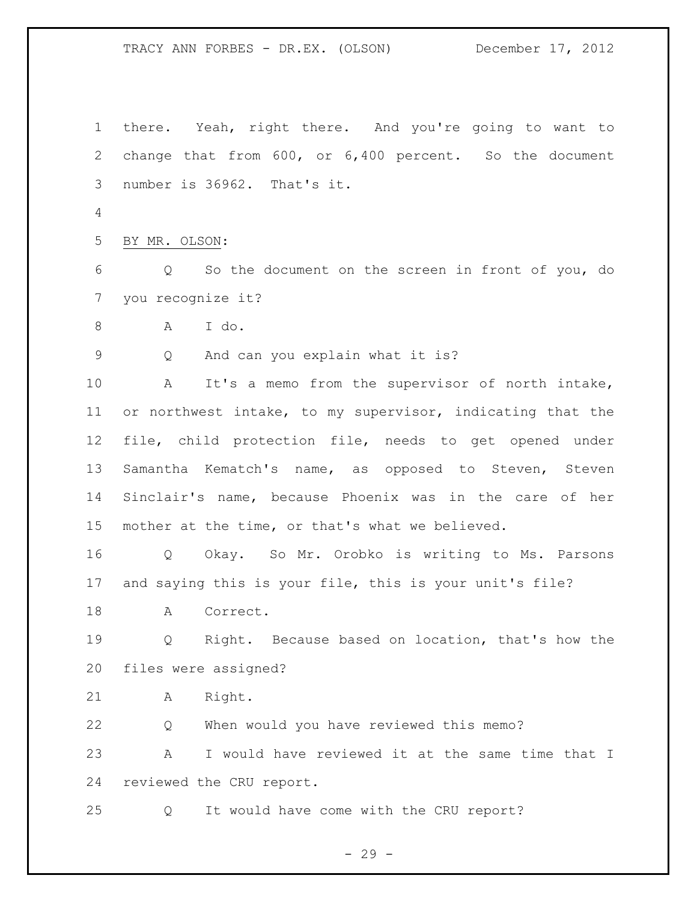there. Yeah, right there. And you're going to want to change that from 600, or 6,400 percent. So the document number is 36962. That's it.

BY MR. OLSON:

Q So the document on the screen in front of you, do you recognize it?

A I do.

Q And can you explain what it is?

A It's a memo from the supervisor of north intake, or northwest intake, to my supervisor, indicating that the file, child protection file, needs to get opened under Samantha Kematch's name, as opposed to Steven, Steven Sinclair's name, because Phoenix was in the care of her mother at the time, or that's what we believed.

Q Okay. So Mr. Orobko is writing to Ms. Parsons and saying this is your file, this is your unit's file?

A Correct.

Q Right. Because based on location, that's how the files were assigned?

A Right.

Q When would you have reviewed this memo?

A I would have reviewed it at the same time that I reviewed the CRU report.

Q It would have come with the CRU report?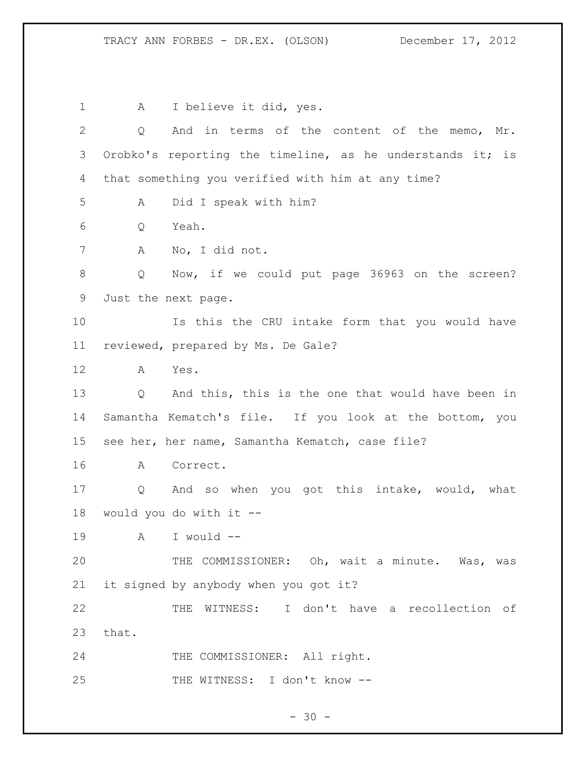A I believe it did, yes.

Q And in terms of the content of the memo, Mr. Orobko's reporting the timeline, as he understands it; is that something you verified with him at any time?

A Did I speak with him?

Q Yeah.

A No, I did not.

Q Now, if we could put page 36963 on the screen? Just the next page.

Is this the CRU intake form that you would have reviewed, prepared by Ms. De Gale?

A Yes.

Q And this, this is the one that would have been in Samantha Kematch's file. If you look at the bottom, you see her, her name, Samantha Kematch, case file?

A Correct.

Q And so when you got this intake, would, what would you do with it --

A I would --

THE COMMISSIONER: Oh, wait a minute. Was, was it signed by anybody when you got it?

THE WITNESS: I don't have a recollection of that.

THE COMMISSIONER: All right.

THE WITNESS: I don't know --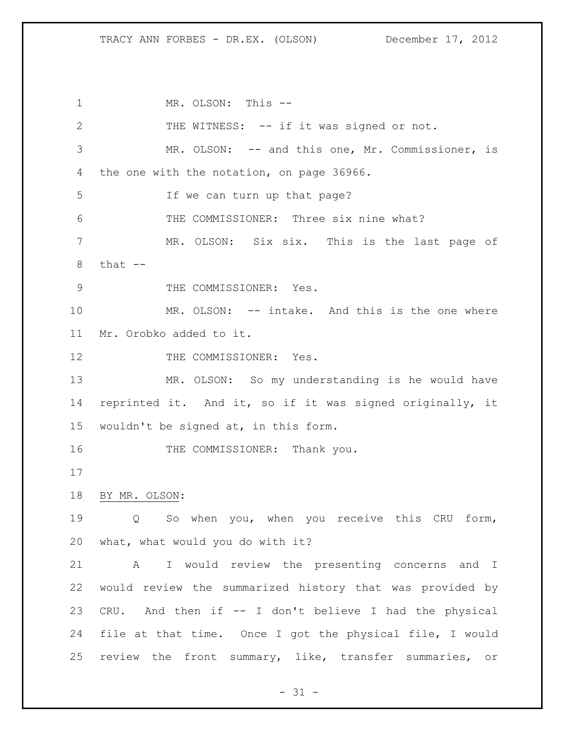MR. OLSON: This --

THE WITNESS: -- if it was signed or not.

MR. OLSON: -- and this one, Mr. Commissioner, is the one with the notation, on page 36966.

If we can turn up that page?

THE COMMISSIONER: Three six nine what?

MR. OLSON: Six six. This is the last page of that --

THE COMMISSIONER: Yes.

MR. OLSON: -- intake. And this is the one where Mr. Orobko added to it.

THE COMMISSIONER: Yes.

MR. OLSON: So my understanding is he would have reprinted it. And it, so if it was signed originally, it wouldn't be signed at, in this form.

THE COMMISSIONER: Thank you.

BY MR. OLSON:

Q So when you, when you receive this CRU form, what, what would you do with it?

A I would review the presenting concerns and I would review the summarized history that was provided by CRU. And then if -- I don't believe I had the physical file at that time. Once I got the physical file, I would review the front summary, like, transfer summaries, or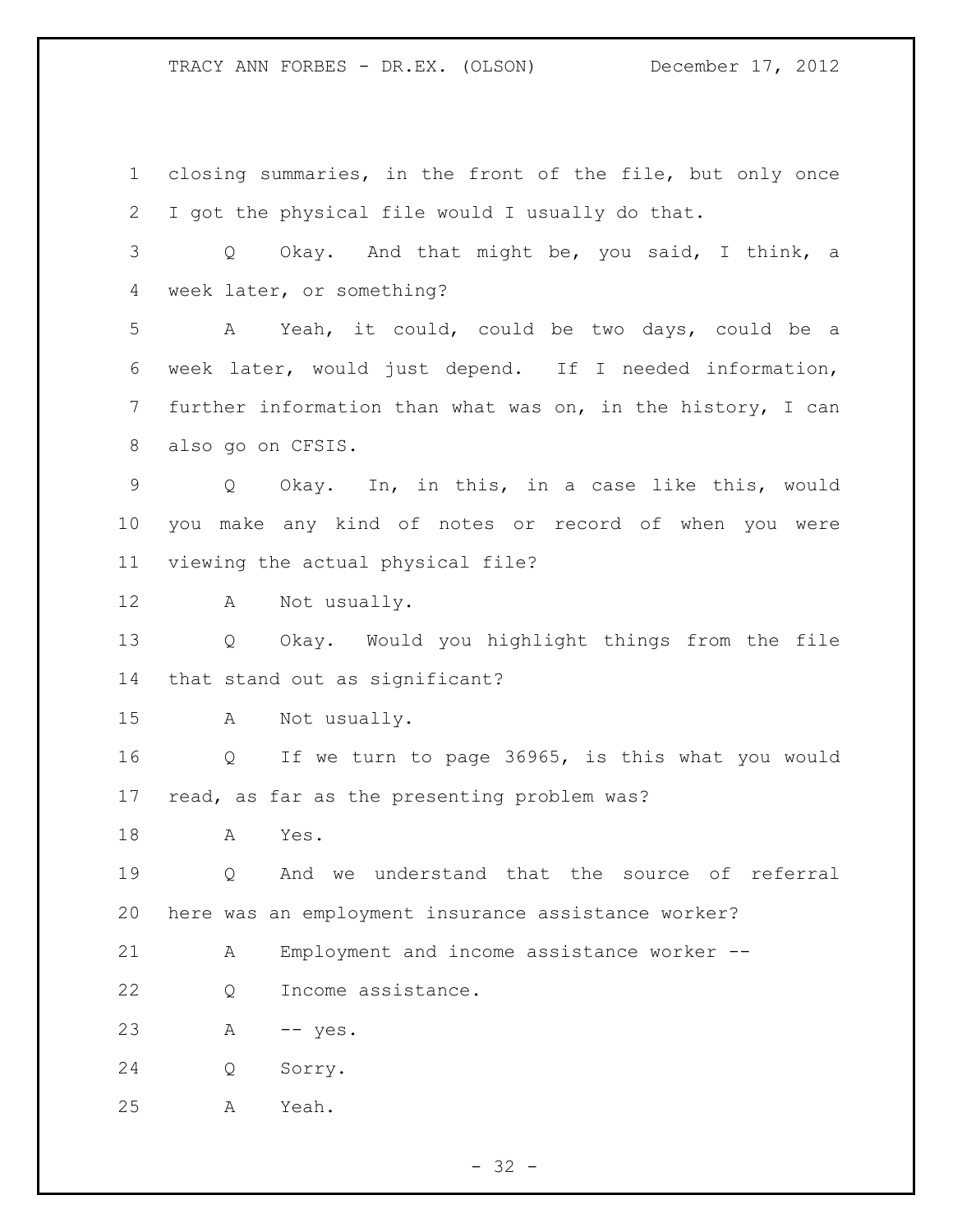1 closing summaries, in the front of the file, but only once
2 I got the physical file would I usually do that.

3 Q Okay. And that might be, you said, I think, a
4 week later, or something?

5 A Yeah, it could, could be two days, could be a
6 week later, would just depend. If I needed information,
7 further information than what was on, in the history, I can
8 also go on CFSIS.

9 Q Okay. In, in this, in a case like this, would
10 you make any kind of notes or record of when you were
11 viewing the actual physical file?

12 A Not usually.

13 Q Okay. Would you highlight things from the file
14 that stand out as significant?

15 A Not usually.

16 Q If we turn to page 36965, is this what you would
17 read, as far as the presenting problem was?

18 A Yes.

19 Q And we understand that the source of referral
20 here was an employment insurance assistance worker?

21 A Employment and income assistance worker --

22 Q Income assistance.

23 A -- yes.

24 Q Sorry.

25 A Yeah.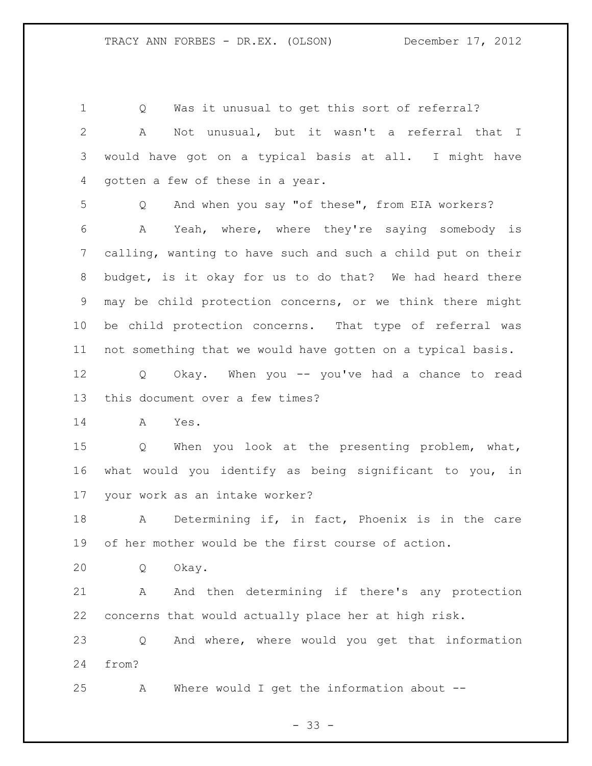Q Was it unusual to get this sort of referral?

A Not unusual, but it wasn't a referral that I would have got on a typical basis at all. I might have gotten a few of these in a year.

Q And when you say "of these", from EIA workers?

A Yeah, where, where they're saying somebody is calling, wanting to have such and such a child put on their budget, is it okay for us to do that? We had heard there may be child protection concerns, or we think there might be child protection concerns. That type of referral was not something that we would have gotten on a typical basis.

Q Okay. When you -- you've had a chance to read this document over a few times?

A Yes.

Q When you look at the presenting problem, what, what would you identify as being significant to you, in your work as an intake worker?

A Determining if, in fact, Phoenix is in the care of her mother would be the first course of action.

Q Okay.

A And then determining if there's any protection concerns that would actually place her at high risk.

Q And where, where would you get that information from?

A Where would I get the information about --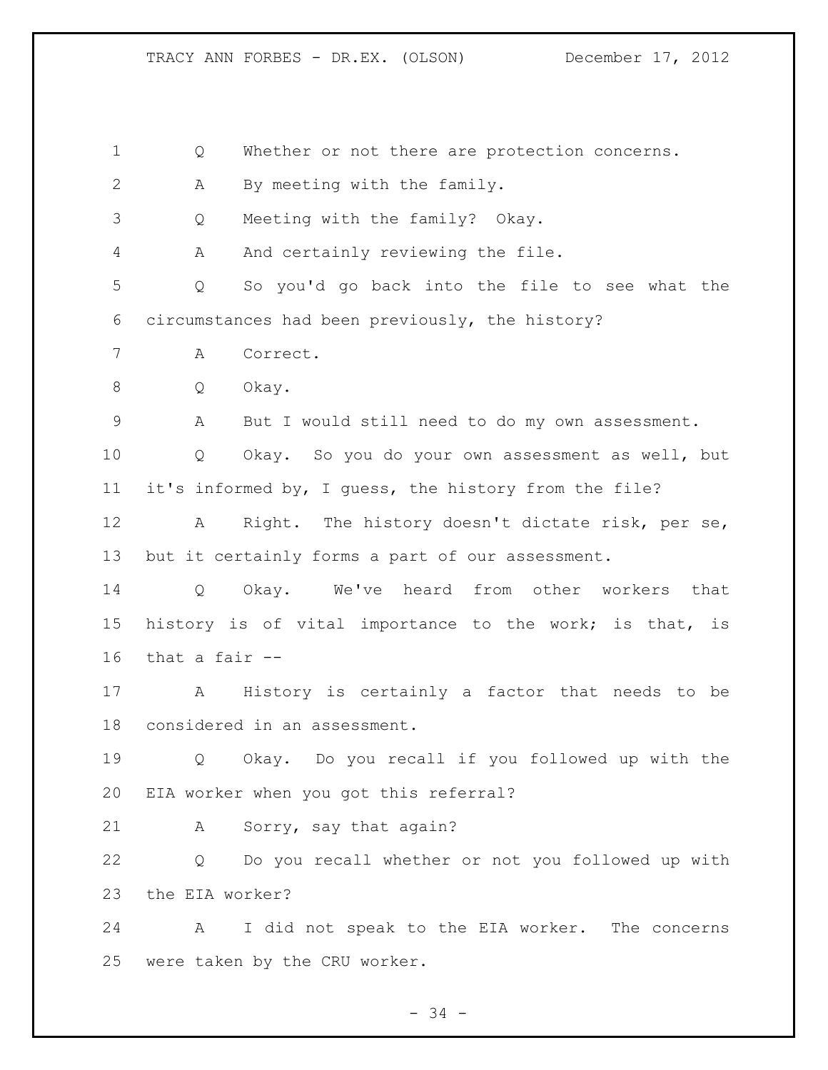Q Whether or not there are protection concerns.

A By meeting with the family.

Q Meeting with the family? Okay.

A And certainly reviewing the file.

Q So you'd go back into the file to see what the circumstances had been previously, the history?

A Correct.

Q Okay.

A But I would still need to do my own assessment.

Q Okay. So you do your own assessment as well, but it's informed by, I guess, the history from the file?

A Right. The history doesn't dictate risk, per se, but it certainly forms a part of our assessment.

Q Okay. We've heard from other workers that history is of vital importance to the work; is that, is that a fair --

A History is certainly a factor that needs to be considered in an assessment.

Q Okay. Do you recall if you followed up with the EIA worker when you got this referral?

A Sorry, say that again?

Q Do you recall whether or not you followed up with the EIA worker?

A I did not speak to the EIA worker. The concerns were taken by the CRU worker.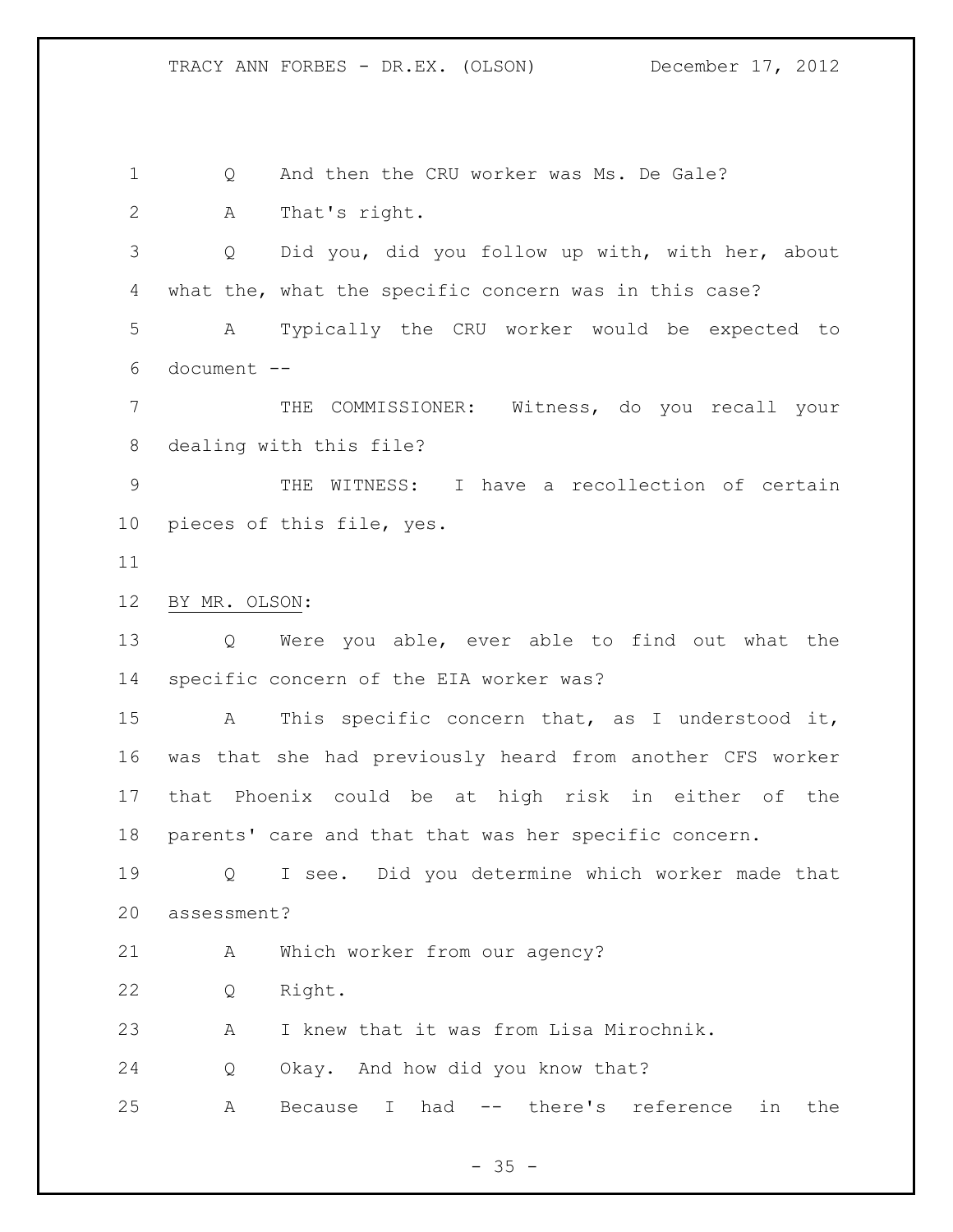Q And then the CRU worker was Ms. De Gale?

A That's right.

Q Did you, did you follow up with, with her, about what the, what the specific concern was in this case?

A Typically the CRU worker would be expected to document --

THE COMMISSIONER: Witness, do you recall your dealing with this file?

THE WITNESS: I have a recollection of certain pieces of this file, yes.

BY MR. OLSON:

Q Were you able, ever able to find out what the specific concern of the EIA worker was?

A This specific concern that, as I understood it, was that she had previously heard from another CFS worker that Phoenix could be at high risk in either of the parents' care and that that was her specific concern.

Q I see. Did you determine which worker made that assessment?

A Which worker from our agency?

Q Right.

A I knew that it was from Lisa Mirochnik.

Q Okay. And how did you know that?

A Because I had -- there's reference in the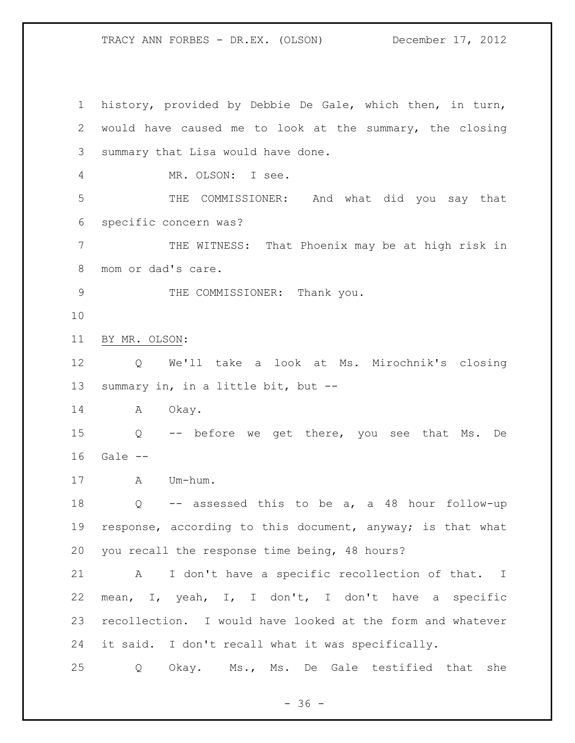history, provided by Debbie De Gale, which then, in turn, would have caused me to look at the summary, the closing summary that Lisa would have done.

MR. OLSON: I see.

THE COMMISSIONER: And what did you say that specific concern was?

THE WITNESS: That Phoenix may be at high risk in mom or dad's care.

THE COMMISSIONER: Thank you.

BY MR. OLSON:

Q We'll take a look at Ms. Mirochnik's closing summary in, in a little bit, but --

A Okay.

Q -- before we get there, you see that Ms. De Gale --

A Um-hum.

Q -- assessed this to be a, a 48 hour follow-up response, according to this document, anyway; is that what you recall the response time being, 48 hours?

A I don't have a specific recollection of that. I mean, I, yeah, I, I don't, I don't have a specific recollection. I would have looked at the form and whatever it said. I don't recall what it was specifically.

Q Okay. Ms., Ms. De Gale testified that she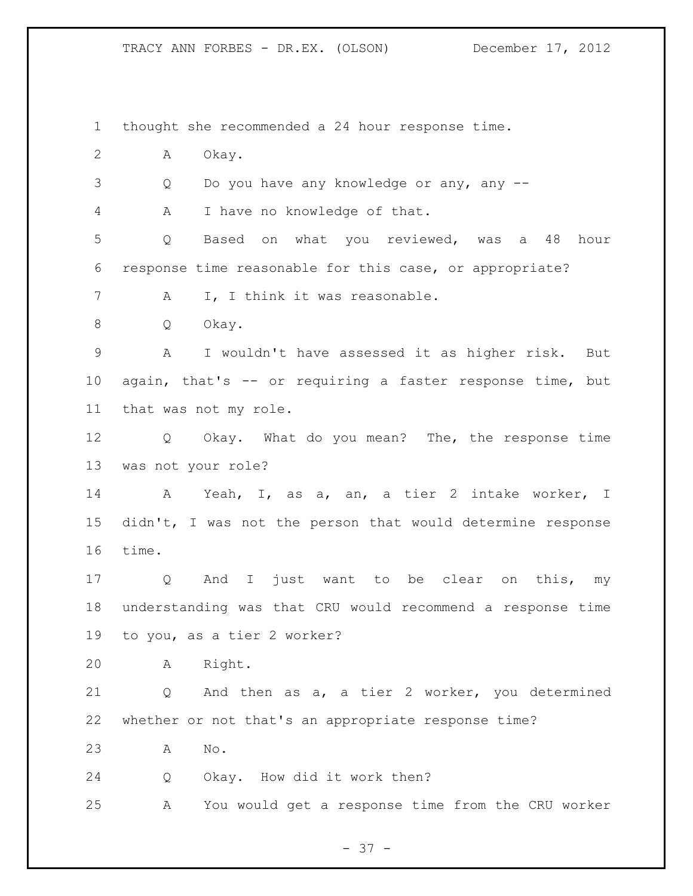thought she recommended a 24 hour response time.

A Okay.

Q Do you have any knowledge or any, any --

A I have no knowledge of that.

Q Based on what you reviewed, was a 48 hour response time reasonable for this case, or appropriate?

A I, I think it was reasonable.

Q Okay.

A I wouldn't have assessed it as higher risk. But again, that's -- or requiring a faster response time, but that was not my role.

Q Okay. What do you mean? The, the response time was not your role?

A Yeah, I, as a, an, a tier 2 intake worker, I didn't, I was not the person that would determine response time.

Q And I just want to be clear on this, my understanding was that CRU would recommend a response time to you, as a tier 2 worker?

A Right.

Q And then as a, a tier 2 worker, you determined whether or not that's an appropriate response time?

A No.

Q Okay. How did it work then?

A You would get a response time from the CRU worker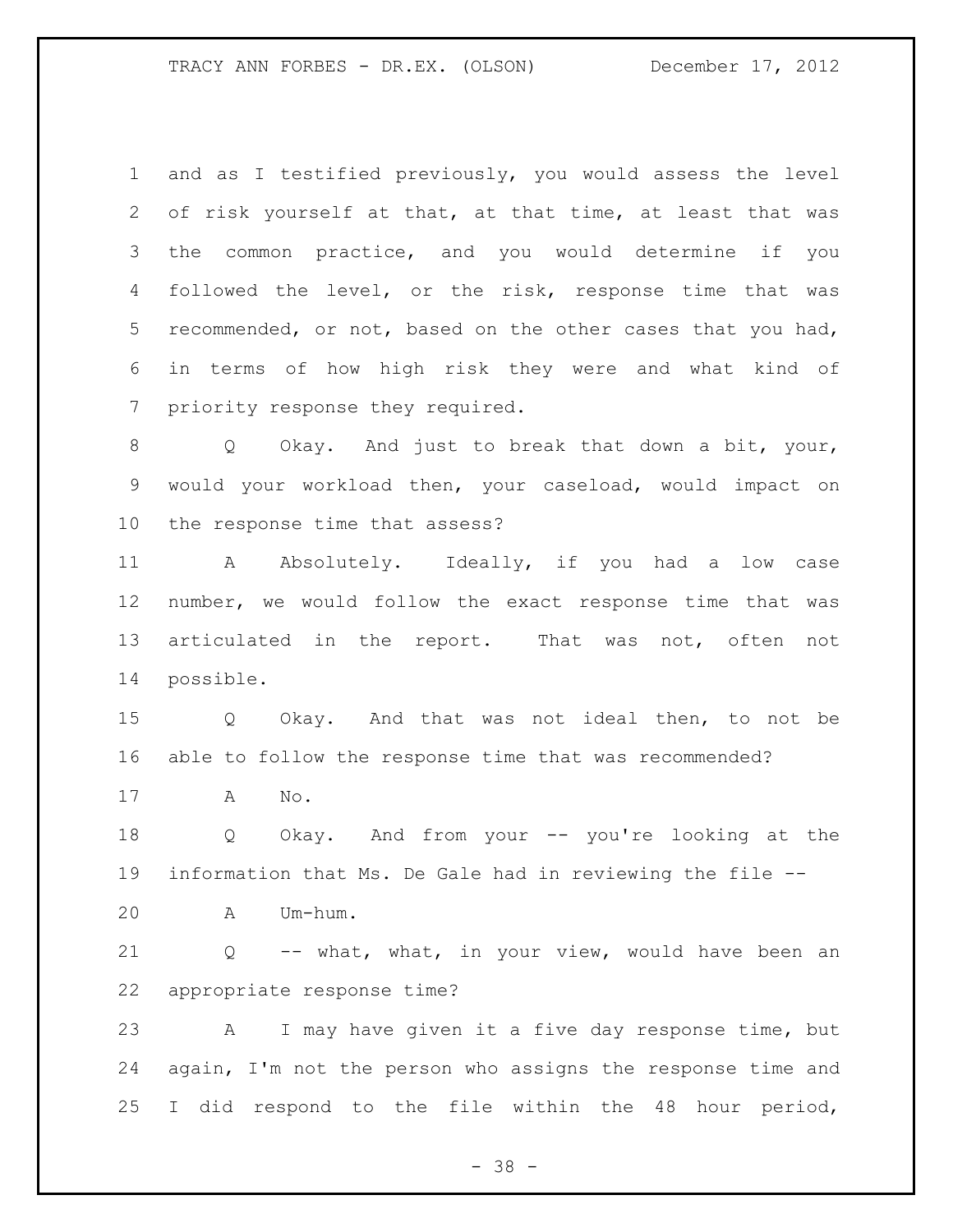and as I testified previously, you would assess the level of risk yourself at that, at that time, at least that was the common practice, and you would determine if you followed the level, or the risk, response time that was recommended, or not, based on the other cases that you had, in terms of how high risk they were and what kind of priority response they required.

Q Okay. And just to break that down a bit, your, would your workload then, your caseload, would impact on the response time that assess?

A Absolutely. Ideally, if you had a low case number, we would follow the exact response time that was articulated in the report. That was not, often not possible.

Q Okay. And that was not ideal then, to not be able to follow the response time that was recommended?

A No.

Q Okay. And from your -- you're looking at the information that Ms. De Gale had in reviewing the file --

A Um-hum.

Q -- what, what, in your view, would have been an appropriate response time?

A I may have given it a five day response time, but again, I'm not the person who assigns the response time and I did respond to the file within the 48 hour period,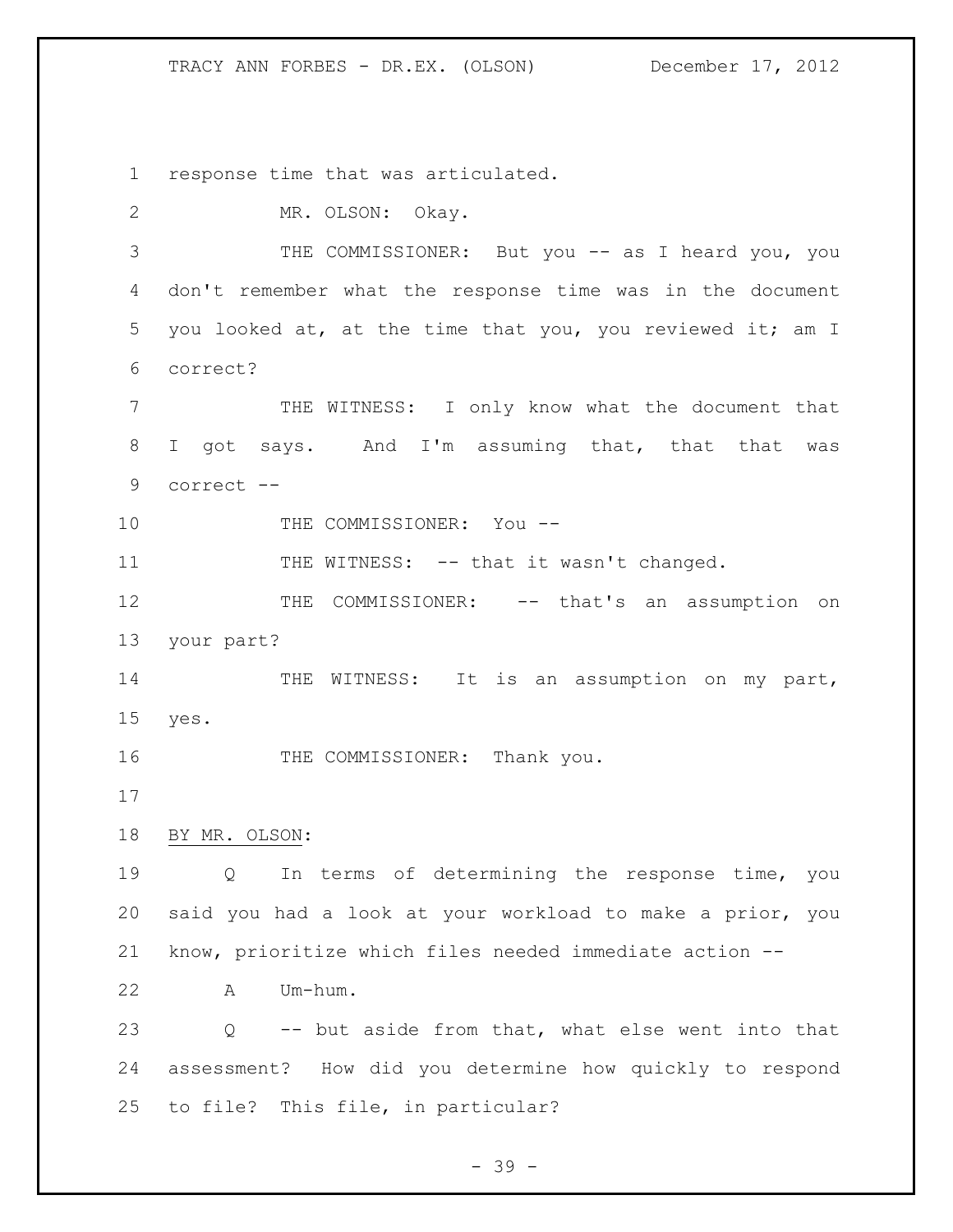response time that was articulated.

MR. OLSON: Okay.

THE COMMISSIONER: But you -- as I heard you, you don't remember what the response time was in the document you looked at, at the time that you, you reviewed it; am I correct?

THE WITNESS: I only know what the document that I got says. And I'm assuming that, that that was correct --

THE COMMISSIONER: You --

THE WITNESS: -- that it wasn't changed.

THE COMMISSIONER: -- that's an assumption on your part?

THE WITNESS: It is an assumption on my part, yes.

THE COMMISSIONER: Thank you.

BY MR. OLSON:

Q In terms of determining the response time, you said you had a look at your workload to make a prior, you know, prioritize which files needed immediate action --

A Um-hum.

Q -- but aside from that, what else went into that assessment? How did you determine how quickly to respond to file? This file, in particular?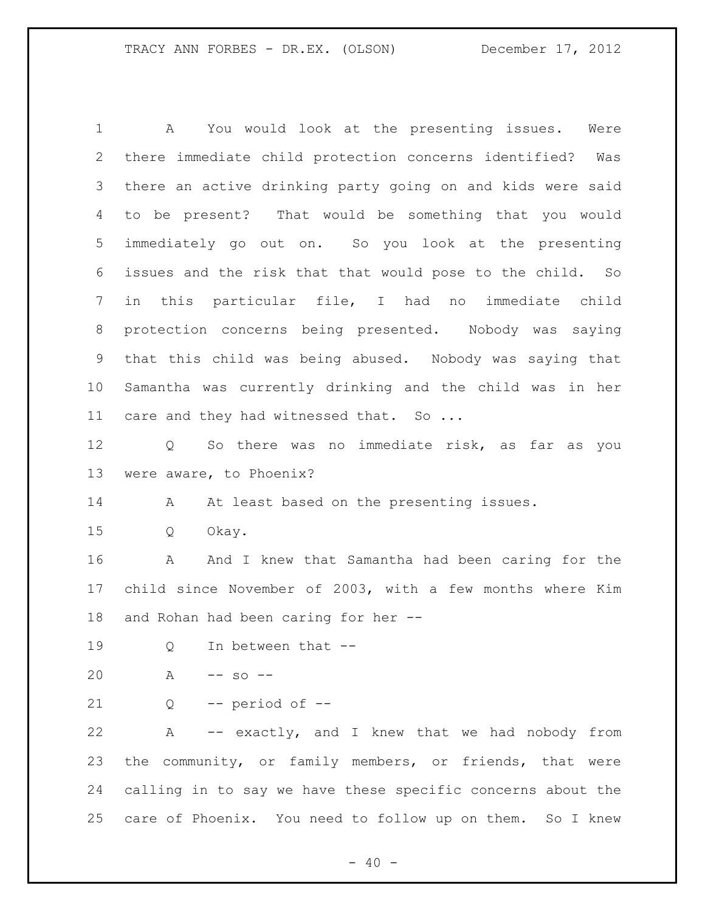A You would look at the presenting issues. Were there immediate child protection concerns identified? Was there an active drinking party going on and kids were said to be present? That would be something that you would immediately go out on. So you look at the presenting issues and the risk that that would pose to the child. So in this particular file, I had no immediate child protection concerns being presented. Nobody was saying that this child was being abused. Nobody was saying that Samantha was currently drinking and the child was in her care and they had witnessed that. So ...

Q So there was no immediate risk, as far as you were aware, to Phoenix?

A At least based on the presenting issues.

Q Okay.

A And I knew that Samantha had been caring for the child since November of 2003, with a few months where Kim and Rohan had been caring for her --

Q In between that --

A -- so --

Q -- period of --

A -- exactly, and I knew that we had nobody from the community, or family members, or friends, that were calling in to say we have these specific concerns about the care of Phoenix. You need to follow up on them. So I knew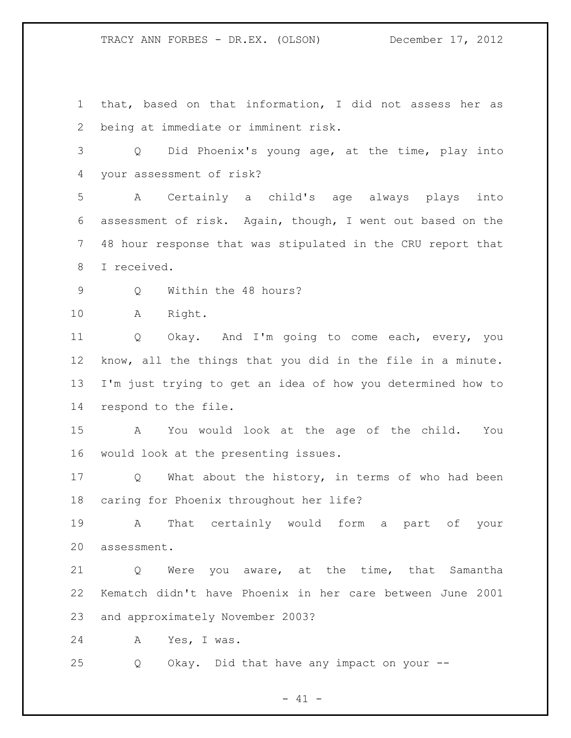that, based on that information, I did not assess her as being at immediate or imminent risk.

Q Did Phoenix's young age, at the time, play into your assessment of risk?

A Certainly a child's age always plays into assessment of risk. Again, though, I went out based on the 48 hour response that was stipulated in the CRU report that I received.

Q Within the 48 hours?

A Right.

Q Okay. And I'm going to come each, every, you know, all the things that you did in the file in a minute. I'm just trying to get an idea of how you determined how to respond to the file.

A You would look at the age of the child. You would look at the presenting issues.

Q What about the history, in terms of who had been caring for Phoenix throughout her life?

A That certainly would form a part of your assessment.

Q Were you aware, at the time, that Samantha Kematch didn't have Phoenix in her care between June 2001 and approximately November 2003?

A Yes, I was.

Q Okay. Did that have any impact on your --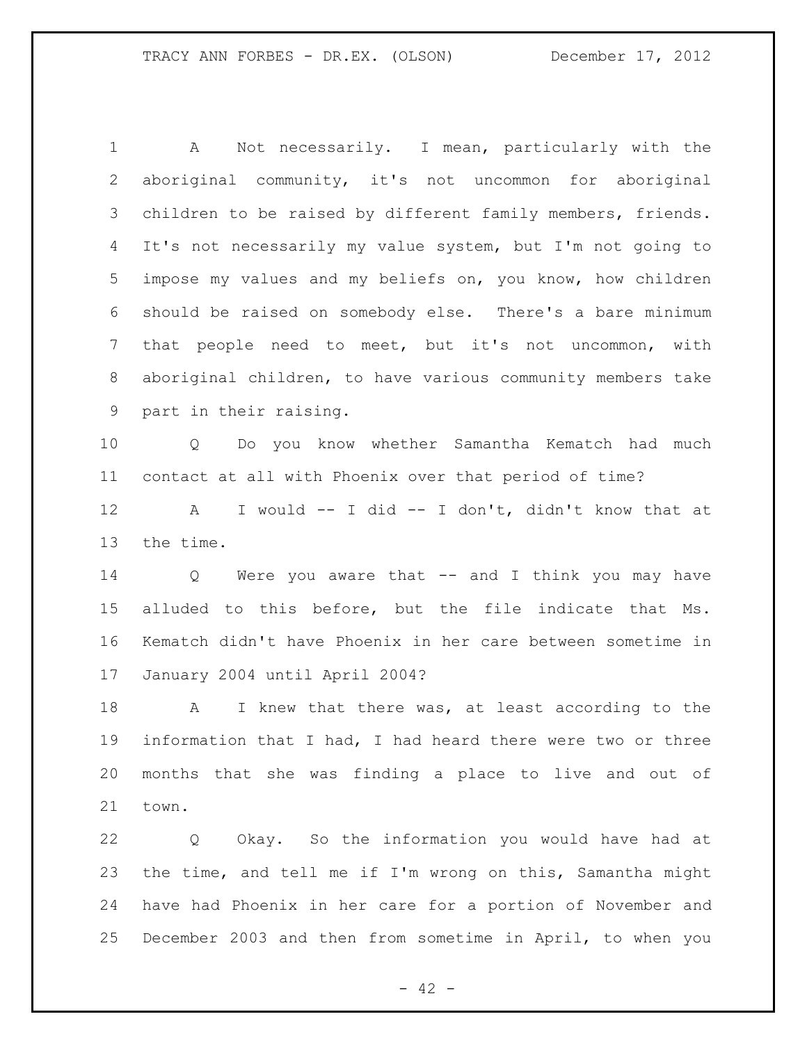A Not necessarily. I mean, particularly with the aboriginal community, it's not uncommon for aboriginal children to be raised by different family members, friends. It's not necessarily my value system, but I'm not going to impose my values and my beliefs on, you know, how children should be raised on somebody else. There's a bare minimum that people need to meet, but it's not uncommon, with aboriginal children, to have various community members take part in their raising.

Q Do you know whether Samantha Kematch had much contact at all with Phoenix over that period of time?

A I would -- I did -- I don't, didn't know that at the time.

Q Were you aware that -- and I think you may have alluded to this before, but the file indicate that Ms. Kematch didn't have Phoenix in her care between sometime in January 2004 until April 2004?

A I knew that there was, at least according to the information that I had, I had heard there were two or three months that she was finding a place to live and out of town.

Q Okay. So the information you would have had at the time, and tell me if I'm wrong on this, Samantha might have had Phoenix in her care for a portion of November and December 2003 and then from sometime in April, to when you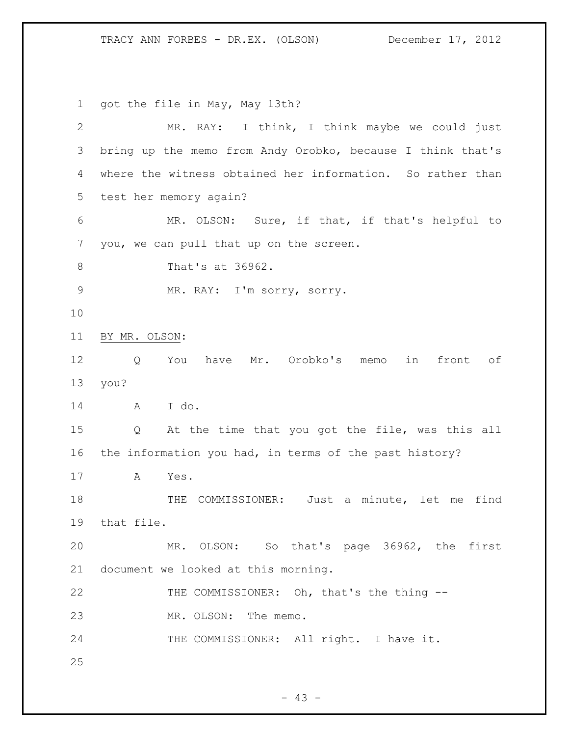got the file in May, May 13th?

MR. RAY: I think, I think maybe we could just bring up the memo from Andy Orobko, because I think that's where the witness obtained her information. So rather than test her memory again?

MR. OLSON: Sure, if that, if that's helpful to you, we can pull that up on the screen.

That's at 36962.

MR. RAY: I'm sorry, sorry.

BY MR. OLSON:

Q You have Mr. Orobko's memo in front of you?

A I do.

Q At the time that you got the file, was this all the information you had, in terms of the past history?

A Yes.

THE COMMISSIONER: Just a minute, let me find that file.

MR. OLSON: So that's page 36962, the first document we looked at this morning.

THE COMMISSIONER: Oh, that's the thing --

MR. OLSON: The memo.

THE COMMISSIONER: All right. I have it.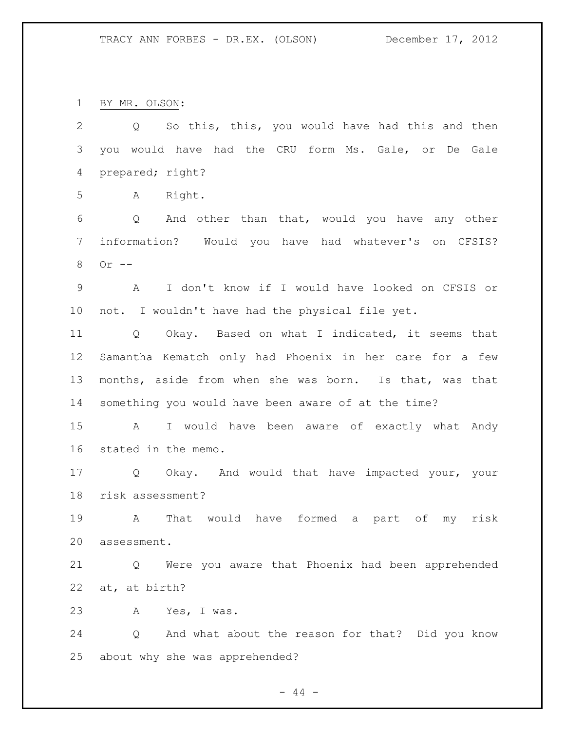BY MR. OLSON:

Q So this, this, you would have had this and then you would have had the CRU form Ms. Gale, or De Gale prepared; right?

A Right.

Q And other than that, would you have any other information? Would you have had whatever's on CFSIS? Or --

A I don't know if I would have looked on CFSIS or not. I wouldn't have had the physical file yet.

Q Okay. Based on what I indicated, it seems that Samantha Kematch only had Phoenix in her care for a few months, aside from when she was born. Is that, was that something you would have been aware of at the time?

A I would have been aware of exactly what Andy stated in the memo.

Q Okay. And would that have impacted your, your risk assessment?

A That would have formed a part of my risk assessment.

Q Were you aware that Phoenix had been apprehended at, at birth?

A Yes, I was.

Q And what about the reason for that? Did you know about why she was apprehended?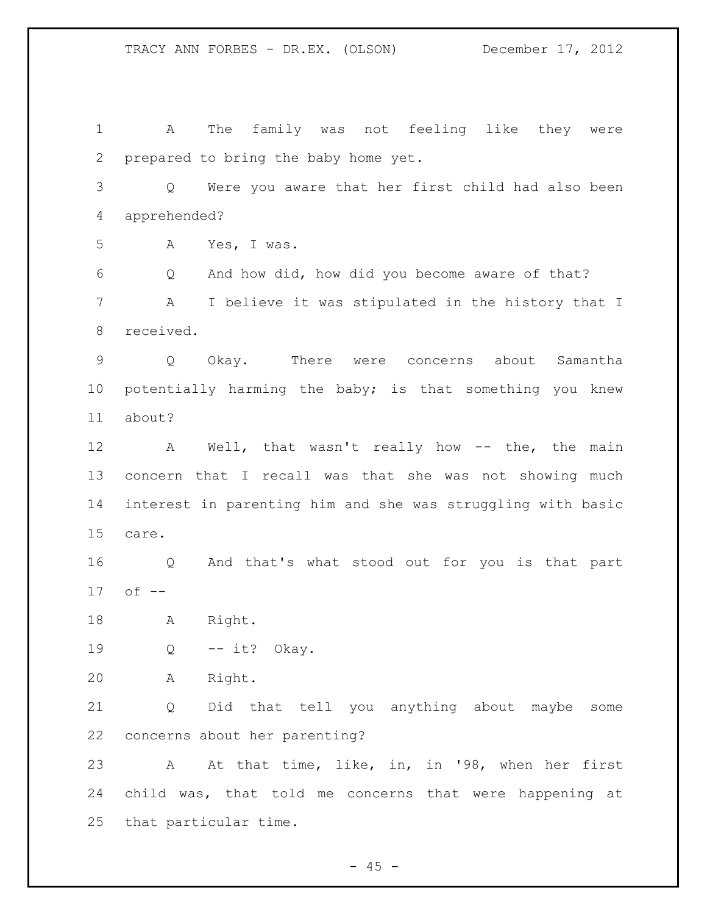A The family was not feeling like they were prepared to bring the baby home yet.

Q Were you aware that her first child had also been apprehended?

A Yes, I was.

Q And how did, how did you become aware of that?

A I believe it was stipulated in the history that I received.

Q Okay. There were concerns about Samantha potentially harming the baby; is that something you knew about?

A Well, that wasn't really how -- the, the main concern that I recall was that she was not showing much interest in parenting him and she was struggling with basic care.

Q And that's what stood out for you is that part of --

A Right.

Q -- it? Okay.

A Right.

Q Did that tell you anything about maybe some concerns about her parenting?

A At that time, like, in, in '98, when her first child was, that told me concerns that were happening at that particular time.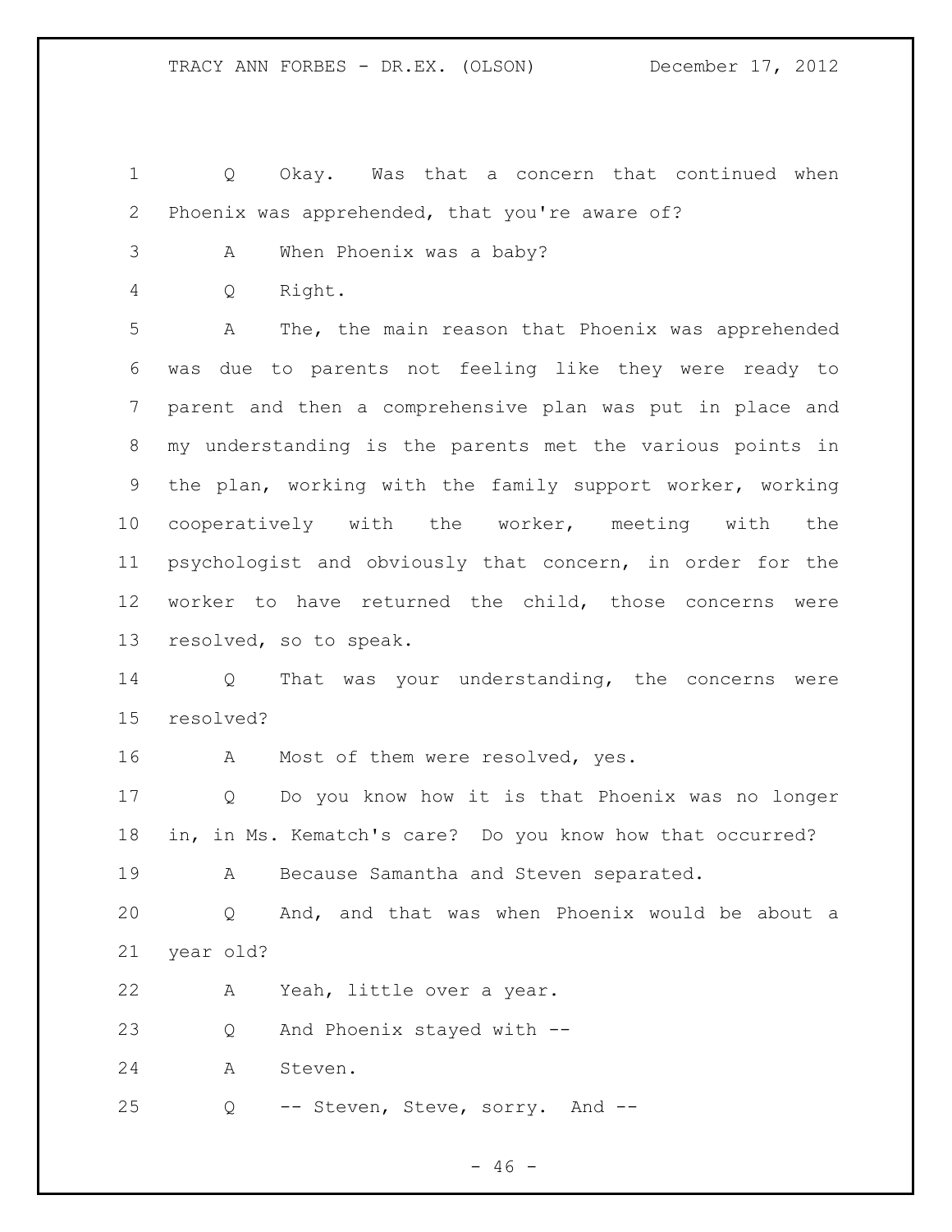1 Q Okay. Was that a concern that continued when
2 Phoenix was apprehended, that you're aware of?
3 A When Phoenix was a baby?
4 Q Right.
5 A The, the main reason that Phoenix was apprehended
6 was due to parents not feeling like they were ready to
7 parent and then a comprehensive plan was put in place and
8 my understanding is the parents met the various points in
9 the plan, working with the family support worker, working
10 cooperatively with the worker, meeting with the
11 psychologist and obviously that concern, in order for the
12 worker to have returned the child, those concerns were
13 resolved, so to speak.
14 Q That was your understanding, the concerns were
15 resolved?
16 A Most of them were resolved, yes.
17 Q Do you know how it is that Phoenix was no longer
18 in, in Ms. Kematch's care? Do you know how that occurred?
19 A Because Samantha and Steven separated.
20 Q And, and that was when Phoenix would be about a
21 year old?
22 A Yeah, little over a year.
23 Q And Phoenix stayed with --
24 A Steven.
25 Q -- Steven, Steve, sorry. And --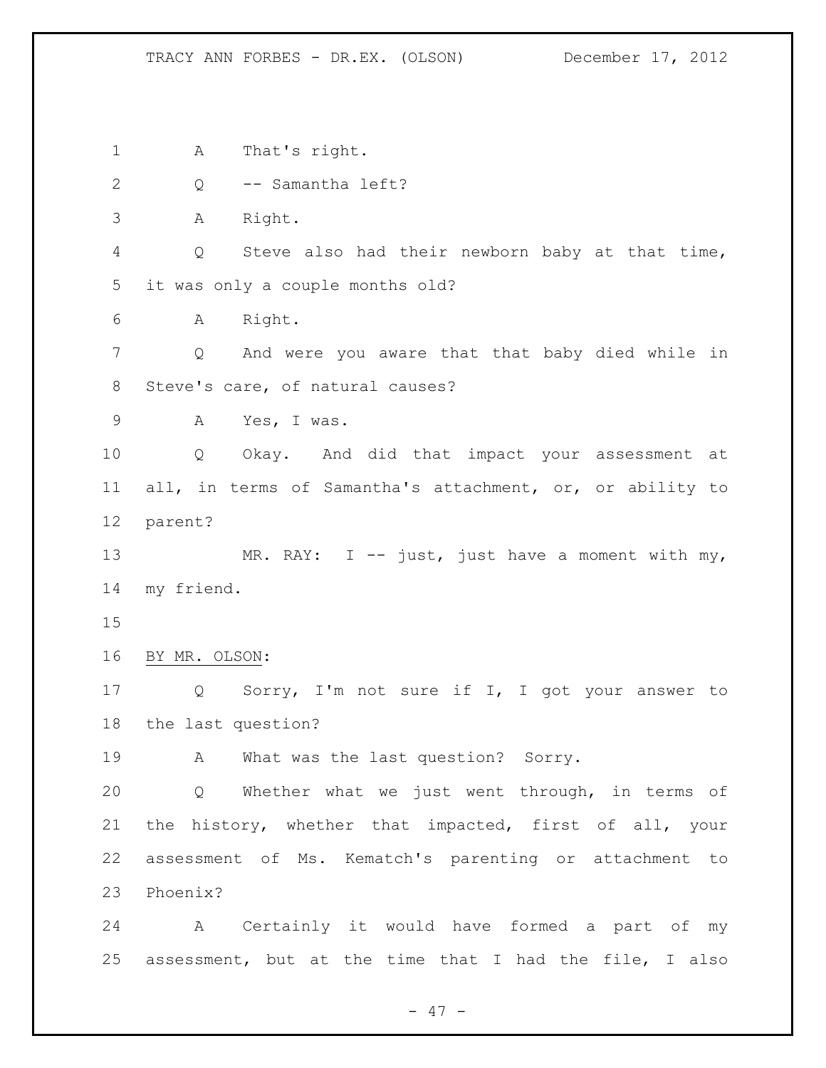A That's right.

Q -- Samantha left?

A Right.

Q Steve also had their newborn baby at that time, it was only a couple months old?

A Right.

Q And were you aware that that baby died while in Steve's care, of natural causes?

A Yes, I was.

Q Okay. And did that impact your assessment at all, in terms of Samantha's attachment, or, or ability to parent?

MR. RAY: I -- just, just have a moment with my, my friend.

BY MR. OLSON:

Q Sorry, I'm not sure if I, I got your answer to the last question?

A What was the last question? Sorry.

Q Whether what we just went through, in terms of the history, whether that impacted, first of all, your assessment of Ms. Kematch's parenting or attachment to Phoenix?

A Certainly it would have formed a part of my assessment, but at the time that I had the file, I also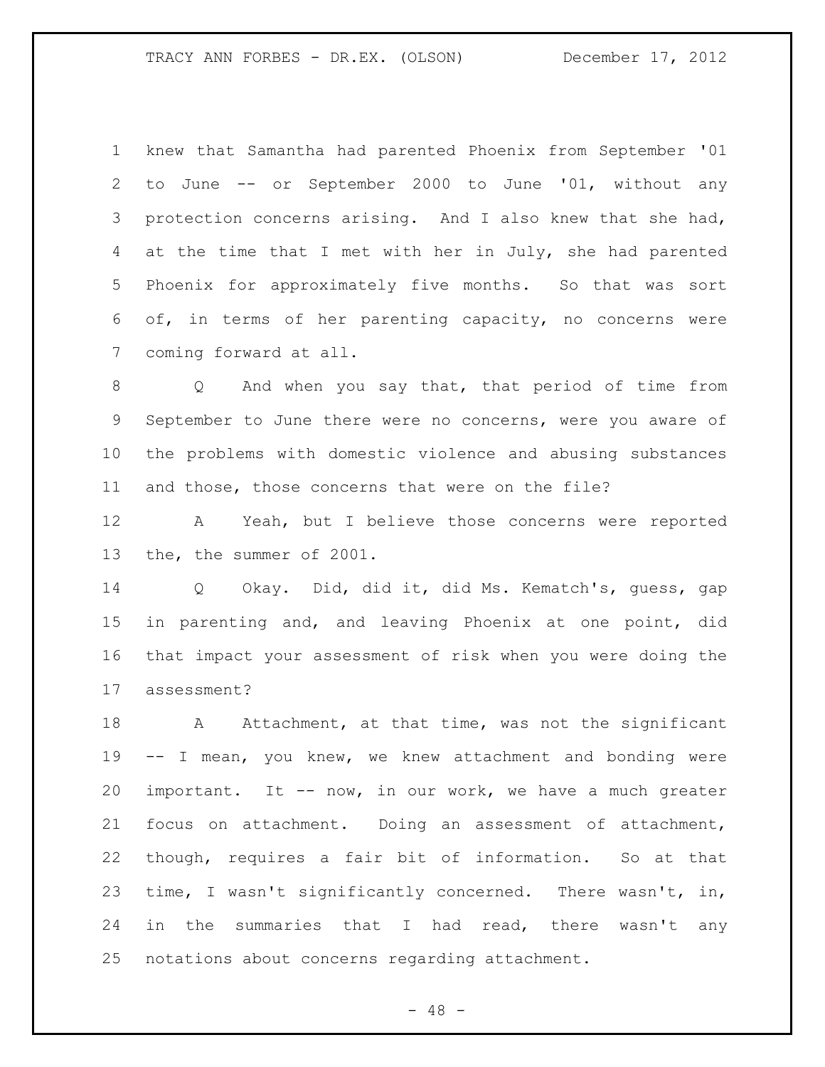knew that Samantha had parented Phoenix from September '01 to June -- or September 2000 to June '01, without any protection concerns arising. And I also knew that she had, at the time that I met with her in July, she had parented Phoenix for approximately five months. So that was sort of, in terms of her parenting capacity, no concerns were coming forward at all.

Q And when you say that, that period of time from September to June there were no concerns, were you aware of the problems with domestic violence and abusing substances and those, those concerns that were on the file?

A Yeah, but I believe those concerns were reported the, the summer of 2001.

Q Okay. Did, did it, did Ms. Kematch's, guess, gap in parenting and, and leaving Phoenix at one point, did that impact your assessment of risk when you were doing the assessment?

A Attachment, at that time, was not the significant -- I mean, you knew, we knew attachment and bonding were important. It -- now, in our work, we have a much greater focus on attachment. Doing an assessment of attachment, though, requires a fair bit of information. So at that time, I wasn't significantly concerned. There wasn't, in, in the summaries that I had read, there wasn't any notations about concerns regarding attachment.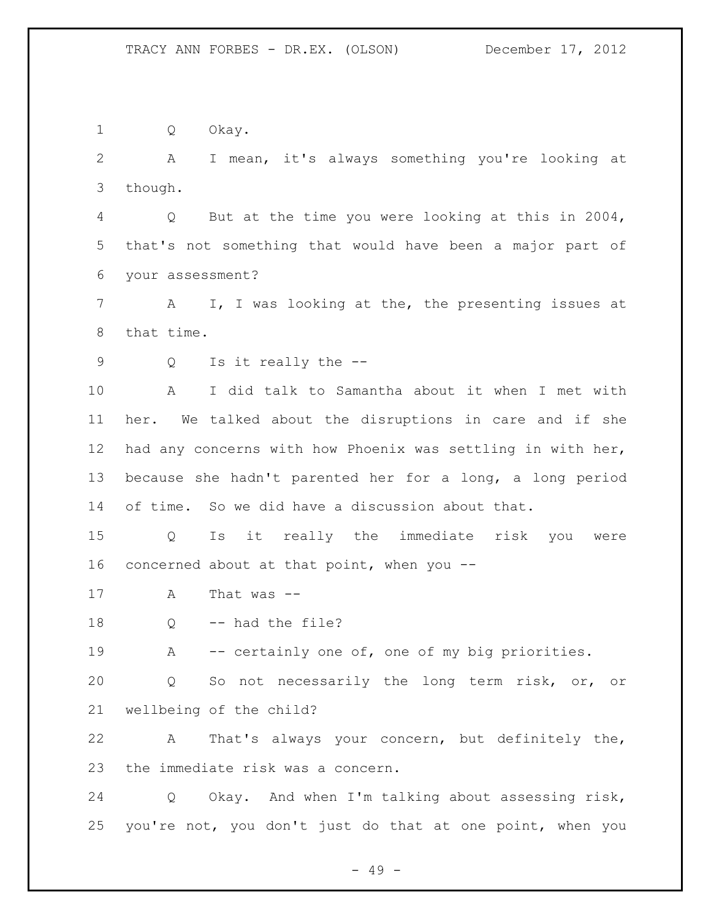Q Okay.

A I mean, it's always something you're looking at though.

Q But at the time you were looking at this in 2004, that's not something that would have been a major part of your assessment?

A I, I was looking at the, the presenting issues at that time.

Q Is it really the --

A I did talk to Samantha about it when I met with her. We talked about the disruptions in care and if she had any concerns with how Phoenix was settling in with her, because she hadn't parented her for a long, a long period of time. So we did have a discussion about that.

Q Is it really the immediate risk you were concerned about at that point, when you --

A That was --

Q -- had the file?

A -- certainly one of, one of my big priorities.

Q So not necessarily the long term risk, or, or wellbeing of the child?

A That's always your concern, but definitely the, the immediate risk was a concern.

Q Okay. And when I'm talking about assessing risk, you're not, you don't just do that at one point, when you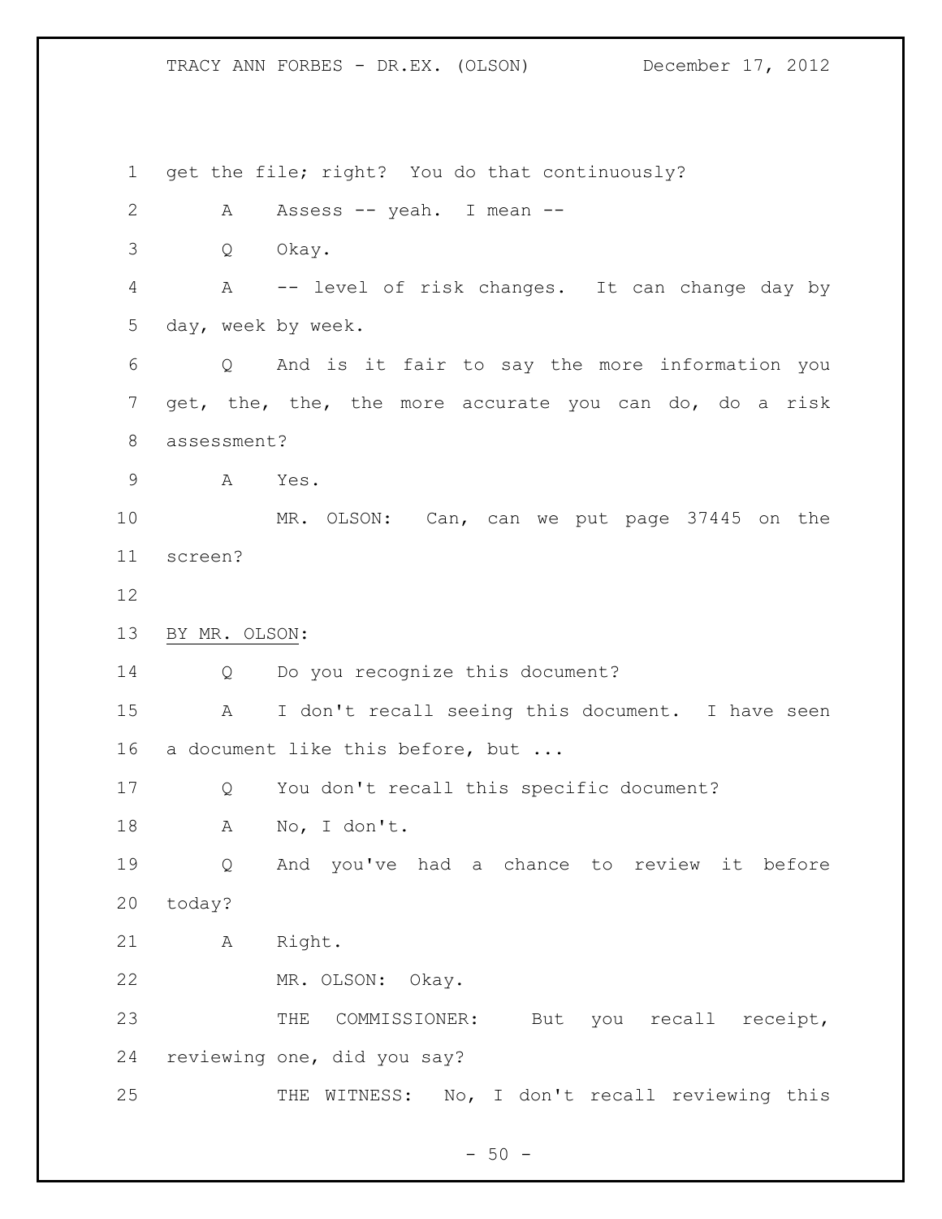get the file; right? You do that continuously?

A Assess -- yeah. I mean --

Q Okay.

A -- level of risk changes. It can change day by day, week by week.

Q And is it fair to say the more information you get, the, the, the more accurate you can do, do a risk assessment?

A Yes.

MR. OLSON: Can, can we put page 37445 on the screen?

BY MR. OLSON:

Q Do you recognize this document?

A I don't recall seeing this document. I have seen a document like this before, but ...

Q You don't recall this specific document?

A No, I don't.

Q And you've had a chance to review it before today?

A Right.

MR. OLSON: Okay.

THE COMMISSIONER: But you recall receipt, reviewing one, did you say?

THE WITNESS: No, I don't recall reviewing this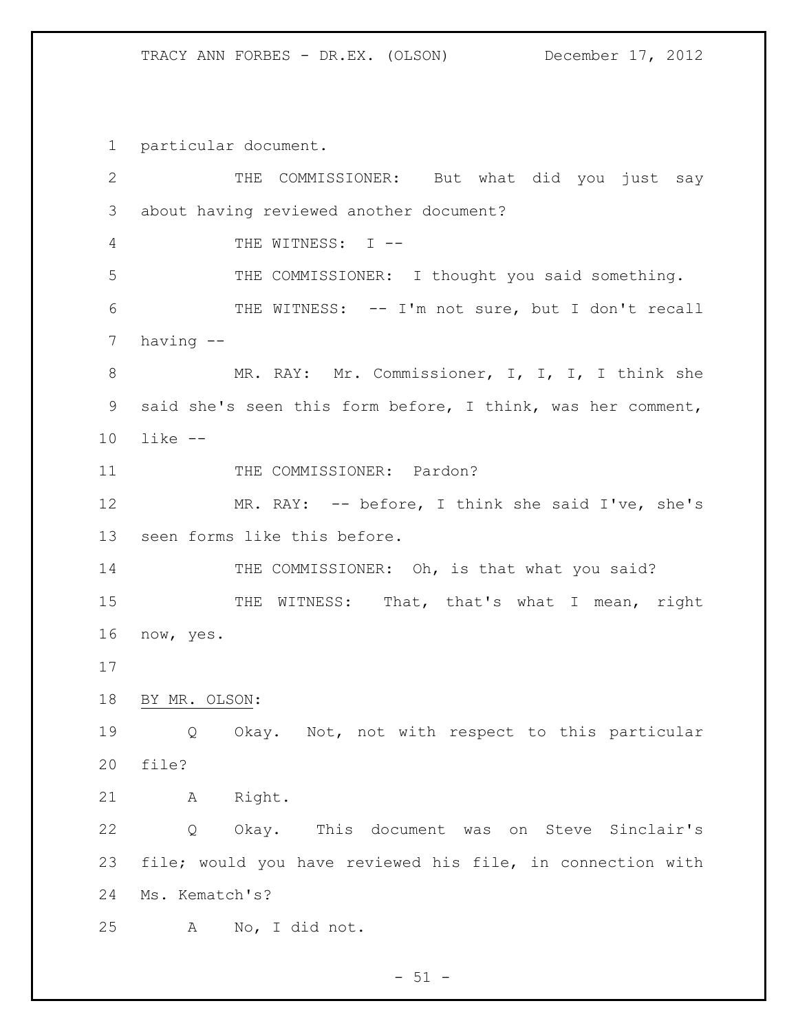particular document.

THE COMMISSIONER: But what did you just say about having reviewed another document?

THE WITNESS: I --

THE COMMISSIONER: I thought you said something.

THE WITNESS: -- I'm not sure, but I don't recall having --

MR. RAY: Mr. Commissioner, I, I, I, I think she said she's seen this form before, I think, was her comment, like --

THE COMMISSIONER: Pardon?

MR. RAY: -- before, I think she said I've, she's seen forms like this before.

THE COMMISSIONER: Oh, is that what you said?

THE WITNESS: That, that's what I mean, right now, yes.

BY MR. OLSON:

Q Okay. Not, not with respect to this particular file?

A Right.

Q Okay. This document was on Steve Sinclair's file; would you have reviewed his file, in connection with Ms. Kematch's?

A No, I did not.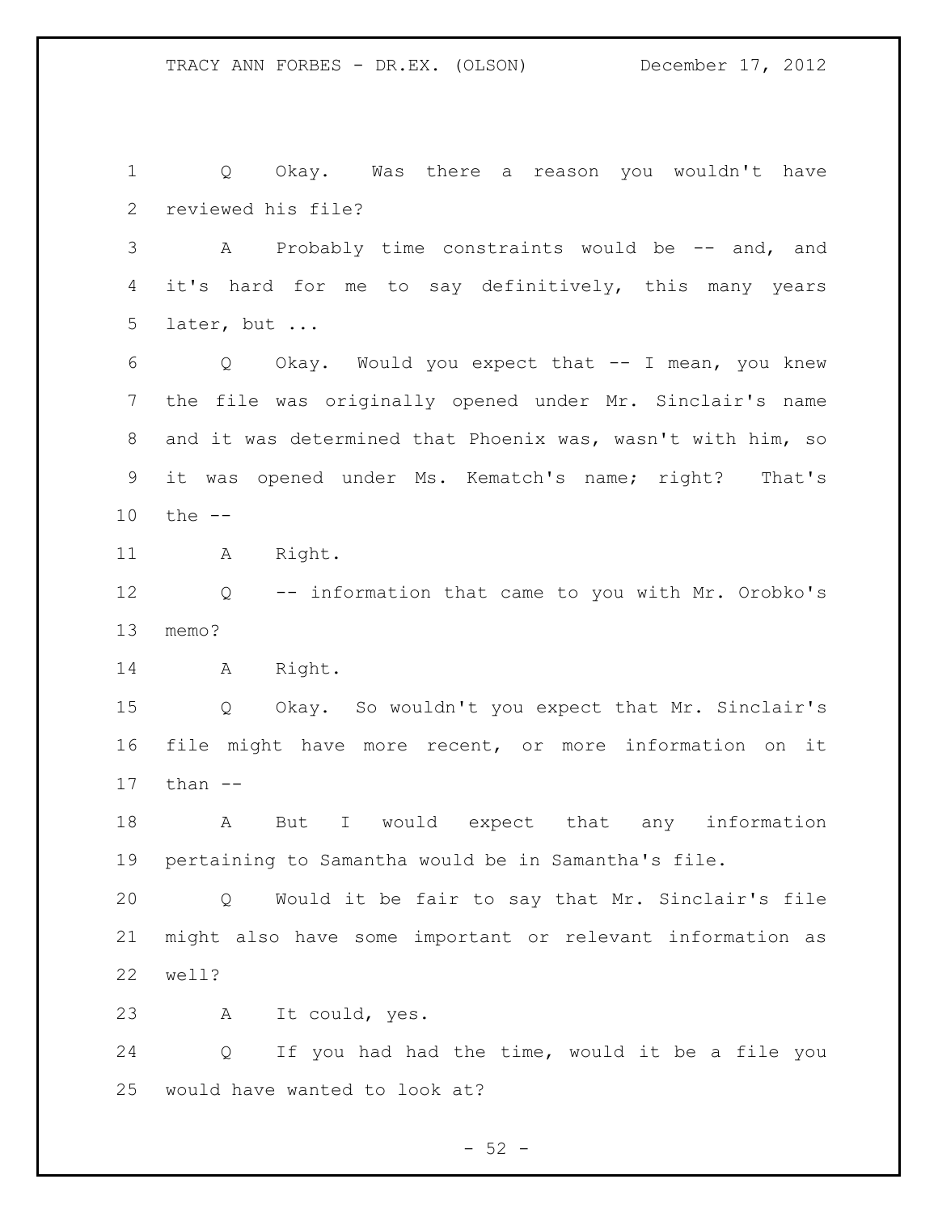Q Okay. Was there a reason you wouldn't have reviewed his file?

A Probably time constraints would be -- and, and it's hard for me to say definitively, this many years later, but ...

Q Okay. Would you expect that -- I mean, you knew the file was originally opened under Mr. Sinclair's name and it was determined that Phoenix was, wasn't with him, so it was opened under Ms. Kematch's name; right? That's the --

A Right.

Q -- information that came to you with Mr. Orobko's memo?

A Right.

Q Okay. So wouldn't you expect that Mr. Sinclair's file might have more recent, or more information on it than --

A But I would expect that any information pertaining to Samantha would be in Samantha's file.

Q Would it be fair to say that Mr. Sinclair's file might also have some important or relevant information as well?

A It could, yes.

Q If you had had the time, would it be a file you would have wanted to look at?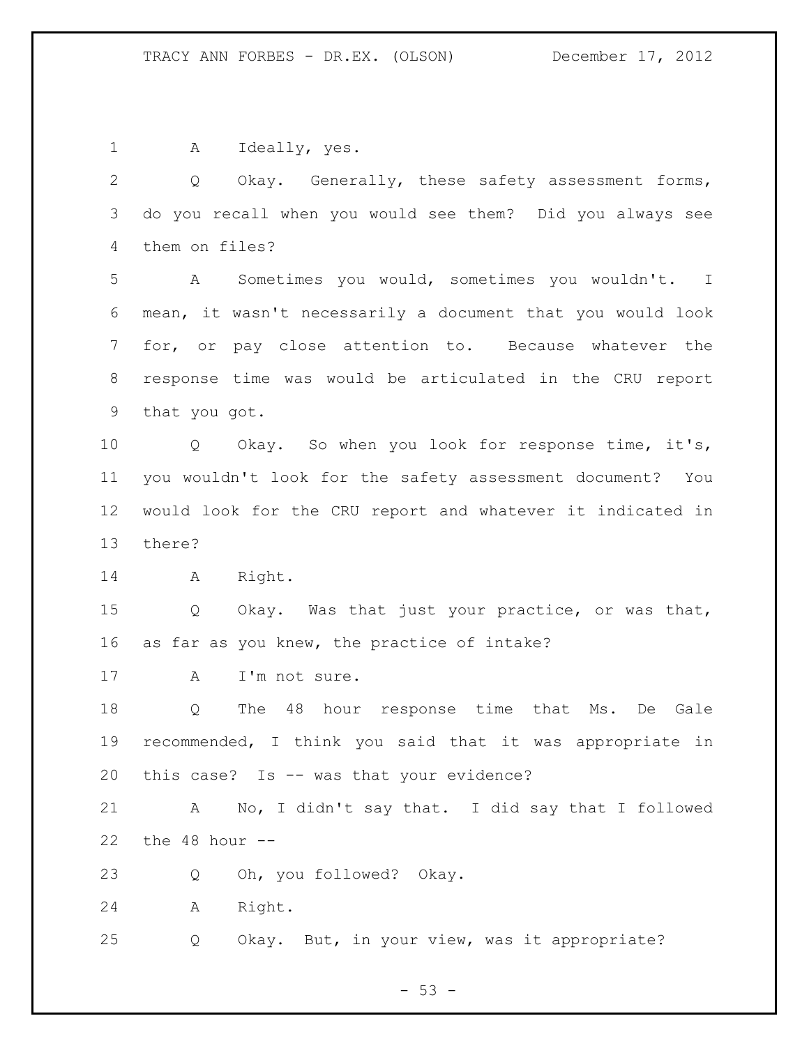A Ideally, yes.

Q Okay. Generally, these safety assessment forms, do you recall when you would see them? Did you always see them on files?

A Sometimes you would, sometimes you wouldn't. I mean, it wasn't necessarily a document that you would look for, or pay close attention to. Because whatever the response time was would be articulated in the CRU report that you got.

Q Okay. So when you look for response time, it's, you wouldn't look for the safety assessment document? You would look for the CRU report and whatever it indicated in there?

A Right.

Q Okay. Was that just your practice, or was that, as far as you knew, the practice of intake?

A I'm not sure.

Q The 48 hour response time that Ms. De Gale recommended, I think you said that it was appropriate in this case? Is -- was that your evidence?

A No, I didn't say that. I did say that I followed the 48 hour --

Q Oh, you followed? Okay.

A Right.

Q Okay. But, in your view, was it appropriate?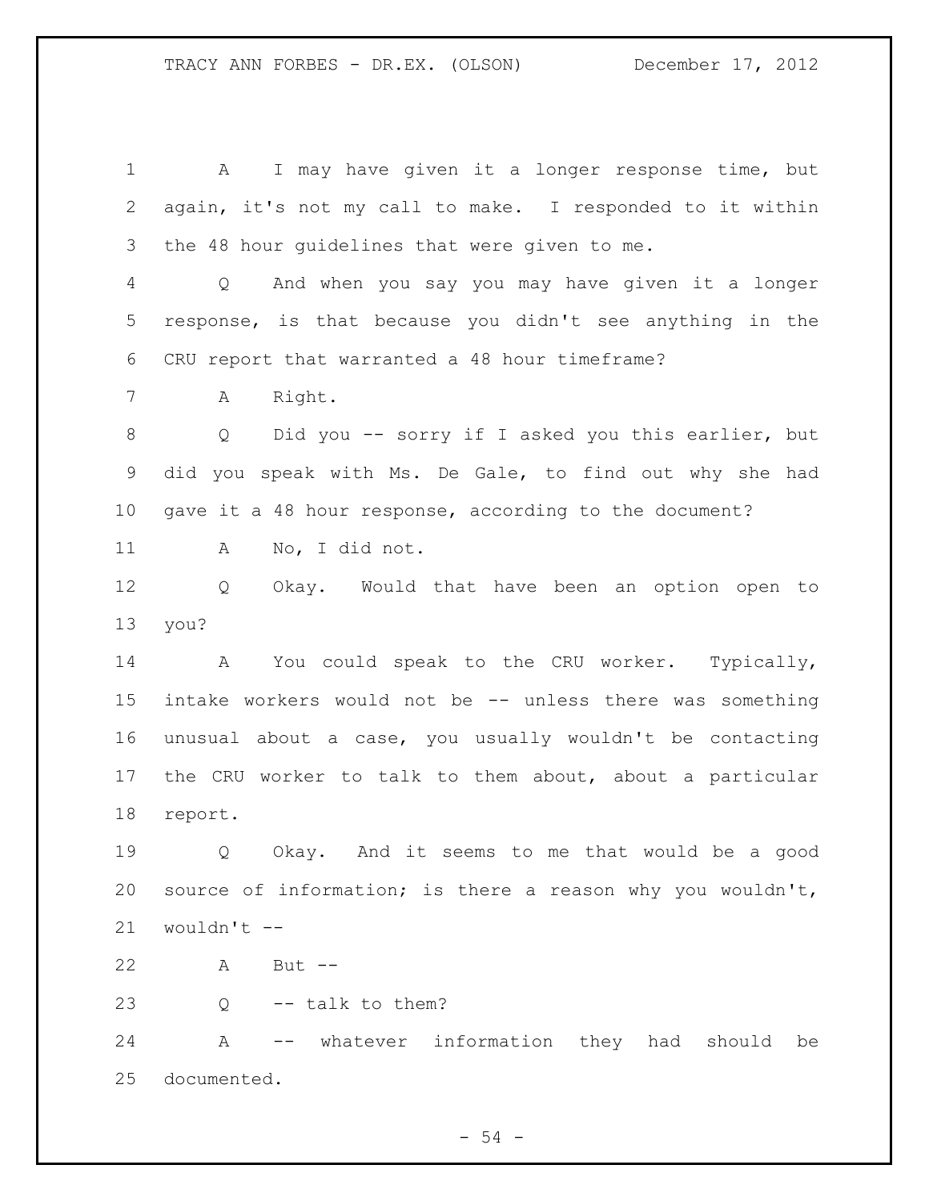A I may have given it a longer response time, but again, it's not my call to make. I responded to it within the 48 hour guidelines that were given to me.

Q And when you say you may have given it a longer response, is that because you didn't see anything in the CRU report that warranted a 48 hour timeframe?

A Right.

Q Did you -- sorry if I asked you this earlier, but did you speak with Ms. De Gale, to find out why she had gave it a 48 hour response, according to the document?

A No, I did not.

Q Okay. Would that have been an option open to you?

A You could speak to the CRU worker. Typically, intake workers would not be -- unless there was something unusual about a case, you usually wouldn't be contacting the CRU worker to talk to them about, about a particular report.

Q Okay. And it seems to me that would be a good source of information; is there a reason why you wouldn't, wouldn't --

A But --

Q -- talk to them?

A -- whatever information they had should be documented.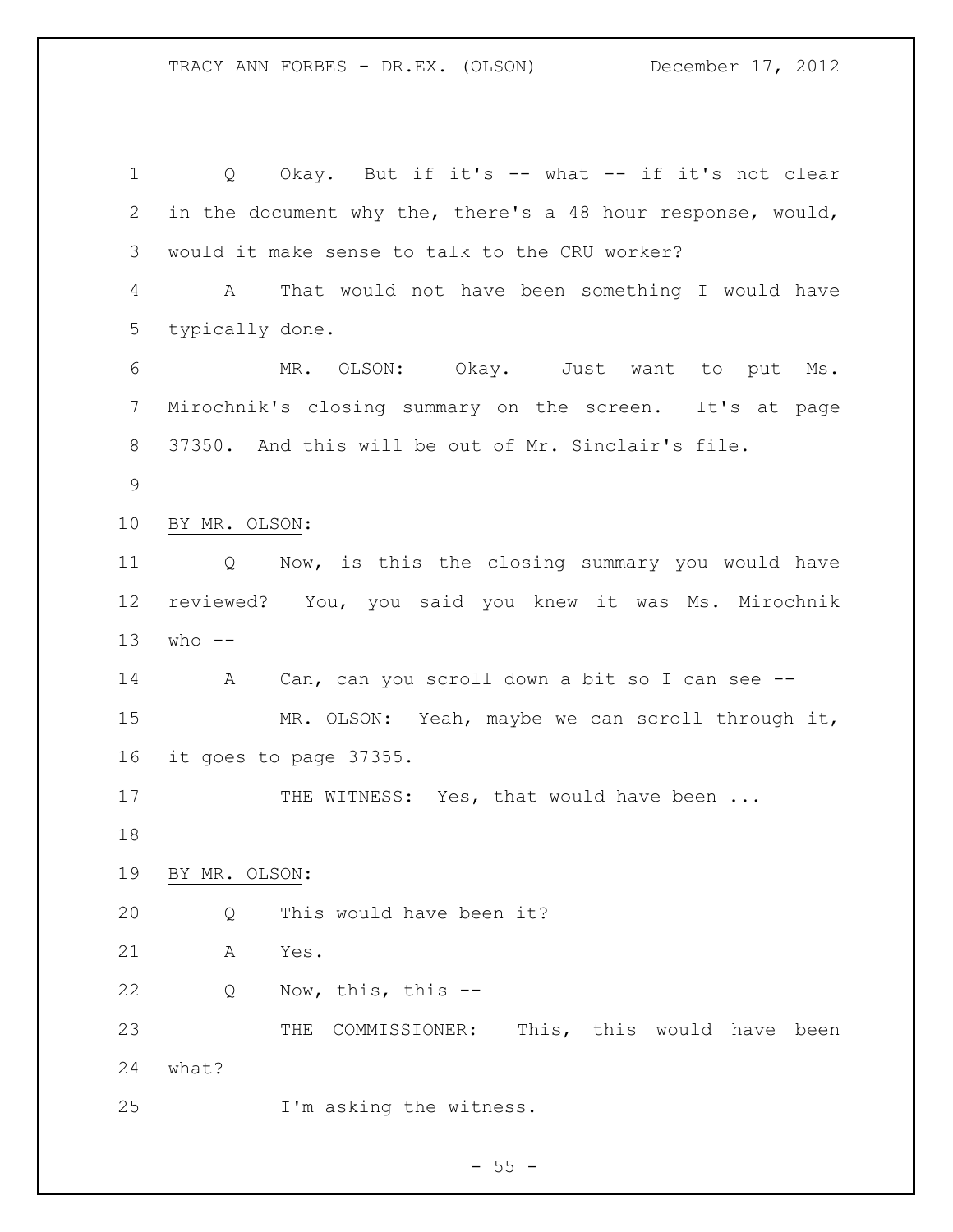Q Okay. But if it's -- what -- if it's not clear in the document why the, there's a 48 hour response, would, would it make sense to talk to the CRU worker?

A That would not have been something I would have typically done.

MR. OLSON: Okay. Just want to put Ms. Mirochnik's closing summary on the screen. It's at page 37350. And this will be out of Mr. Sinclair's file.

BY MR. OLSON:

Q Now, is this the closing summary you would have reviewed? You, you said you knew it was Ms. Mirochnik who --

A Can, can you scroll down a bit so I can see --

MR. OLSON: Yeah, maybe we can scroll through it, it goes to page 37355.

THE WITNESS: Yes, that would have been ...

BY MR. OLSON:

Q This would have been it?

A Yes.

Q Now, this, this --

THE COMMISSIONER: This, this would have been what?

I'm asking the witness.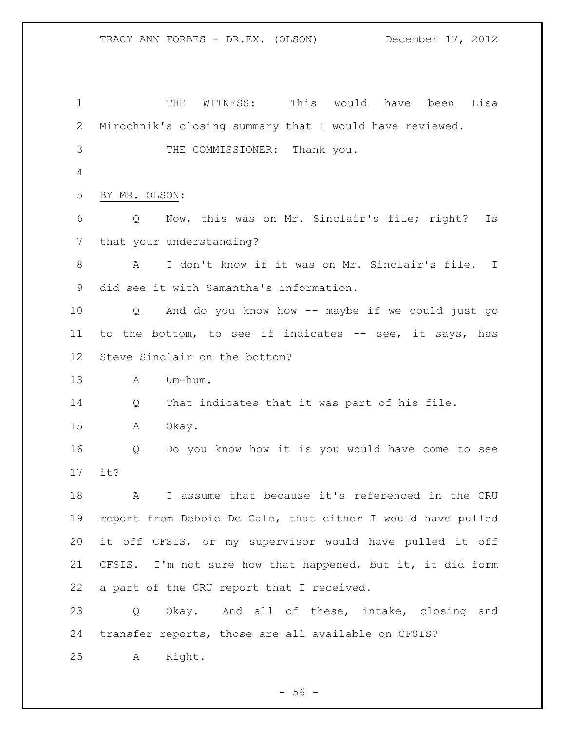THE WITNESS: This would have been Lisa Mirochnik's closing summary that I would have reviewed.

THE COMMISSIONER: Thank you.

BY MR. OLSON:

Q Now, this was on Mr. Sinclair's file; right? Is that your understanding?

A I don't know if it was on Mr. Sinclair's file. I did see it with Samantha's information.

Q And do you know how -- maybe if we could just go to the bottom, to see if indicates -- see, it says, has Steve Sinclair on the bottom?

A Um-hum.

Q That indicates that it was part of his file.

A Okay.

Q Do you know how it is you would have come to see it?

A I assume that because it's referenced in the CRU report from Debbie De Gale, that either I would have pulled it off CFSIS, or my supervisor would have pulled it off CFSIS. I'm not sure how that happened, but it, it did form a part of the CRU report that I received.

Q Okay. And all of these, intake, closing and transfer reports, those are all available on CFSIS?

A Right.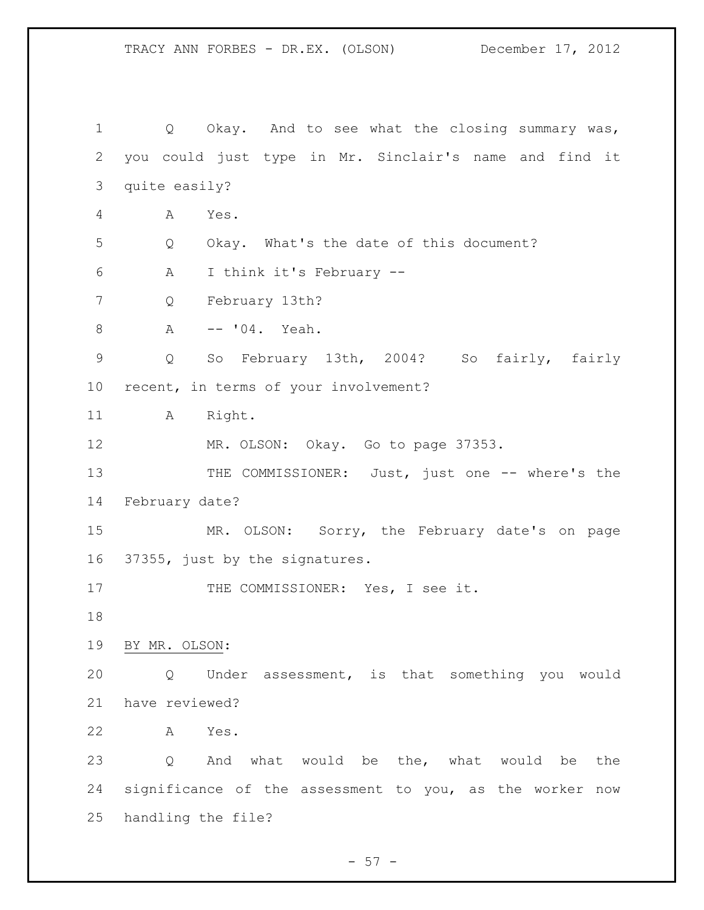Q Okay. And to see what the closing summary was, you could just type in Mr. Sinclair's name and find it quite easily?

A Yes.

Q Okay. What's the date of this document?

A I think it's February --

Q February 13th?

A -- '04. Yeah.

Q So February 13th, 2004? So fairly, fairly recent, in terms of your involvement?

A Right.

MR. OLSON: Okay. Go to page 37353.

THE COMMISSIONER: Just, just one -- where's the February date?

MR. OLSON: Sorry, the February date's on page 37355, just by the signatures.

THE COMMISSIONER: Yes, I see it.

BY MR. OLSON:

Q Under assessment, is that something you would have reviewed?

A Yes.

Q And what would be the, what would be the significance of the assessment to you, as the worker now handling the file?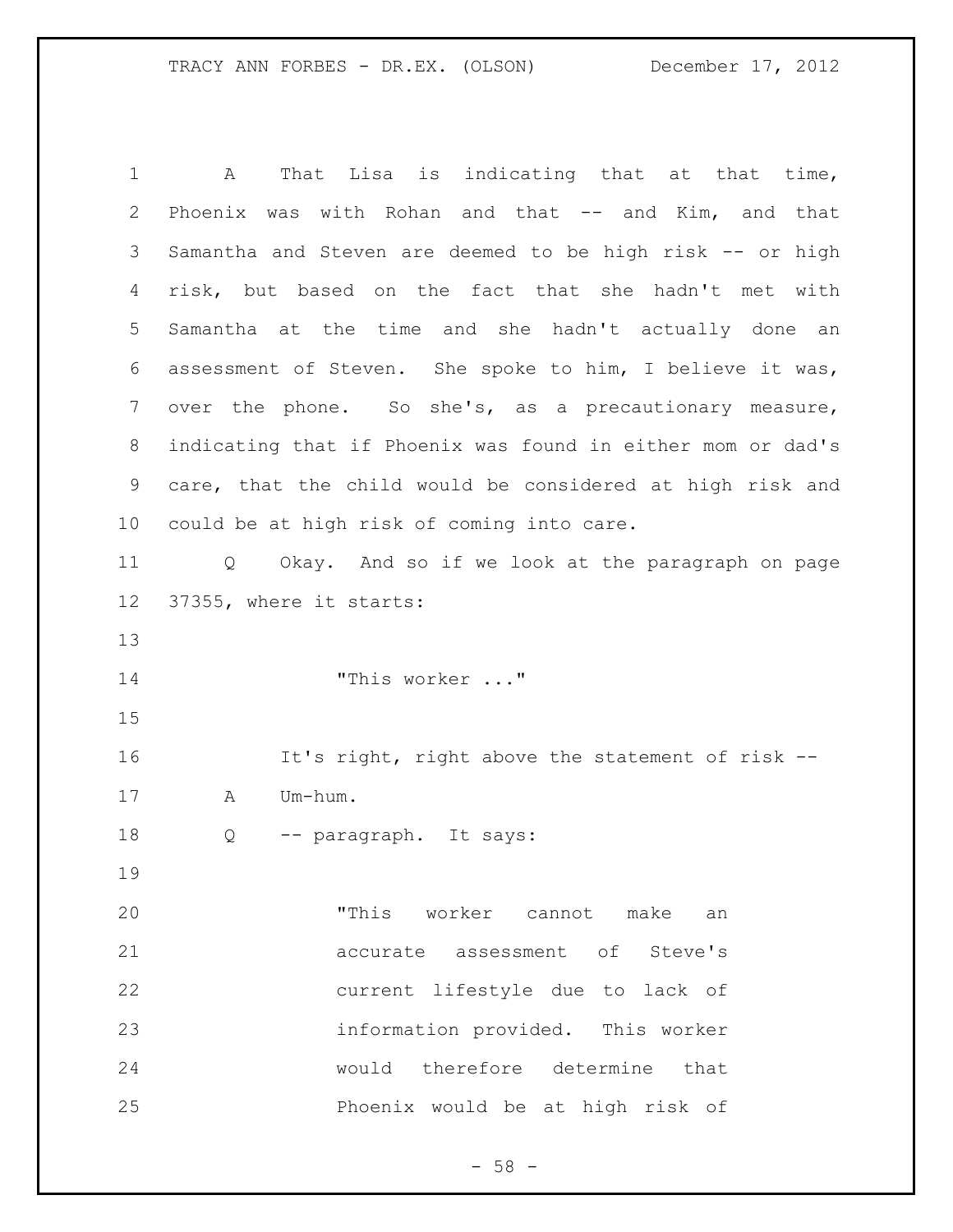A That Lisa is indicating that at that time, Phoenix was with Rohan and that -- and Kim, and that Samantha and Steven are deemed to be high risk -- or high risk, but based on the fact that she hadn't met with Samantha at the time and she hadn't actually done an assessment of Steven. She spoke to him, I believe it was, over the phone. So she's, as a precautionary measure, indicating that if Phoenix was found in either mom or dad's care, that the child would be considered at high risk and could be at high risk of coming into care.

Q Okay. And so if we look at the paragraph on page 37355, where it starts:

> "This worker ..."

It's right, right above the statement of risk --

A Um-hum.

Q -- paragraph. It says:

> "This worker cannot make an accurate assessment of Steve's current lifestyle due to lack of information provided. This worker would therefore determine that Phoenix would be at high risk of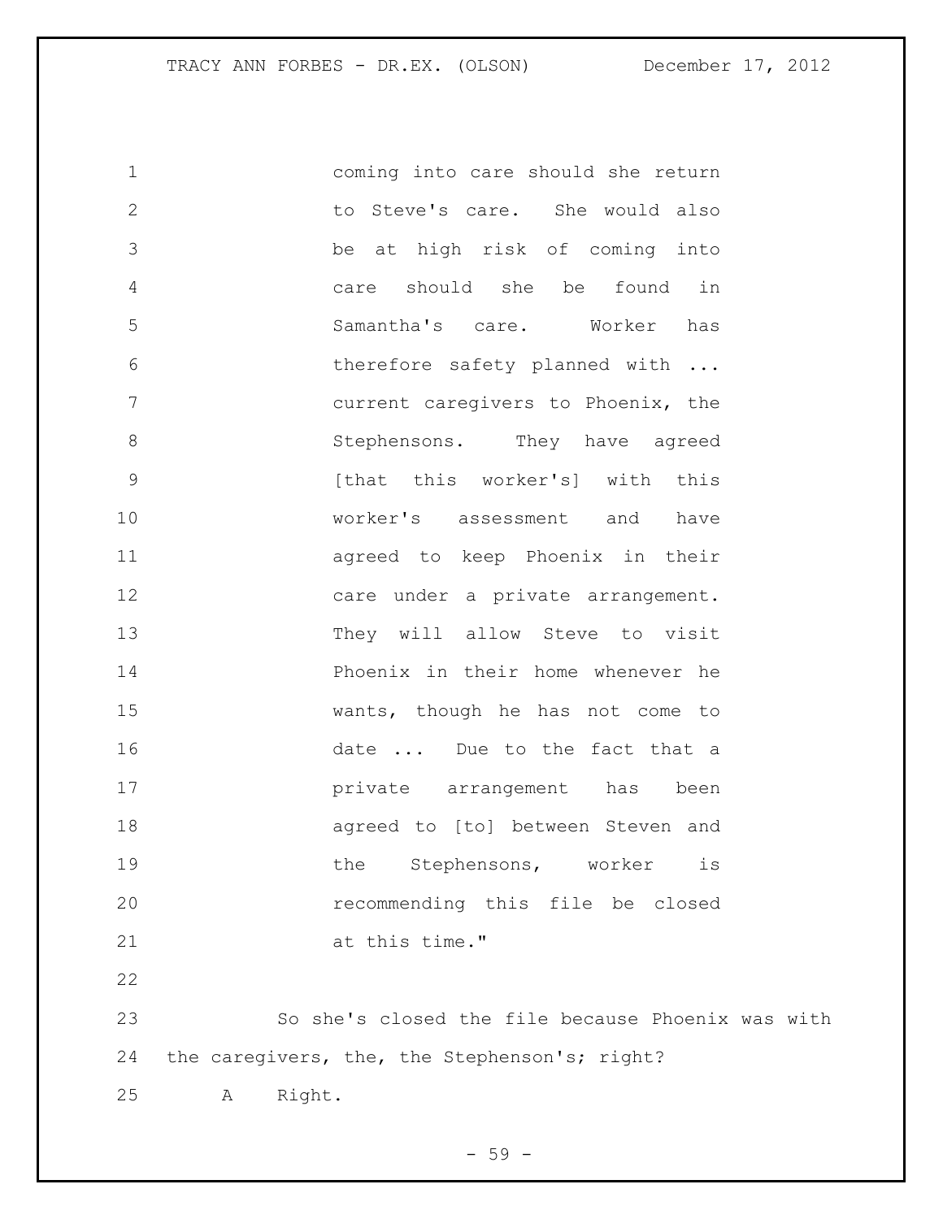> coming into care should she return to Steve's care. She would also be at high risk of coming into care should she be found in Samantha's care. Worker has therefore safety planned with ... current caregivers to Phoenix, the Stephensons. They have agreed [that this worker's] with this worker's assessment and have agreed to keep Phoenix in their care under a private arrangement. They will allow Steve to visit Phoenix in their home whenever he wants, though he has not come to date ... Due to the fact that a private arrangement has been agreed to [to] between Steven and the Stephensons, worker is recommending this file be closed at this time."

So she's closed the file because Phoenix was with the caregivers, the, the Stephenson's; right?

A Right.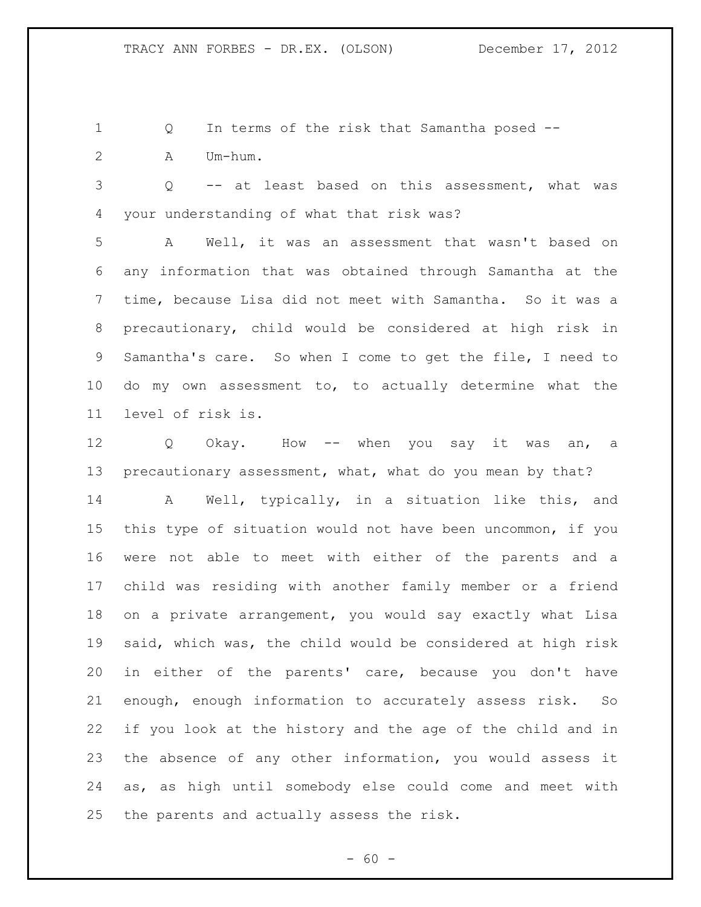Q In terms of the risk that Samantha posed --

A Um-hum.

Q -- at least based on this assessment, what was your understanding of what that risk was?

A Well, it was an assessment that wasn't based on any information that was obtained through Samantha at the time, because Lisa did not meet with Samantha. So it was a precautionary, child would be considered at high risk in Samantha's care. So when I come to get the file, I need to do my own assessment to, to actually determine what the level of risk is.

Q Okay. How -- when you say it was an, a precautionary assessment, what, what do you mean by that?

A Well, typically, in a situation like this, and this type of situation would not have been uncommon, if you were not able to meet with either of the parents and a child was residing with another family member or a friend on a private arrangement, you would say exactly what Lisa said, which was, the child would be considered at high risk in either of the parents' care, because you don't have enough, enough information to accurately assess risk. So if you look at the history and the age of the child and in the absence of any other information, you would assess it as, as high until somebody else could come and meet with the parents and actually assess the risk.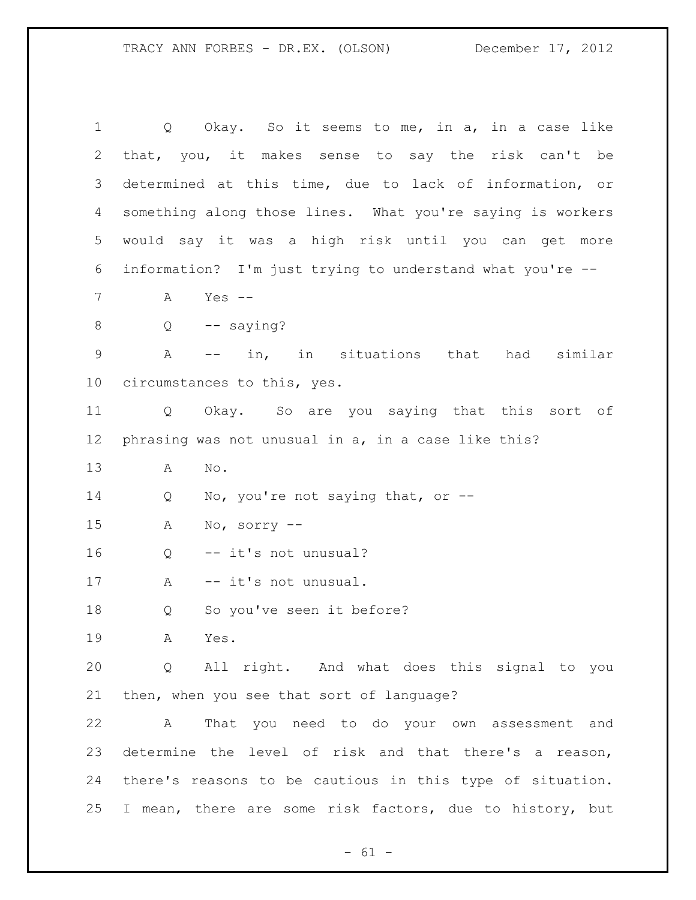Q Okay. So it seems to me, in a, in a case like that, you, it makes sense to say the risk can't be determined at this time, due to lack of information, or something along those lines. What you're saying is workers would say it was a high risk until you can get more information? I'm just trying to understand what you're --

A Yes --

Q -- saying?

A -- in, in situations that had similar circumstances to this, yes.

Q Okay. So are you saying that this sort of phrasing was not unusual in a, in a case like this?

A No.

Q No, you're not saying that, or --

A No, sorry --

Q -- it's not unusual?

A -- it's not unusual.

Q So you've seen it before?

A Yes.

Q All right. And what does this signal to you then, when you see that sort of language?

A That you need to do your own assessment and determine the level of risk and that there's a reason, there's reasons to be cautious in this type of situation. I mean, there are some risk factors, due to history, but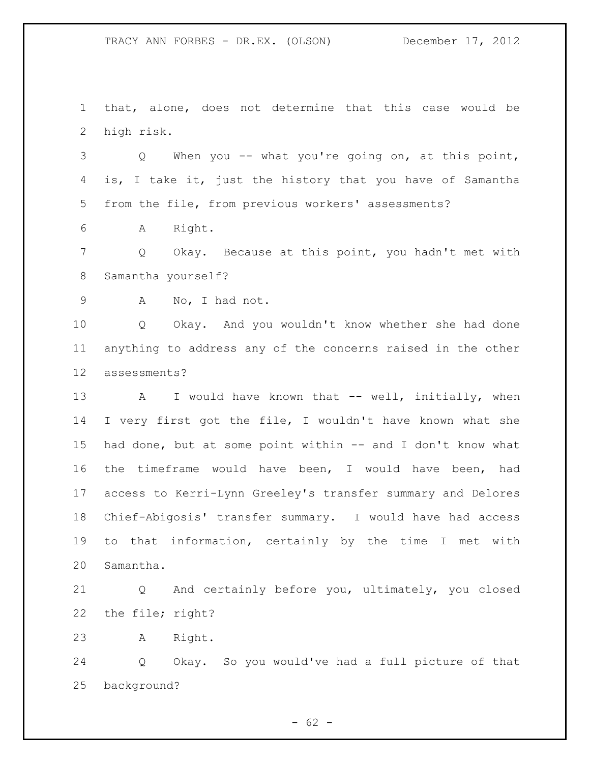that, alone, does not determine that this case would be high risk.

Q When you -- what you're going on, at this point, is, I take it, just the history that you have of Samantha from the file, from previous workers' assessments?

A Right.

Q Okay. Because at this point, you hadn't met with Samantha yourself?

A No, I had not.

Q Okay. And you wouldn't know whether she had done anything to address any of the concerns raised in the other assessments?

A I would have known that -- well, initially, when I very first got the file, I wouldn't have known what she had done, but at some point within -- and I don't know what the timeframe would have been, I would have been, had access to Kerri-Lynn Greeley's transfer summary and Delores Chief-Abigosis' transfer summary. I would have had access to that information, certainly by the time I met with Samantha.

Q And certainly before you, ultimately, you closed the file; right?

A Right.

Q Okay. So you would've had a full picture of that background?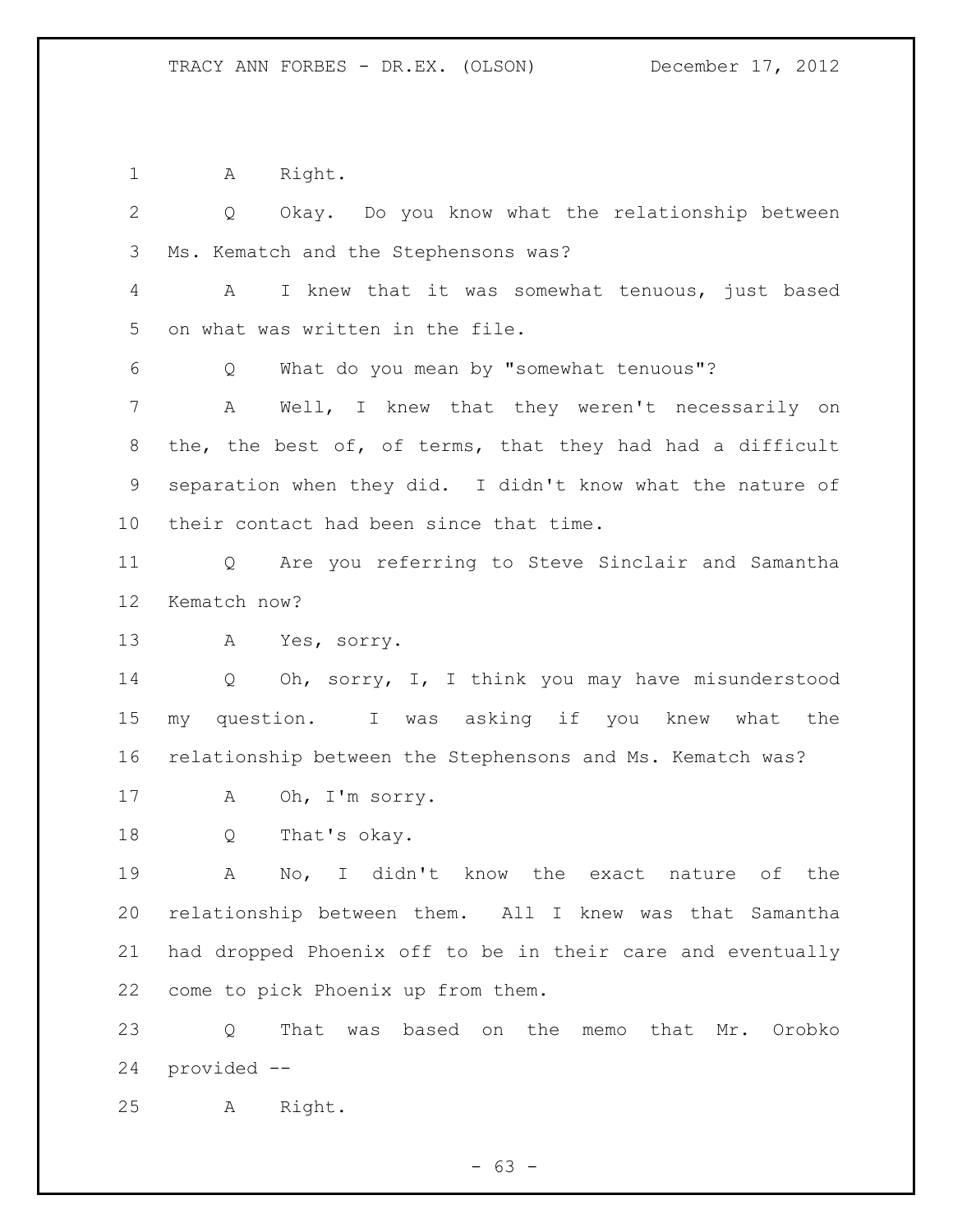A Right.

Q Okay. Do you know what the relationship between Ms. Kematch and the Stephensons was?

A I knew that it was somewhat tenuous, just based on what was written in the file.

Q What do you mean by "somewhat tenuous"?

A Well, I knew that they weren't necessarily on the, the best of, of terms, that they had had a difficult separation when they did. I didn't know what the nature of their contact had been since that time.

Q Are you referring to Steve Sinclair and Samantha Kematch now?

A Yes, sorry.

Q Oh, sorry, I, I think you may have misunderstood my question. I was asking if you knew what the relationship between the Stephensons and Ms. Kematch was?

A Oh, I'm sorry.

Q That's okay.

A No, I didn't know the exact nature of the relationship between them. All I knew was that Samantha had dropped Phoenix off to be in their care and eventually come to pick Phoenix up from them.

Q That was based on the memo that Mr. Orobko provided --

A Right.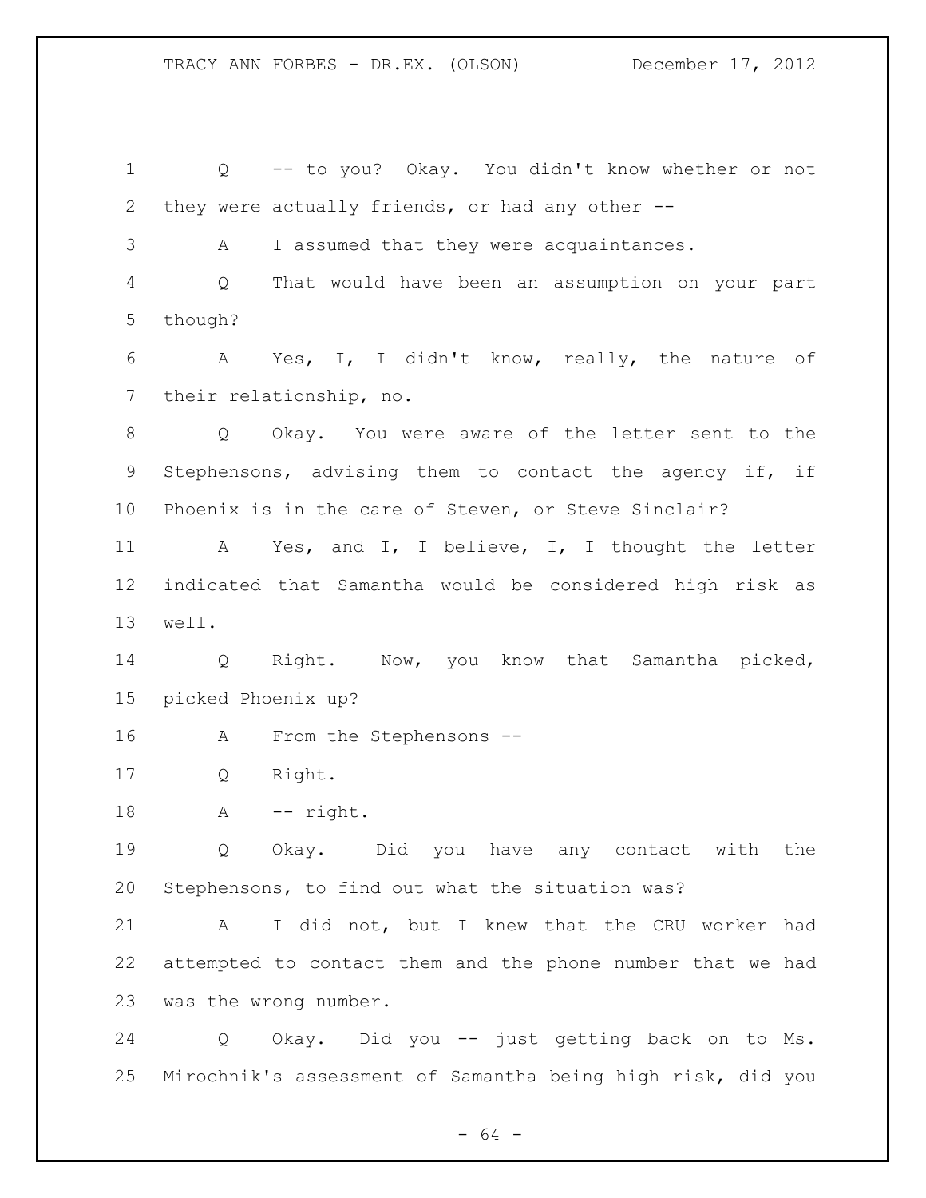Q -- to you? Okay. You didn't know whether or not they were actually friends, or had any other --

A I assumed that they were acquaintances.

Q That would have been an assumption on your part though?

A Yes, I, I didn't know, really, the nature of their relationship, no.

Q Okay. You were aware of the letter sent to the Stephensons, advising them to contact the agency if, if Phoenix is in the care of Steven, or Steve Sinclair?

A Yes, and I, I believe, I, I thought the letter indicated that Samantha would be considered high risk as well.

Q Right. Now, you know that Samantha picked, picked Phoenix up?

A From the Stephensons --

Q Right.

A -- right.

Q Okay. Did you have any contact with the Stephensons, to find out what the situation was?

A I did not, but I knew that the CRU worker had attempted to contact them and the phone number that we had was the wrong number.

Q Okay. Did you -- just getting back on to Ms. Mirochnik's assessment of Samantha being high risk, did you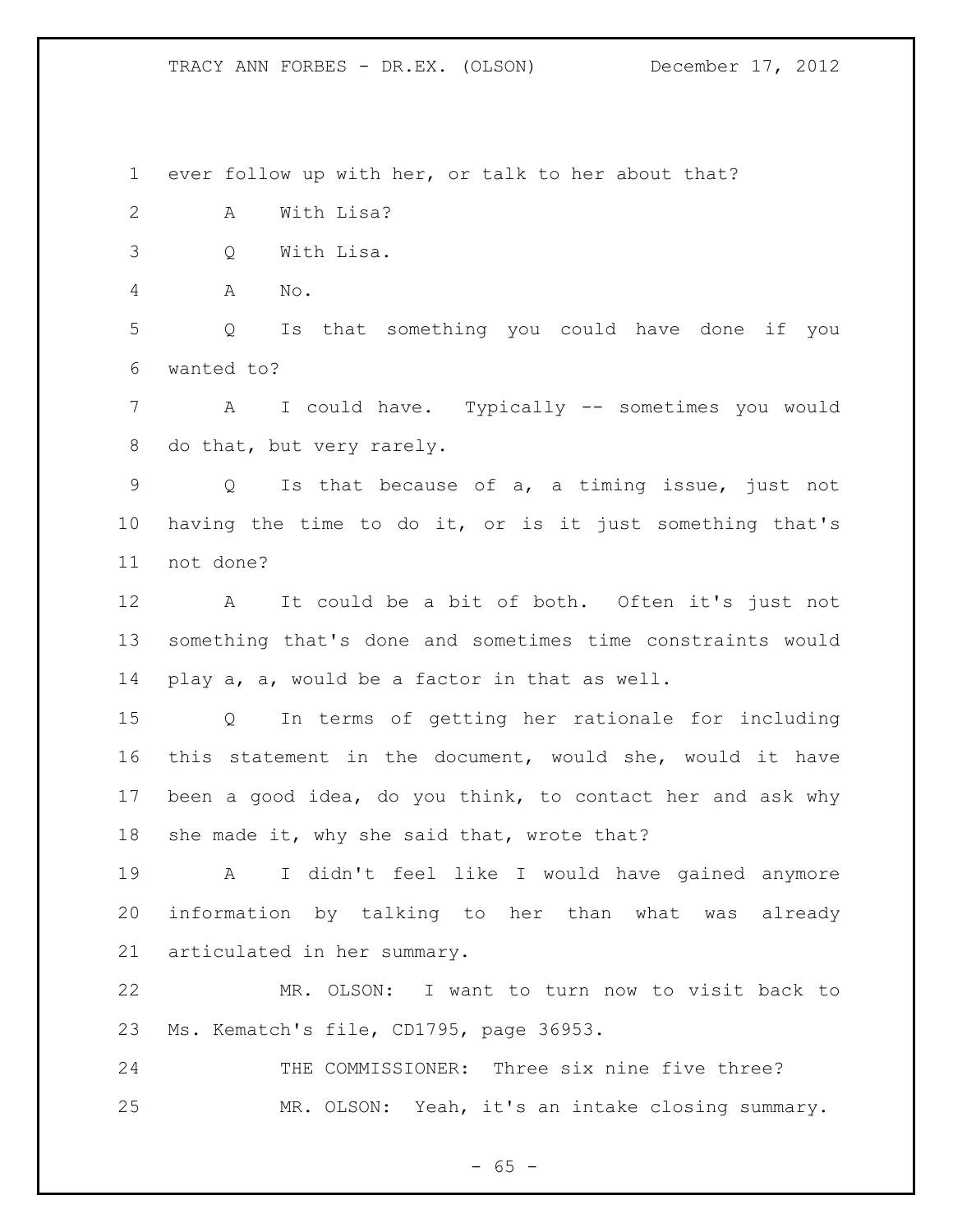ever follow up with her, or talk to her about that?

A With Lisa?

Q With Lisa.

A No.

Q Is that something you could have done if you wanted to?

A I could have. Typically -- sometimes you would do that, but very rarely.

Q Is that because of a, a timing issue, just not having the time to do it, or is it just something that's not done?

A It could be a bit of both. Often it's just not something that's done and sometimes time constraints would play a, a, would be a factor in that as well.

Q In terms of getting her rationale for including this statement in the document, would she, would it have been a good idea, do you think, to contact her and ask why she made it, why she said that, wrote that?

A I didn't feel like I would have gained anymore information by talking to her than what was already articulated in her summary.

MR. OLSON: I want to turn now to visit back to Ms. Kematch's file, CD1795, page 36953.

THE COMMISSIONER: Three six nine five three?

MR. OLSON: Yeah, it's an intake closing summary.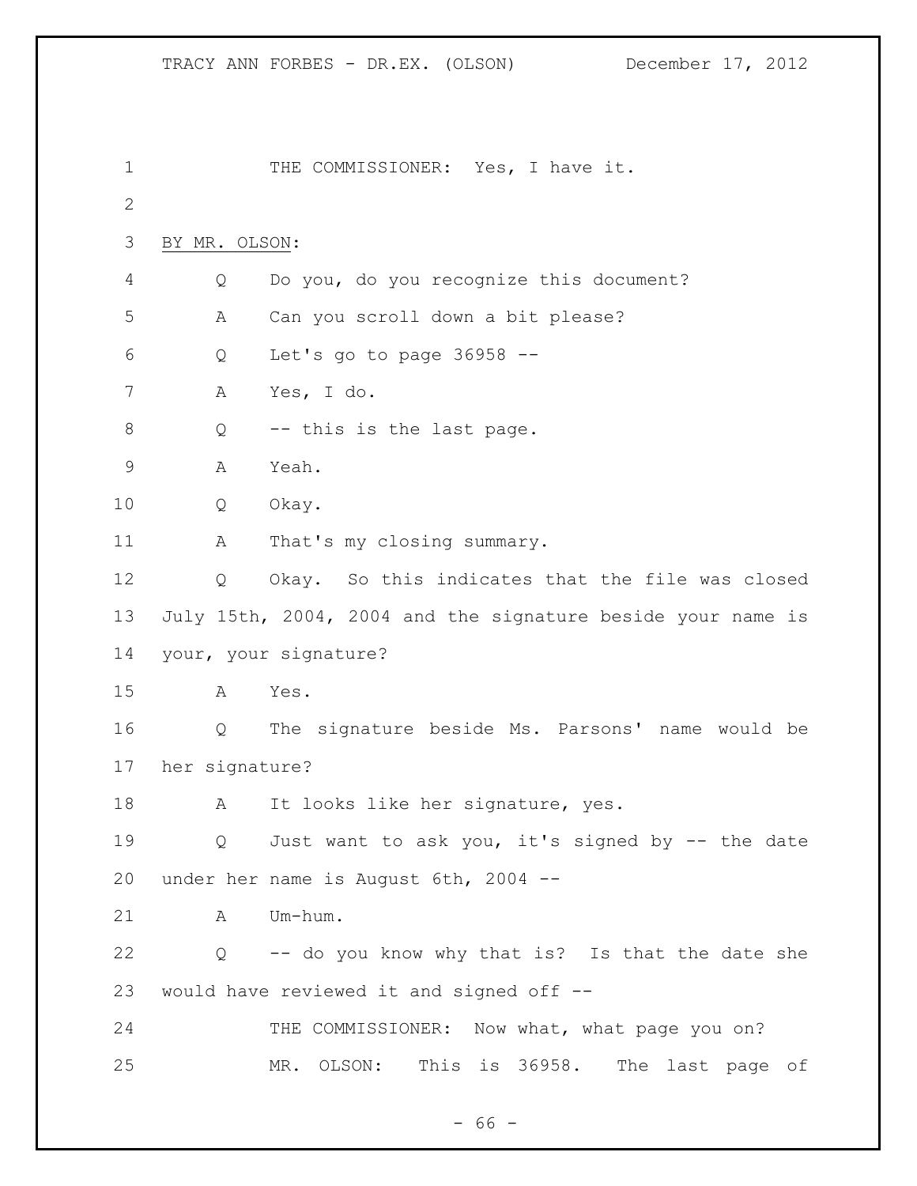THE COMMISSIONER: Yes, I have it.

BY MR. OLSON:

Q Do you, do you recognize this document?

A Can you scroll down a bit please?

Q Let's go to page 36958 --

A Yes, I do.

Q -- this is the last page.

A Yeah.

Q Okay.

A That's my closing summary.

Q Okay. So this indicates that the file was closed July 15th, 2004, 2004 and the signature beside your name is your, your signature?

A Yes.

Q The signature beside Ms. Parsons' name would be her signature?

A It looks like her signature, yes.

Q Just want to ask you, it's signed by -- the date under her name is August 6th, 2004 --

A Um-hum.

Q -- do you know why that is? Is that the date she would have reviewed it and signed off --

THE COMMISSIONER: Now what, what page you on?

MR. OLSON: This is 36958. The last page of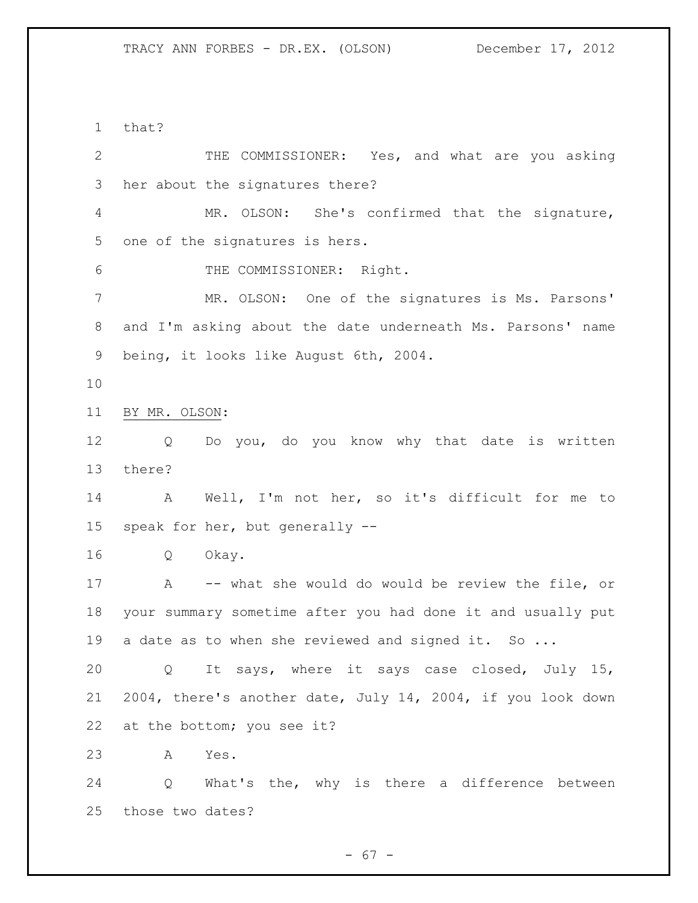that?

THE COMMISSIONER: Yes, and what are you asking her about the signatures there?

MR. OLSON: She's confirmed that the signature, one of the signatures is hers.

THE COMMISSIONER: Right.

MR. OLSON: One of the signatures is Ms. Parsons' and I'm asking about the date underneath Ms. Parsons' name being, it looks like August 6th, 2004.

BY MR. OLSON:

Q Do you, do you know why that date is written there?

A Well, I'm not her, so it's difficult for me to speak for her, but generally --

Q Okay.

A -- what she would do would be review the file, or your summary sometime after you had done it and usually put a date as to when she reviewed and signed it. So ...

Q It says, where it says case closed, July 15, 2004, there's another date, July 14, 2004, if you look down at the bottom; you see it?

A Yes.

Q What's the, why is there a difference between those two dates?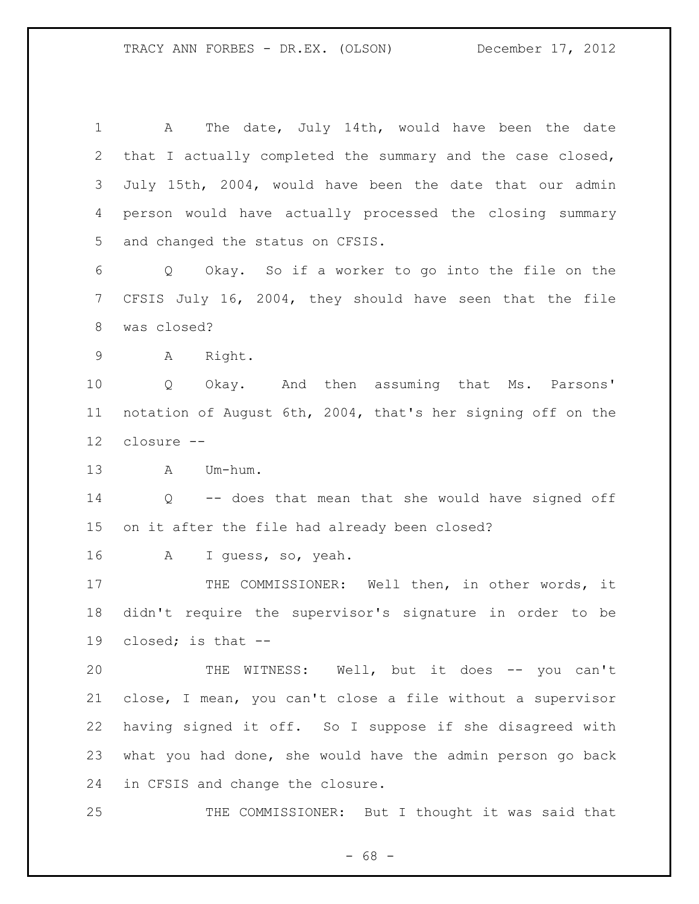A The date, July 14th, would have been the date that I actually completed the summary and the case closed, July 15th, 2004, would have been the date that our admin person would have actually processed the closing summary and changed the status on CFSIS.

Q Okay. So if a worker to go into the file on the CFSIS July 16, 2004, they should have seen that the file was closed?

A Right.

Q Okay. And then assuming that Ms. Parsons' notation of August 6th, 2004, that's her signing off on the closure --

A Um-hum.

Q -- does that mean that she would have signed off on it after the file had already been closed?

A I guess, so, yeah.

THE COMMISSIONER: Well then, in other words, it didn't require the supervisor's signature in order to be closed; is that --

THE WITNESS: Well, but it does -- you can't close, I mean, you can't close a file without a supervisor having signed it off. So I suppose if she disagreed with what you had done, she would have the admin person go back in CFSIS and change the closure.

THE COMMISSIONER: But I thought it was said that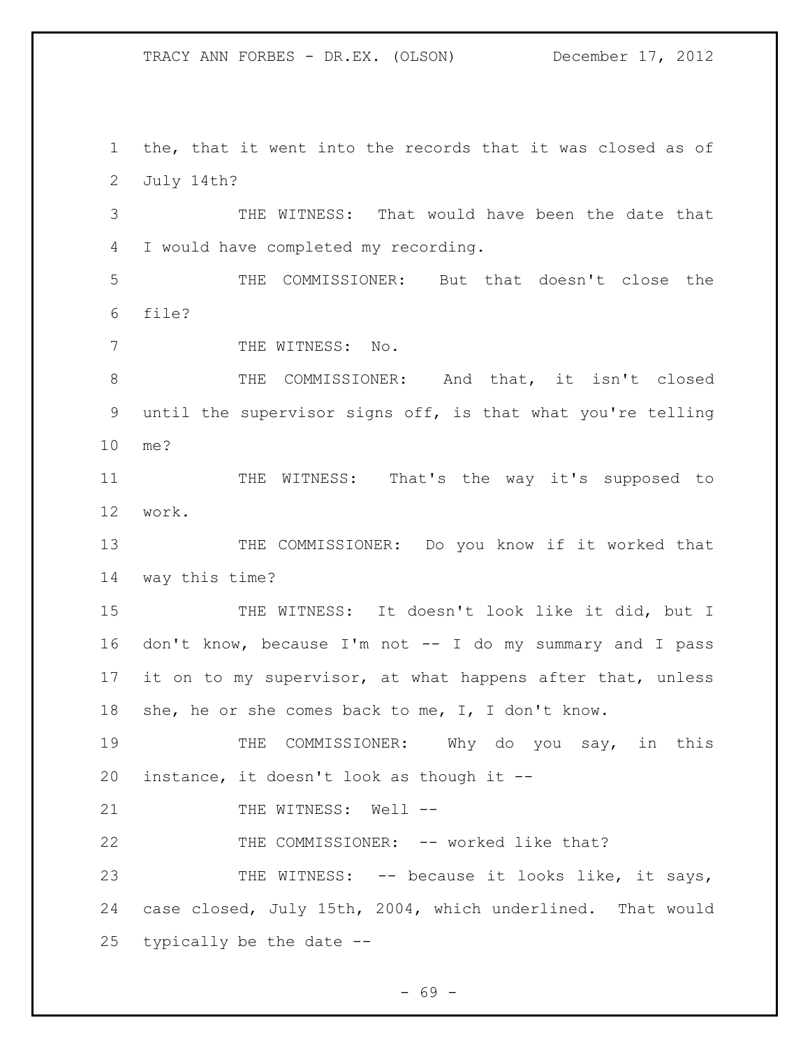the, that it went into the records that it was closed as of July 14th?

THE WITNESS: That would have been the date that I would have completed my recording.

THE COMMISSIONER: But that doesn't close the file?

THE WITNESS: No.

THE COMMISSIONER: And that, it isn't closed until the supervisor signs off, is that what you're telling me?

THE WITNESS: That's the way it's supposed to work.

THE COMMISSIONER: Do you know if it worked that way this time?

THE WITNESS: It doesn't look like it did, but I don't know, because I'm not -- I do my summary and I pass it on to my supervisor, at what happens after that, unless she, he or she comes back to me, I, I don't know.

THE COMMISSIONER: Why do you say, in this instance, it doesn't look as though it --

THE WITNESS: Well --

THE COMMISSIONER: -- worked like that?

THE WITNESS: -- because it looks like, it says, case closed, July 15th, 2004, which underlined. That would typically be the date --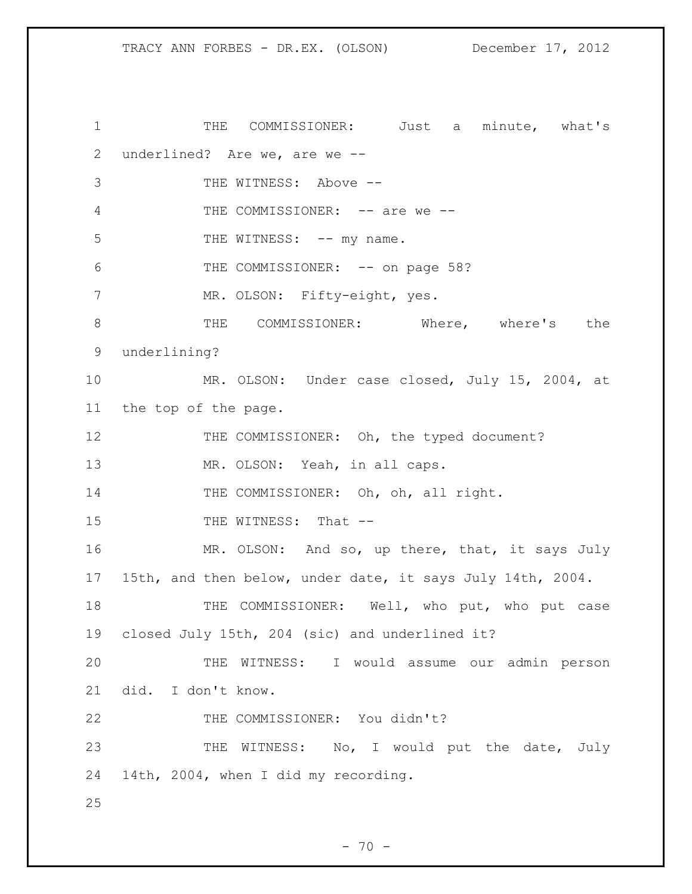THE COMMISSIONER: Just a minute, what's underlined? Are we, are we --

THE WITNESS: Above --

THE COMMISSIONER: -- are we --

THE WITNESS: -- my name.

THE COMMISSIONER: -- on page 58?

MR. OLSON: Fifty-eight, yes.

THE COMMISSIONER: Where, where's the underlining?

MR. OLSON: Under case closed, July 15, 2004, at the top of the page.

THE COMMISSIONER: Oh, the typed document?

MR. OLSON: Yeah, in all caps.

THE COMMISSIONER: Oh, oh, all right.

THE WITNESS: That --

MR. OLSON: And so, up there, that, it says July 15th, and then below, under date, it says July 14th, 2004.

THE COMMISSIONER: Well, who put, who put case closed July 15th, 204 (sic) and underlined it?

THE WITNESS: I would assume our admin person did. I don't know.

THE COMMISSIONER: You didn't?

THE WITNESS: No, I would put the date, July 14th, 2004, when I did my recording.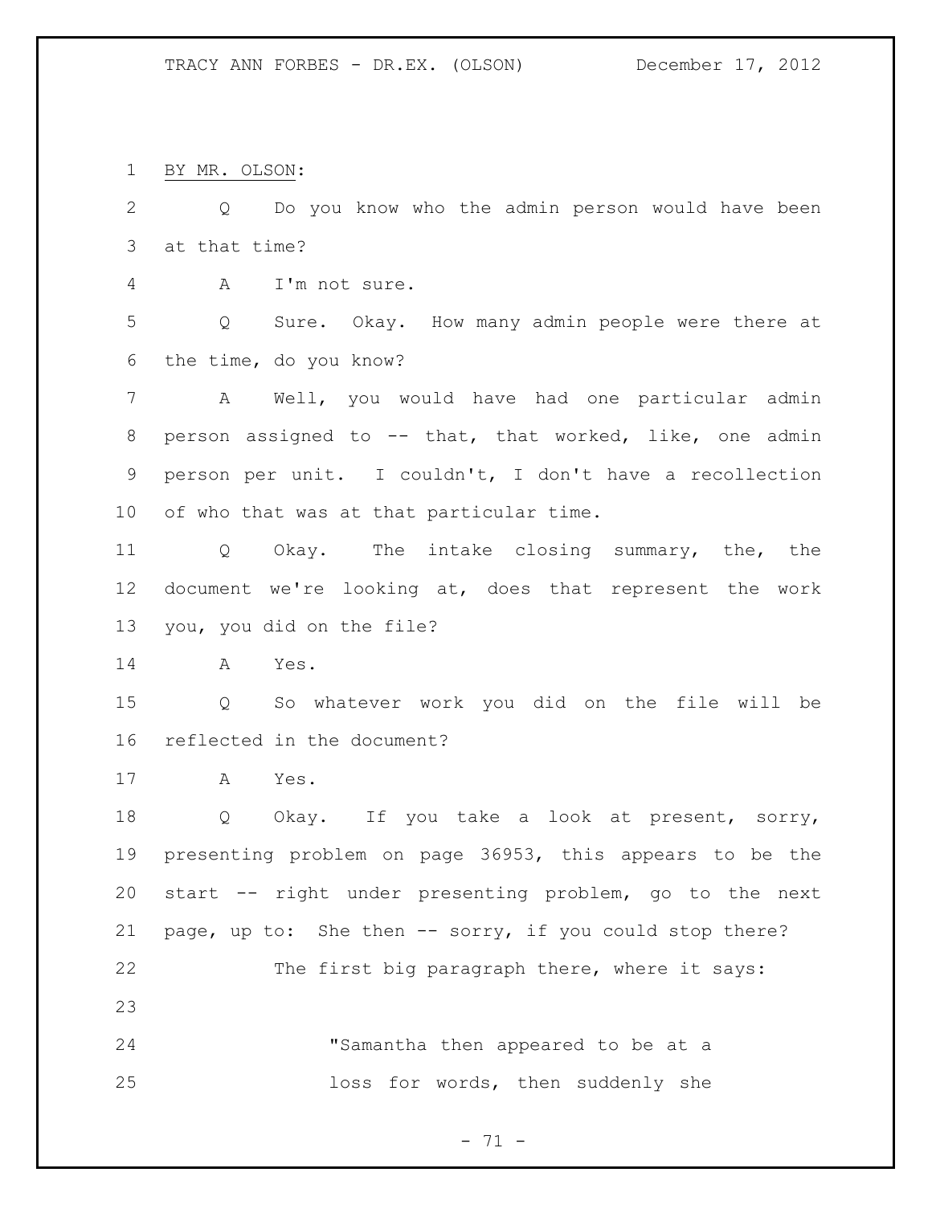BY MR. OLSON:

Q Do you know who the admin person would have been at that time?

A I'm not sure.

Q Sure. Okay. How many admin people were there at the time, do you know?

A Well, you would have had one particular admin person assigned to -- that, that worked, like, one admin person per unit. I couldn't, I don't have a recollection of who that was at that particular time.

Q Okay. The intake closing summary, the, the document we're looking at, does that represent the work you, you did on the file?

A Yes.

Q So whatever work you did on the file will be reflected in the document?

A Yes.

Q Okay. If you take a look at present, sorry, presenting problem on page 36953, this appears to be the start -- right under presenting problem, go to the next page, up to: She then -- sorry, if you could stop there?

The first big paragraph there, where it says:

> "Samantha then appeared to be at a loss for words, then suddenly she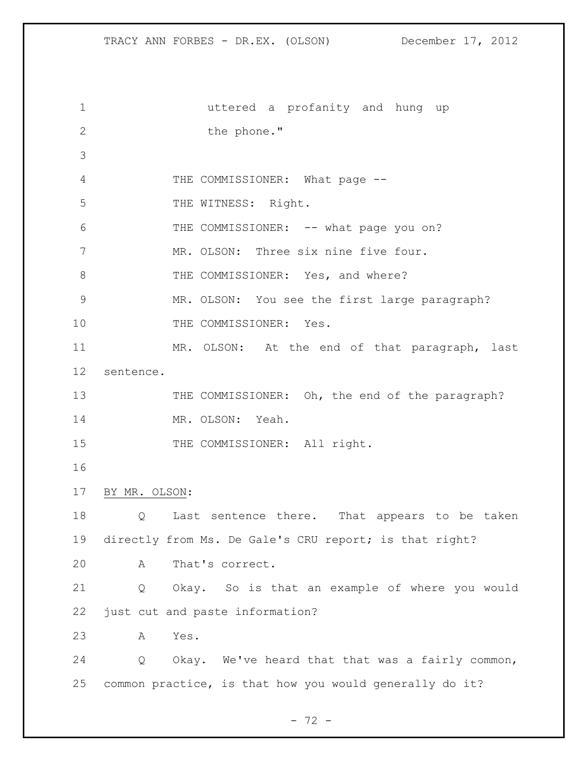uttered a profanity and hung up the phone."

THE COMMISSIONER: What page --

THE WITNESS: Right.

THE COMMISSIONER: -- what page you on?

MR. OLSON: Three six nine five four.

THE COMMISSIONER: Yes, and where?

MR. OLSON: You see the first large paragraph?

THE COMMISSIONER: Yes.

MR. OLSON: At the end of that paragraph, last sentence.

THE COMMISSIONER: Oh, the end of the paragraph?

MR. OLSON: Yeah.

THE COMMISSIONER: All right.

BY MR. OLSON:

Q Last sentence there. That appears to be taken directly from Ms. De Gale's CRU report; is that right?

A That's correct.

Q Okay. So is that an example of where you would just cut and paste information?

A Yes.

Q Okay. We've heard that that was a fairly common, common practice, is that how you would generally do it?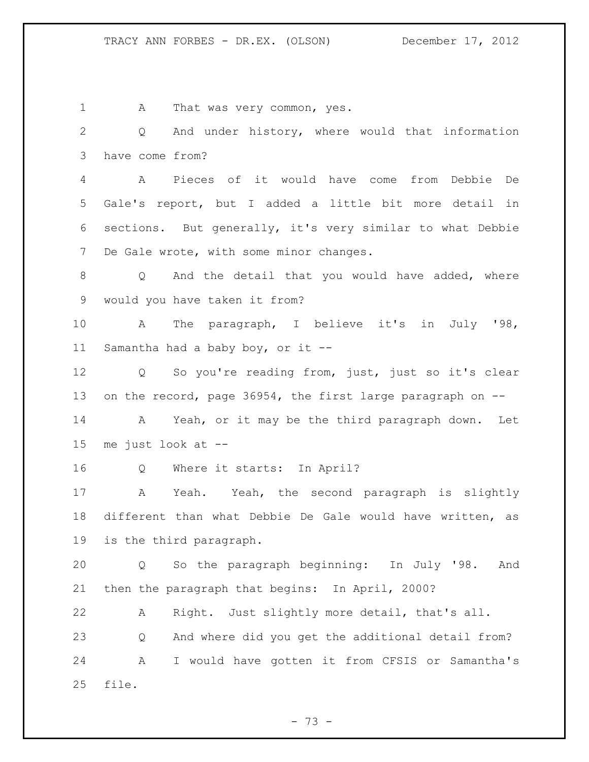A That was very common, yes.

Q And under history, where would that information have come from?

A Pieces of it would have come from Debbie De Gale's report, but I added a little bit more detail in sections. But generally, it's very similar to what Debbie De Gale wrote, with some minor changes.

Q And the detail that you would have added, where would you have taken it from?

A The paragraph, I believe it's in July '98, Samantha had a baby boy, or it --

Q So you're reading from, just, just so it's clear on the record, page 36954, the first large paragraph on --

A Yeah, or it may be the third paragraph down. Let me just look at --

Q Where it starts: In April?

A Yeah. Yeah, the second paragraph is slightly different than what Debbie De Gale would have written, as is the third paragraph.

Q So the paragraph beginning: In July '98. And then the paragraph that begins: In April, 2000?

A Right. Just slightly more detail, that's all.

Q And where did you get the additional detail from?

A I would have gotten it from CFSIS or Samantha's file.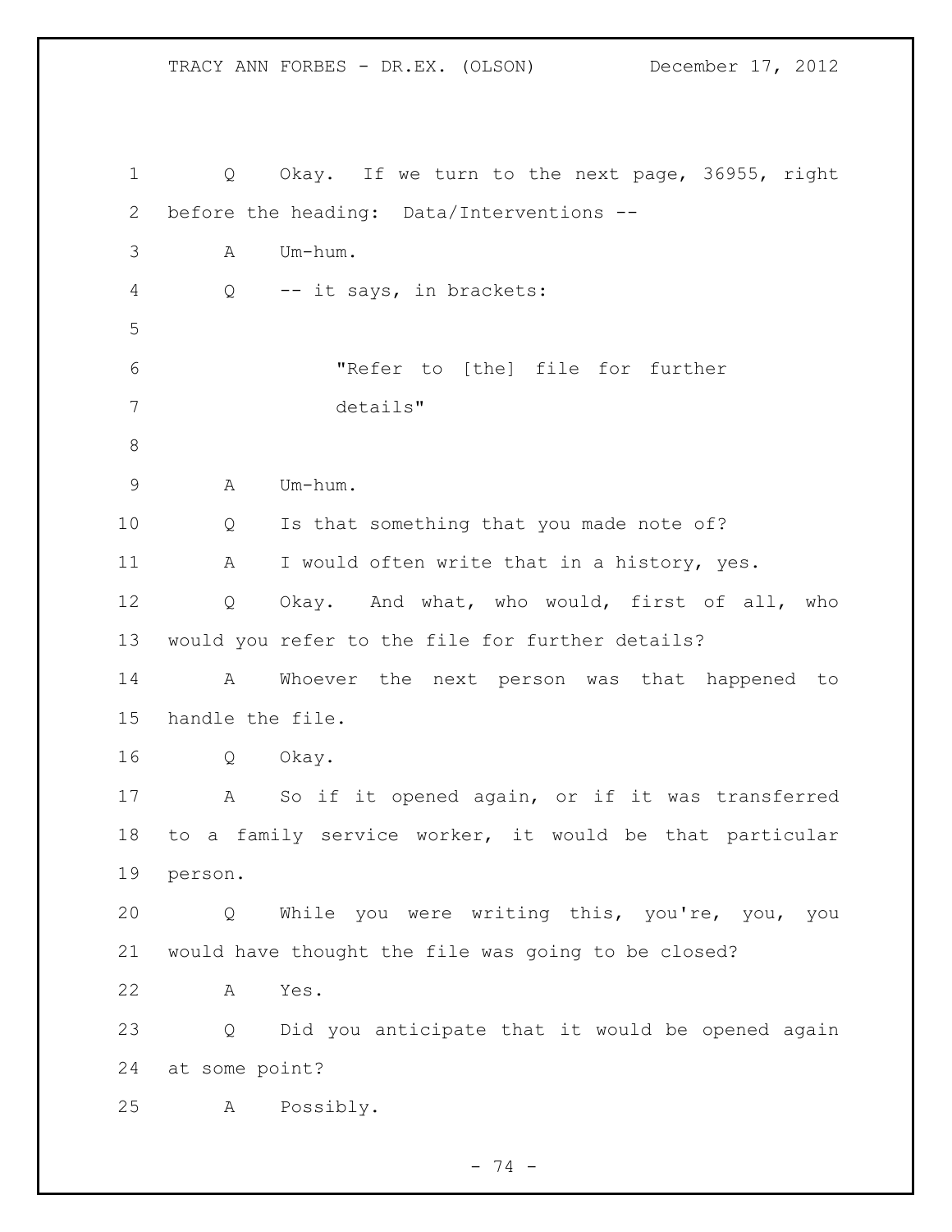Q Okay. If we turn to the next page, 36955, right before the heading: Data/Interventions --

A Um-hum.

Q -- it says, in brackets:

> "Refer to [the] file for further details"

A Um-hum.

Q Is that something that you made note of?

A I would often write that in a history, yes.

Q Okay. And what, who would, first of all, who would you refer to the file for further details?

A Whoever the next person was that happened to handle the file.

Q Okay.

A So if it opened again, or if it was transferred to a family service worker, it would be that particular person.

Q While you were writing this, you're, you, you would have thought the file was going to be closed?

A Yes.

Q Did you anticipate that it would be opened again at some point?

A Possibly.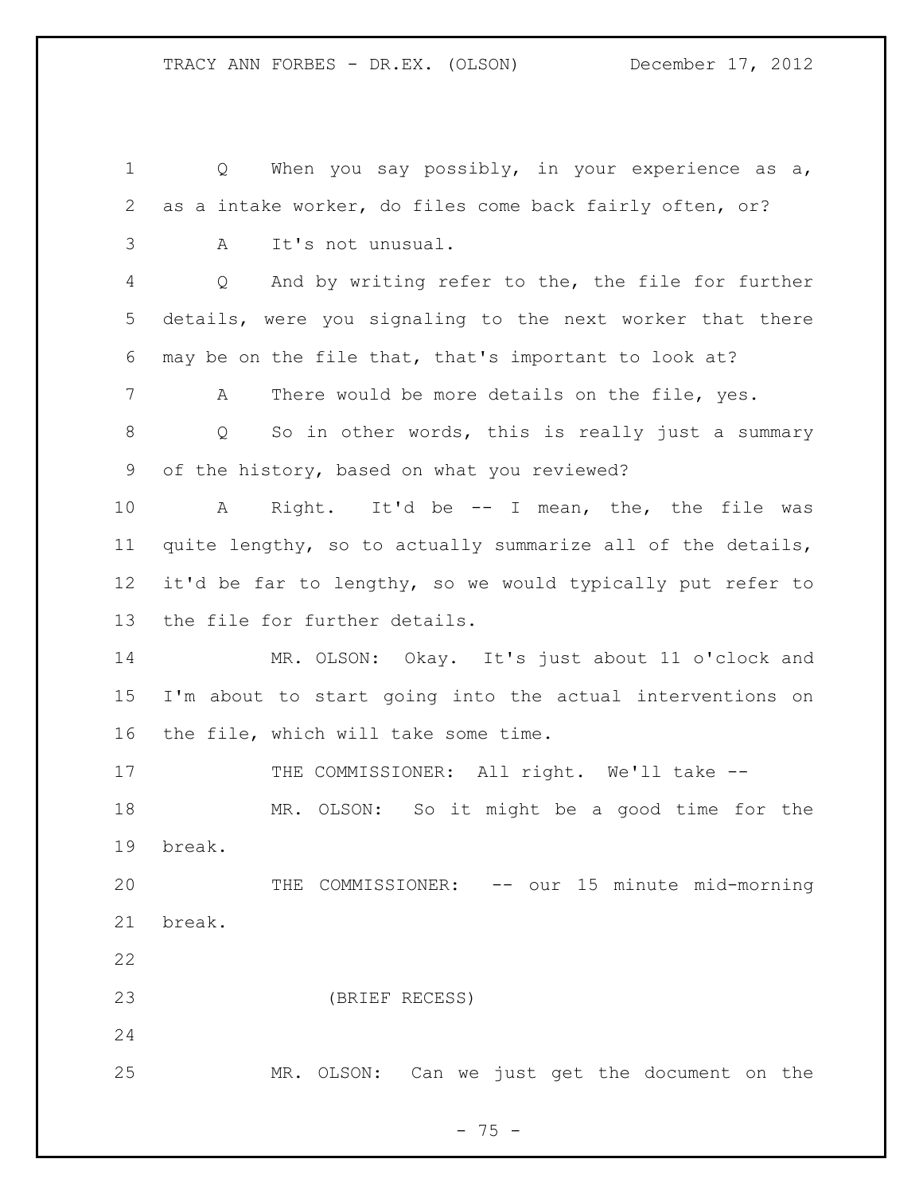Q When you say possibly, in your experience as a, as a intake worker, do files come back fairly often, or?

A It's not unusual.

Q And by writing refer to the, the file for further details, were you signaling to the next worker that there may be on the file that, that's important to look at?

A There would be more details on the file, yes.

Q So in other words, this is really just a summary of the history, based on what you reviewed?

A Right. It'd be -- I mean, the, the file was quite lengthy, so to actually summarize all of the details, it'd be far to lengthy, so we would typically put refer to the file for further details.

MR. OLSON: Okay. It's just about 11 o'clock and I'm about to start going into the actual interventions on the file, which will take some time.

THE COMMISSIONER: All right. We'll take --

MR. OLSON: So it might be a good time for the break.

THE COMMISSIONER: -- our 15 minute mid-morning break.

(BRIEF RECESS)

MR. OLSON: Can we just get the document on the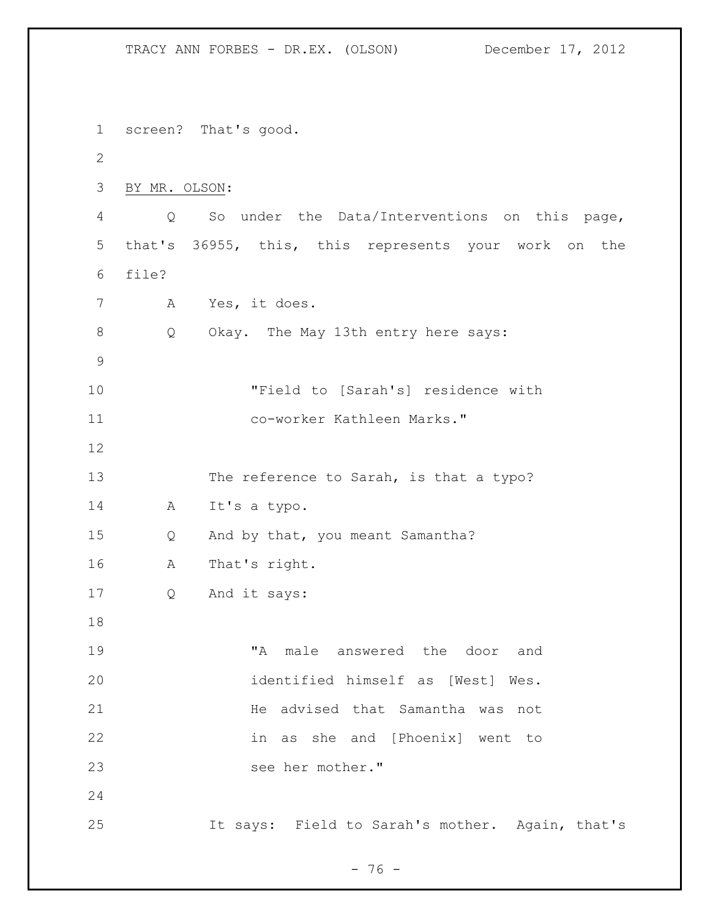screen? That's good.

BY MR. OLSON:

Q So under the Data/Interventions on this page, that's 36955, this, this represents your work on the file?

A Yes, it does.

Q Okay. The May 13th entry here says:

> "Field to [Sarah's] residence with co-worker Kathleen Marks."

The reference to Sarah, is that a typo?

A It's a typo.

Q And by that, you meant Samantha?

A That's right.

Q And it says:

> "A male answered the door and identified himself as [West] Wes. He advised that Samantha was not in as she and [Phoenix] went to see her mother."

It says: Field to Sarah's mother. Again, that's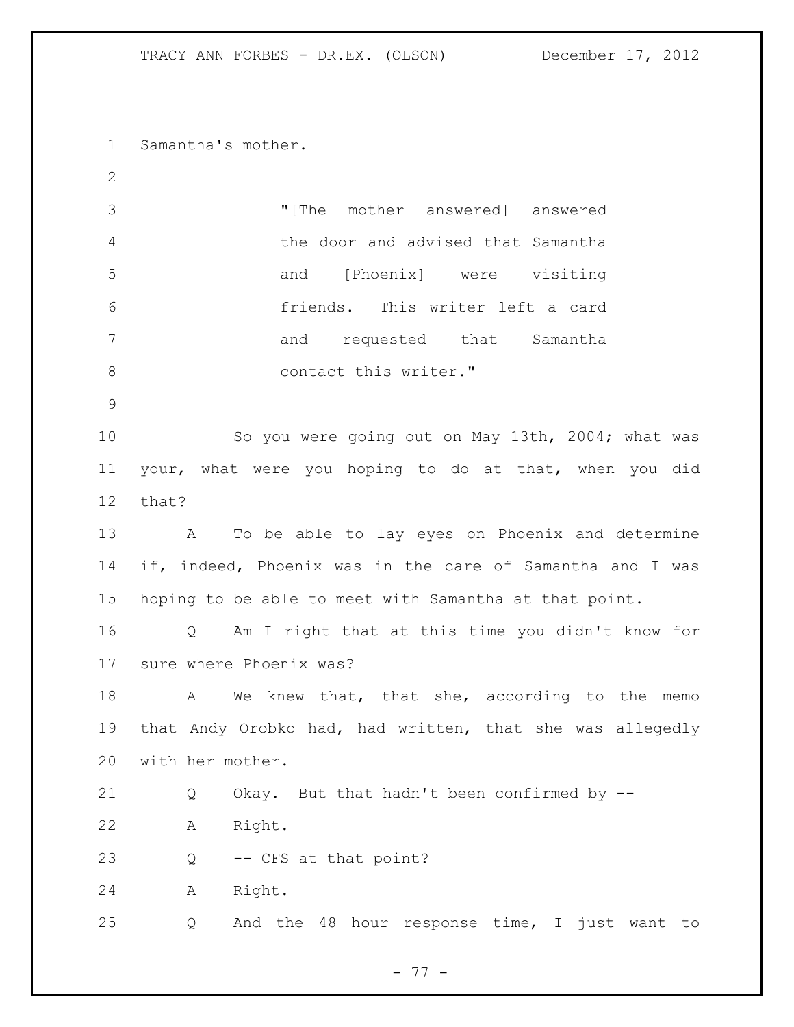Samantha's mother.

> "[The mother answered] answered the door and advised that Samantha and [Phoenix] were visiting friends. This writer left a card and requested that Samantha contact this writer."

So you were going out on May 13th, 2004; what was your, what were you hoping to do at that, when you did that?

A To be able to lay eyes on Phoenix and determine if, indeed, Phoenix was in the care of Samantha and I was hoping to be able to meet with Samantha at that point.

Q Am I right that at this time you didn't know for sure where Phoenix was?

A We knew that, that she, according to the memo that Andy Orobko had, had written, that she was allegedly with her mother.

Q Okay. But that hadn't been confirmed by --

A Right.

Q -- CFS at that point?

A Right.

Q And the 48 hour response time, I just want to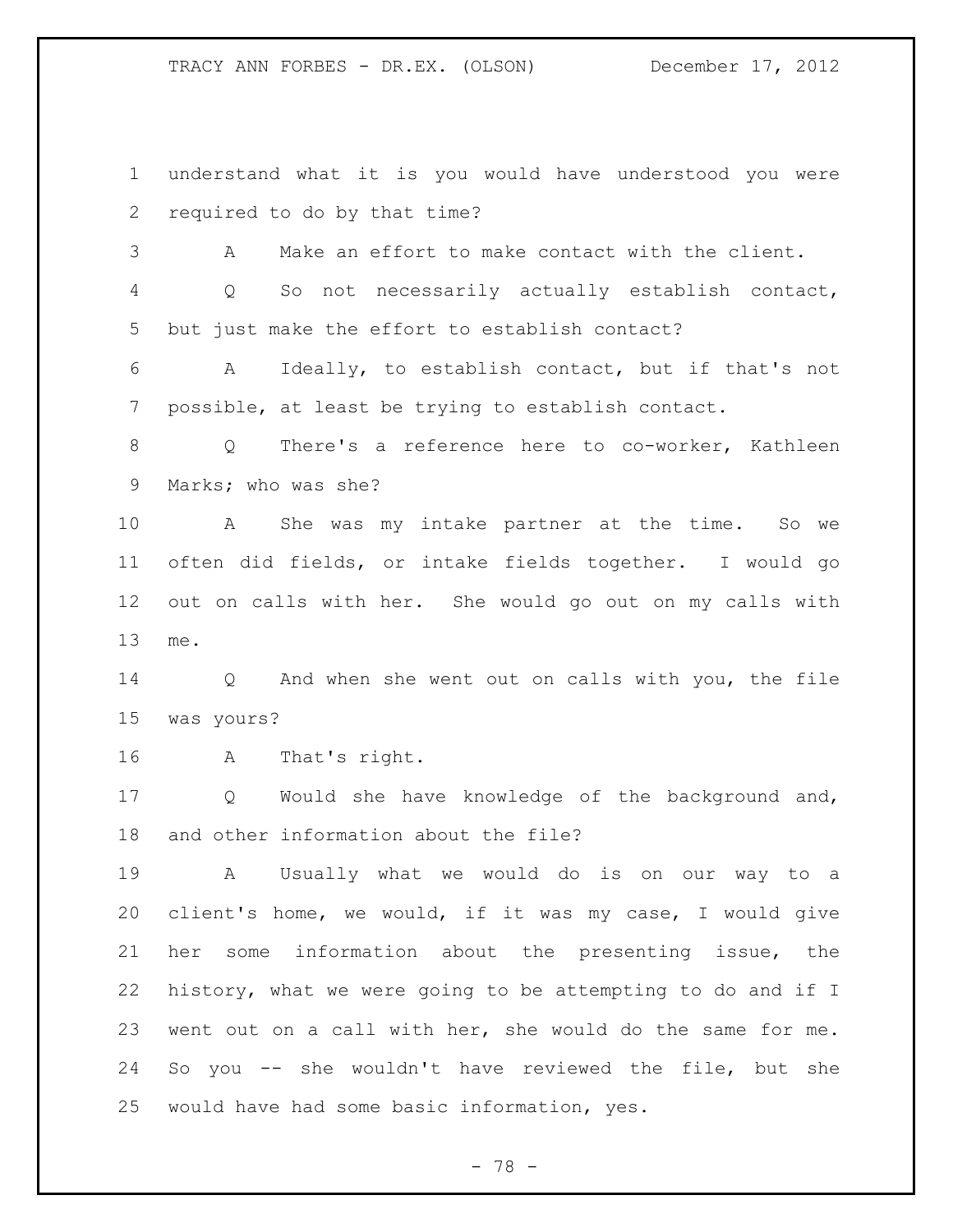understand what it is you would have understood you were required to do by that time?

A Make an effort to make contact with the client.

Q So not necessarily actually establish contact, but just make the effort to establish contact?

A Ideally, to establish contact, but if that's not possible, at least be trying to establish contact.

Q There's a reference here to co-worker, Kathleen Marks; who was she?

A She was my intake partner at the time. So we often did fields, or intake fields together. I would go out on calls with her. She would go out on my calls with me.

Q And when she went out on calls with you, the file was yours?

A That's right.

Q Would she have knowledge of the background and, and other information about the file?

A Usually what we would do is on our way to a client's home, we would, if it was my case, I would give her some information about the presenting issue, the history, what we were going to be attempting to do and if I went out on a call with her, she would do the same for me. So you -- she wouldn't have reviewed the file, but she would have had some basic information, yes.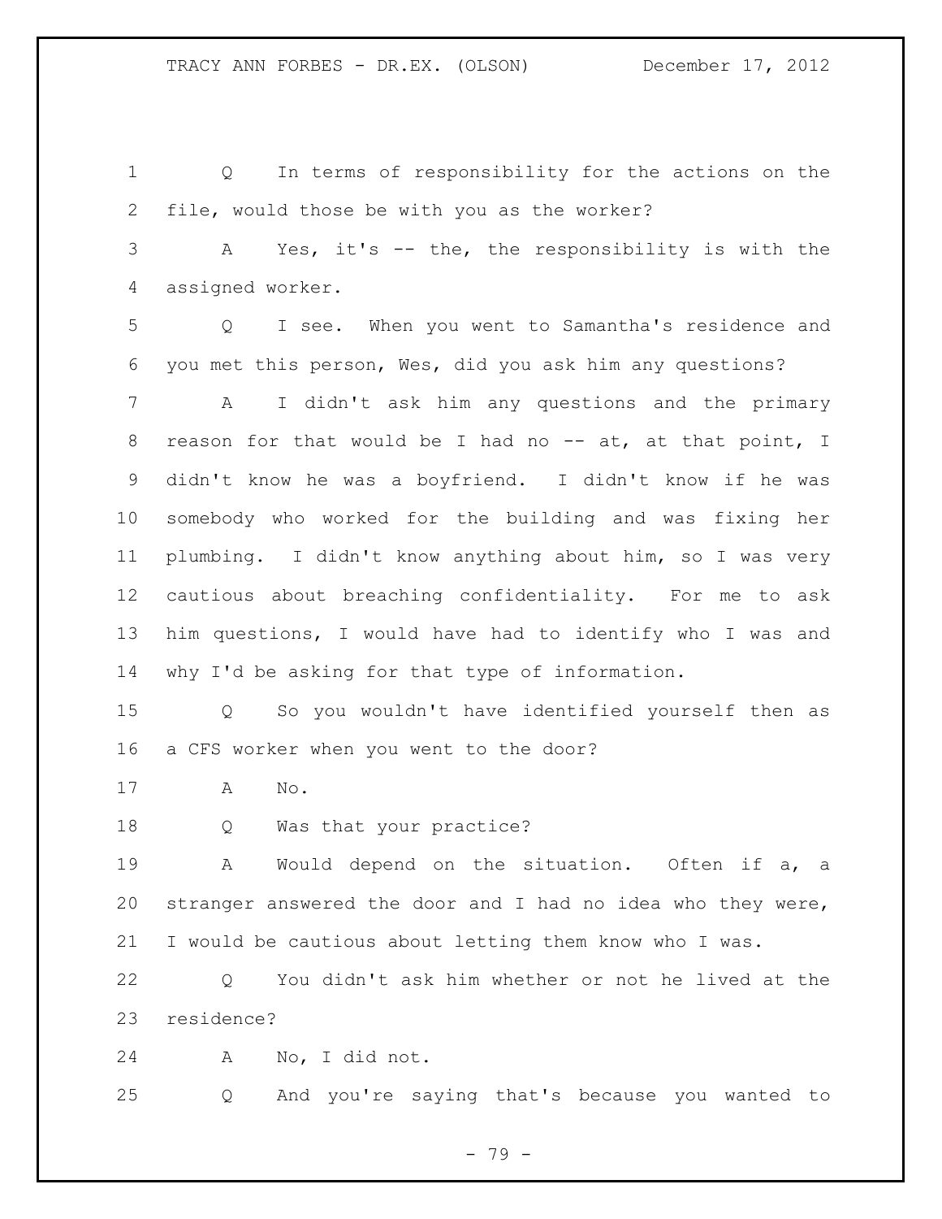Q In terms of responsibility for the actions on the file, would those be with you as the worker?

A Yes, it's -- the, the responsibility is with the assigned worker.

Q I see. When you went to Samantha's residence and you met this person, Wes, did you ask him any questions?

A I didn't ask him any questions and the primary reason for that would be I had no -- at, at that point, I didn't know he was a boyfriend. I didn't know if he was somebody who worked for the building and was fixing her plumbing. I didn't know anything about him, so I was very cautious about breaching confidentiality. For me to ask him questions, I would have had to identify who I was and why I'd be asking for that type of information.

Q So you wouldn't have identified yourself then as a CFS worker when you went to the door?

A No.

Q Was that your practice?

A Would depend on the situation. Often if a, a stranger answered the door and I had no idea who they were, I would be cautious about letting them know who I was.

Q You didn't ask him whether or not he lived at the residence?

A No, I did not.

Q And you're saying that's because you wanted to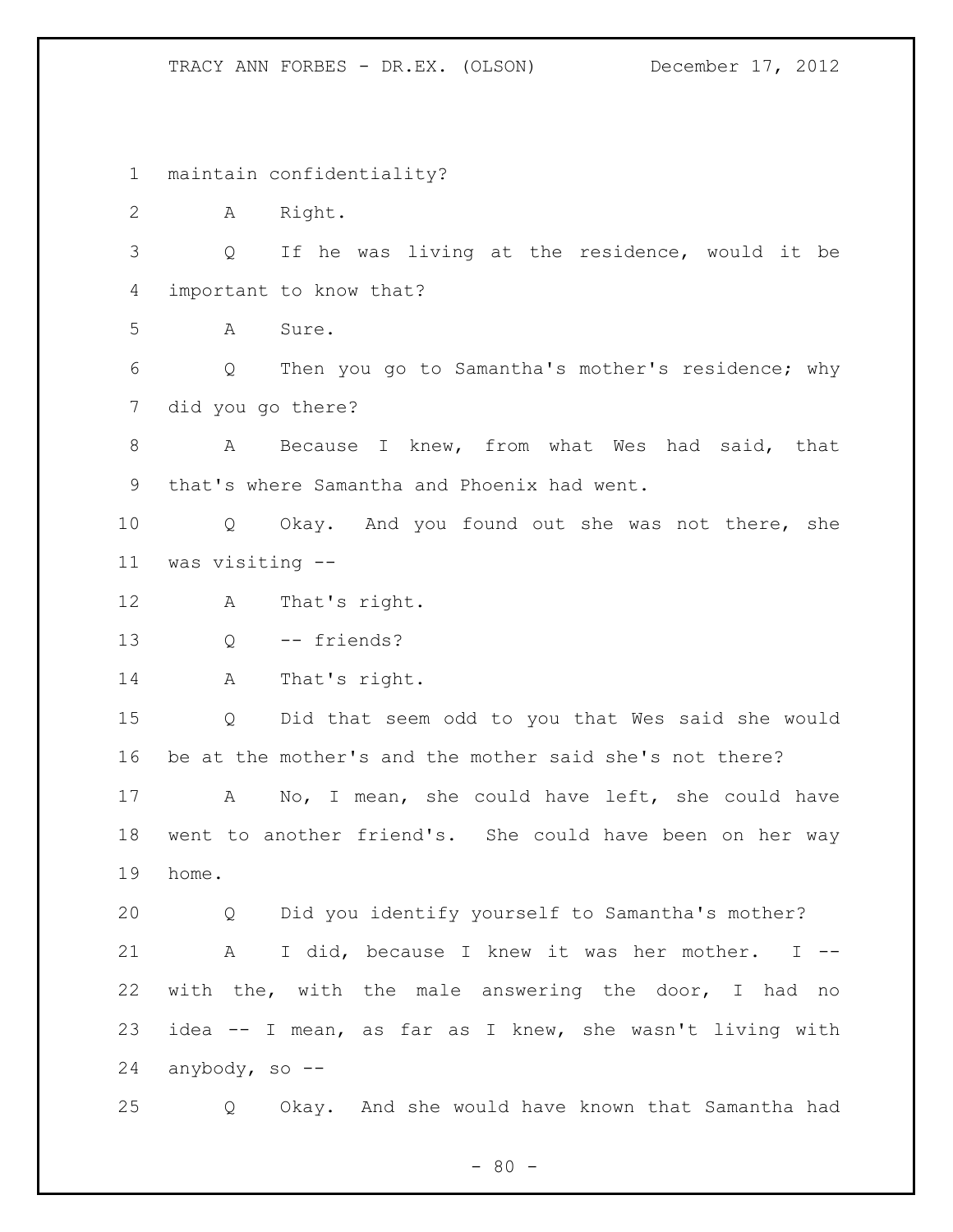1 maintain confidentiality?

2 A Right.

3 Q If he was living at the residence, would it be

4 important to know that?

5 A Sure.

6 Q Then you go to Samantha's mother's residence; why

7 did you go there?

8 A Because I knew, from what Wes had said, that

9 that's where Samantha and Phoenix had went.

10 Q Okay. And you found out she was not there, she

11 was visiting --

12 A That's right.

13 Q -- friends?

14 A That's right.

15 Q Did that seem odd to you that Wes said she would

16 be at the mother's and the mother said she's not there?

17 A No, I mean, she could have left, she could have

18 went to another friend's. She could have been on her way

19 home.

20 Q Did you identify yourself to Samantha's mother?

21 A I did, because I knew it was her mother. I --

22 with the, with the male answering the door, I had no

23 idea -- I mean, as far as I knew, she wasn't living with

24 anybody, so --

25 Q Okay. And she would have known that Samantha had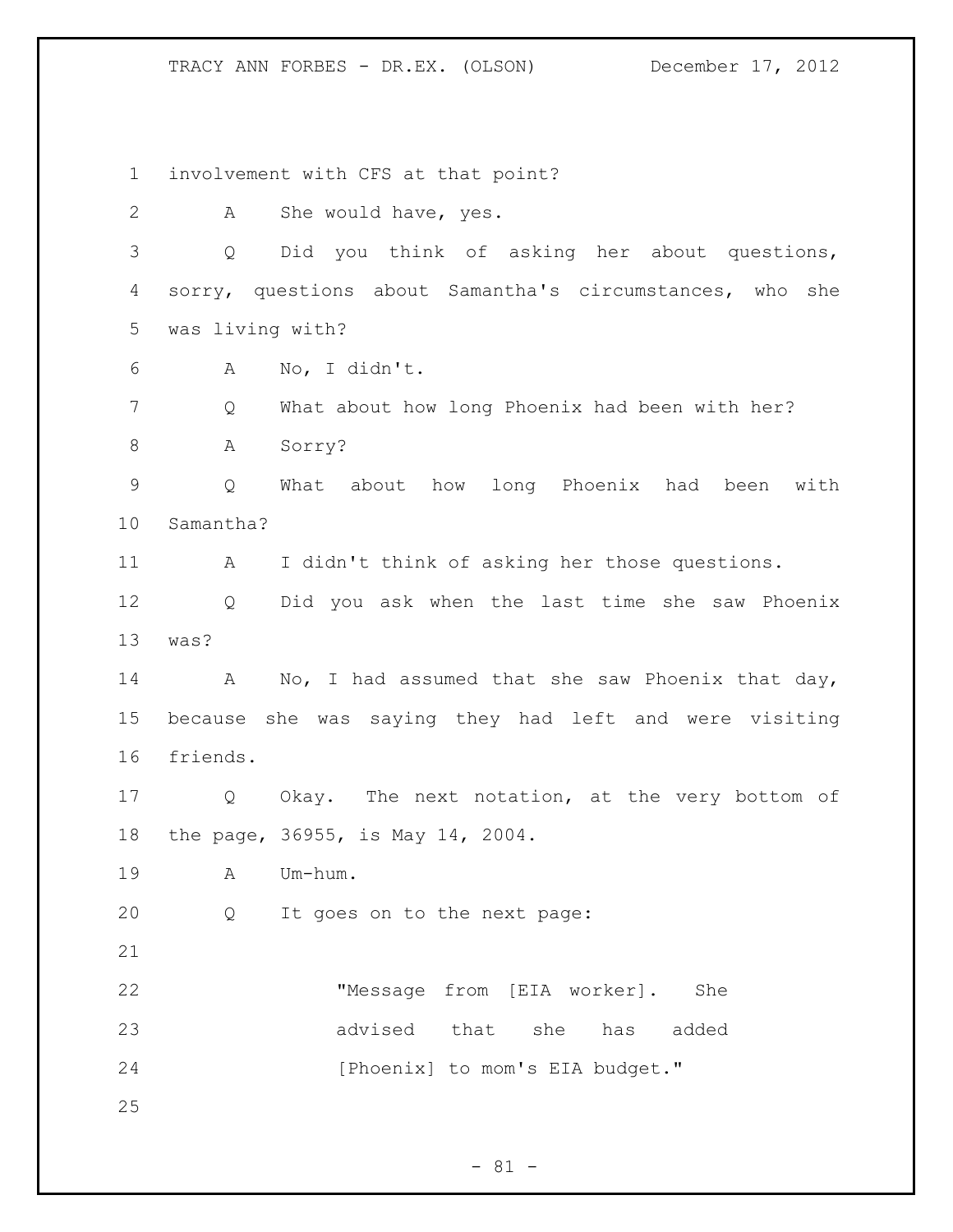involvement with CFS at that point?

A She would have, yes.

Q Did you think of asking her about questions, sorry, questions about Samantha's circumstances, who she was living with?

A No, I didn't.

Q What about how long Phoenix had been with her?

A Sorry?

Q What about how long Phoenix had been with Samantha?

A I didn't think of asking her those questions.

Q Did you ask when the last time she saw Phoenix was?

A No, I had assumed that she saw Phoenix that day, because she was saying they had left and were visiting friends.

Q Okay. The next notation, at the very bottom of the page, 36955, is May 14, 2004.

A Um-hum.

Q It goes on to the next page:

> "Message from [EIA worker]. She advised that she has added [Phoenix] to mom's EIA budget."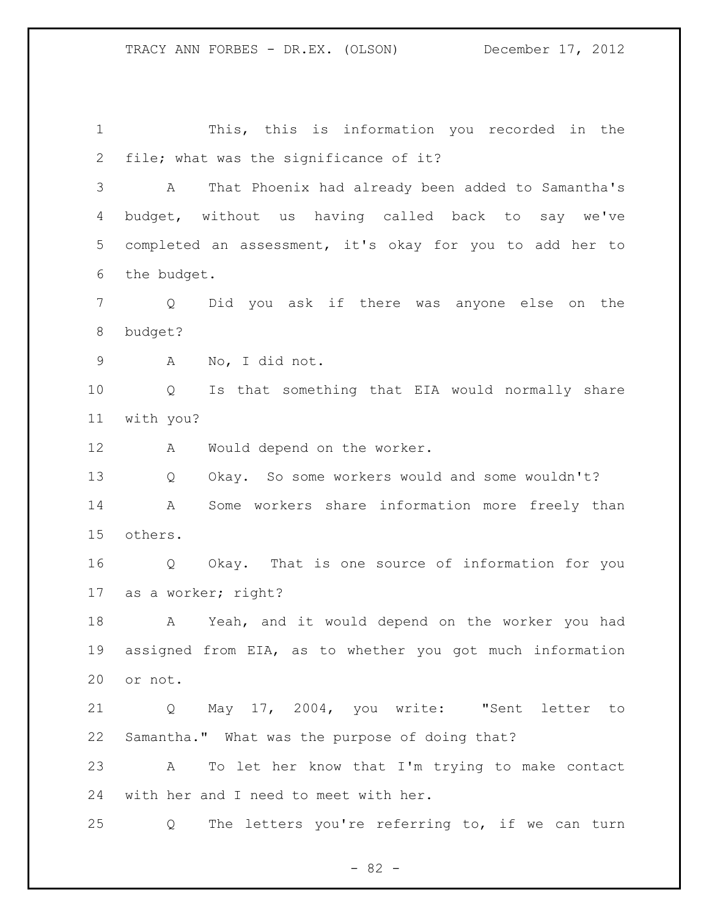This, this is information you recorded in the file; what was the significance of it?

A That Phoenix had already been added to Samantha's budget, without us having called back to say we've completed an assessment, it's okay for you to add her to the budget.

Q Did you ask if there was anyone else on the budget?

A No, I did not.

Q Is that something that EIA would normally share with you?

A Would depend on the worker.

Q Okay. So some workers would and some wouldn't?

A Some workers share information more freely than others.

Q Okay. That is one source of information for you as a worker; right?

A Yeah, and it would depend on the worker you had assigned from EIA, as to whether you got much information or not.

Q May 17, 2004, you write: "Sent letter to Samantha." What was the purpose of doing that?

A To let her know that I'm trying to make contact with her and I need to meet with her.

Q The letters you're referring to, if we can turn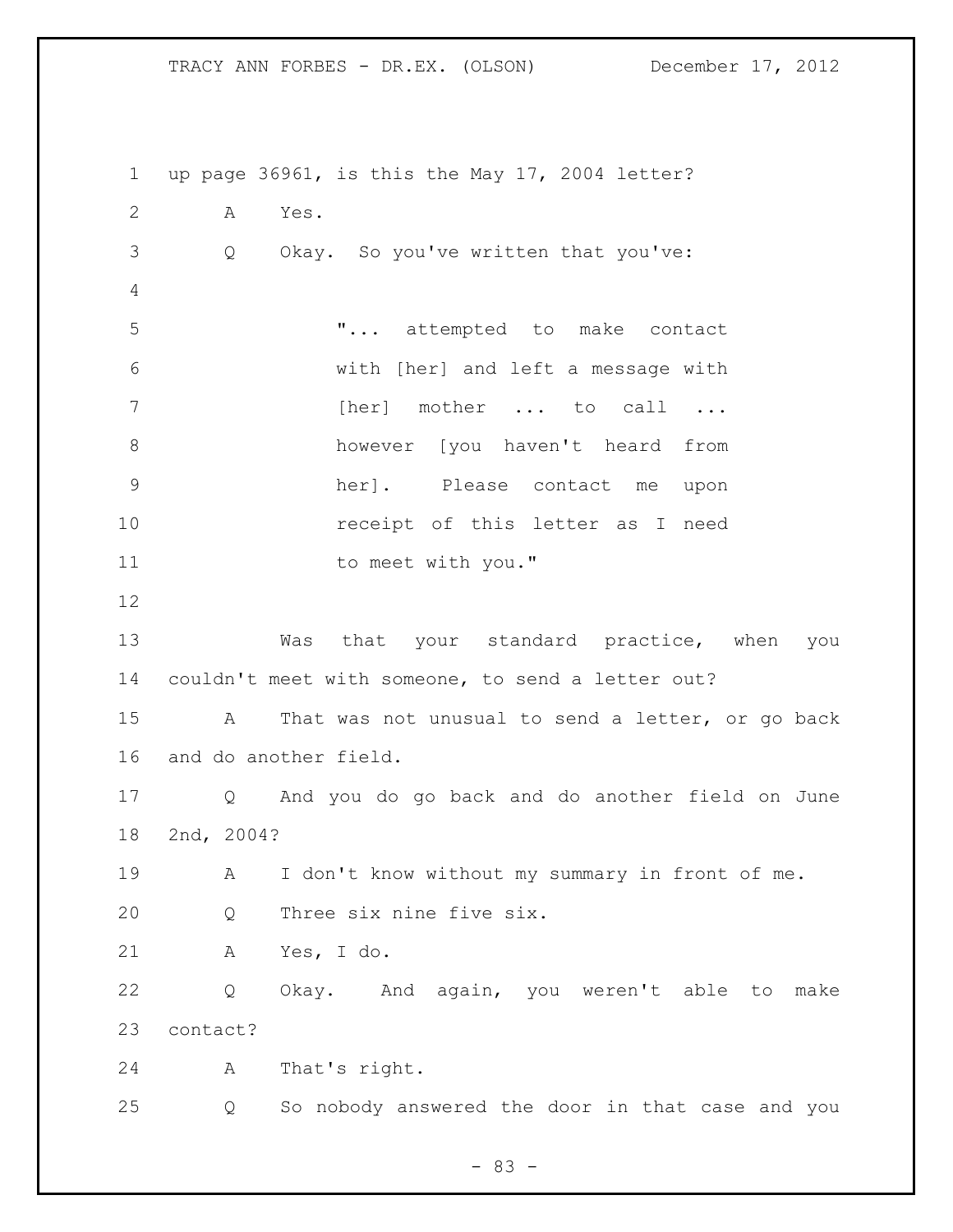up page 36961, is this the May 17, 2004 letter?

A Yes.

Q Okay. So you've written that you've:

> "... attempted to make contact with [her] and left a message with [her] mother ... to call ... however [you haven't heard from her]. Please contact me upon receipt of this letter as I need to meet with you."

Was that your standard practice, when you couldn't meet with someone, to send a letter out?

A That was not unusual to send a letter, or go back and do another field.

Q And you do go back and do another field on June 2nd, 2004?

A I don't know without my summary in front of me.

Q Three six nine five six.

A Yes, I do.

Q Okay. And again, you weren't able to make contact?

A That's right.

Q So nobody answered the door in that case and you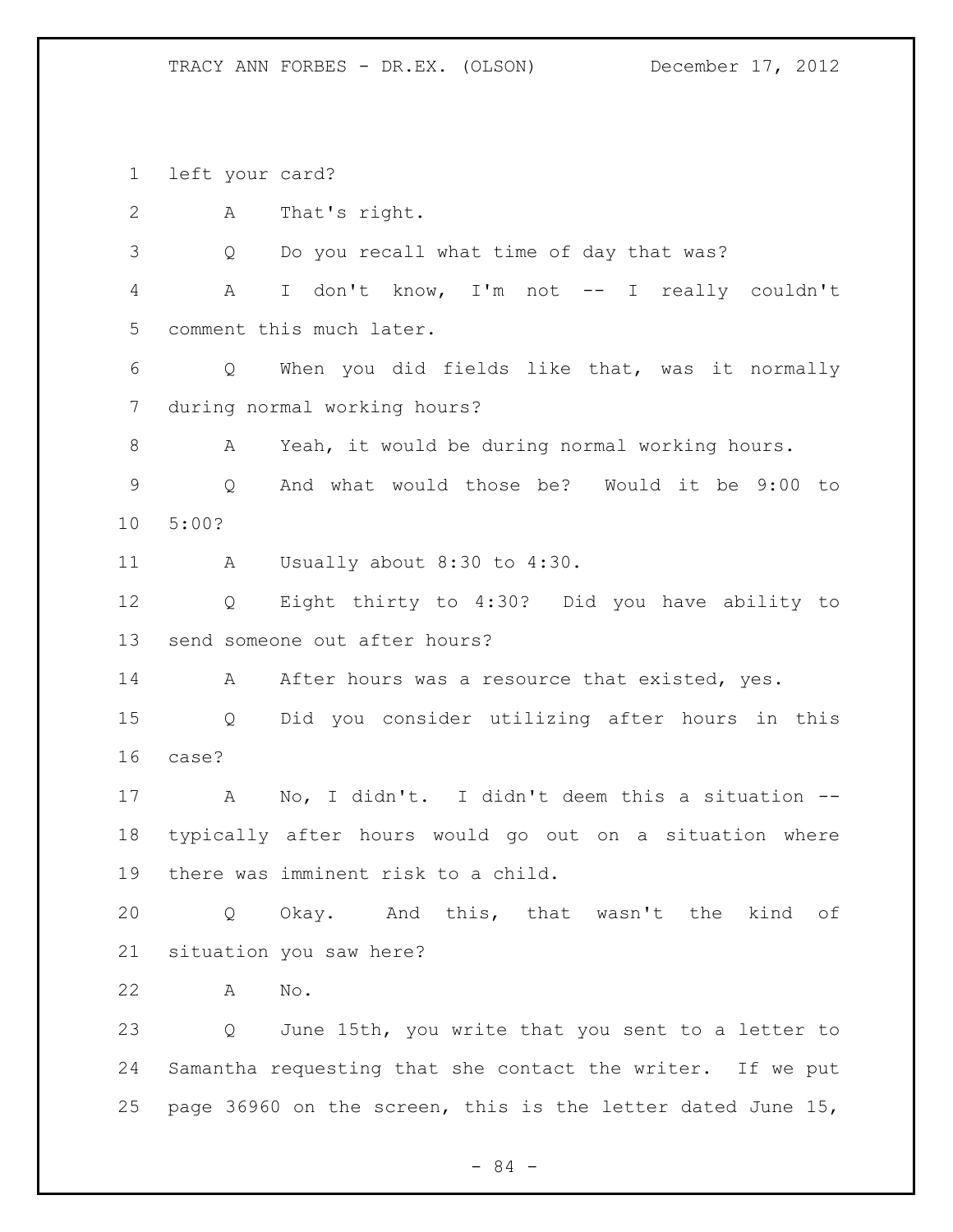left your card?

A That's right.

Q Do you recall what time of day that was?

A I don't know, I'm not -- I really couldn't comment this much later.

Q When you did fields like that, was it normally during normal working hours?

A Yeah, it would be during normal working hours.

Q And what would those be? Would it be 9:00 to 5:00?

A Usually about 8:30 to 4:30.

Q Eight thirty to 4:30? Did you have ability to send someone out after hours?

A After hours was a resource that existed, yes.

Q Did you consider utilizing after hours in this case?

A No, I didn't. I didn't deem this a situation -- typically after hours would go out on a situation where there was imminent risk to a child.

Q Okay. And this, that wasn't the kind of situation you saw here?

A No.

Q June 15th, you write that you sent to a letter to Samantha requesting that she contact the writer. If we put page 36960 on the screen, this is the letter dated June 15,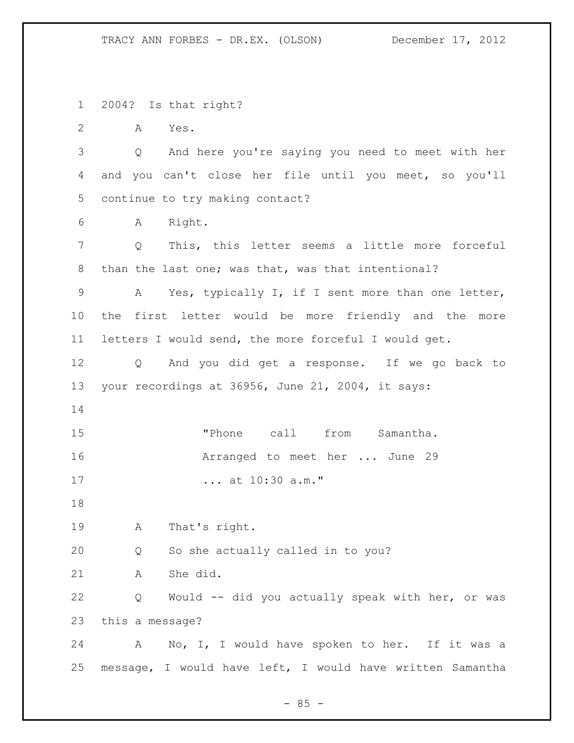2004? Is that right?

A Yes.

Q And here you're saying you need to meet with her and you can't close her file until you meet, so you'll continue to try making contact?

A Right.

Q This, this letter seems a little more forceful than the last one; was that, was that intentional?

A Yes, typically I, if I sent more than one letter, the first letter would be more friendly and the more letters I would send, the more forceful I would get.

Q And you did get a response. If we go back to your recordings at 36956, June 21, 2004, it says:

> "Phone call from Samantha. Arranged to meet her ... June 29 ... at 10:30 a.m."

A That's right.

Q So she actually called in to you?

A She did.

Q Would -- did you actually speak with her, or was this a message?

A No, I, I would have spoken to her. If it was a message, I would have left, I would have written Samantha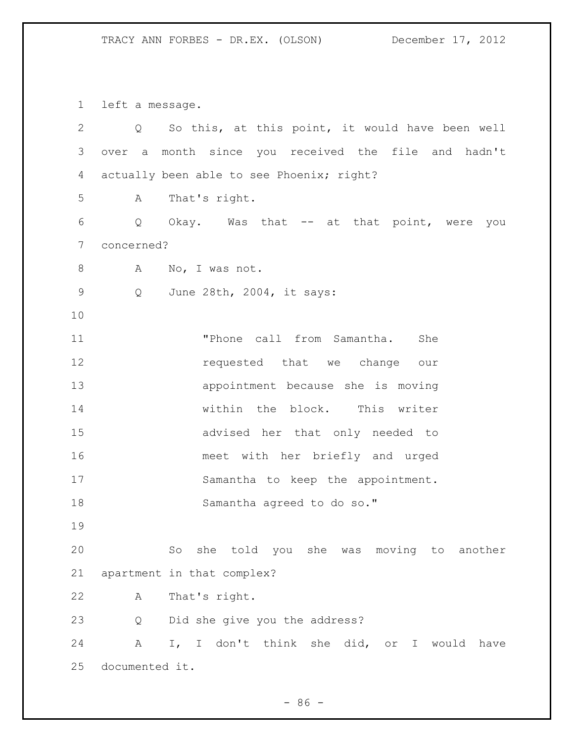left a message.

Q So this, at this point, it would have been well over a month since you received the file and hadn't actually been able to see Phoenix; right?

A That's right.

Q Okay. Was that -- at that point, were you concerned?

A No, I was not.

Q June 28th, 2004, it says:

> "Phone call from Samantha. She requested that we change our appointment because she is moving within the block. This writer advised her that only needed to meet with her briefly and urged Samantha to keep the appointment. Samantha agreed to do so."

So she told you she was moving to another apartment in that complex?

A That's right.

Q Did she give you the address?

A I, I don't think she did, or I would have documented it.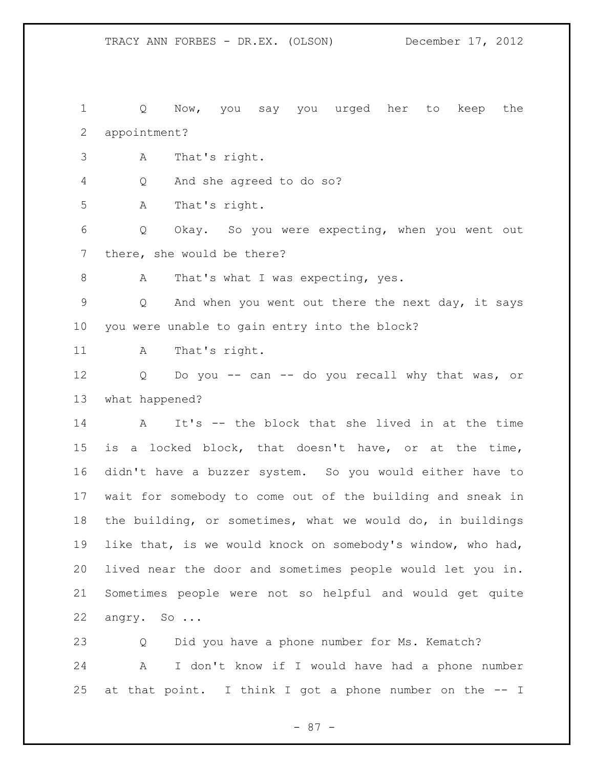Q Now, you say you urged her to keep the appointment?

A That's right.

Q And she agreed to do so?

A That's right.

Q Okay. So you were expecting, when you went out there, she would be there?

A That's what I was expecting, yes.

Q And when you went out there the next day, it says you were unable to gain entry into the block?

A That's right.

Q Do you -- can -- do you recall why that was, or what happened?

A It's -- the block that she lived in at the time is a locked block, that doesn't have, or at the time, didn't have a buzzer system. So you would either have to wait for somebody to come out of the building and sneak in the building, or sometimes, what we would do, in buildings like that, is we would knock on somebody's window, who had, lived near the door and sometimes people would let you in. Sometimes people were not so helpful and would get quite angry. So ...

Q Did you have a phone number for Ms. Kematch?

A I don't know if I would have had a phone number at that point. I think I got a phone number on the -- I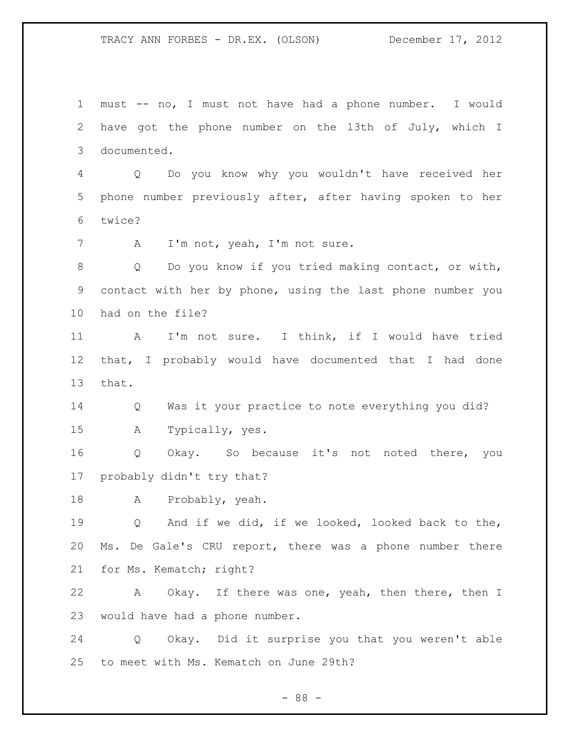must -- no, I must not have had a phone number. I would have got the phone number on the 13th of July, which I documented.

Q Do you know why you wouldn't have received her phone number previously after, after having spoken to her twice?

A I'm not, yeah, I'm not sure.

Q Do you know if you tried making contact, or with, contact with her by phone, using the last phone number you had on the file?

A I'm not sure. I think, if I would have tried that, I probably would have documented that I had done that.

Q Was it your practice to note everything you did?

A Typically, yes.

Q Okay. So because it's not noted there, you probably didn't try that?

A Probably, yeah.

Q And if we did, if we looked, looked back to the, Ms. De Gale's CRU report, there was a phone number there for Ms. Kematch; right?

A Okay. If there was one, yeah, then there, then I would have had a phone number.

Q Okay. Did it surprise you that you weren't able to meet with Ms. Kematch on June 29th?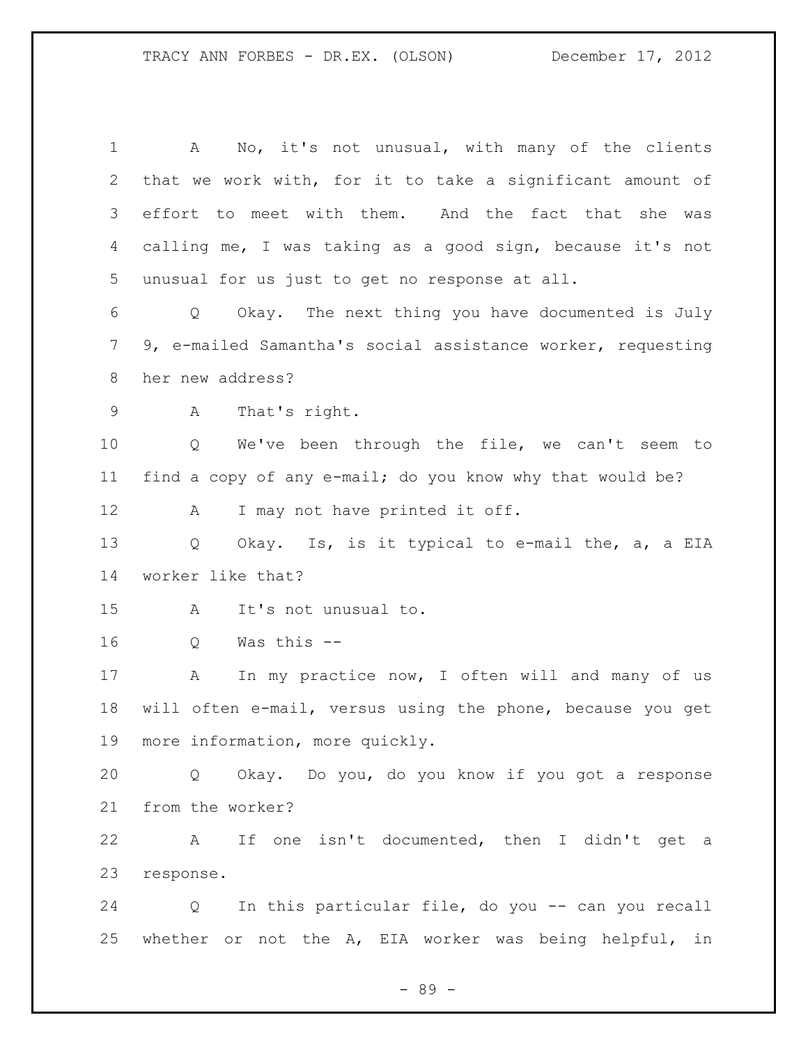A No, it's not unusual, with many of the clients that we work with, for it to take a significant amount of effort to meet with them. And the fact that she was calling me, I was taking as a good sign, because it's not unusual for us just to get no response at all.

Q Okay. The next thing you have documented is July 9, e-mailed Samantha's social assistance worker, requesting her new address?

A That's right.

Q We've been through the file, we can't seem to find a copy of any e-mail; do you know why that would be?

A I may not have printed it off.

Q Okay. Is, is it typical to e-mail the, a, a EIA worker like that?

A It's not unusual to.

Q Was this --

A In my practice now, I often will and many of us will often e-mail, versus using the phone, because you get more information, more quickly.

Q Okay. Do you, do you know if you got a response from the worker?

A If one isn't documented, then I didn't get a response.

Q In this particular file, do you -- can you recall whether or not the A, EIA worker was being helpful, in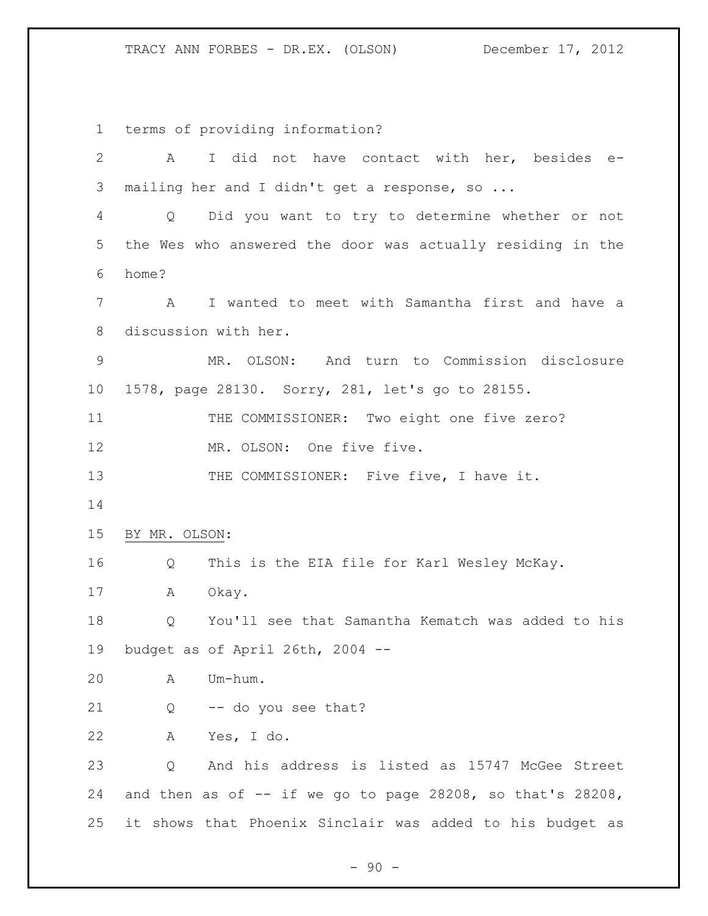terms of providing information?

A I did not have contact with her, besides e-mailing her and I didn't get a response, so ...

Q Did you want to try to determine whether or not the Wes who answered the door was actually residing in the home?

A I wanted to meet with Samantha first and have a discussion with her.

MR. OLSON: And turn to Commission disclosure 1578, page 28130. Sorry, 281, let's go to 28155.

THE COMMISSIONER: Two eight one five zero?

MR. OLSON: One five five.

THE COMMISSIONER: Five five, I have it.

BY MR. OLSON:

Q This is the EIA file for Karl Wesley McKay.

A Okay.

Q You'll see that Samantha Kematch was added to his budget as of April 26th, 2004 --

A Um-hum.

Q -- do you see that?

A Yes, I do.

Q And his address is listed as 15747 McGee Street and then as of -- if we go to page 28208, so that's 28208, it shows that Phoenix Sinclair was added to his budget as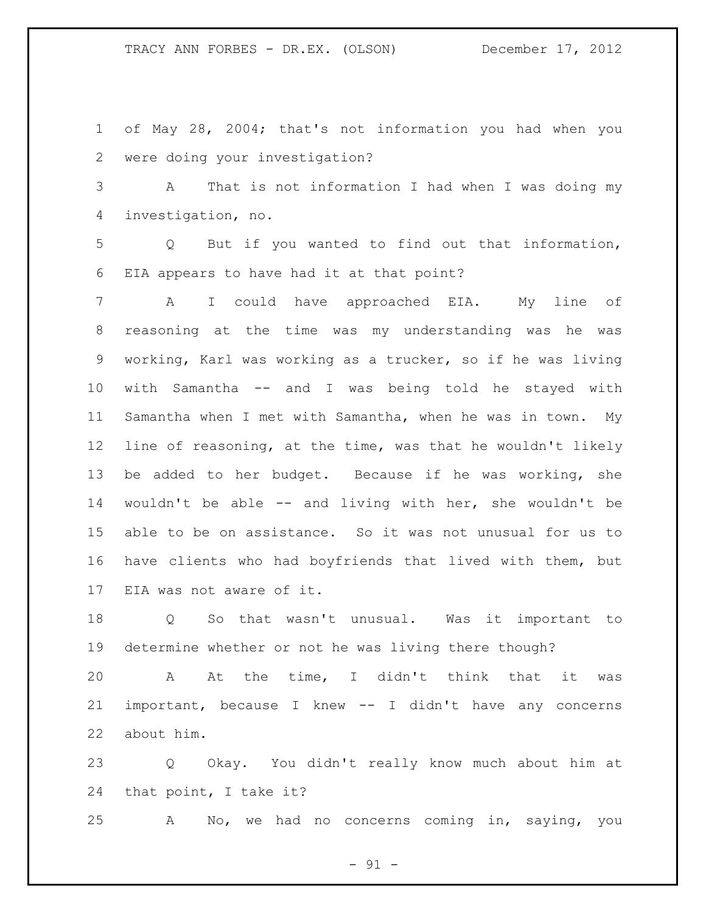of May 28, 2004; that's not information you had when you were doing your investigation?

A That is not information I had when I was doing my investigation, no.

Q But if you wanted to find out that information, EIA appears to have had it at that point?

A I could have approached EIA. My line of reasoning at the time was my understanding was he was working, Karl was working as a trucker, so if he was living with Samantha -- and I was being told he stayed with Samantha when I met with Samantha, when he was in town. My line of reasoning, at the time, was that he wouldn't likely be added to her budget. Because if he was working, she wouldn't be able -- and living with her, she wouldn't be able to be on assistance. So it was not unusual for us to have clients who had boyfriends that lived with them, but EIA was not aware of it.

Q So that wasn't unusual. Was it important to determine whether or not he was living there though?

A At the time, I didn't think that it was important, because I knew -- I didn't have any concerns about him.

Q Okay. You didn't really know much about him at that point, I take it?

A No, we had no concerns coming in, saying, you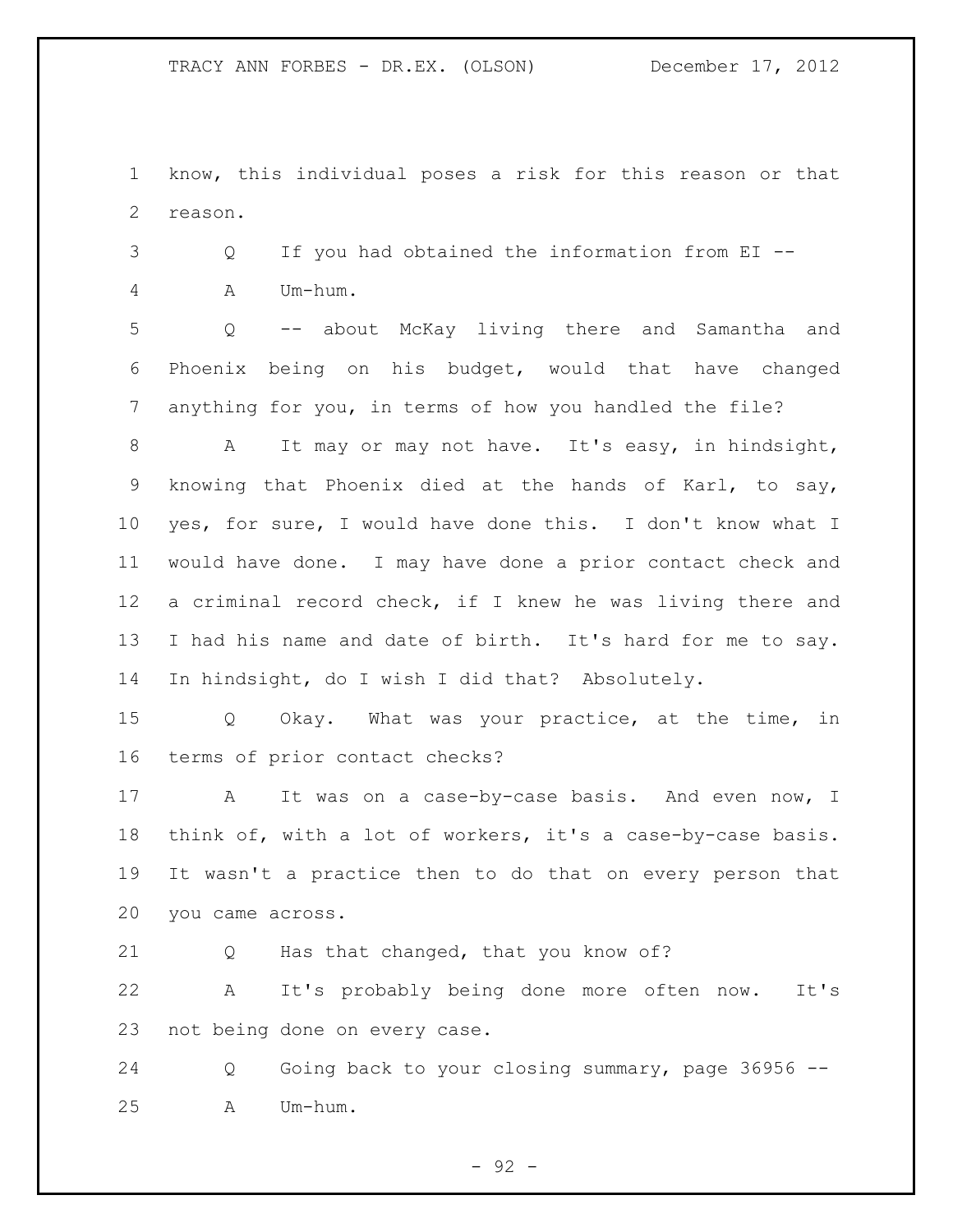know, this individual poses a risk for this reason or that reason.

Q If you had obtained the information from EI --

A Um-hum.

Q -- about McKay living there and Samantha and Phoenix being on his budget, would that have changed anything for you, in terms of how you handled the file?

A It may or may not have. It's easy, in hindsight, knowing that Phoenix died at the hands of Karl, to say, yes, for sure, I would have done this. I don't know what I would have done. I may have done a prior contact check and a criminal record check, if I knew he was living there and I had his name and date of birth. It's hard for me to say. In hindsight, do I wish I did that? Absolutely.

Q Okay. What was your practice, at the time, in terms of prior contact checks?

A It was on a case-by-case basis. And even now, I think of, with a lot of workers, it's a case-by-case basis. It wasn't a practice then to do that on every person that you came across.

Q Has that changed, that you know of?

A It's probably being done more often now. It's not being done on every case.

Q Going back to your closing summary, page 36956 --

A Um-hum.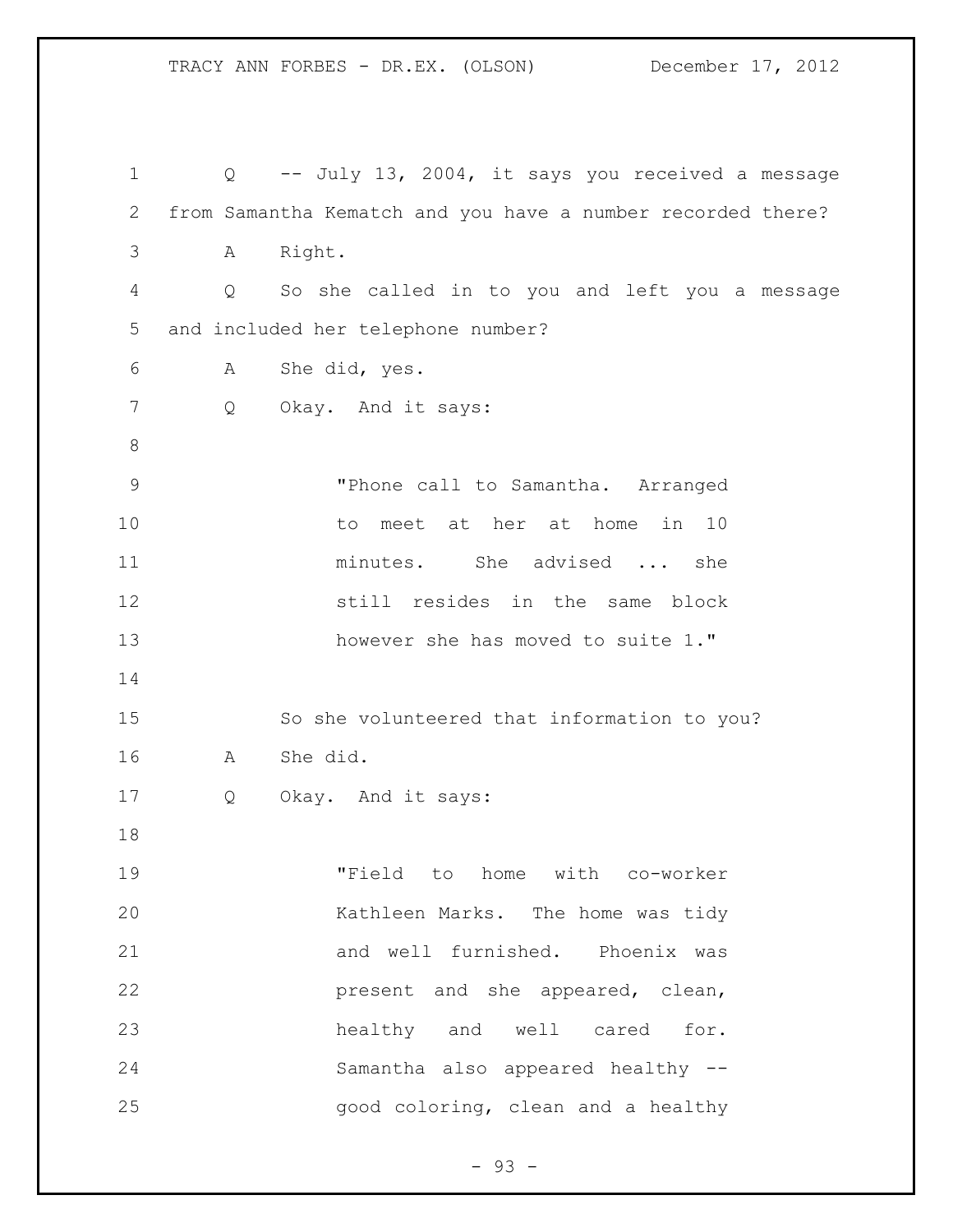Q -- July 13, 2004, it says you received a message from Samantha Kematch and you have a number recorded there?

A Right.

Q So she called in to you and left you a message and included her telephone number?

A She did, yes.

Q Okay. And it says:

> "Phone call to Samantha. Arranged to meet at her at home in 10 minutes. She advised ... she still resides in the same block however she has moved to suite 1."

So she volunteered that information to you?

A She did.

Q Okay. And it says:

> "Field to home with co-worker Kathleen Marks. The home was tidy and well furnished. Phoenix was present and she appeared, clean, healthy and well cared for. Samantha also appeared healthy -- good coloring, clean and a healthy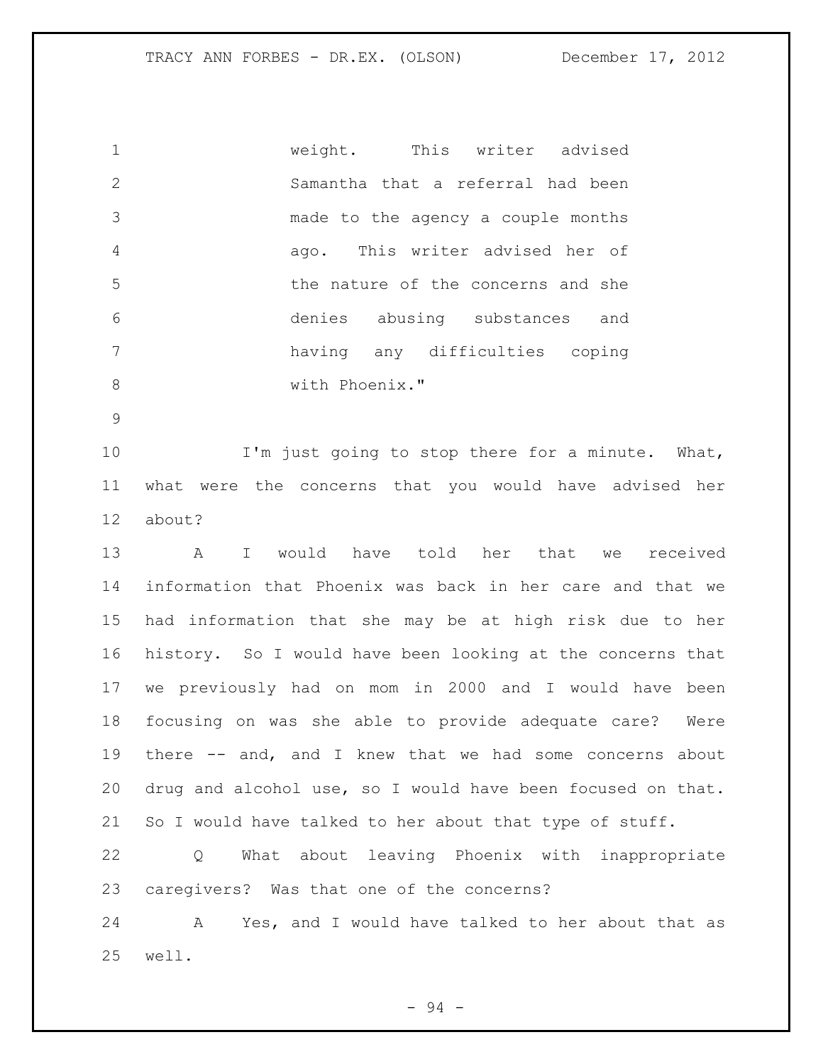weight. This writer advised Samantha that a referral had been made to the agency a couple months ago. This writer advised her of the nature of the concerns and she denies abusing substances and having any difficulties coping with Phoenix."

I'm just going to stop there for a minute. What, what were the concerns that you would have advised her about?

A I would have told her that we received information that Phoenix was back in her care and that we had information that she may be at high risk due to her history. So I would have been looking at the concerns that we previously had on mom in 2000 and I would have been focusing on was she able to provide adequate care? Were there -- and, and I knew that we had some concerns about drug and alcohol use, so I would have been focused on that. So I would have talked to her about that type of stuff.

Q What about leaving Phoenix with inappropriate caregivers? Was that one of the concerns?

A Yes, and I would have talked to her about that as well.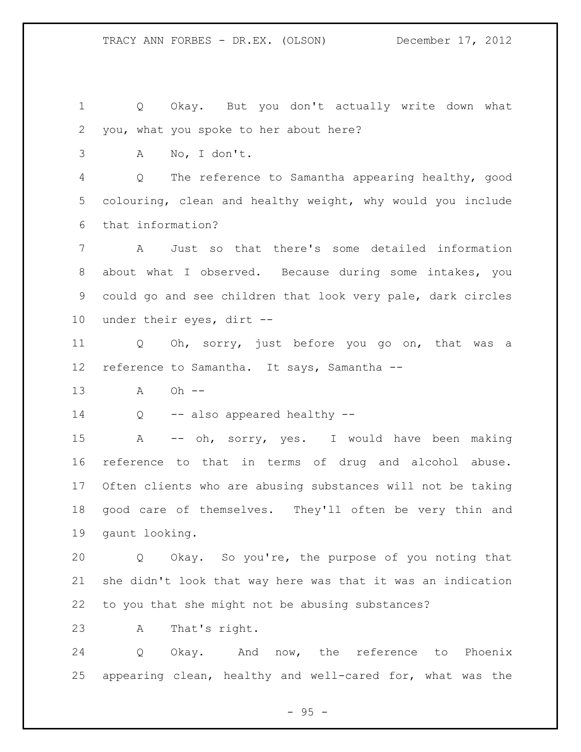Q Okay. But you don't actually write down what you, what you spoke to her about here?

A No, I don't.

Q The reference to Samantha appearing healthy, good colouring, clean and healthy weight, why would you include that information?

A Just so that there's some detailed information about what I observed. Because during some intakes, you could go and see children that look very pale, dark circles under their eyes, dirt --

Q Oh, sorry, just before you go on, that was a reference to Samantha. It says, Samantha --

A Oh --

Q -- also appeared healthy --

A -- oh, sorry, yes. I would have been making reference to that in terms of drug and alcohol abuse. Often clients who are abusing substances will not be taking good care of themselves. They'll often be very thin and gaunt looking.

Q Okay. So you're, the purpose of you noting that she didn't look that way here was that it was an indication to you that she might not be abusing substances?

A That's right.

Q Okay. And now, the reference to Phoenix appearing clean, healthy and well-cared for, what was the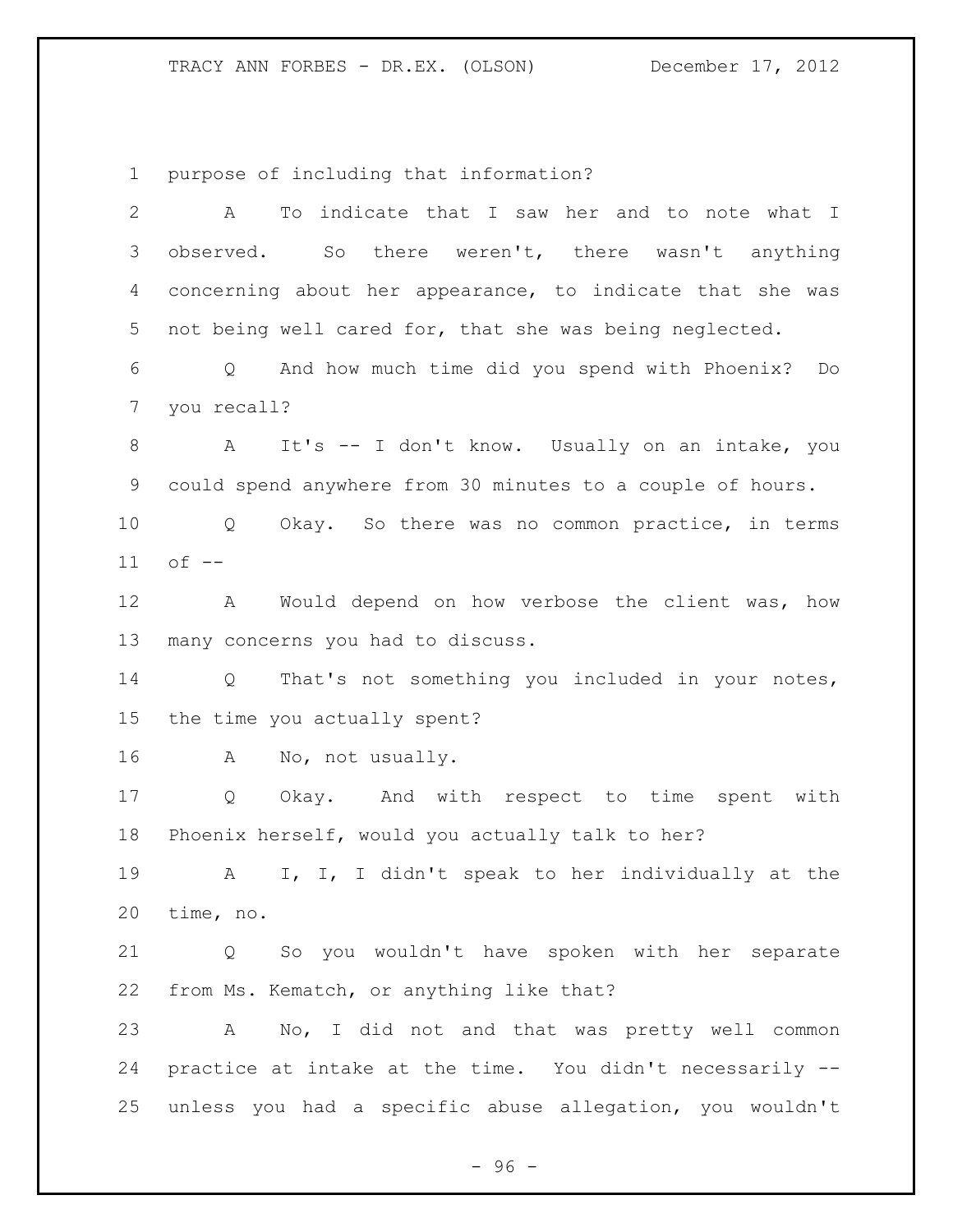purpose of including that information?

A To indicate that I saw her and to note what I observed. So there weren't, there wasn't anything concerning about her appearance, to indicate that she was not being well cared for, that she was being neglected.

Q And how much time did you spend with Phoenix? Do you recall?

A It's -- I don't know. Usually on an intake, you could spend anywhere from 30 minutes to a couple of hours.

Q Okay. So there was no common practice, in terms of --

A Would depend on how verbose the client was, how many concerns you had to discuss.

Q That's not something you included in your notes, the time you actually spent?

A No, not usually.

Q Okay. And with respect to time spent with Phoenix herself, would you actually talk to her?

A I, I, I didn't speak to her individually at the time, no.

Q So you wouldn't have spoken with her separate from Ms. Kematch, or anything like that?

A No, I did not and that was pretty well common practice at intake at the time. You didn't necessarily -- unless you had a specific abuse allegation, you wouldn't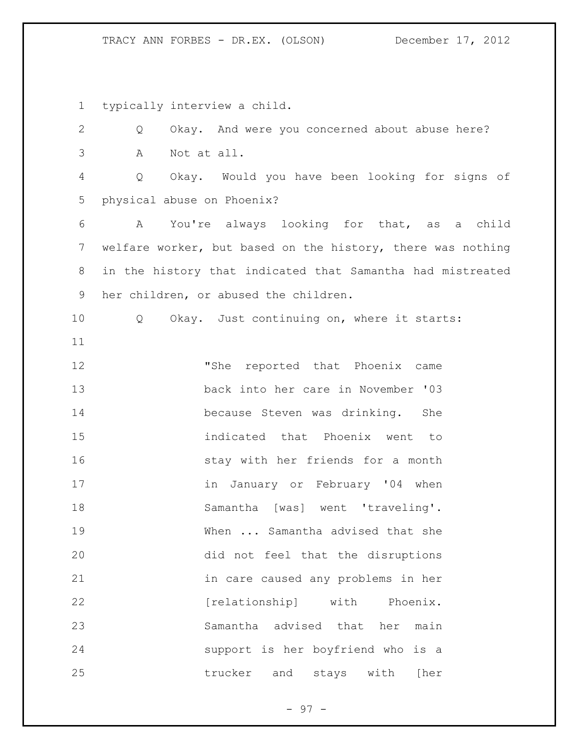typically interview a child.

Q Okay. And were you concerned about abuse here?

A Not at all.

Q Okay. Would you have been looking for signs of physical abuse on Phoenix?

A You're always looking for that, as a child welfare worker, but based on the history, there was nothing in the history that indicated that Samantha had mistreated her children, or abused the children.

Q Okay. Just continuing on, where it starts:

> "She reported that Phoenix came back into her care in November '03 because Steven was drinking. She indicated that Phoenix went to stay with her friends for a month in January or February '04 when Samantha [was] went 'traveling'. When ... Samantha advised that she did not feel that the disruptions in care caused any problems in her [relationship] with Phoenix. Samantha advised that her main support is her boyfriend who is a trucker and stays with [her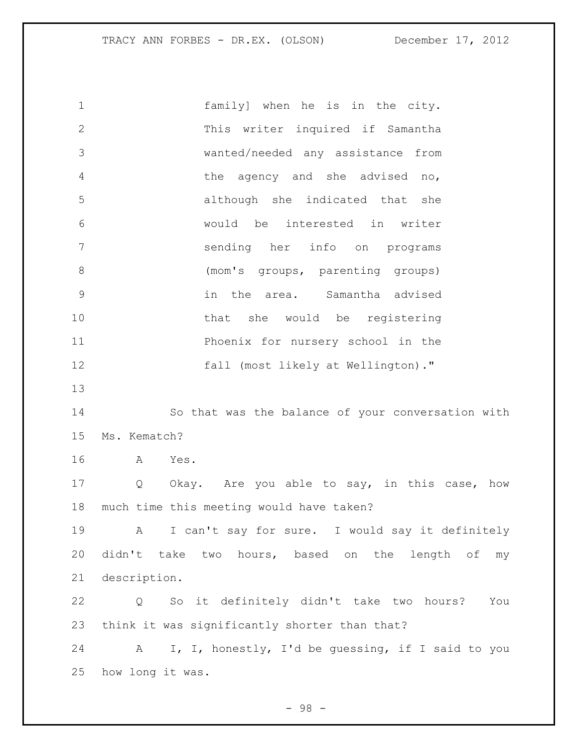family] when he is in the city. This writer inquired if Samantha wanted/needed any assistance from the agency and she advised no, although she indicated that she would be interested in writer sending her info on programs (mom's groups, parenting groups) in the area. Samantha advised that she would be registering Phoenix for nursery school in the fall (most likely at Wellington)."

So that was the balance of your conversation with Ms. Kematch?

A Yes.

Q Okay. Are you able to say, in this case, how much time this meeting would have taken?

A I can't say for sure. I would say it definitely didn't take two hours, based on the length of my description.

Q So it definitely didn't take two hours? You think it was significantly shorter than that?

A I, I, honestly, I'd be guessing, if I said to you how long it was.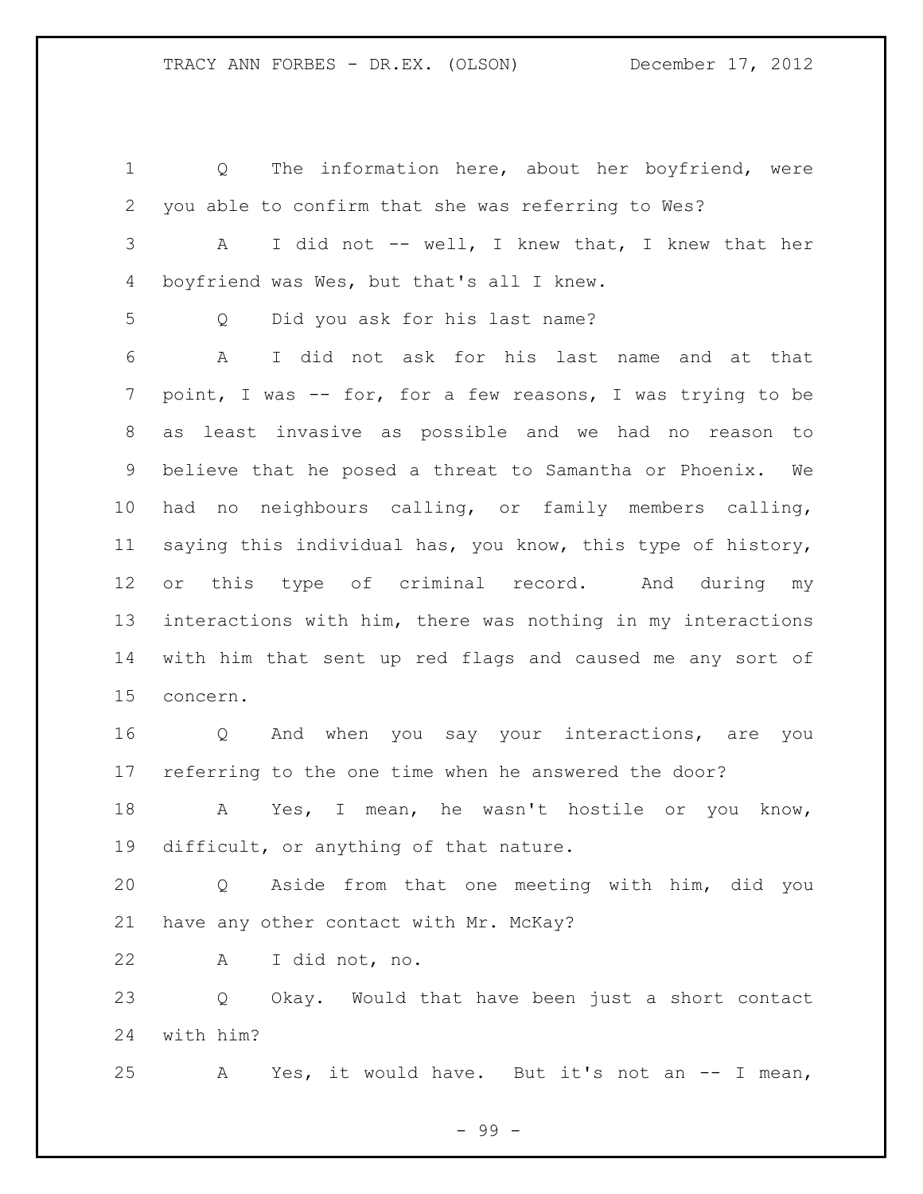Q The information here, about her boyfriend, were you able to confirm that she was referring to Wes?

A I did not -- well, I knew that, I knew that her boyfriend was Wes, but that's all I knew.

Q Did you ask for his last name?

A I did not ask for his last name and at that point, I was -- for, for a few reasons, I was trying to be as least invasive as possible and we had no reason to believe that he posed a threat to Samantha or Phoenix. We had no neighbours calling, or family members calling, saying this individual has, you know, this type of history, or this type of criminal record. And during my interactions with him, there was nothing in my interactions with him that sent up red flags and caused me any sort of concern.

Q And when you say your interactions, are you referring to the one time when he answered the door?

A Yes, I mean, he wasn't hostile or you know, difficult, or anything of that nature.

Q Aside from that one meeting with him, did you have any other contact with Mr. McKay?

A I did not, no.

Q Okay. Would that have been just a short contact with him?

A Yes, it would have. But it's not an -- I mean,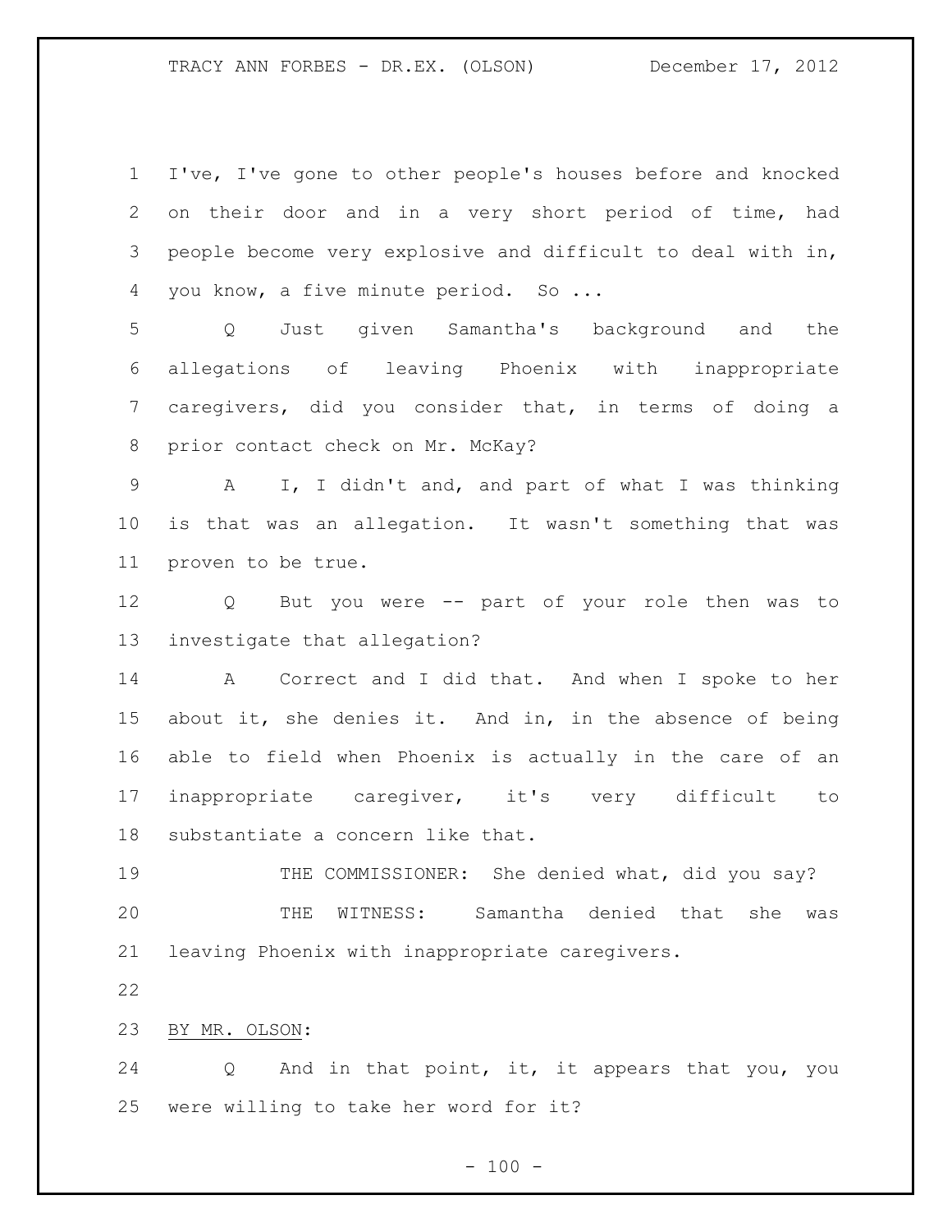I've, I've gone to other people's houses before and knocked on their door and in a very short period of time, had people become very explosive and difficult to deal with in, you know, a five minute period. So ...

Q Just given Samantha's background and the allegations of leaving Phoenix with inappropriate caregivers, did you consider that, in terms of doing a prior contact check on Mr. McKay?

A I, I didn't and, and part of what I was thinking is that was an allegation. It wasn't something that was proven to be true.

Q But you were -- part of your role then was to investigate that allegation?

A Correct and I did that. And when I spoke to her about it, she denies it. And in, in the absence of being able to field when Phoenix is actually in the care of an inappropriate caregiver, it's very difficult to substantiate a concern like that.

THE COMMISSIONER: She denied what, did you say?

THE WITNESS: Samantha denied that she was leaving Phoenix with inappropriate caregivers.

BY MR. OLSON:

Q And in that point, it, it appears that you, you were willing to take her word for it?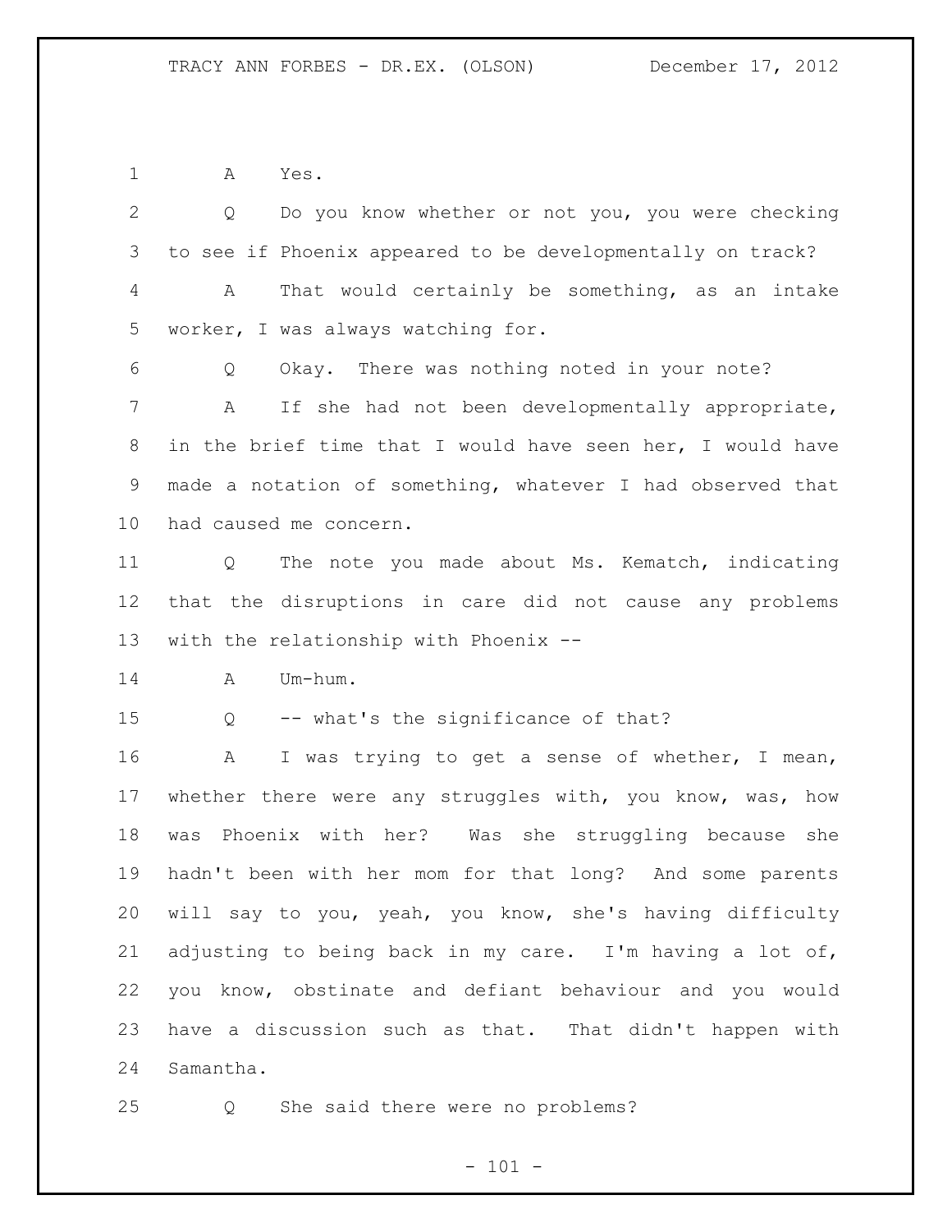A Yes.

Q Do you know whether or not you, you were checking to see if Phoenix appeared to be developmentally on track?

A That would certainly be something, as an intake worker, I was always watching for.

Q Okay. There was nothing noted in your note?

A If she had not been developmentally appropriate, in the brief time that I would have seen her, I would have made a notation of something, whatever I had observed that had caused me concern.

Q The note you made about Ms. Kematch, indicating that the disruptions in care did not cause any problems with the relationship with Phoenix --

A Um-hum.

Q -- what's the significance of that?

A I was trying to get a sense of whether, I mean, whether there were any struggles with, you know, was, how was Phoenix with her? Was she struggling because she hadn't been with her mom for that long? And some parents will say to you, yeah, you know, she's having difficulty adjusting to being back in my care. I'm having a lot of, you know, obstinate and defiant behaviour and you would have a discussion such as that. That didn't happen with Samantha.

Q She said there were no problems?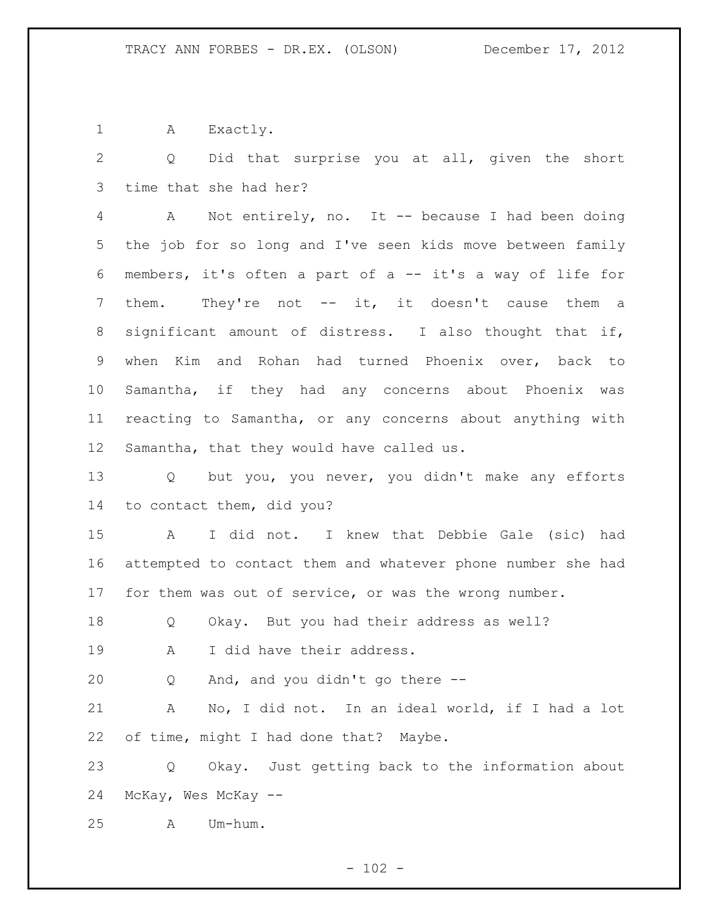A Exactly.

Q Did that surprise you at all, given the short time that she had her?

A Not entirely, no. It -- because I had been doing the job for so long and I've seen kids move between family members, it's often a part of a -- it's a way of life for them. They're not -- it, it doesn't cause them a significant amount of distress. I also thought that if, when Kim and Rohan had turned Phoenix over, back to Samantha, if they had any concerns about Phoenix was reacting to Samantha, or any concerns about anything with Samantha, that they would have called us.

Q but you, you never, you didn't make any efforts to contact them, did you?

A I did not. I knew that Debbie Gale (sic) had attempted to contact them and whatever phone number she had for them was out of service, or was the wrong number.

Q Okay. But you had their address as well?

A I did have their address.

Q And, and you didn't go there --

A No, I did not. In an ideal world, if I had a lot of time, might I had done that? Maybe.

Q Okay. Just getting back to the information about McKay, Wes McKay --

A Um-hum.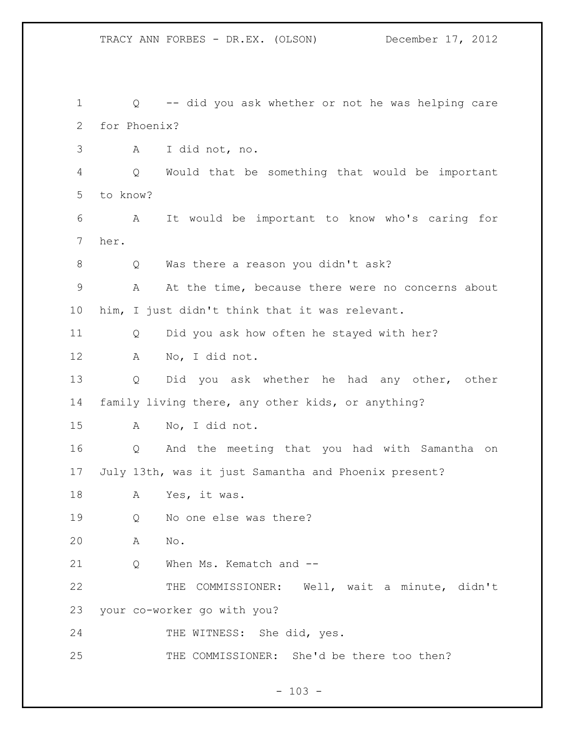Q -- did you ask whether or not he was helping care for Phoenix?

A I did not, no.

Q Would that be something that would be important to know?

A It would be important to know who's caring for her.

Q Was there a reason you didn't ask?

A At the time, because there were no concerns about him, I just didn't think that it was relevant.

Q Did you ask how often he stayed with her?

A No, I did not.

Q Did you ask whether he had any other, other family living there, any other kids, or anything?

A No, I did not.

Q And the meeting that you had with Samantha on July 13th, was it just Samantha and Phoenix present?

A Yes, it was.

Q No one else was there?

A No.

Q When Ms. Kematch and --

THE COMMISSIONER: Well, wait a minute, didn't your co-worker go with you?

THE WITNESS: She did, yes.

THE COMMISSIONER: She'd be there too then?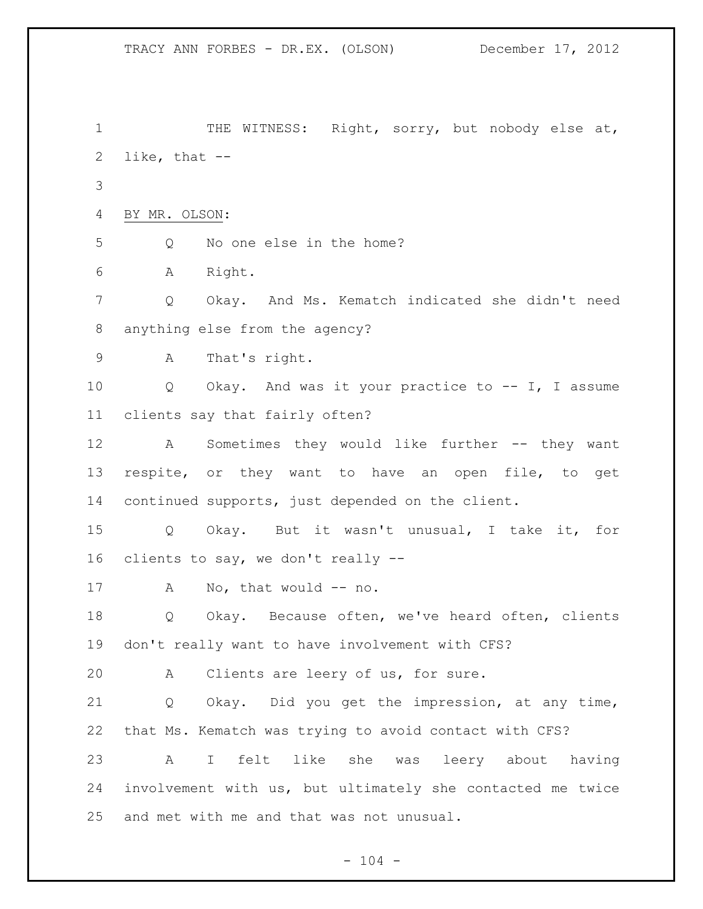THE WITNESS: Right, sorry, but nobody else at, like, that --

BY MR. OLSON:

Q No one else in the home?

A Right.

Q Okay. And Ms. Kematch indicated she didn't need anything else from the agency?

A That's right.

Q Okay. And was it your practice to -- I, I assume clients say that fairly often?

A Sometimes they would like further -- they want respite, or they want to have an open file, to get continued supports, just depended on the client.

Q Okay. But it wasn't unusual, I take it, for clients to say, we don't really --

A No, that would -- no.

Q Okay. Because often, we've heard often, clients don't really want to have involvement with CFS?

A Clients are leery of us, for sure.

Q Okay. Did you get the impression, at any time, that Ms. Kematch was trying to avoid contact with CFS?

A I felt like she was leery about having involvement with us, but ultimately she contacted me twice and met with me and that was not unusual.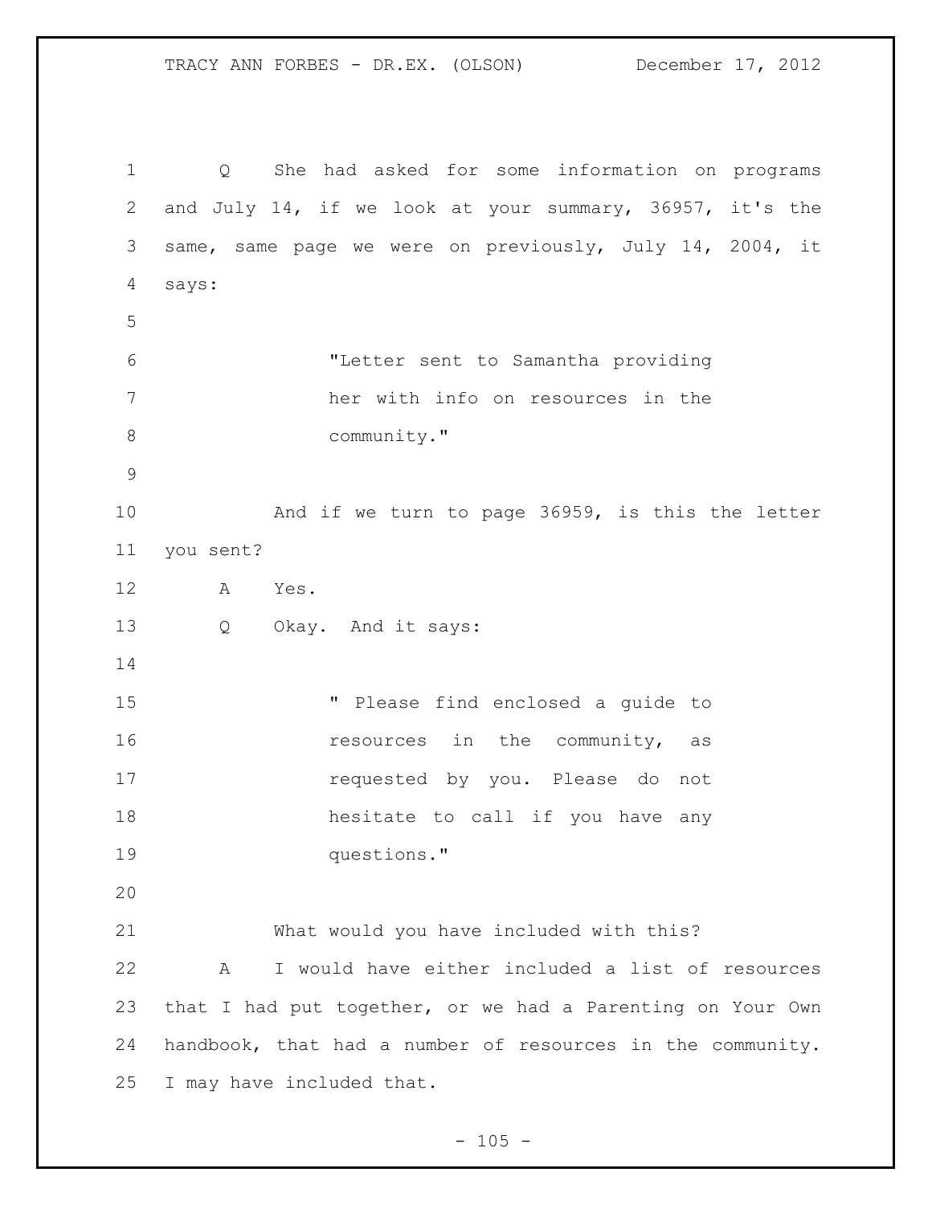Q She had asked for some information on programs and July 14, if we look at your summary, 36957, it's the same, same page we were on previously, July 14, 2004, it says:

> "Letter sent to Samantha providing her with info on resources in the community."

And if we turn to page 36959, is this the letter you sent?

A Yes.

Q Okay. And it says:

> " Please find enclosed a guide to resources in the community, as requested by you. Please do not hesitate to call if you have any questions."

What would you have included with this?

A I would have either included a list of resources that I had put together, or we had a Parenting on Your Own handbook, that had a number of resources in the community. I may have included that.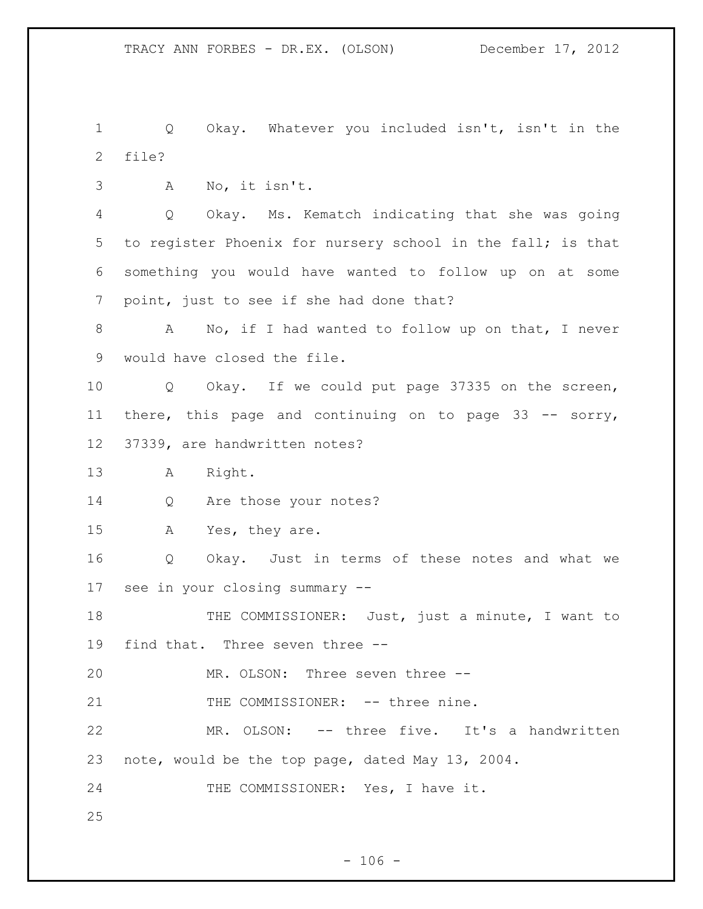Q Okay. Whatever you included isn't, isn't in the file?

A No, it isn't.

Q Okay. Ms. Kematch indicating that she was going to register Phoenix for nursery school in the fall; is that something you would have wanted to follow up on at some point, just to see if she had done that?

A No, if I had wanted to follow up on that, I never would have closed the file.

Q Okay. If we could put page 37335 on the screen, there, this page and continuing on to page 33 -- sorry, 37339, are handwritten notes?

A Right.

Q Are those your notes?

A Yes, they are.

Q Okay. Just in terms of these notes and what we see in your closing summary --

THE COMMISSIONER: Just, just a minute, I want to find that. Three seven three --

MR. OLSON: Three seven three --

THE COMMISSIONER: -- three nine.

MR. OLSON: -- three five. It's a handwritten note, would be the top page, dated May 13, 2004.

THE COMMISSIONER: Yes, I have it.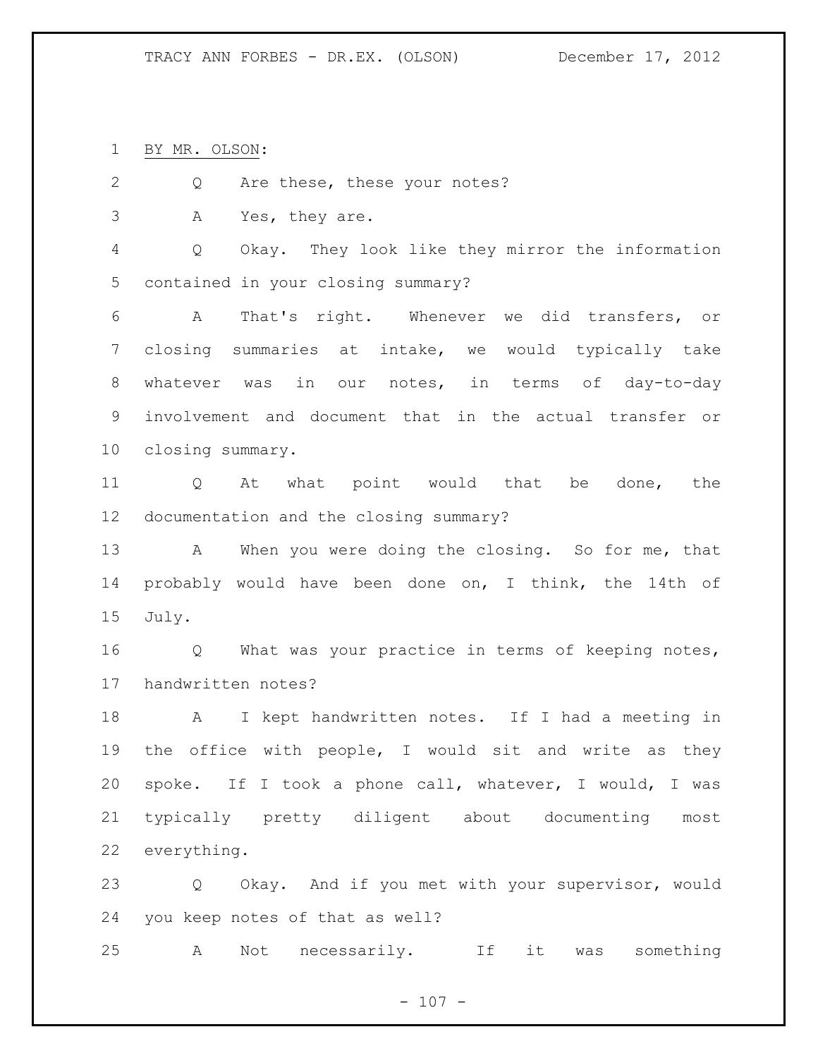BY MR. OLSON:

Q Are these, these your notes?

A Yes, they are.

Q Okay. They look like they mirror the information contained in your closing summary?

A That's right. Whenever we did transfers, or closing summaries at intake, we would typically take whatever was in our notes, in terms of day-to-day involvement and document that in the actual transfer or closing summary.

Q At what point would that be done, the documentation and the closing summary?

A When you were doing the closing. So for me, that probably would have been done on, I think, the 14th of July.

Q What was your practice in terms of keeping notes, handwritten notes?

A I kept handwritten notes. If I had a meeting in the office with people, I would sit and write as they spoke. If I took a phone call, whatever, I would, I was typically pretty diligent about documenting most everything.

Q Okay. And if you met with your supervisor, would you keep notes of that as well?

A Not necessarily. If it was something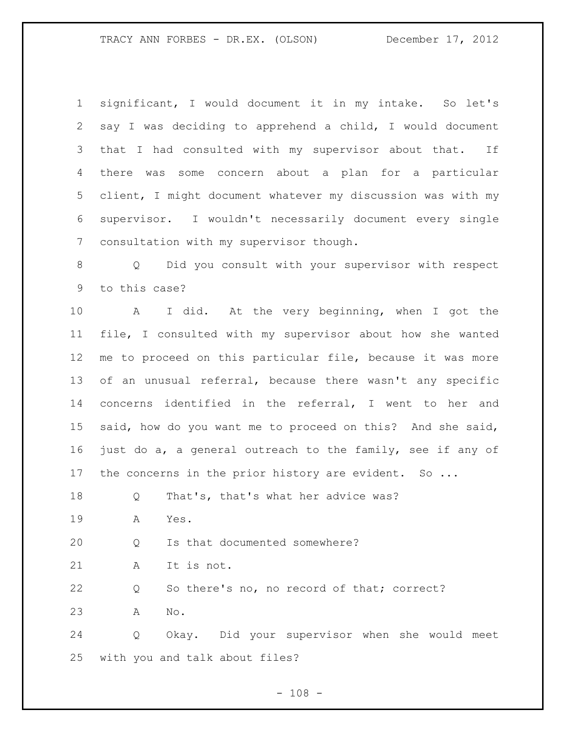significant, I would document it in my intake. So let's say I was deciding to apprehend a child, I would document that I had consulted with my supervisor about that. If there was some concern about a plan for a particular client, I might document whatever my discussion was with my supervisor. I wouldn't necessarily document every single consultation with my supervisor though.

Q Did you consult with your supervisor with respect to this case?

A I did. At the very beginning, when I got the file, I consulted with my supervisor about how she wanted me to proceed on this particular file, because it was more of an unusual referral, because there wasn't any specific concerns identified in the referral, I went to her and said, how do you want me to proceed on this? And she said, just do a, a general outreach to the family, see if any of the concerns in the prior history are evident. So ...

Q That's, that's what her advice was?

A Yes.

Q Is that documented somewhere?

A It is not.

Q So there's no, no record of that; correct?

A No.

Q Okay. Did your supervisor when she would meet with you and talk about files?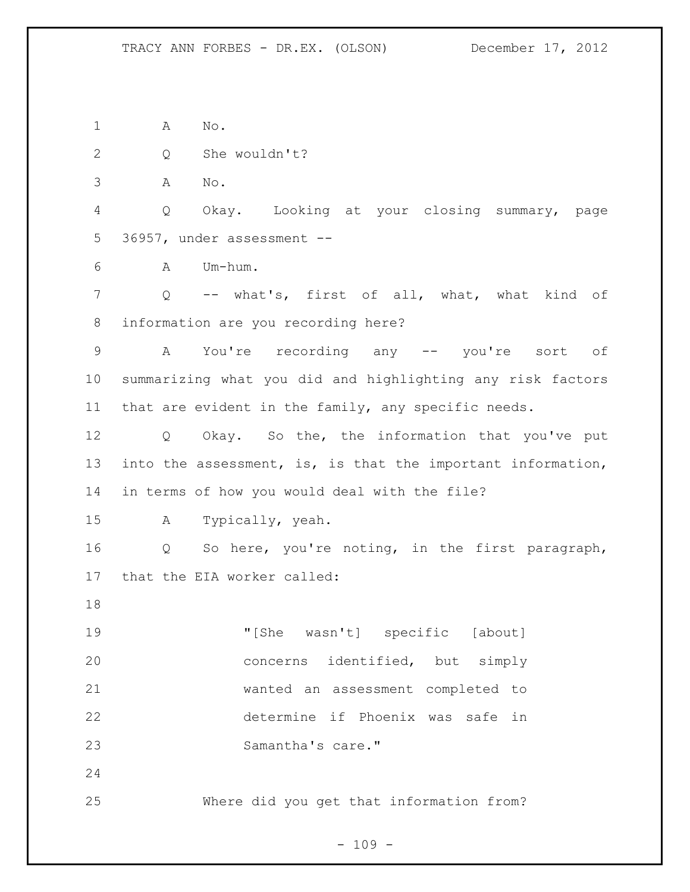A No.

Q She wouldn't?

A No.

Q Okay. Looking at your closing summary, page 36957, under assessment --

A Um-hum.

Q -- what's, first of all, what, what kind of information are you recording here?

A You're recording any -- you're sort of summarizing what you did and highlighting any risk factors that are evident in the family, any specific needs.

Q Okay. So the, the information that you've put into the assessment, is, is that the important information, in terms of how you would deal with the file?

A Typically, yeah.

Q So here, you're noting, in the first paragraph, that the EIA worker called:

> "[She wasn't] specific [about] concerns identified, but simply wanted an assessment completed to determine if Phoenix was safe in Samantha's care."

Where did you get that information from?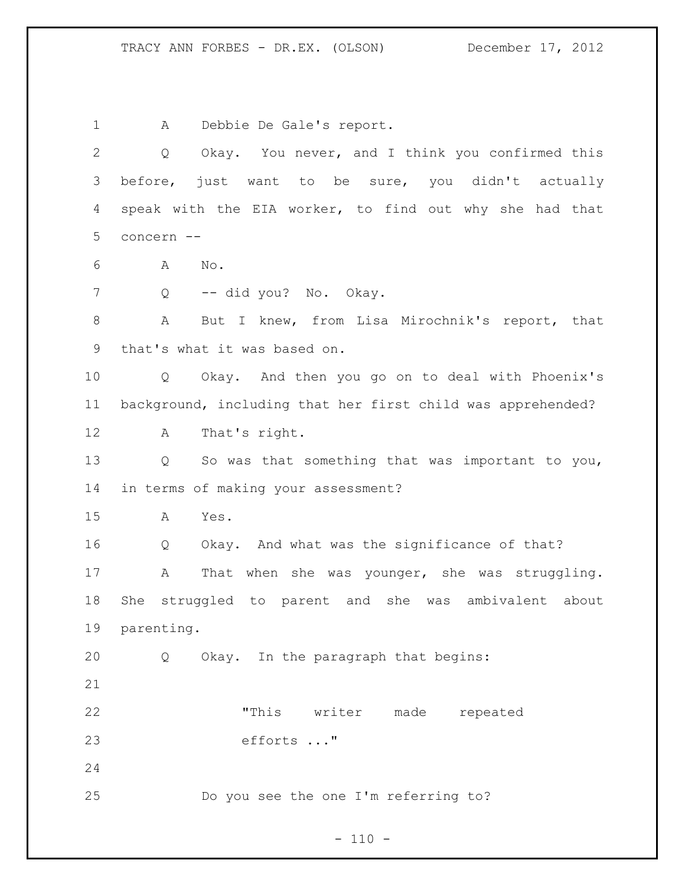A Debbie De Gale's report.

Q Okay. You never, and I think you confirmed this before, just want to be sure, you didn't actually speak with the EIA worker, to find out why she had that concern --

A No.

Q -- did you? No. Okay.

A But I knew, from Lisa Mirochnik's report, that that's what it was based on.

Q Okay. And then you go on to deal with Phoenix's background, including that her first child was apprehended?

A That's right.

Q So was that something that was important to you, in terms of making your assessment?

A Yes.

Q Okay. And what was the significance of that?

A That when she was younger, she was struggling. She struggled to parent and she was ambivalent about parenting.

Q Okay. In the paragraph that begins:

> "This writer made repeated efforts ..."

Do you see the one I'm referring to?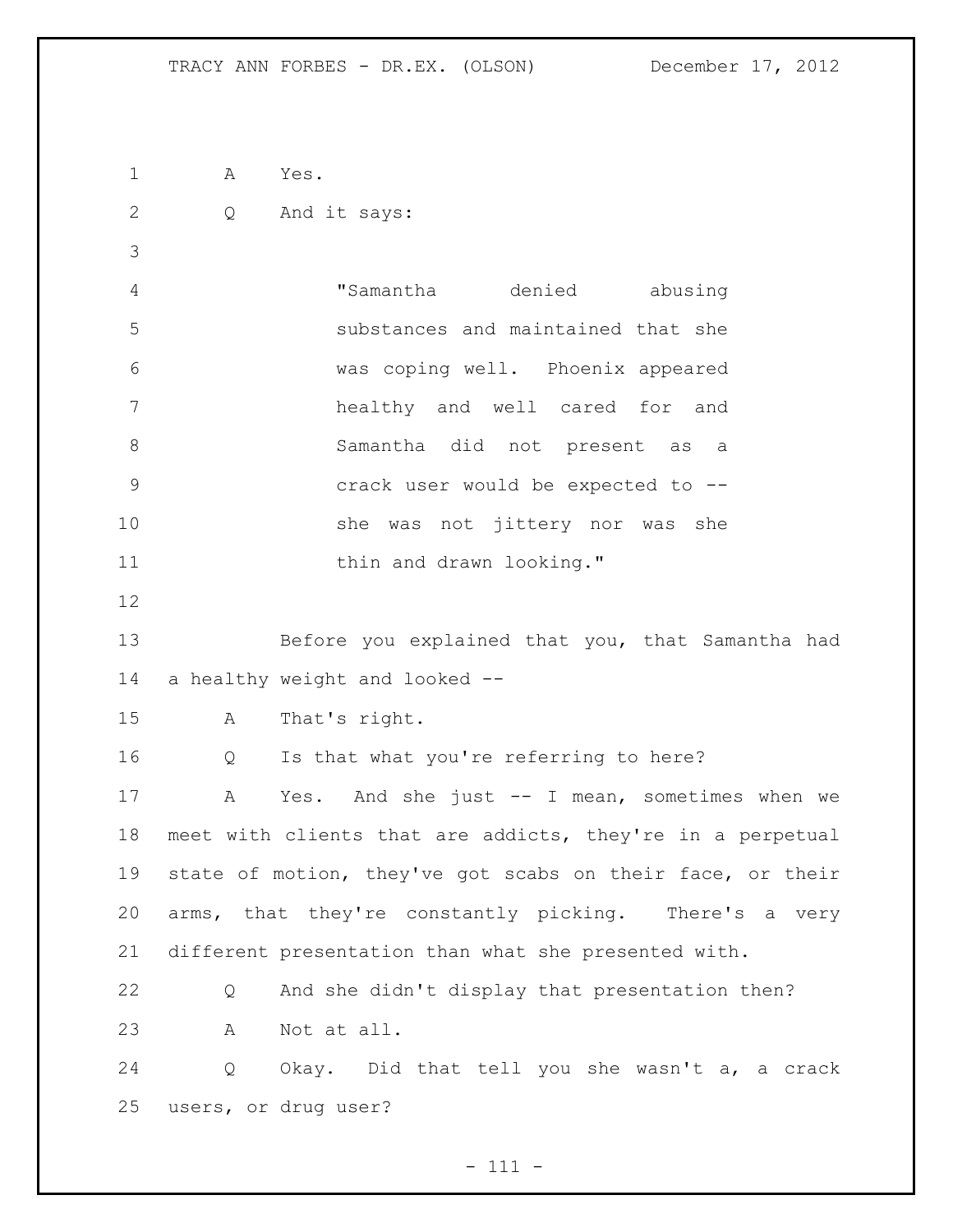A Yes.

Q And it says:

> "Samantha denied abusing substances and maintained that she was coping well. Phoenix appeared healthy and well cared for and Samantha did not present as a crack user would be expected to -- she was not jittery nor was she thin and drawn looking."

Before you explained that you, that Samantha had a healthy weight and looked --

A That's right.

Q Is that what you're referring to here?

A Yes. And she just -- I mean, sometimes when we meet with clients that are addicts, they're in a perpetual state of motion, they've got scabs on their face, or their arms, that they're constantly picking. There's a very different presentation than what she presented with.

Q And she didn't display that presentation then?

A Not at all.

Q Okay. Did that tell you she wasn't a, a crack users, or drug user?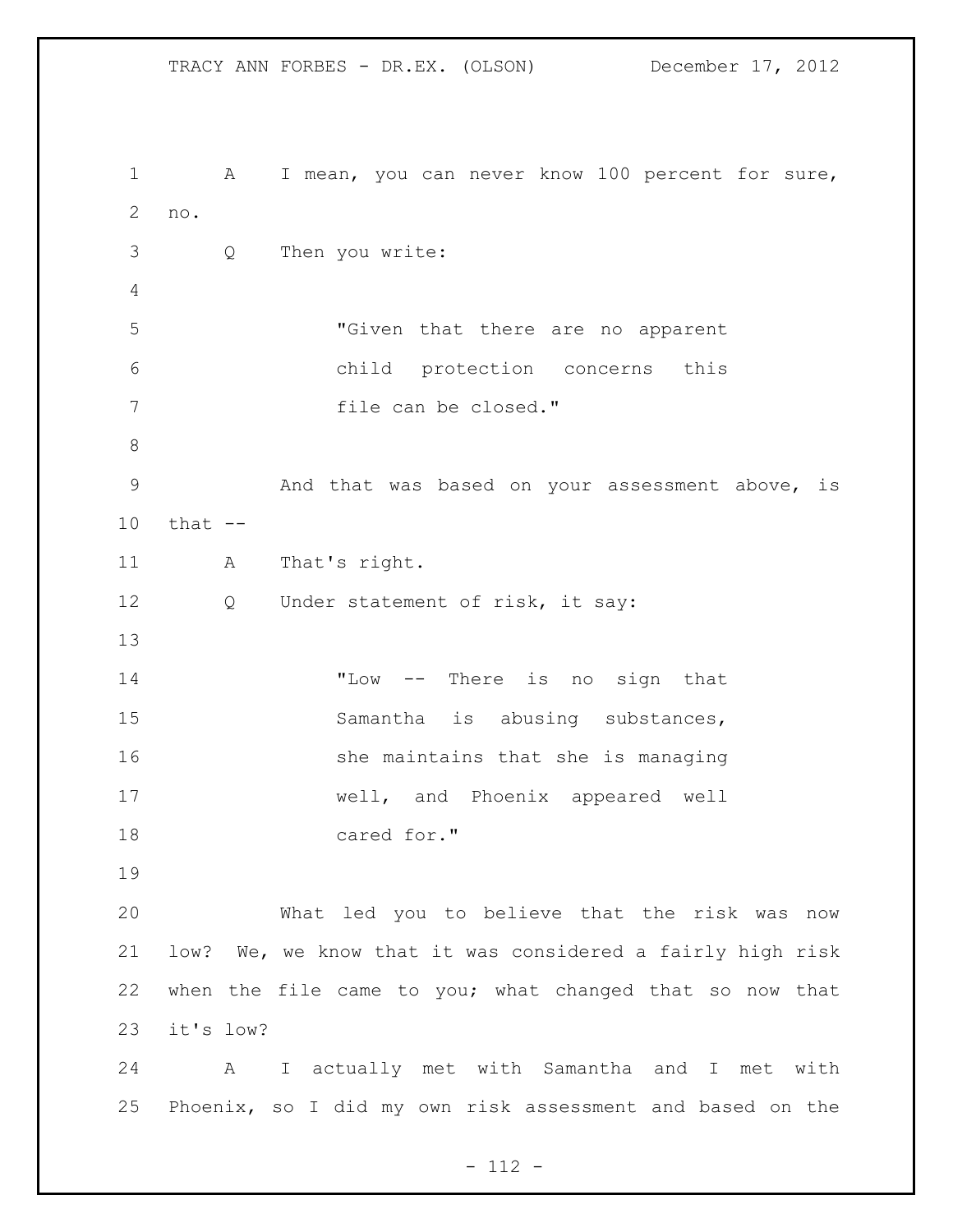A I mean, you can never know 100 percent for sure, no.

Q Then you write:

> "Given that there are no apparent child protection concerns this file can be closed."

And that was based on your assessment above, is that --

A That's right.

Q Under statement of risk, it say:

> "Low -- There is no sign that Samantha is abusing substances, she maintains that she is managing well, and Phoenix appeared well cared for."

What led you to believe that the risk was now low? We, we know that it was considered a fairly high risk when the file came to you; what changed that so now that it's low?

A I actually met with Samantha and I met with Phoenix, so I did my own risk assessment and based on the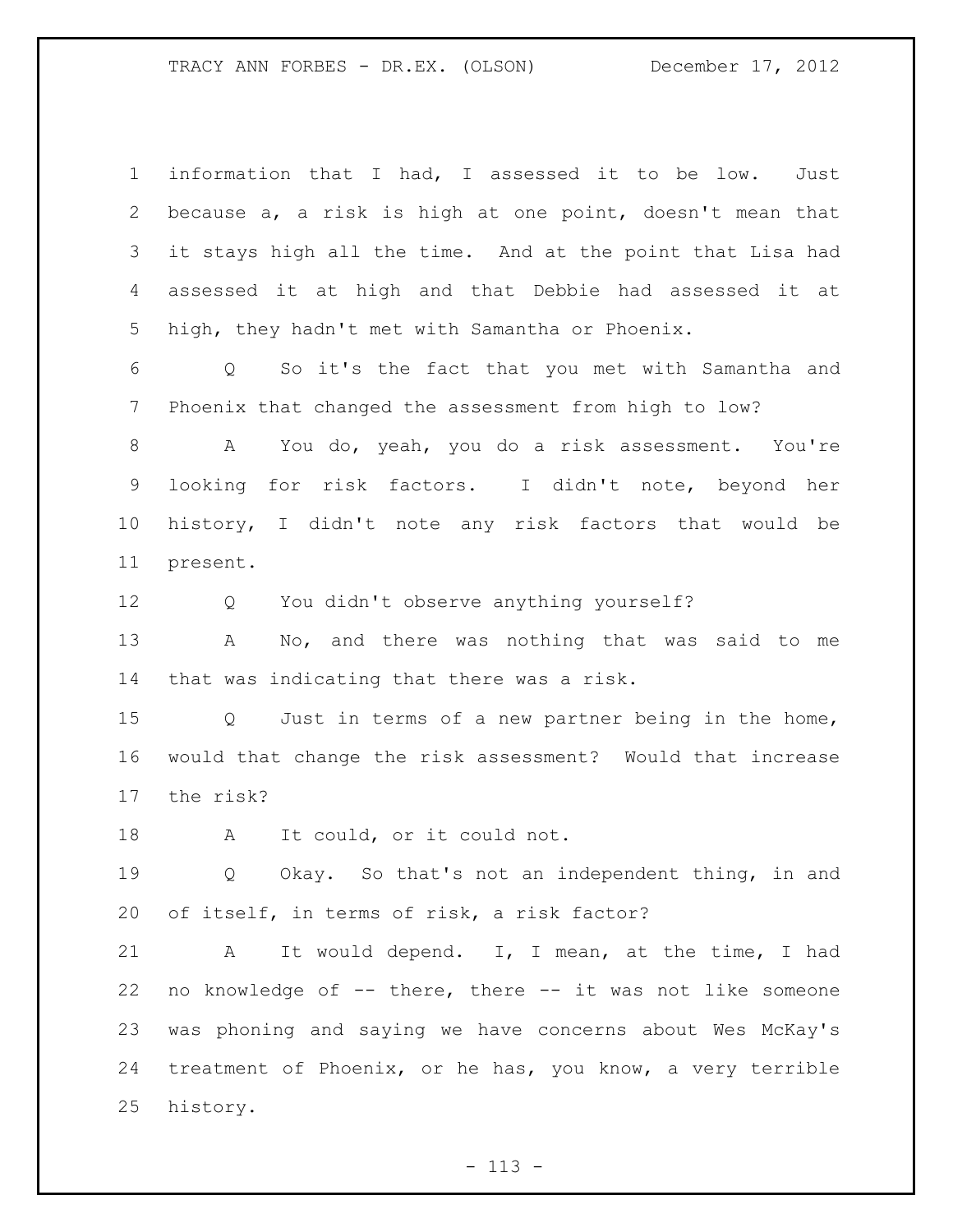information that I had, I assessed it to be low. Just because a, a risk is high at one point, doesn't mean that it stays high all the time. And at the point that Lisa had assessed it at high and that Debbie had assessed it at high, they hadn't met with Samantha or Phoenix.

Q So it's the fact that you met with Samantha and Phoenix that changed the assessment from high to low?

A You do, yeah, you do a risk assessment. You're looking for risk factors. I didn't note, beyond her history, I didn't note any risk factors that would be present.

Q You didn't observe anything yourself?

A No, and there was nothing that was said to me that was indicating that there was a risk.

Q Just in terms of a new partner being in the home, would that change the risk assessment? Would that increase the risk?

A It could, or it could not.

Q Okay. So that's not an independent thing, in and of itself, in terms of risk, a risk factor?

A It would depend. I, I mean, at the time, I had no knowledge of -- there, there -- it was not like someone was phoning and saying we have concerns about Wes McKay's treatment of Phoenix, or he has, you know, a very terrible history.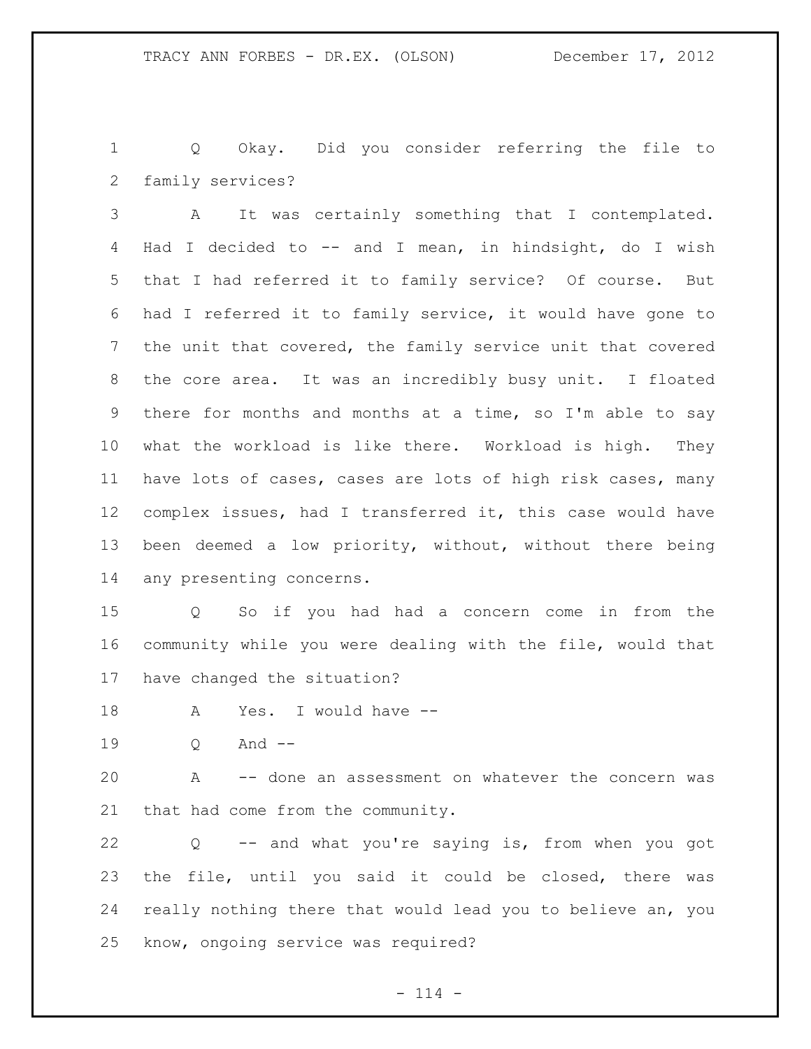Q Okay. Did you consider referring the file to family services?

A It was certainly something that I contemplated. Had I decided to -- and I mean, in hindsight, do I wish that I had referred it to family service? Of course. But had I referred it to family service, it would have gone to the unit that covered, the family service unit that covered the core area. It was an incredibly busy unit. I floated there for months and months at a time, so I'm able to say what the workload is like there. Workload is high. They have lots of cases, cases are lots of high risk cases, many complex issues, had I transferred it, this case would have been deemed a low priority, without, without there being any presenting concerns.

Q So if you had had a concern come in from the community while you were dealing with the file, would that have changed the situation?

A Yes. I would have --

Q And --

A -- done an assessment on whatever the concern was that had come from the community.

Q -- and what you're saying is, from when you got the file, until you said it could be closed, there was really nothing there that would lead you to believe an, you know, ongoing service was required?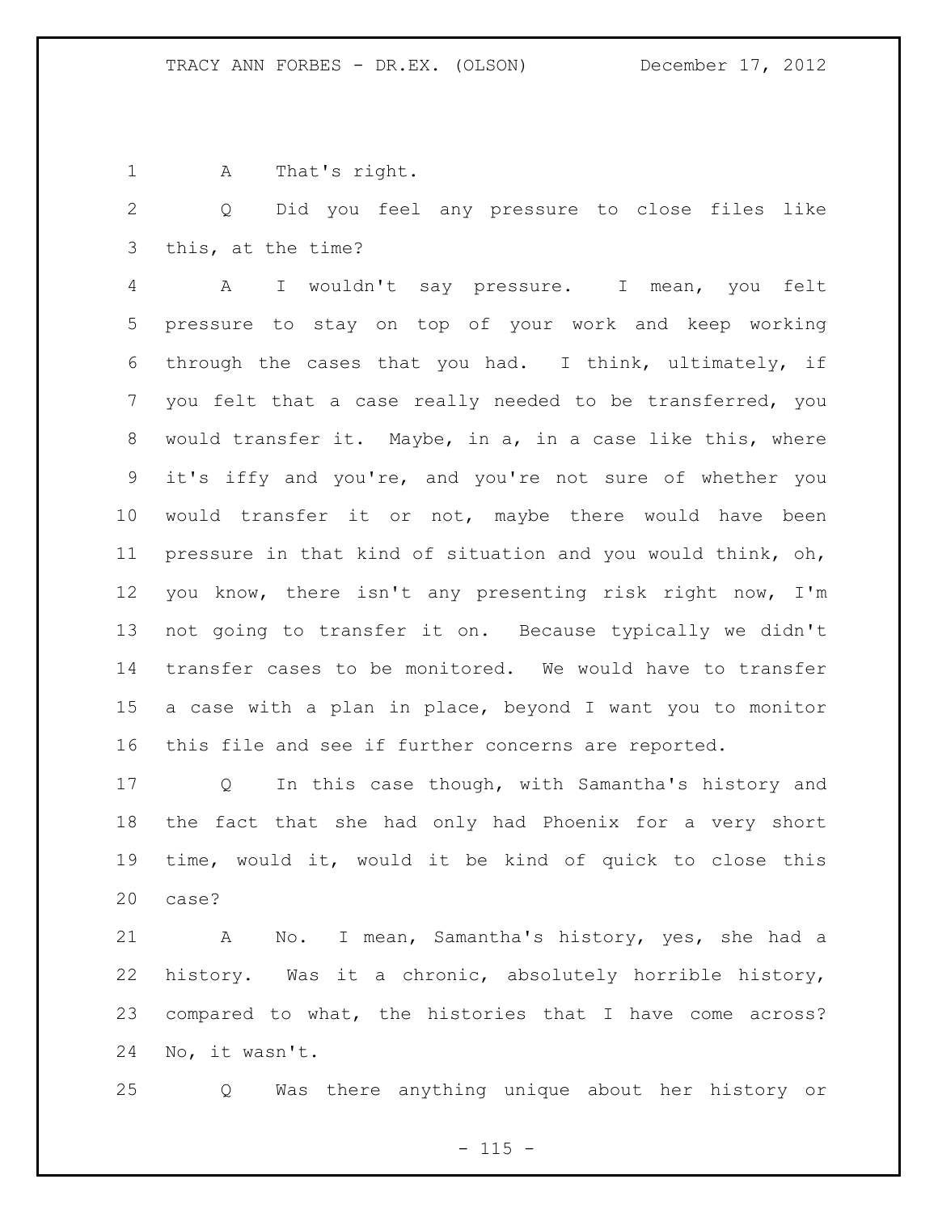A That's right.

Q Did you feel any pressure to close files like this, at the time?

A I wouldn't say pressure. I mean, you felt pressure to stay on top of your work and keep working through the cases that you had. I think, ultimately, if you felt that a case really needed to be transferred, you would transfer it. Maybe, in a, in a case like this, where it's iffy and you're, and you're not sure of whether you would transfer it or not, maybe there would have been pressure in that kind of situation and you would think, oh, you know, there isn't any presenting risk right now, I'm not going to transfer it on. Because typically we didn't transfer cases to be monitored. We would have to transfer a case with a plan in place, beyond I want you to monitor this file and see if further concerns are reported.

Q In this case though, with Samantha's history and the fact that she had only had Phoenix for a very short time, would it, would it be kind of quick to close this case?

A No. I mean, Samantha's history, yes, she had a history. Was it a chronic, absolutely horrible history, compared to what, the histories that I have come across? No, it wasn't.

Q Was there anything unique about her history or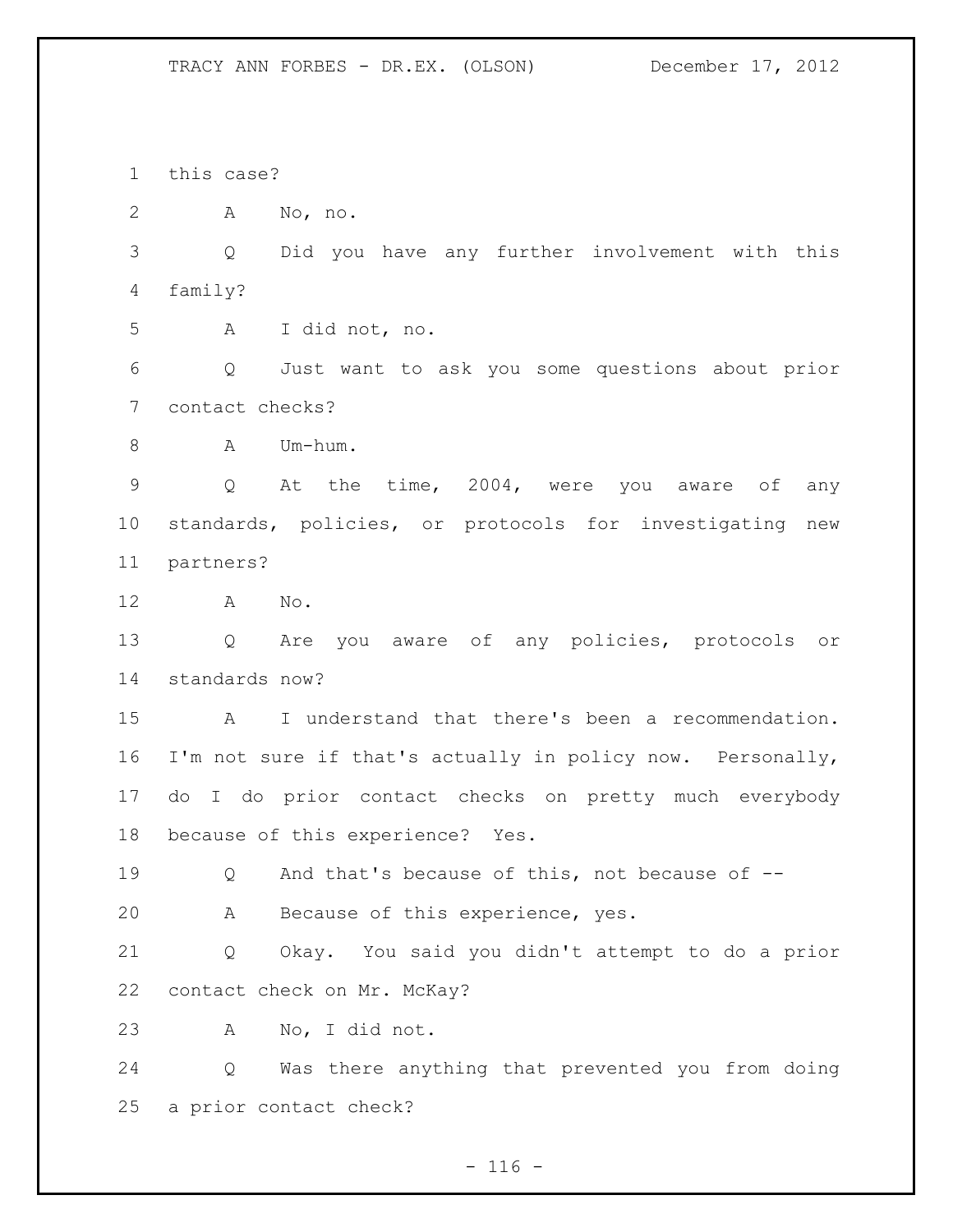1 this case?

2 A No, no.

3 Q Did you have any further involvement with this
4 family?

5 A I did not, no.

6 Q Just want to ask you some questions about prior
7 contact checks?

8 A Um-hum.

9 Q At the time, 2004, were you aware of any
10 standards, policies, or protocols for investigating new
11 partners?

12 A No.

13 Q Are you aware of any policies, protocols or
14 standards now?

15 A I understand that there's been a recommendation.
16 I'm not sure if that's actually in policy now. Personally,
17 do I do prior contact checks on pretty much everybody
18 because of this experience? Yes.

19 Q And that's because of this, not because of --

20 A Because of this experience, yes.

21 Q Okay. You said you didn't attempt to do a prior
22 contact check on Mr. McKay?

23 A No, I did not.

24 Q Was there anything that prevented you from doing
25 a prior contact check?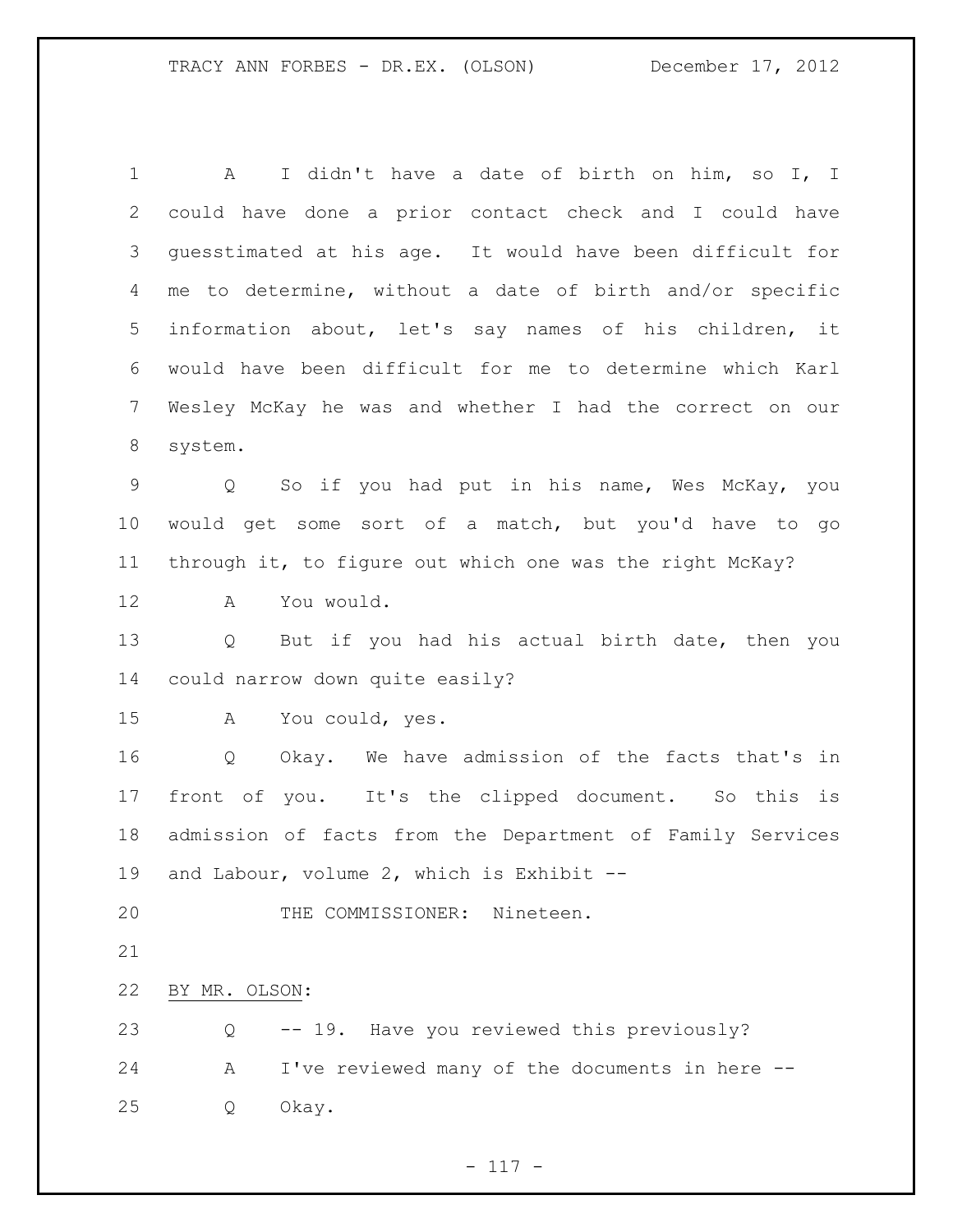A I didn't have a date of birth on him, so I, I could have done a prior contact check and I could have guesstimated at his age. It would have been difficult for me to determine, without a date of birth and/or specific information about, let's say names of his children, it would have been difficult for me to determine which Karl Wesley McKay he was and whether I had the correct on our system.

Q So if you had put in his name, Wes McKay, you would get some sort of a match, but you'd have to go through it, to figure out which one was the right McKay?

A You would.

Q But if you had his actual birth date, then you could narrow down quite easily?

A You could, yes.

Q Okay. We have admission of the facts that's in front of you. It's the clipped document. So this is admission of facts from the Department of Family Services and Labour, volume 2, which is Exhibit --

THE COMMISSIONER: Nineteen.

BY MR. OLSON:

Q -- 19. Have you reviewed this previously?

A I've reviewed many of the documents in here --

Q Okay.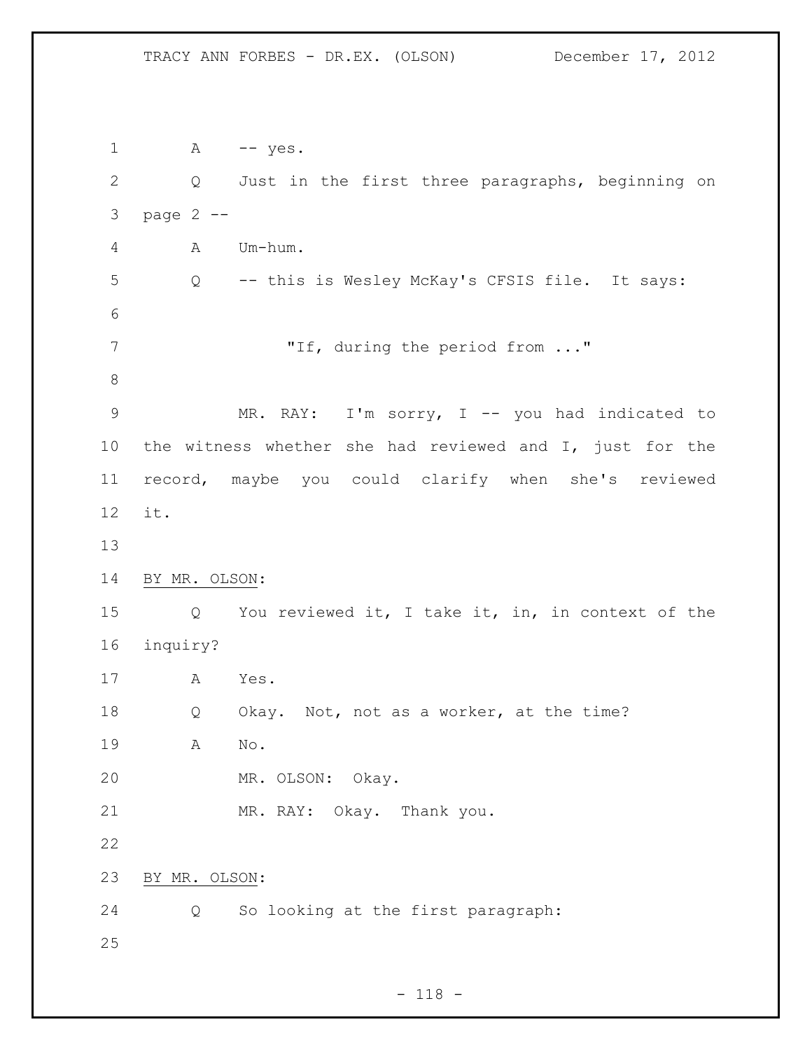A -- yes.

Q Just in the first three paragraphs, beginning on page 2 --

A Um-hum.

Q -- this is Wesley McKay's CFSIS file. It says:

> "If, during the period from ..."

MR. RAY: I'm sorry, I -- you had indicated to the witness whether she had reviewed and I, just for the record, maybe you could clarify when she's reviewed it.

BY MR. OLSON:

Q You reviewed it, I take it, in, in context of the inquiry?

A Yes.

Q Okay. Not, not as a worker, at the time?

A No.

MR. OLSON: Okay.

MR. RAY: Okay. Thank you.

BY MR. OLSON:

Q So looking at the first paragraph: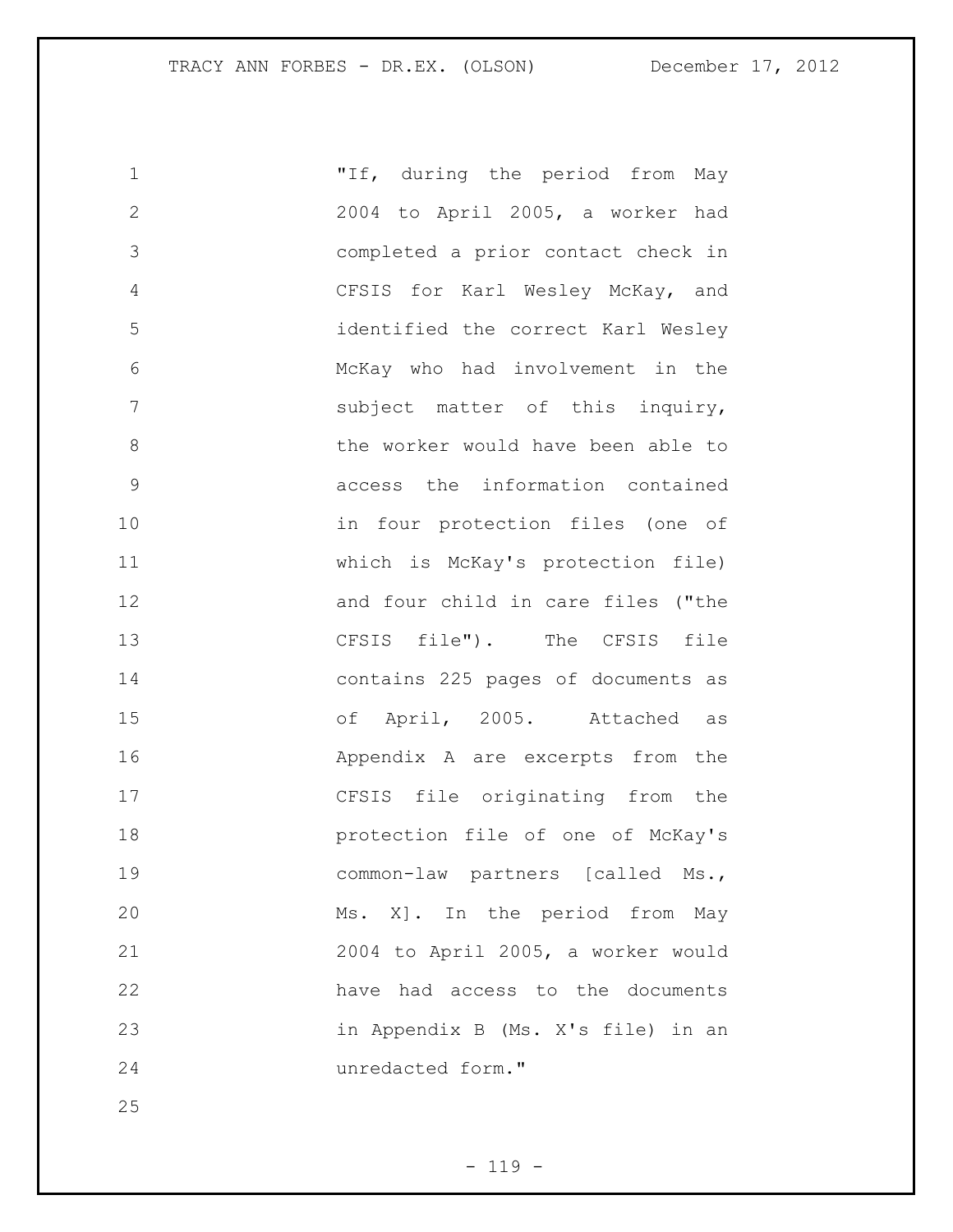"If, during the period from May 2004 to April 2005, a worker had completed a prior contact check in CFSIS for Karl Wesley McKay, and identified the correct Karl Wesley McKay who had involvement in the subject matter of this inquiry, the worker would have been able to access the information contained in four protection files (one of which is McKay's protection file) and four child in care files ("the CFSIS file"). The CFSIS file contains 225 pages of documents as of April, 2005. Attached as Appendix A are excerpts from the CFSIS file originating from the protection file of one of McKay's common-law partners [called Ms., Ms. X]. In the period from May 2004 to April 2005, a worker would have had access to the documents in Appendix B (Ms. X's file) in an unredacted form."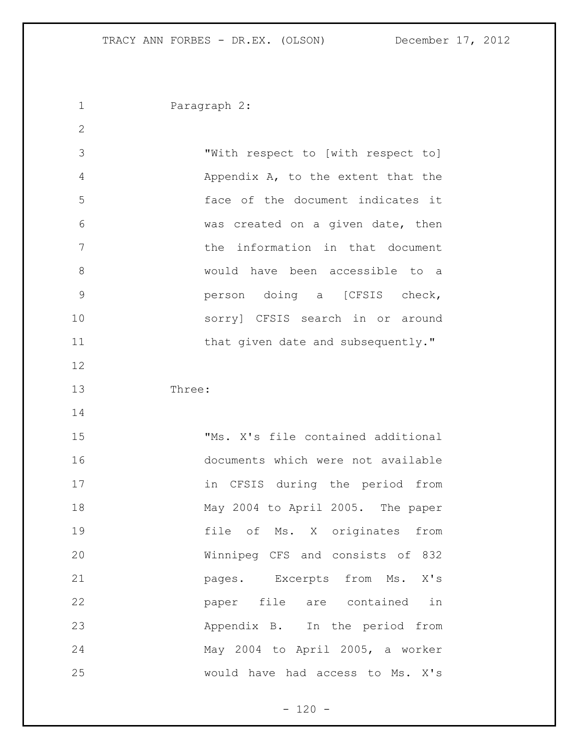Paragraph 2:

> "With respect to [with respect to] Appendix A, to the extent that the face of the document indicates it was created on a given date, then the information in that document would have been accessible to a person doing a [CFSIS check, sorry] CFSIS search in or around that given date and subsequently."

Three:

> "Ms. X's file contained additional documents which were not available in CFSIS during the period from May 2004 to April 2005. The paper file of Ms. X originates from Winnipeg CFS and consists of 832 pages. Excerpts from Ms. X's paper file are contained in Appendix B. In the period from May 2004 to April 2005, a worker would have had access to Ms. X's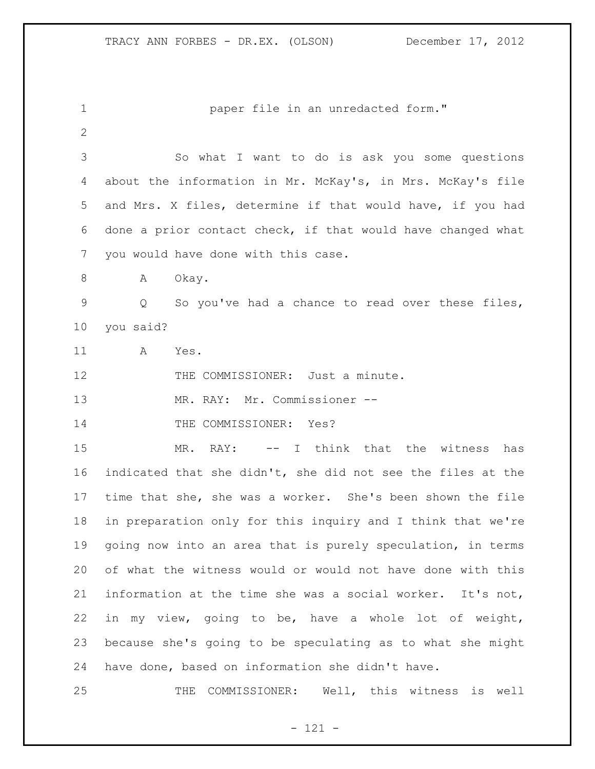paper file in an unredacted form."

So what I want to do is ask you some questions about the information in Mr. McKay's, in Mrs. McKay's file and Mrs. X files, determine if that would have, if you had done a prior contact check, if that would have changed what you would have done with this case.

A Okay.

Q So you've had a chance to read over these files, you said?

A Yes.

THE COMMISSIONER: Just a minute.

MR. RAY: Mr. Commissioner --

THE COMMISSIONER: Yes?

MR. RAY: -- I think that the witness has indicated that she didn't, she did not see the files at the time that she, she was a worker. She's been shown the file in preparation only for this inquiry and I think that we're going now into an area that is purely speculation, in terms of what the witness would or would not have done with this information at the time she was a social worker. It's not, in my view, going to be, have a whole lot of weight, because she's going to be speculating as to what she might have done, based on information she didn't have.

THE COMMISSIONER: Well, this witness is well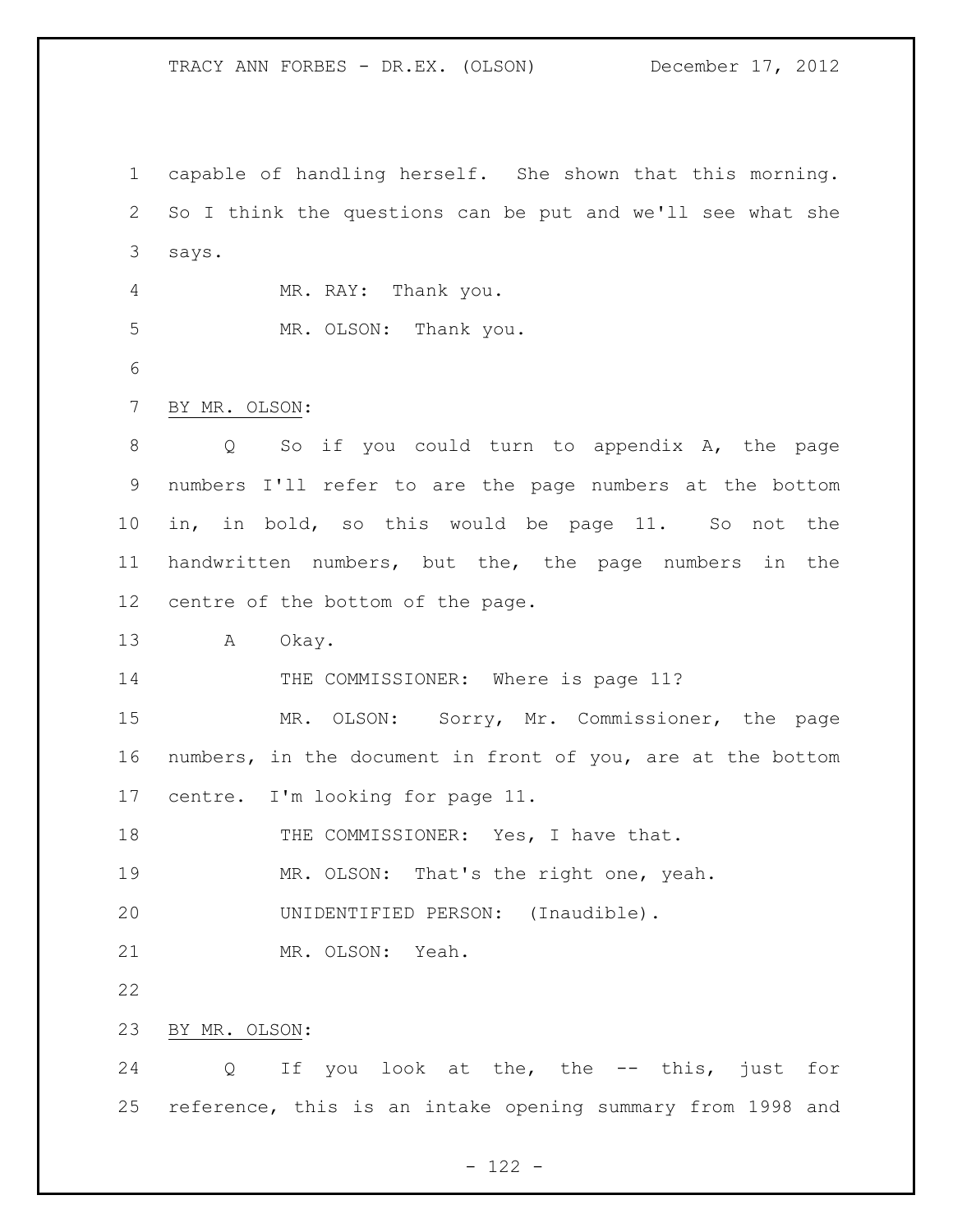capable of handling herself. She shown that this morning. So I think the questions can be put and we'll see what she says.

MR. RAY: Thank you.

MR. OLSON: Thank you.

BY MR. OLSON:

Q So if you could turn to appendix A, the page numbers I'll refer to are the page numbers at the bottom in, in bold, so this would be page 11. So not the handwritten numbers, but the, the page numbers in the centre of the bottom of the page.

A Okay.

THE COMMISSIONER: Where is page 11?

MR. OLSON: Sorry, Mr. Commissioner, the page numbers, in the document in front of you, are at the bottom centre. I'm looking for page 11.

THE COMMISSIONER: Yes, I have that.

MR. OLSON: That's the right one, yeah.

UNIDENTIFIED PERSON: (Inaudible).

MR. OLSON: Yeah.

BY MR. OLSON:

Q If you look at the, the -- this, just for reference, this is an intake opening summary from 1998 and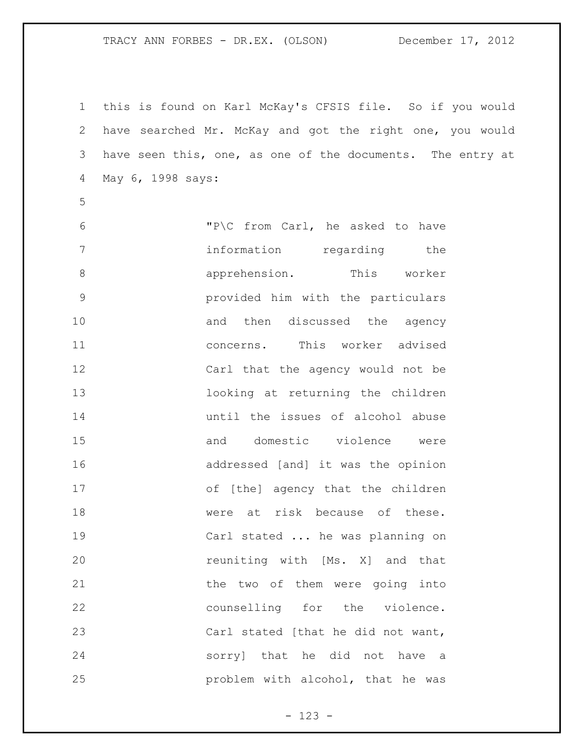this is found on Karl McKay's CFSIS file. So if you would have searched Mr. McKay and got the right one, you would have seen this, one, as one of the documents. The entry at May 6, 1998 says:

> "P\C from Carl, he asked to have information regarding the apprehension. This worker provided him with the particulars and then discussed the agency concerns. This worker advised Carl that the agency would not be looking at returning the children until the issues of alcohol abuse and domestic violence were addressed [and] it was the opinion of [the] agency that the children were at risk because of these. Carl stated ... he was planning on reuniting with [Ms. X] and that the two of them were going into counselling for the violence. Carl stated [that he did not want, sorry] that he did not have a problem with alcohol, that he was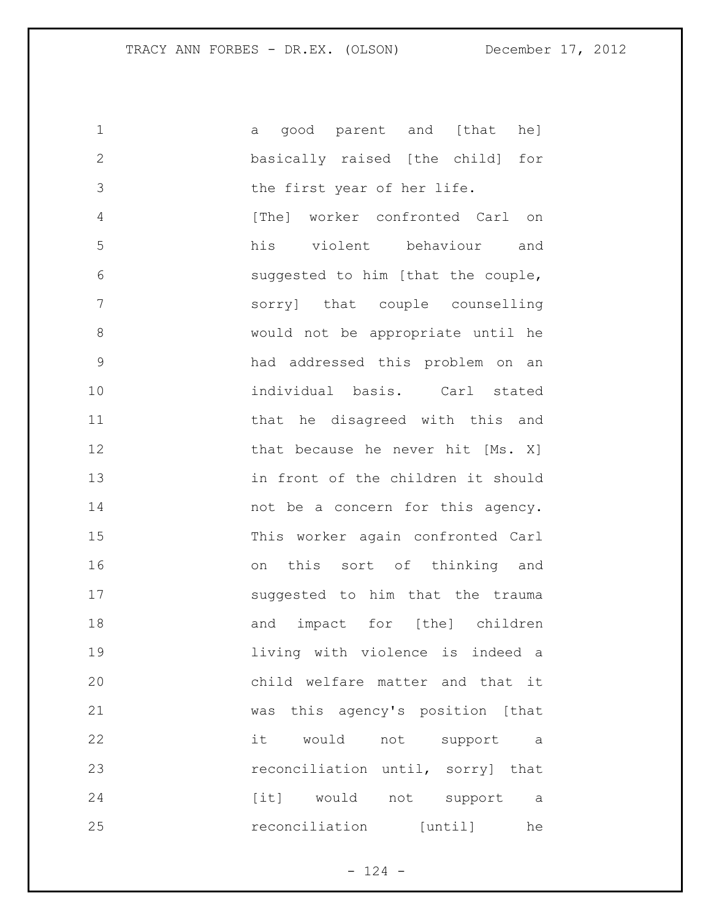a good parent and [that he] basically raised [the child] for the first year of her life.

[The] worker confronted Carl on his violent behaviour and suggested to him [that the couple, sorry] that couple counselling would not be appropriate until he had addressed this problem on an individual basis. Carl stated that he disagreed with this and that because he never hit [Ms. X] in front of the children it should not be a concern for this agency. This worker again confronted Carl on this sort of thinking and suggested to him that the trauma and impact for [the] children living with violence is indeed a child welfare matter and that it was this agency's position [that it would not support a reconciliation until, sorry] that [it] would not support a reconciliation [until] he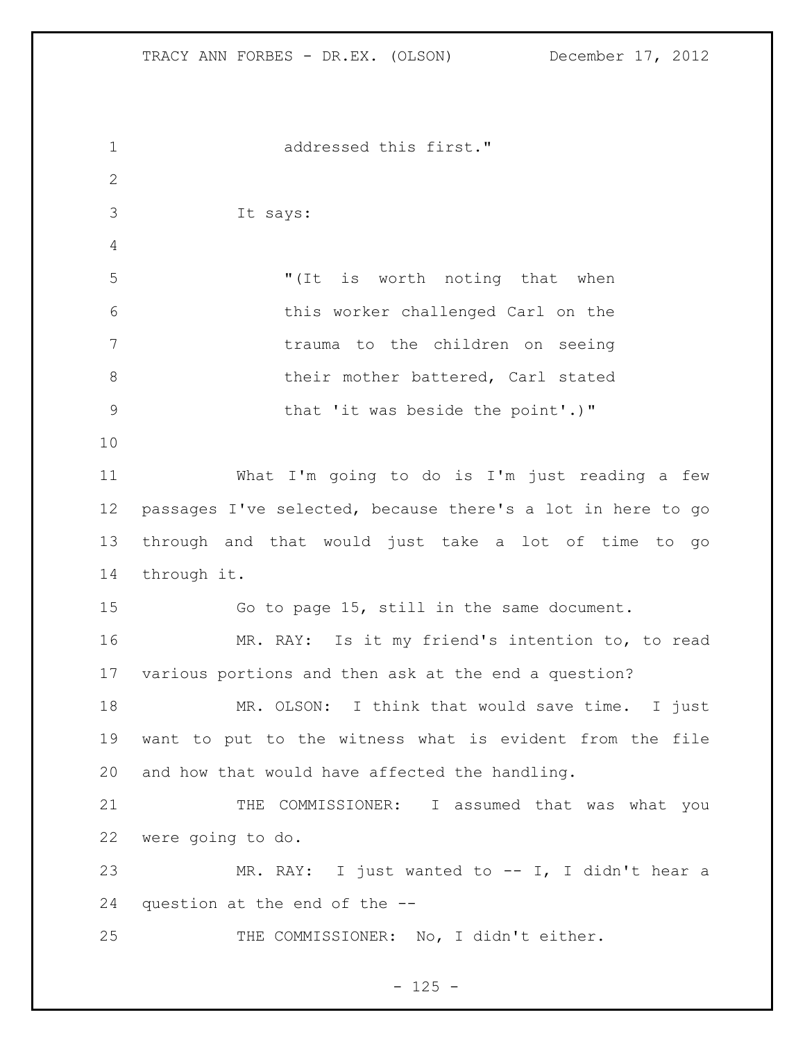addressed this first."

It says:

"(It is worth noting that when this worker challenged Carl on the trauma to the children on seeing their mother battered, Carl stated that 'it was beside the point'.)"

What I'm going to do is I'm just reading a few passages I've selected, because there's a lot in here to go through and that would just take a lot of time to go through it.

Go to page 15, still in the same document.

MR. RAY: Is it my friend's intention to, to read various portions and then ask at the end a question?

MR. OLSON: I think that would save time. I just want to put to the witness what is evident from the file and how that would have affected the handling.

THE COMMISSIONER: I assumed that was what you were going to do.

MR. RAY: I just wanted to -- I, I didn't hear a question at the end of the --

THE COMMISSIONER: No, I didn't either.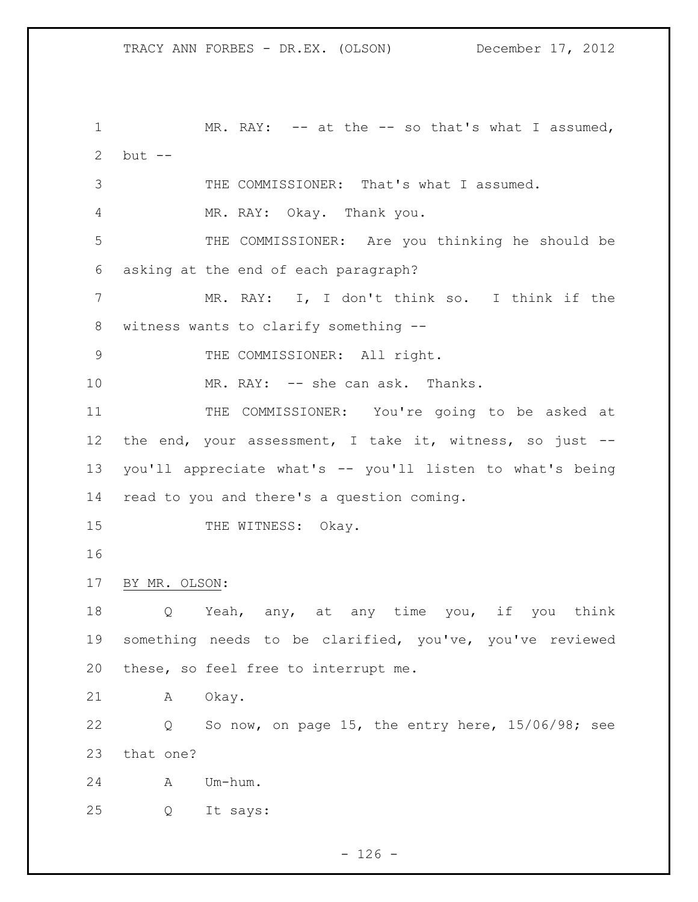MR. RAY: -- at the -- so that's what I assumed, but --

THE COMMISSIONER: That's what I assumed.

MR. RAY: Okay. Thank you.

THE COMMISSIONER: Are you thinking he should be asking at the end of each paragraph?

MR. RAY: I, I don't think so. I think if the witness wants to clarify something --

THE COMMISSIONER: All right.

MR. RAY: -- she can ask. Thanks.

THE COMMISSIONER: You're going to be asked at the end, your assessment, I take it, witness, so just -- you'll appreciate what's -- you'll listen to what's being read to you and there's a question coming.

THE WITNESS: Okay.

<u>BY MR. OLSON</u>:

Q Yeah, any, at any time you, if you think something needs to be clarified, you've, you've reviewed these, so feel free to interrupt me.

A Okay.

Q So now, on page 15, the entry here, 15/06/98; see that one?

A Um-hum.

Q It says: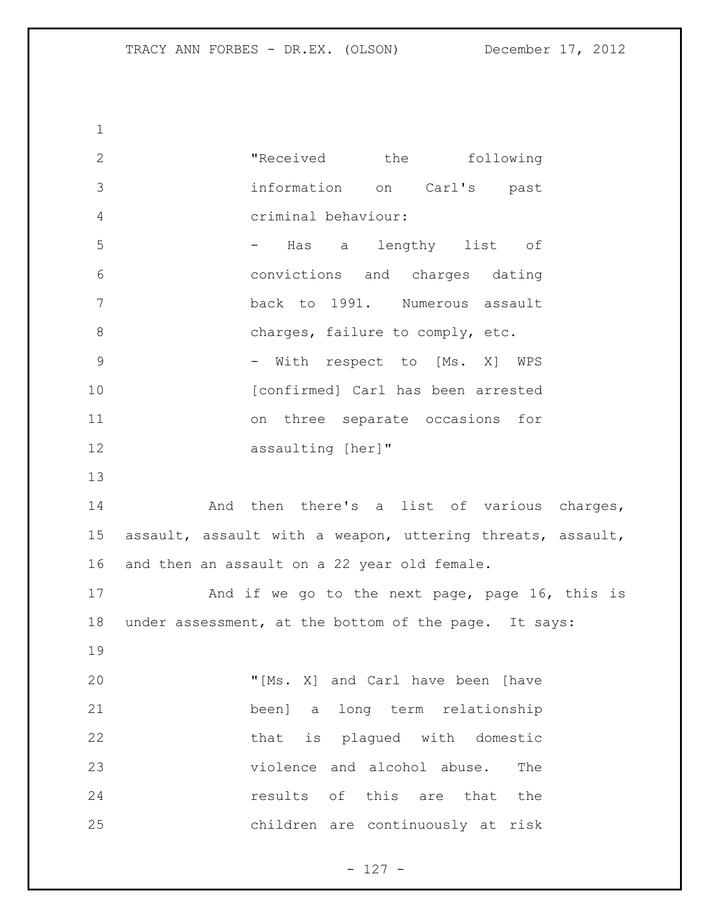> "Received the following information on Carl's past criminal behaviour:
>
> - Has a lengthy list of convictions and charges dating back to 1991. Numerous assault charges, failure to comply, etc.
> - With respect to [Ms. X] WPS [confirmed] Carl has been arrested on three separate occasions for assaulting [her]"

And then there's a list of various charges, assault, assault with a weapon, uttering threats, assault, and then an assault on a 22 year old female.

And if we go to the next page, page 16, this is under assessment, at the bottom of the page. It says:

> "[Ms. X] and Carl have been [have been] a long term relationship that is plagued with domestic violence and alcohol abuse. The results of this are that the children are continuously at risk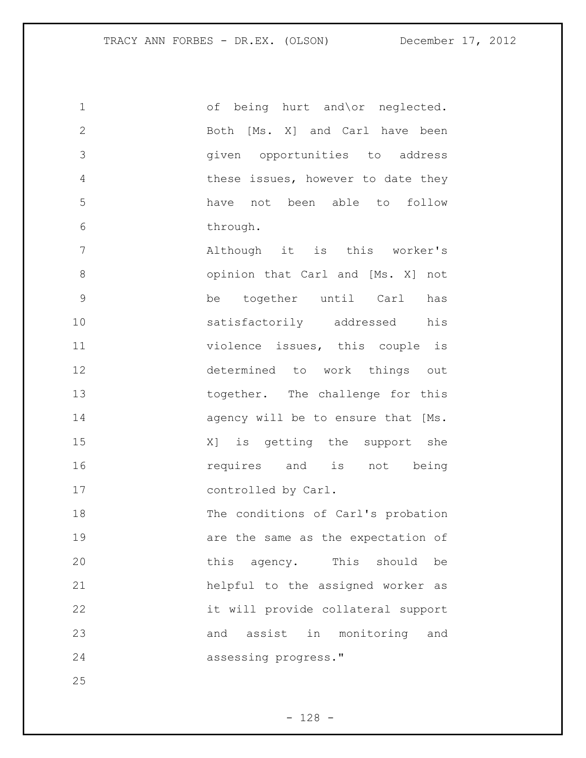of being hurt and\or neglected. Both [Ms. X] and Carl have been given opportunities to address these issues, however to date they have not been able to follow through.

Although it is this worker's opinion that Carl and [Ms. X] not be together until Carl has satisfactorily addressed his violence issues, this couple is determined to work things out together. The challenge for this agency will be to ensure that [Ms. X] is getting the support she requires and is not being controlled by Carl.

The conditions of Carl's probation are the same as the expectation of this agency. This should be helpful to the assigned worker as it will provide collateral support and assist in monitoring and assessing progress."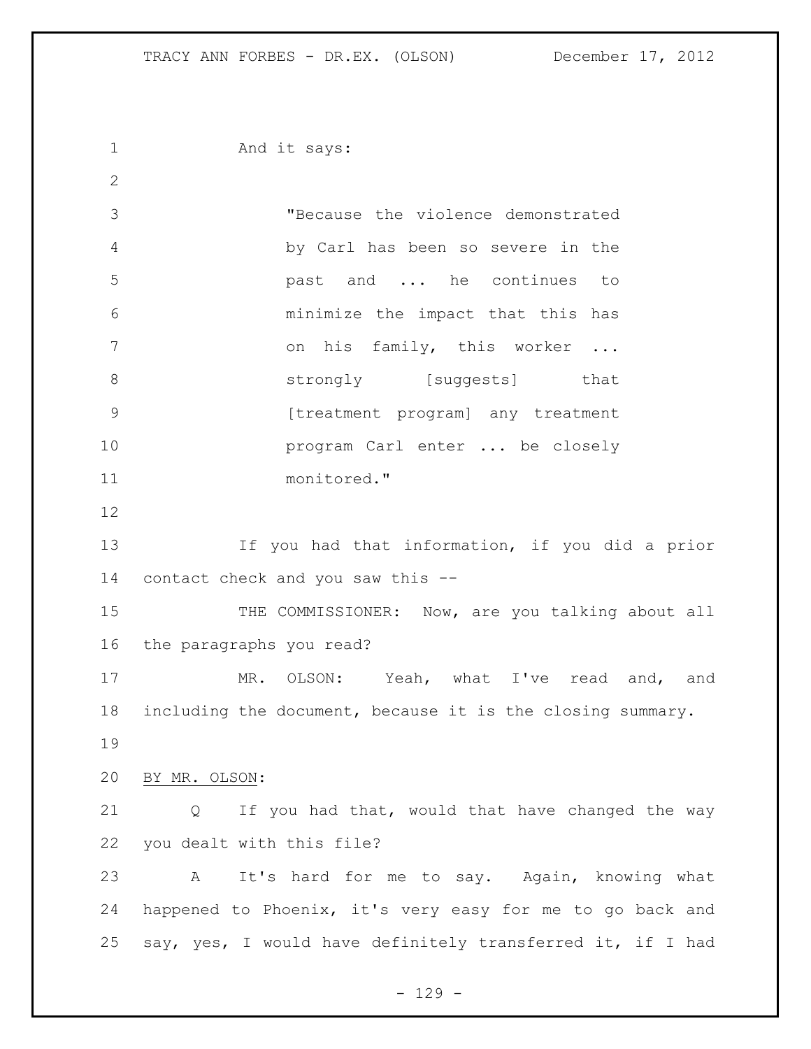And it says:

> "Because the violence demonstrated by Carl has been so severe in the past and ... he continues to minimize the impact that this has on his family, this worker ... strongly [suggests] that [treatment program] any treatment program Carl enter ... be closely monitored."

If you had that information, if you did a prior contact check and you saw this --

THE COMMISSIONER: Now, are you talking about all the paragraphs you read?

MR. OLSON: Yeah, what I've read and, and including the document, because it is the closing summary.

BY MR. OLSON:

Q If you had that, would that have changed the way you dealt with this file?

A It's hard for me to say. Again, knowing what happened to Phoenix, it's very easy for me to go back and say, yes, I would have definitely transferred it, if I had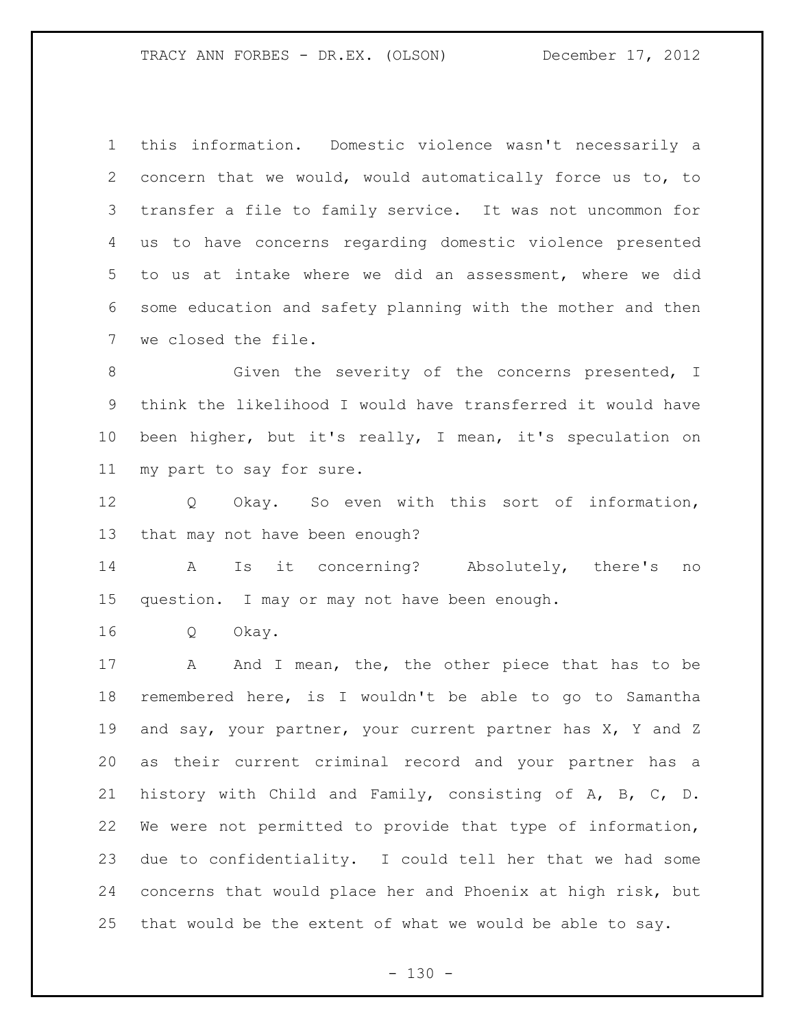this information. Domestic violence wasn't necessarily a concern that we would, would automatically force us to, to transfer a file to family service. It was not uncommon for us to have concerns regarding domestic violence presented to us at intake where we did an assessment, where we did some education and safety planning with the mother and then we closed the file.

Given the severity of the concerns presented, I think the likelihood I would have transferred it would have been higher, but it's really, I mean, it's speculation on my part to say for sure.

Q Okay. So even with this sort of information, that may not have been enough?

A Is it concerning? Absolutely, there's no question. I may or may not have been enough.

Q Okay.

A And I mean, the, the other piece that has to be remembered here, is I wouldn't be able to go to Samantha and say, your partner, your current partner has X, Y and Z as their current criminal record and your partner has a history with Child and Family, consisting of A, B, C, D. We were not permitted to provide that type of information, due to confidentiality. I could tell her that we had some concerns that would place her and Phoenix at high risk, but that would be the extent of what we would be able to say.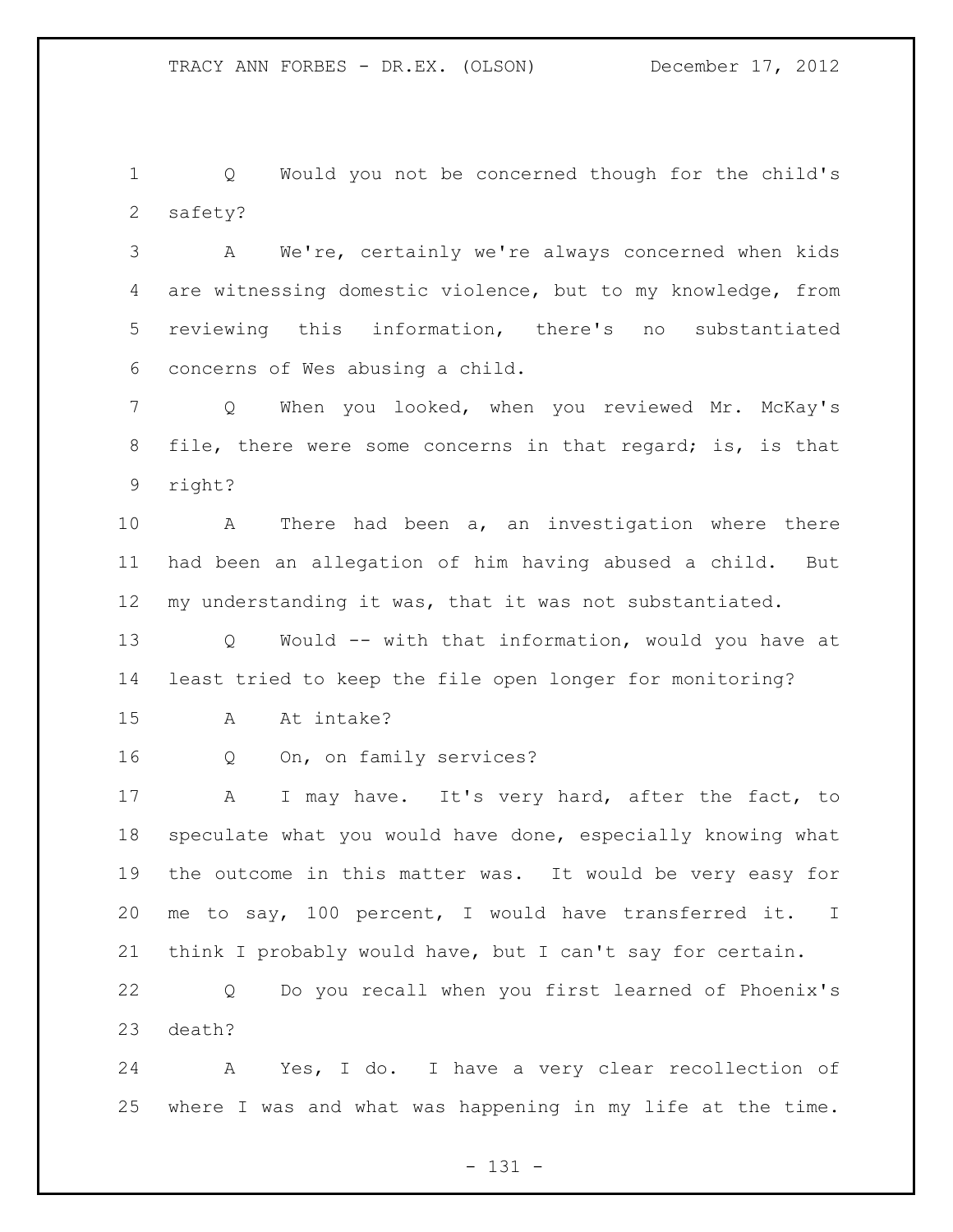Q Would you not be concerned though for the child's safety?

A We're, certainly we're always concerned when kids are witnessing domestic violence, but to my knowledge, from reviewing this information, there's no substantiated concerns of Wes abusing a child.

Q When you looked, when you reviewed Mr. McKay's file, there were some concerns in that regard; is, is that right?

A There had been a, an investigation where there had been an allegation of him having abused a child. But my understanding it was, that it was not substantiated.

Q Would -- with that information, would you have at least tried to keep the file open longer for monitoring?

A At intake?

Q On, on family services?

A I may have. It's very hard, after the fact, to speculate what you would have done, especially knowing what the outcome in this matter was. It would be very easy for me to say, 100 percent, I would have transferred it. I think I probably would have, but I can't say for certain.

Q Do you recall when you first learned of Phoenix's death?

A Yes, I do. I have a very clear recollection of where I was and what was happening in my life at the time.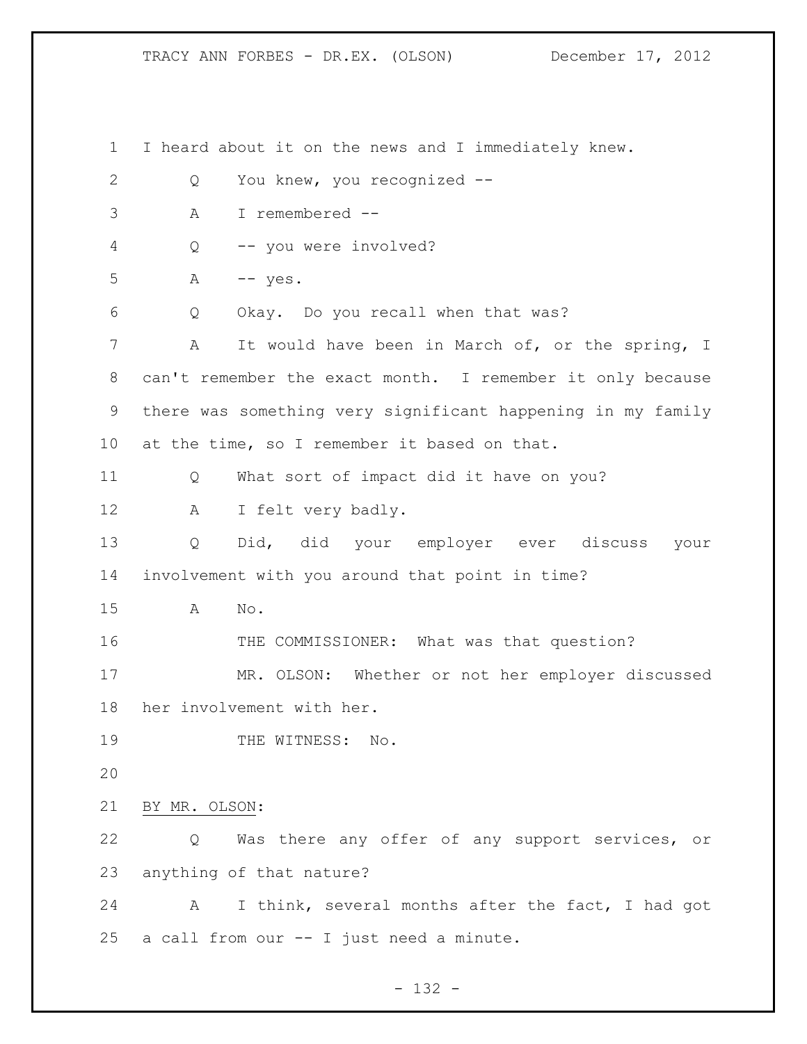I heard about it on the news and I immediately knew.

Q You knew, you recognized --

A I remembered --

Q -- you were involved?

A -- yes.

Q Okay. Do you recall when that was?

A It would have been in March of, or the spring, I can't remember the exact month. I remember it only because there was something very significant happening in my family at the time, so I remember it based on that.

Q What sort of impact did it have on you?

A I felt very badly.

Q Did, did your employer ever discuss your involvement with you around that point in time?

A No.

THE COMMISSIONER: What was that question?

MR. OLSON: Whether or not her employer discussed her involvement with her.

THE WITNESS: No.

BY MR. OLSON:

Q Was there any offer of any support services, or anything of that nature?

A I think, several months after the fact, I had got a call from our -- I just need a minute.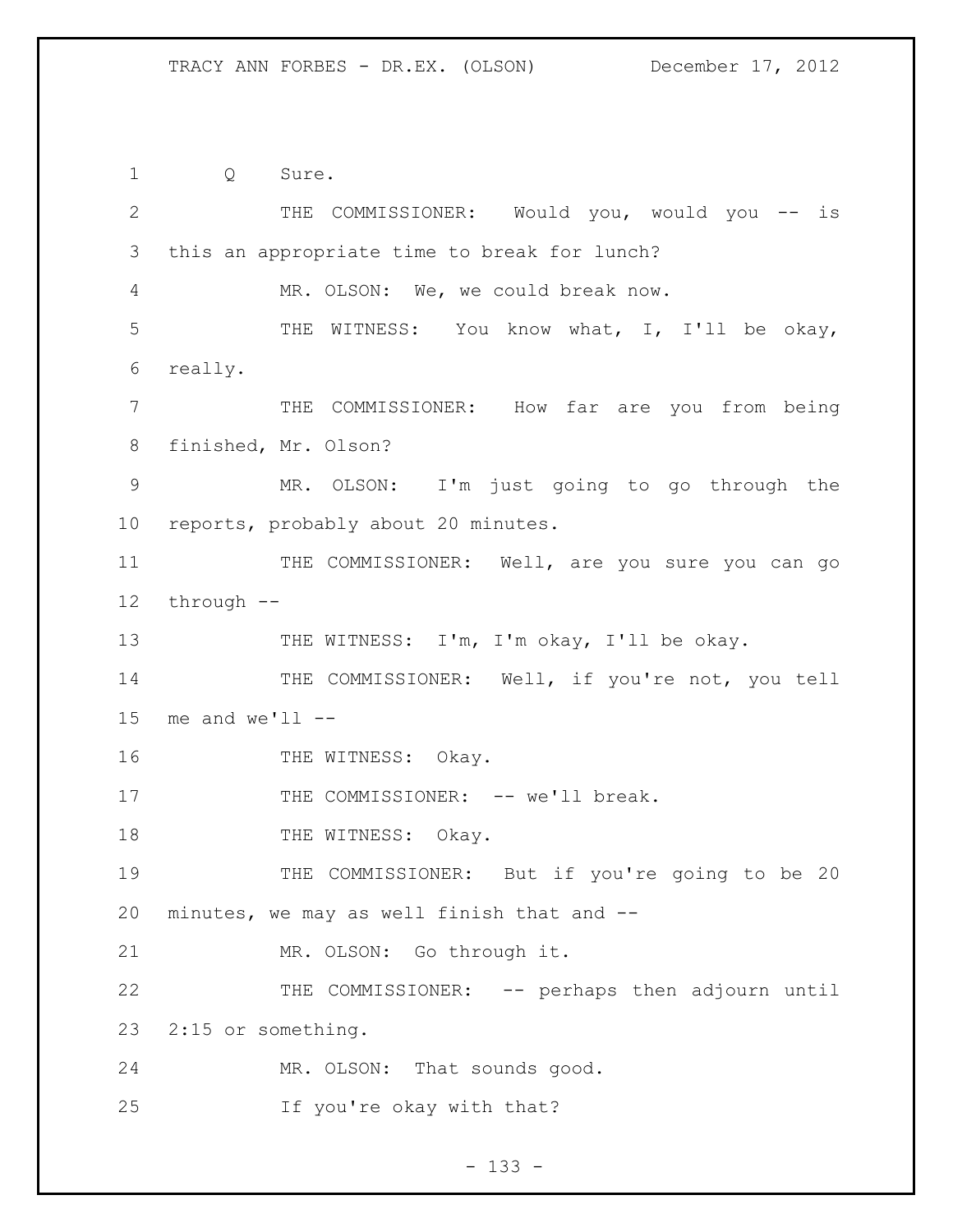Q Sure.

THE COMMISSIONER: Would you, would you -- is this an appropriate time to break for lunch?

MR. OLSON: We, we could break now.

THE WITNESS: You know what, I, I'll be okay, really.

THE COMMISSIONER: How far are you from being finished, Mr. Olson?

MR. OLSON: I'm just going to go through the reports, probably about 20 minutes.

THE COMMISSIONER: Well, are you sure you can go through --

THE WITNESS: I'm, I'm okay, I'll be okay.

THE COMMISSIONER: Well, if you're not, you tell me and we'll --

THE WITNESS: Okay.

THE COMMISSIONER: -- we'll break.

THE WITNESS: Okay.

THE COMMISSIONER: But if you're going to be 20 minutes, we may as well finish that and --

MR. OLSON: Go through it.

THE COMMISSIONER: -- perhaps then adjourn until 2:15 or something.

MR. OLSON: That sounds good.

If you're okay with that?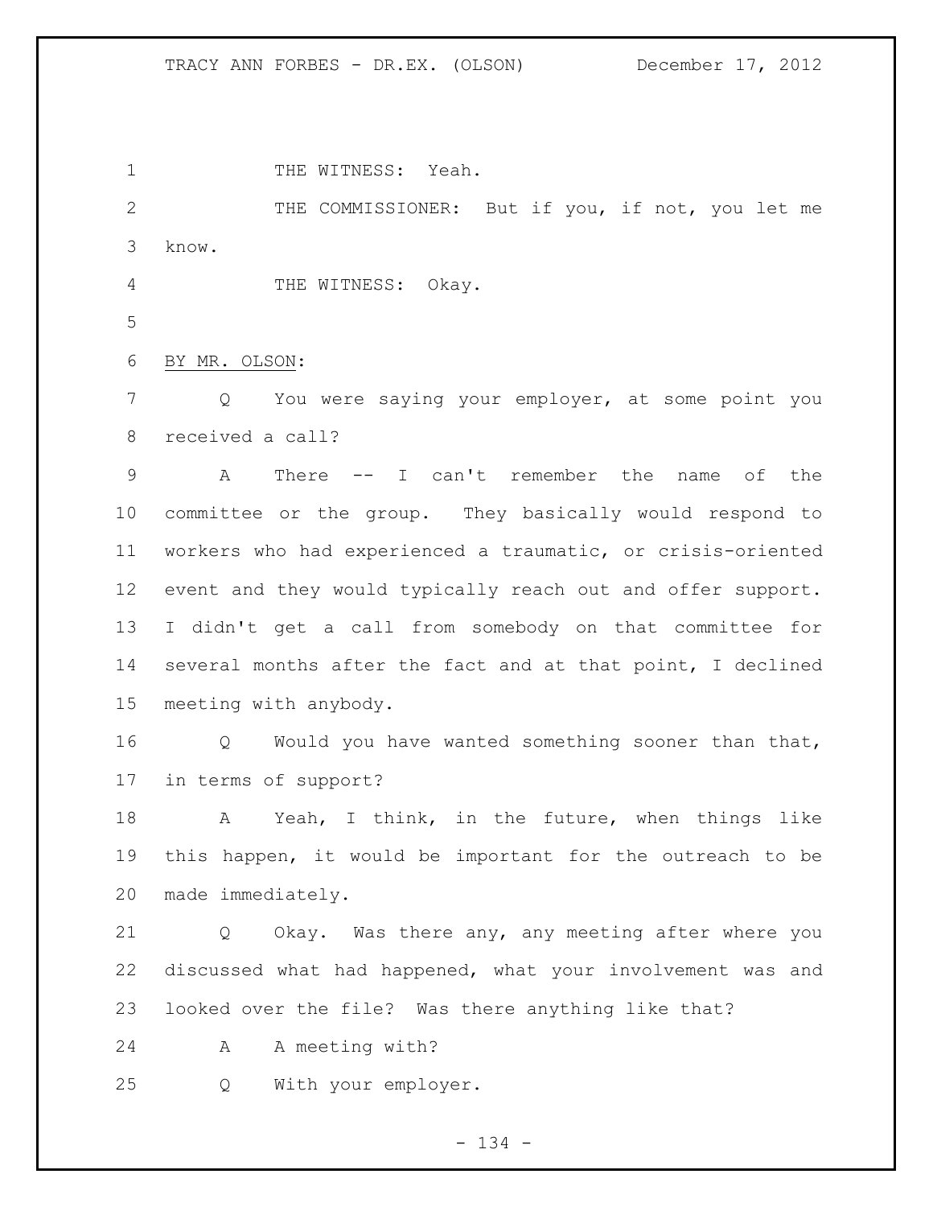THE WITNESS: Yeah.

THE COMMISSIONER: But if you, if not, you let me know.

THE WITNESS: Okay.

BY MR. OLSON:

Q You were saying your employer, at some point you received a call?

A There -- I can't remember the name of the committee or the group. They basically would respond to workers who had experienced a traumatic, or crisis-oriented event and they would typically reach out and offer support. I didn't get a call from somebody on that committee for several months after the fact and at that point, I declined meeting with anybody.

Q Would you have wanted something sooner than that, in terms of support?

A Yeah, I think, in the future, when things like this happen, it would be important for the outreach to be made immediately.

Q Okay. Was there any, any meeting after where you discussed what had happened, what your involvement was and looked over the file? Was there anything like that?

A A meeting with?

Q With your employer.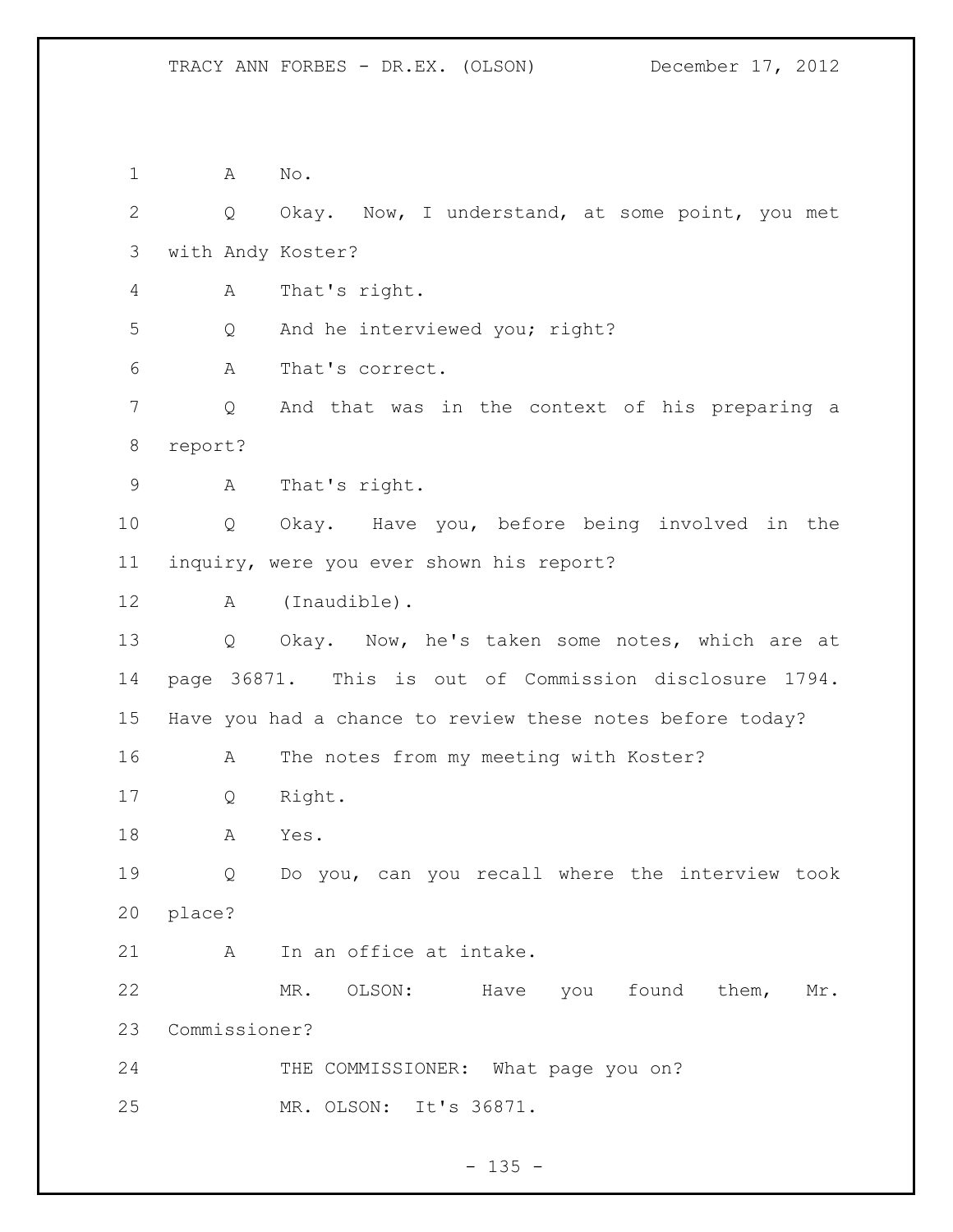A No.

Q Okay. Now, I understand, at some point, you met with Andy Koster?

A That's right.

Q And he interviewed you; right?

A That's correct.

Q And that was in the context of his preparing a report?

A That's right.

Q Okay. Have you, before being involved in the inquiry, were you ever shown his report?

A (Inaudible).

Q Okay. Now, he's taken some notes, which are at page 36871. This is out of Commission disclosure 1794. Have you had a chance to review these notes before today?

A The notes from my meeting with Koster?

Q Right.

A Yes.

Q Do you, can you recall where the interview took place?

A In an office at intake.

MR. OLSON: Have you found them, Mr. Commissioner?

THE COMMISSIONER: What page you on?

MR. OLSON: It's 36871.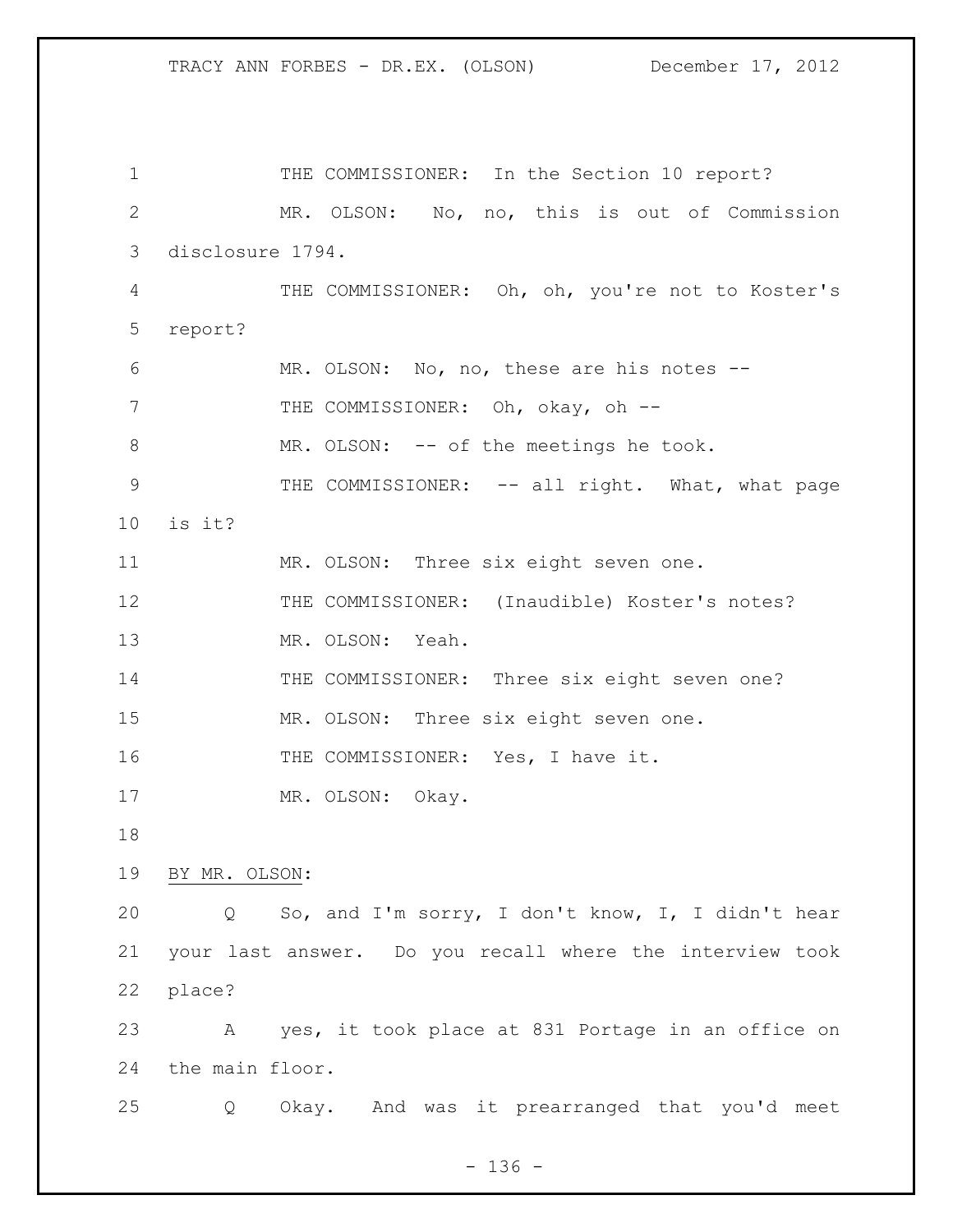THE COMMISSIONER: In the Section 10 report?

MR. OLSON: No, no, this is out of Commission disclosure 1794.

THE COMMISSIONER: Oh, oh, you're not to Koster's report?

MR. OLSON: No, no, these are his notes --

THE COMMISSIONER: Oh, okay, oh --

MR. OLSON: -- of the meetings he took.

THE COMMISSIONER: -- all right. What, what page is it?

MR. OLSON: Three six eight seven one.

THE COMMISSIONER: (Inaudible) Koster's notes?

MR. OLSON: Yeah.

THE COMMISSIONER: Three six eight seven one?

MR. OLSON: Three six eight seven one.

THE COMMISSIONER: Yes, I have it.

MR. OLSON: Okay.

BY MR. OLSON:

Q So, and I'm sorry, I don't know, I, I didn't hear your last answer. Do you recall where the interview took place?

A yes, it took place at 831 Portage in an office on the main floor.

Q Okay. And was it prearranged that you'd meet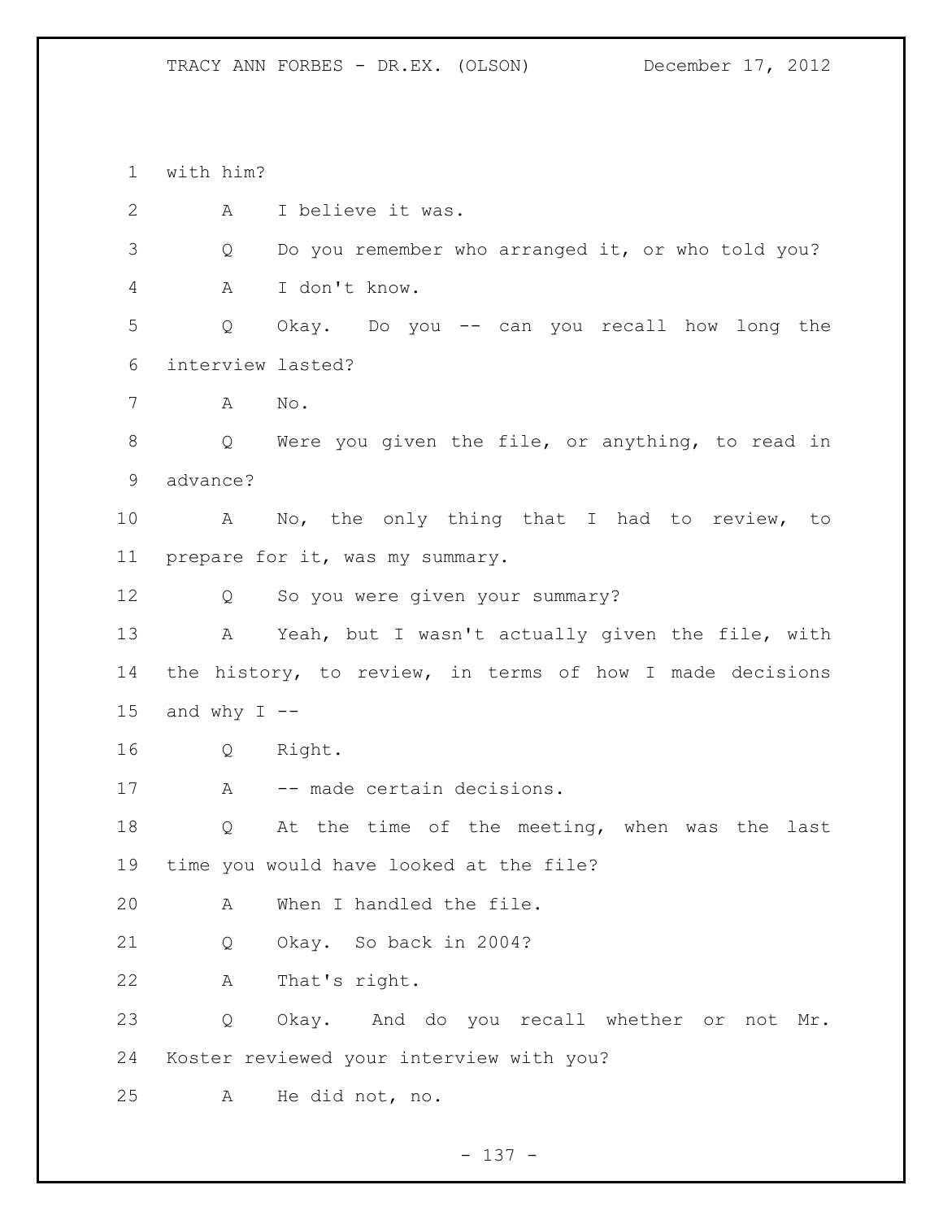with him?

A I believe it was.

Q Do you remember who arranged it, or who told you?

A I don't know.

Q Okay. Do you -- can you recall how long the interview lasted?

A No.

Q Were you given the file, or anything, to read in advance?

A No, the only thing that I had to review, to prepare for it, was my summary.

Q So you were given your summary?

A Yeah, but I wasn't actually given the file, with the history, to review, in terms of how I made decisions and why I --

Q Right.

A -- made certain decisions.

Q At the time of the meeting, when was the last time you would have looked at the file?

A When I handled the file.

Q Okay. So back in 2004?

A That's right.

Q Okay. And do you recall whether or not Mr. Koster reviewed your interview with you?

A He did not, no.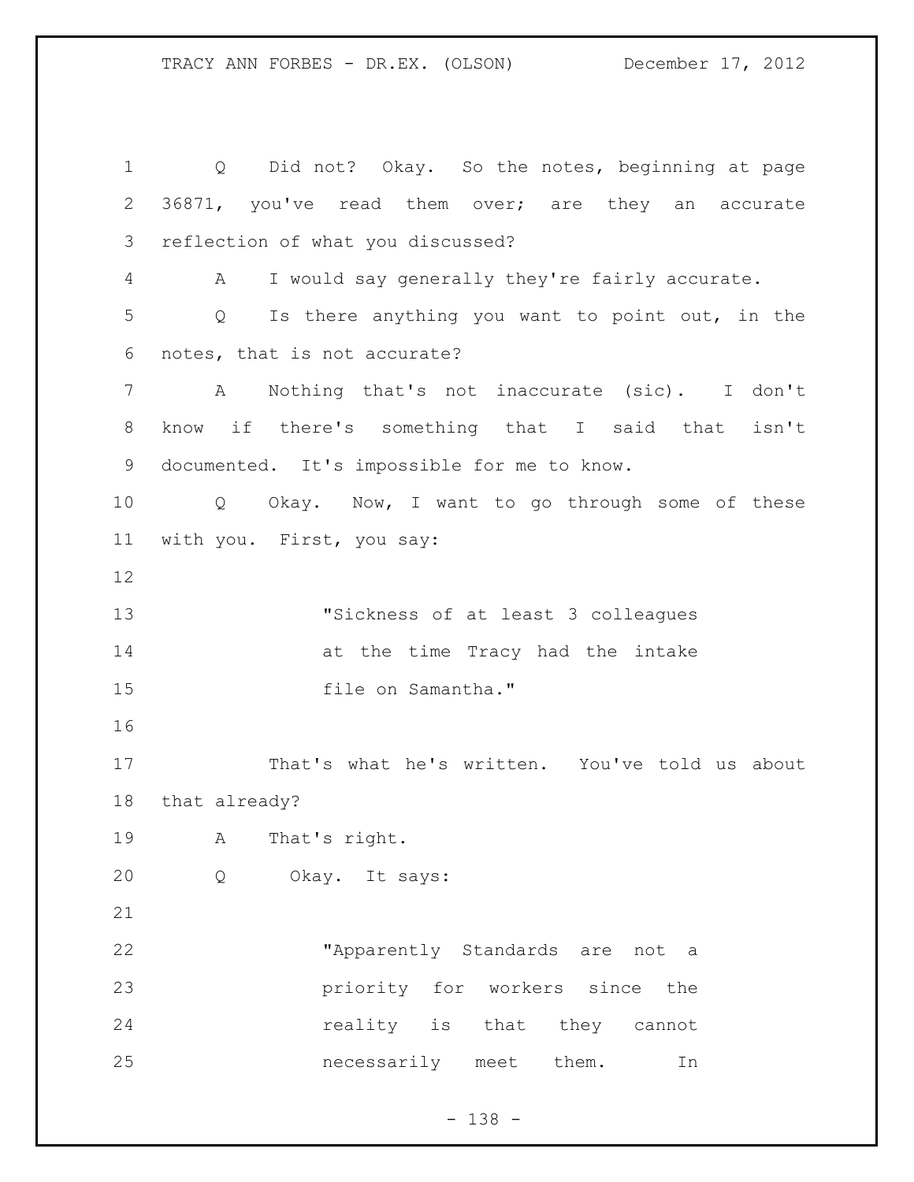Q Did not? Okay. So the notes, beginning at page 36871, you've read them over; are they an accurate reflection of what you discussed?

A I would say generally they're fairly accurate.

Q Is there anything you want to point out, in the notes, that is not accurate?

A Nothing that's not inaccurate (sic). I don't know if there's something that I said that isn't documented. It's impossible for me to know.

Q Okay. Now, I want to go through some of these with you. First, you say:

> "Sickness of at least 3 colleagues at the time Tracy had the intake file on Samantha."

That's what he's written. You've told us about that already?

A That's right.

Q Okay. It says:

> "Apparently Standards are not a priority for workers since the reality is that they cannot necessarily meet them. In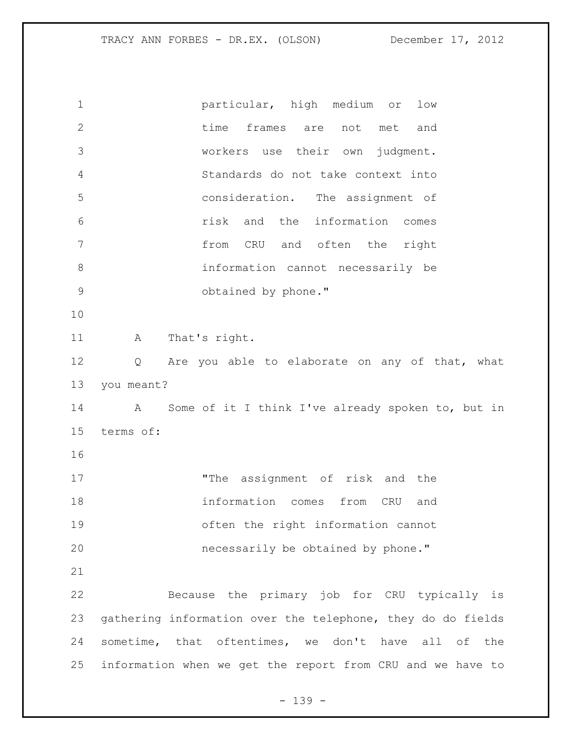particular, high medium or low time frames are not met and workers use their own judgment. Standards do not take context into consideration. The assignment of risk and the information comes from CRU and often the right information cannot necessarily be obtained by phone."

A That's right.

Q Are you able to elaborate on any of that, what you meant?

A Some of it I think I've already spoken to, but in terms of:

"The assignment of risk and the information comes from CRU and often the right information cannot necessarily be obtained by phone."

Because the primary job for CRU typically is gathering information over the telephone, they do do fields sometime, that oftentimes, we don't have all of the information when we get the report from CRU and we have to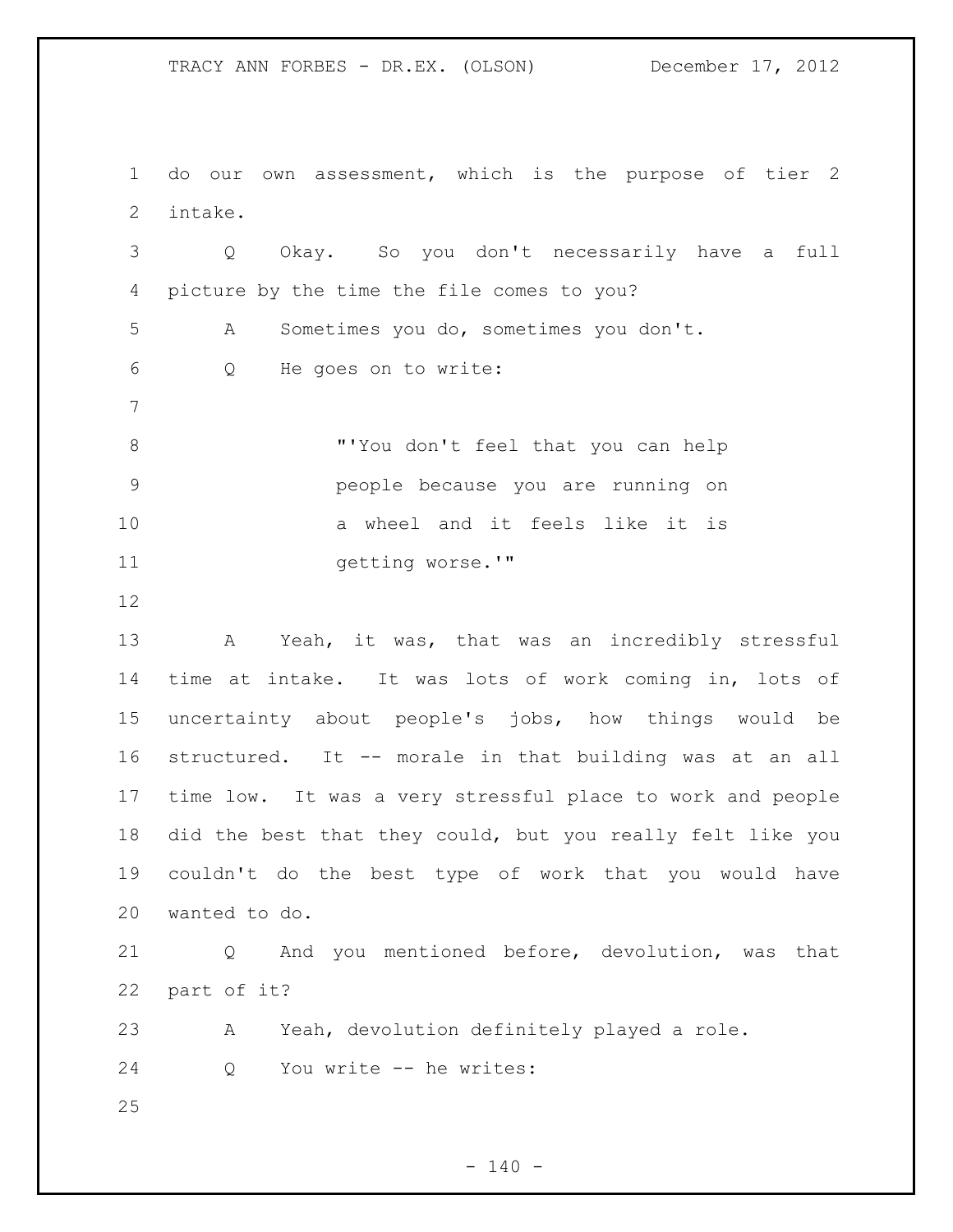do our own assessment, which is the purpose of tier 2 intake.

Q Okay. So you don't necessarily have a full picture by the time the file comes to you?

A Sometimes you do, sometimes you don't.

Q He goes on to write:

> "'You don't feel that you can help people because you are running on a wheel and it feels like it is getting worse.'"

A Yeah, it was, that was an incredibly stressful time at intake. It was lots of work coming in, lots of uncertainty about people's jobs, how things would be structured. It -- morale in that building was at an all time low. It was a very stressful place to work and people did the best that they could, but you really felt like you couldn't do the best type of work that you would have wanted to do.

Q And you mentioned before, devolution, was that part of it?

A Yeah, devolution definitely played a role.

Q You write -- he writes: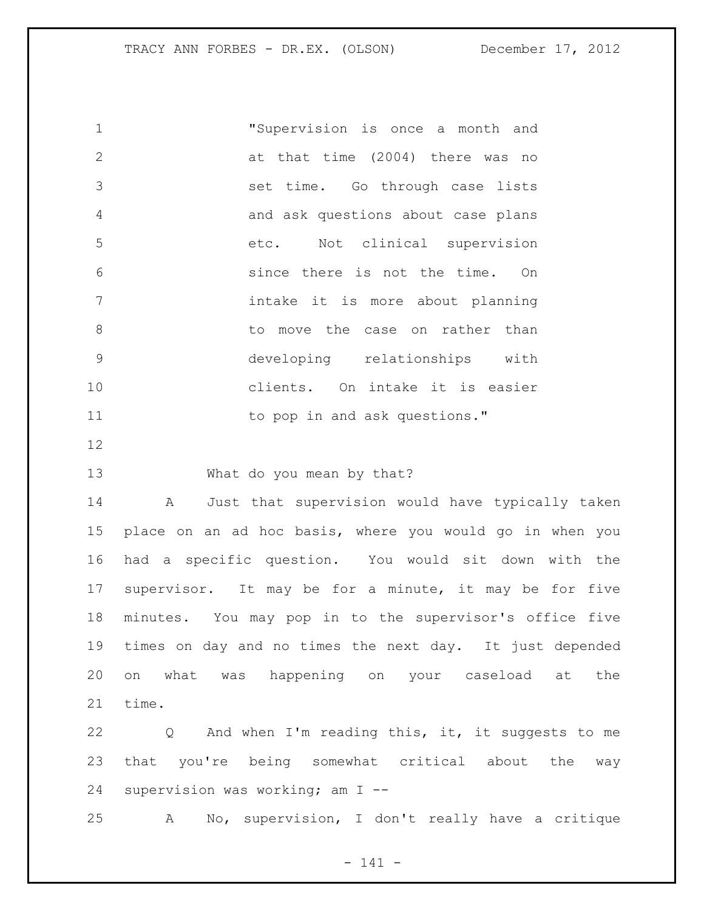> "Supervision is once a month and at that time (2004) there was no set time. Go through case lists and ask questions about case plans etc. Not clinical supervision since there is not the time. On intake it is more about planning to move the case on rather than developing relationships with clients. On intake it is easier to pop in and ask questions."

What do you mean by that?

A Just that supervision would have typically taken place on an ad hoc basis, where you would go in when you had a specific question. You would sit down with the supervisor. It may be for a minute, it may be for five minutes. You may pop in to the supervisor's office five times on day and no times the next day. It just depended on what was happening on your caseload at the time.

Q And when I'm reading this, it, it suggests to me that you're being somewhat critical about the way supervision was working; am I --

A No, supervision, I don't really have a critique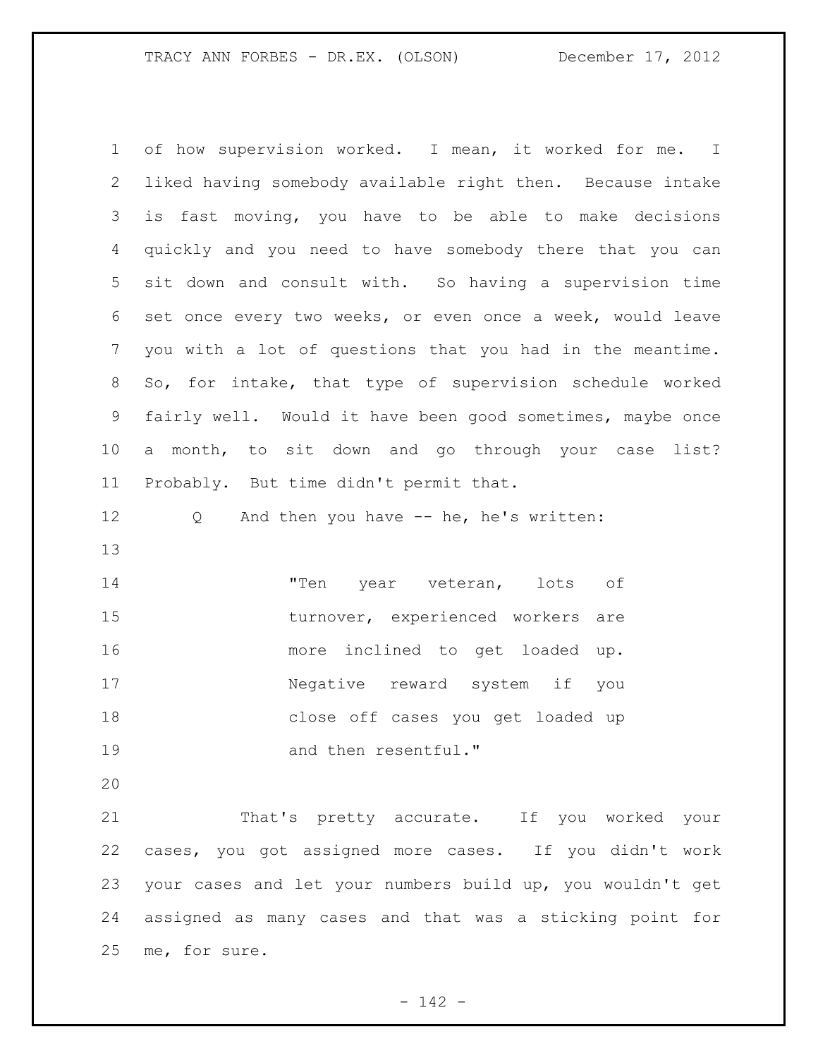of how supervision worked. I mean, it worked for me. I liked having somebody available right then. Because intake is fast moving, you have to be able to make decisions quickly and you need to have somebody there that you can sit down and consult with. So having a supervision time set once every two weeks, or even once a week, would leave you with a lot of questions that you had in the meantime. So, for intake, that type of supervision schedule worked fairly well. Would it have been good sometimes, maybe once a month, to sit down and go through your case list? Probably. But time didn't permit that.

Q And then you have -- he, he's written:

> "Ten year veteran, lots of turnover, experienced workers are more inclined to get loaded up. Negative reward system if you close off cases you get loaded up and then resentful."

That's pretty accurate. If you worked your cases, you got assigned more cases. If you didn't work your cases and let your numbers build up, you wouldn't get assigned as many cases and that was a sticking point for me, for sure.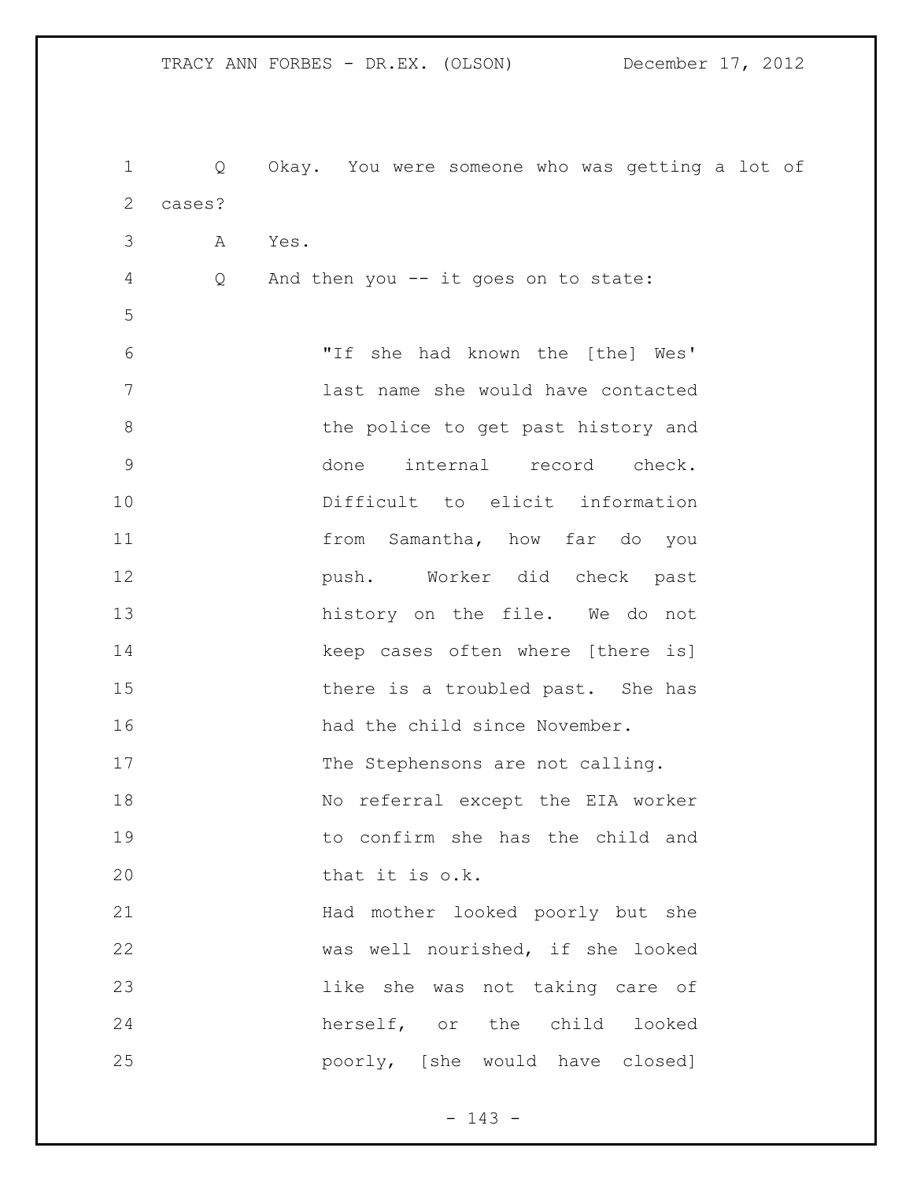Q Okay. You were someone who was getting a lot of cases?

A Yes.

Q And then you -- it goes on to state:

> "If she had known the [the] Wes' last name she would have contacted the police to get past history and done internal record check. Difficult to elicit information from Samantha, how far do you push. Worker did check past history on the file. We do not keep cases often where [there is] there is a troubled past. She has had the child since November.
> The Stephensons are not calling.
> No referral except the EIA worker to confirm she has the child and that it is o.k.
> Had mother looked poorly but she was well nourished, if she looked like she was not taking care of herself, or the child looked poorly, [she would have closed]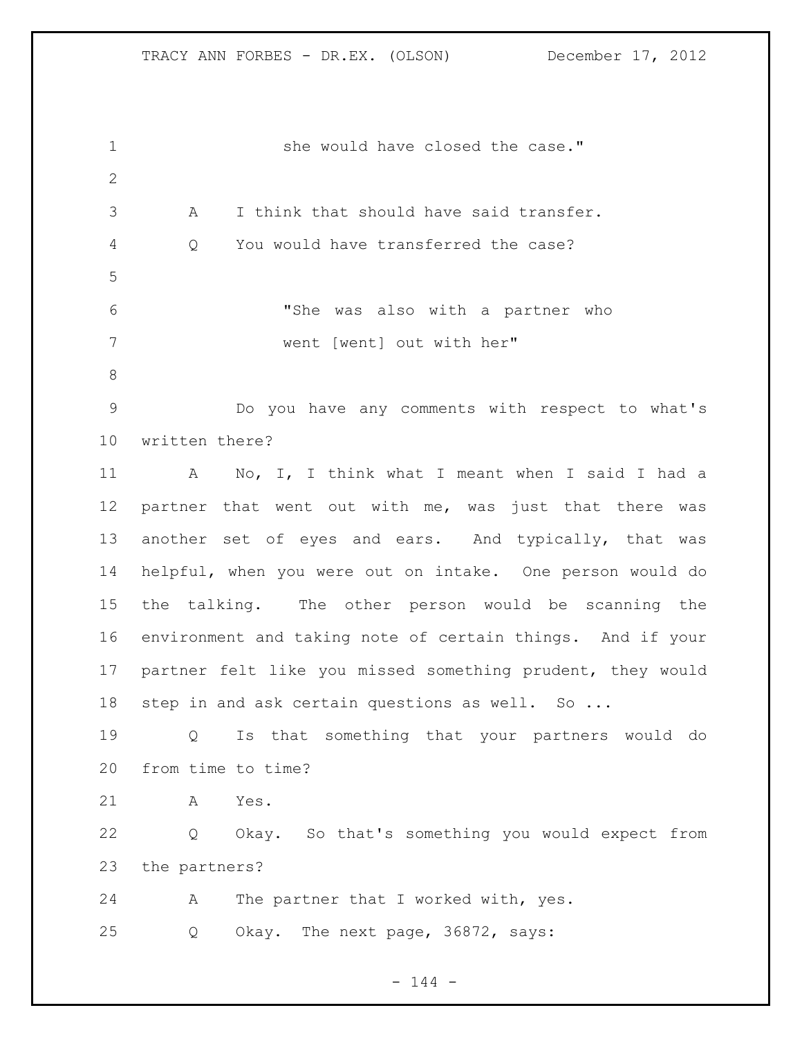she would have closed the case."

A I think that should have said transfer.

Q You would have transferred the case?

> "She was also with a partner who went [went] out with her"

Do you have any comments with respect to what's written there?

A No, I, I think what I meant when I said I had a partner that went out with me, was just that there was another set of eyes and ears. And typically, that was helpful, when you were out on intake. One person would do the talking. The other person would be scanning the environment and taking note of certain things. And if your partner felt like you missed something prudent, they would step in and ask certain questions as well. So ...

Q Is that something that your partners would do from time to time?

A Yes.

Q Okay. So that's something you would expect from the partners?

A The partner that I worked with, yes.

Q Okay. The next page, 36872, says: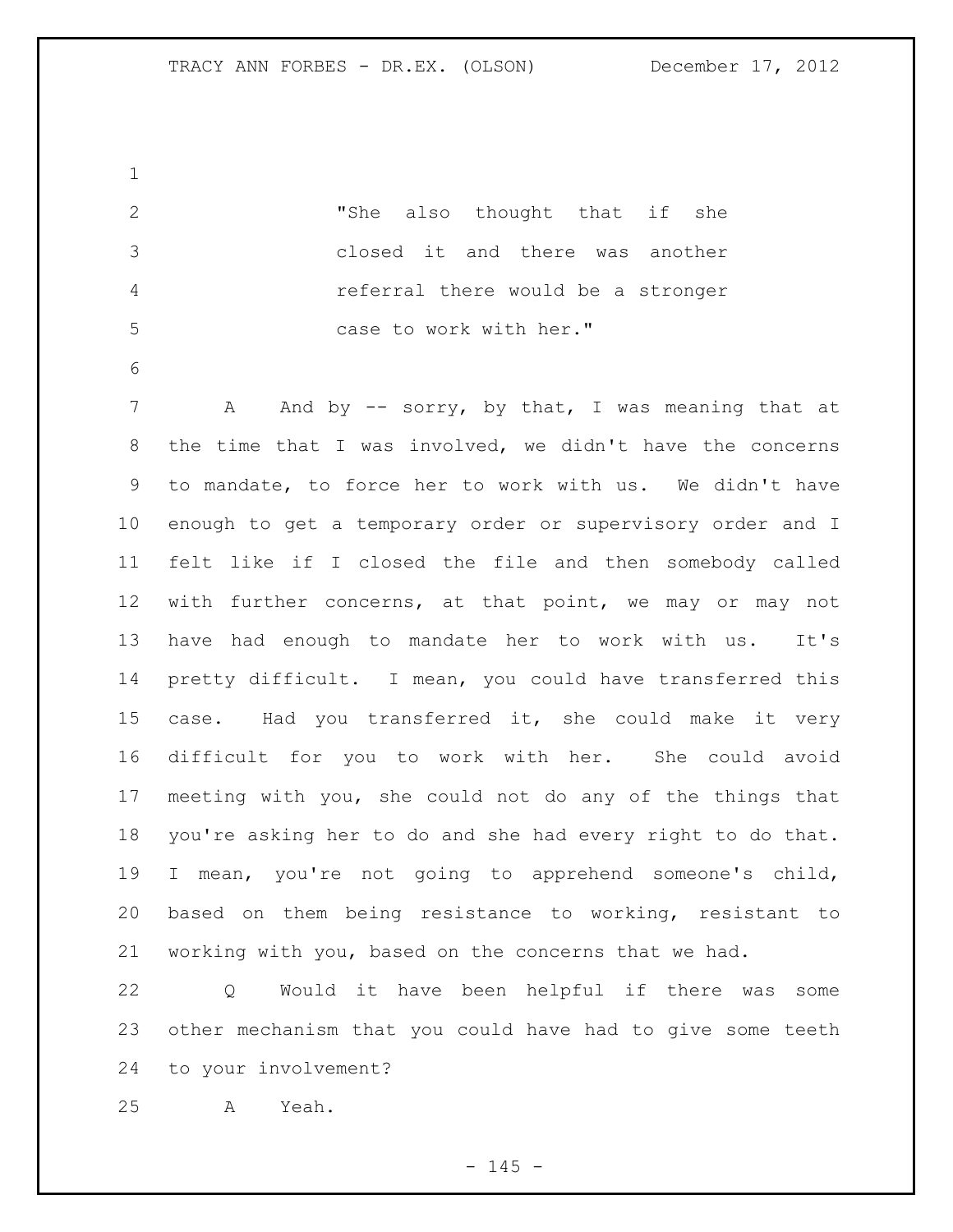"She also thought that if she closed it and there was another referral there would be a stronger case to work with her."

A And by -- sorry, by that, I was meaning that at the time that I was involved, we didn't have the concerns to mandate, to force her to work with us. We didn't have enough to get a temporary order or supervisory order and I felt like if I closed the file and then somebody called with further concerns, at that point, we may or may not have had enough to mandate her to work with us. It's pretty difficult. I mean, you could have transferred this case. Had you transferred it, she could make it very difficult for you to work with her. She could avoid meeting with you, she could not do any of the things that you're asking her to do and she had every right to do that. I mean, you're not going to apprehend someone's child, based on them being resistance to working, resistant to working with you, based on the concerns that we had.

Q Would it have been helpful if there was some other mechanism that you could have had to give some teeth to your involvement?

A Yeah.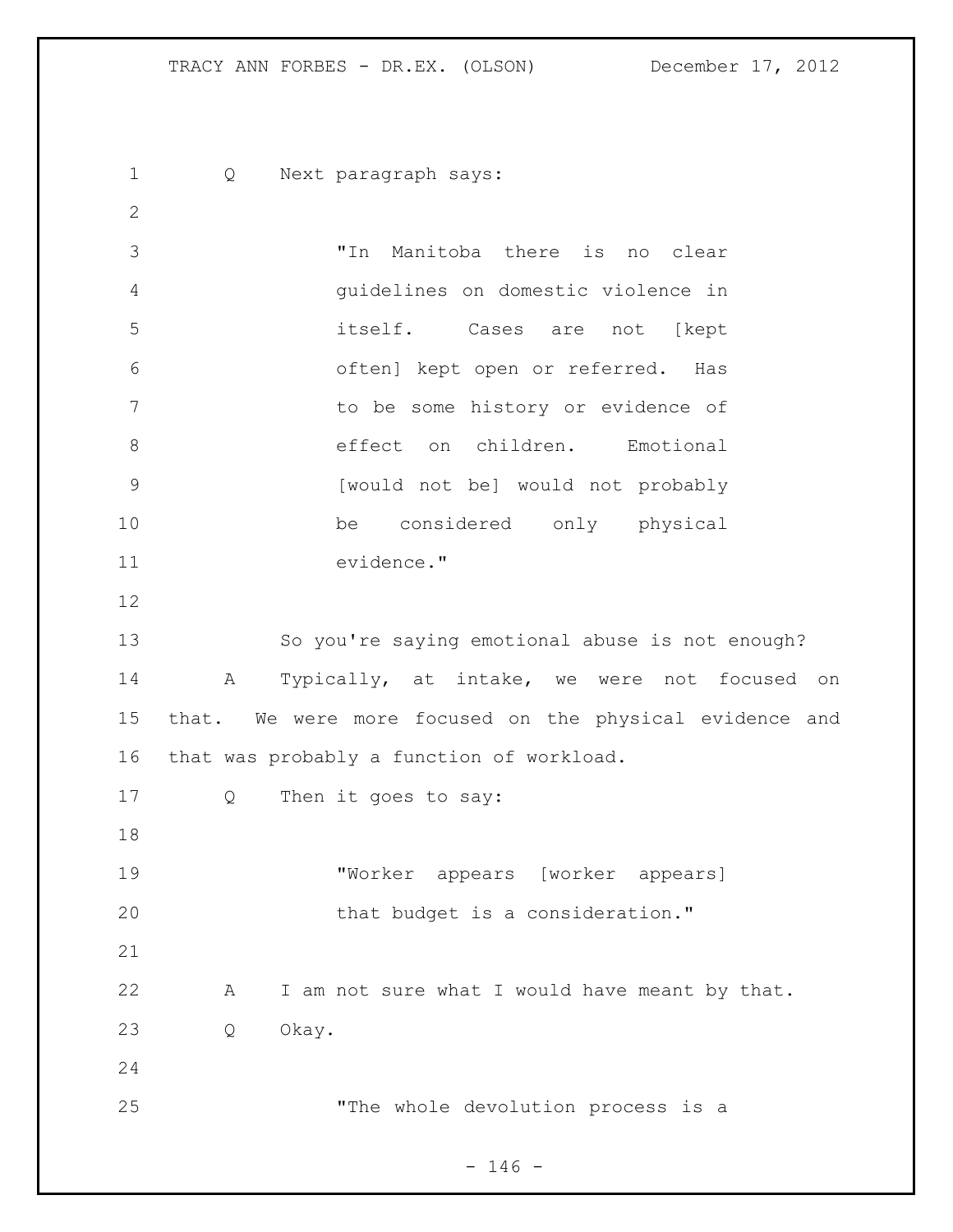Q Next paragraph says:

> "In Manitoba there is no clear guidelines on domestic violence in itself. Cases are not [kept often] kept open or referred. Has to be some history or evidence of effect on children. Emotional [would not be] would not probably be considered only physical evidence."

So you're saying emotional abuse is not enough?

A Typically, at intake, we were not focused on that. We were more focused on the physical evidence and that was probably a function of workload.

Q Then it goes to say:

> "Worker appears [worker appears] that budget is a consideration."

A I am not sure what I would have meant by that.

Q Okay.

> "The whole devolution process is a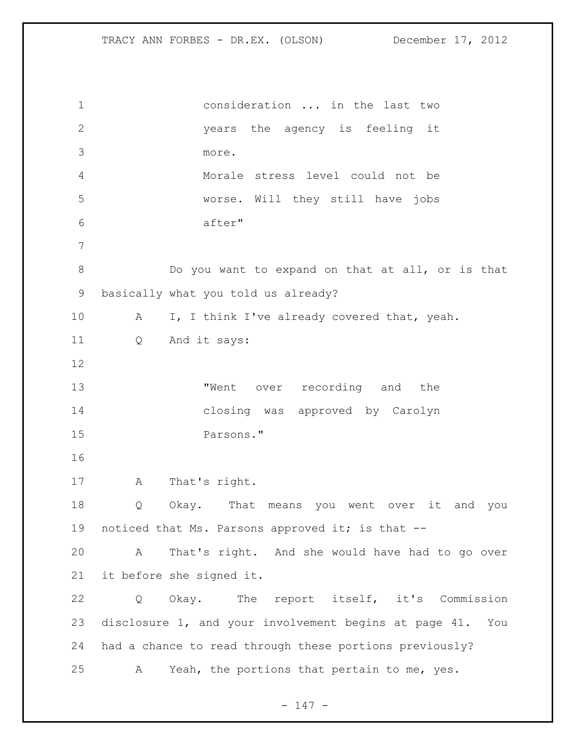consideration ... in the last two years the agency is feeling it more.

Morale stress level could not be worse. Will they still have jobs after"

Do you want to expand on that at all, or is that basically what you told us already?

A I, I think I've already covered that, yeah.

Q And it says:

"Went over recording and the closing was approved by Carolyn Parsons."

A That's right.

Q Okay. That means you went over it and you noticed that Ms. Parsons approved it; is that --

A That's right. And she would have had to go over it before she signed it.

Q Okay. The report itself, it's Commission disclosure 1, and your involvement begins at page 41. You had a chance to read through these portions previously?

A Yeah, the portions that pertain to me, yes.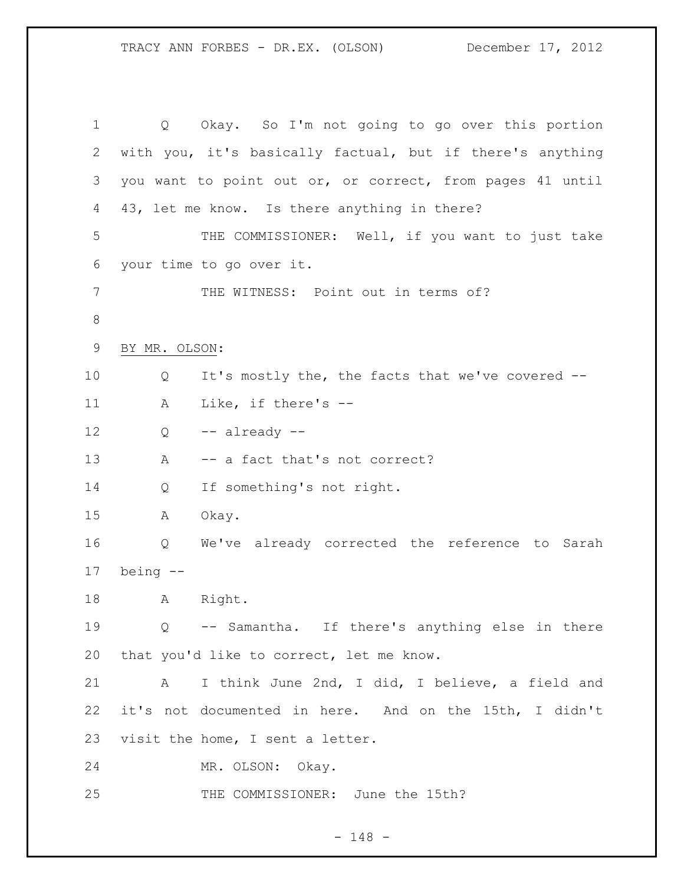Q Okay. So I'm not going to go over this portion with you, it's basically factual, but if there's anything you want to point out or, or correct, from pages 41 until 43, let me know. Is there anything in there?

THE COMMISSIONER: Well, if you want to just take your time to go over it.

THE WITNESS: Point out in terms of?

BY MR. OLSON:

Q It's mostly the, the facts that we've covered --

A Like, if there's --

Q -- already --

A -- a fact that's not correct?

Q If something's not right.

A Okay.

Q We've already corrected the reference to Sarah being --

A Right.

Q -- Samantha. If there's anything else in there that you'd like to correct, let me know.

A I think June 2nd, I did, I believe, a field and it's not documented in here. And on the 15th, I didn't visit the home, I sent a letter.

MR. OLSON: Okay.

THE COMMISSIONER: June the 15th?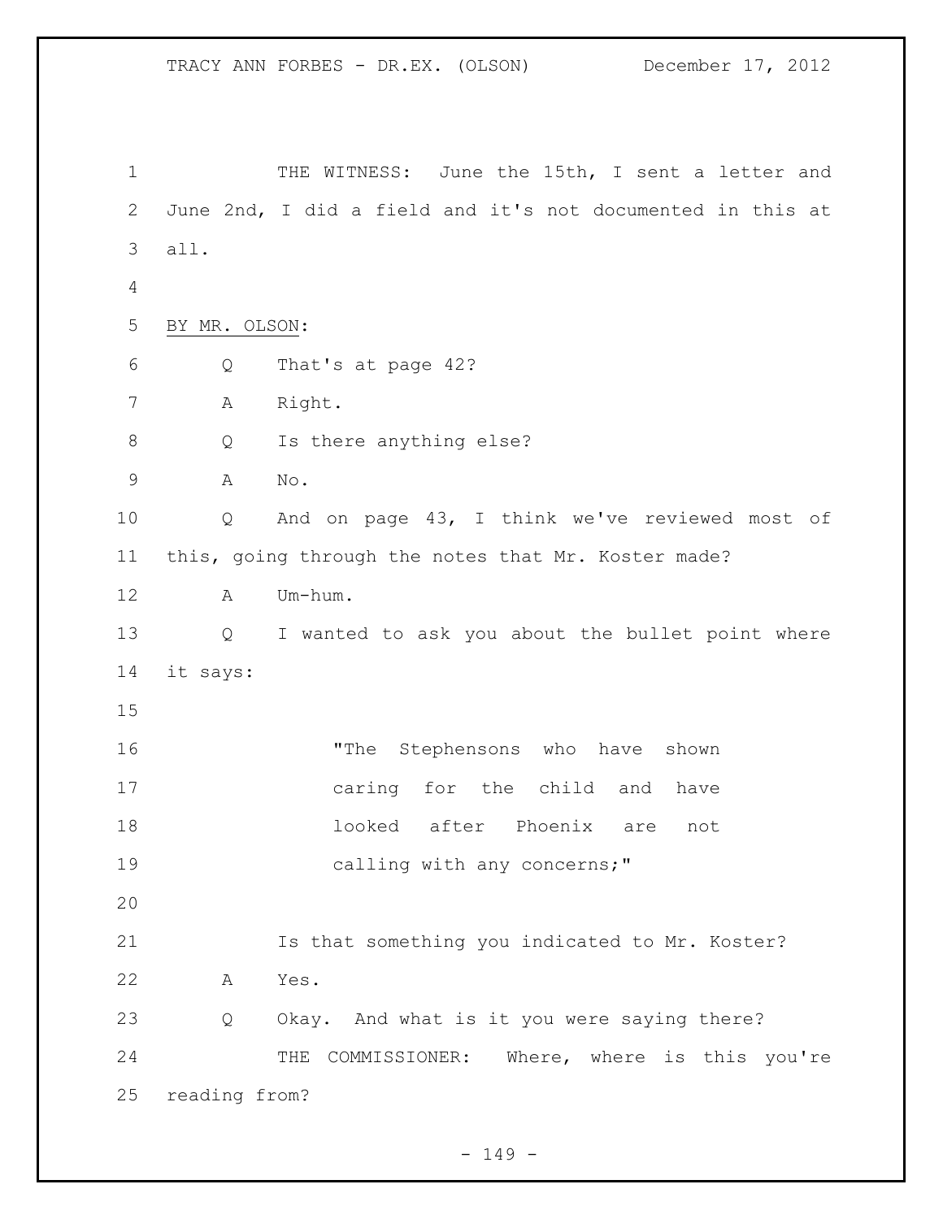THE WITNESS: June the 15th, I sent a letter and June 2nd, I did a field and it's not documented in this at all.

BY MR. OLSON:

Q That's at page 42?

A Right.

Q Is there anything else?

A No.

Q And on page 43, I think we've reviewed most of this, going through the notes that Mr. Koster made?

A Um-hum.

Q I wanted to ask you about the bullet point where it says:

> "The Stephensons who have shown caring for the child and have looked after Phoenix are not calling with any concerns;"

Is that something you indicated to Mr. Koster?

A Yes.

Q Okay. And what is it you were saying there?

THE COMMISSIONER: Where, where is this you're reading from?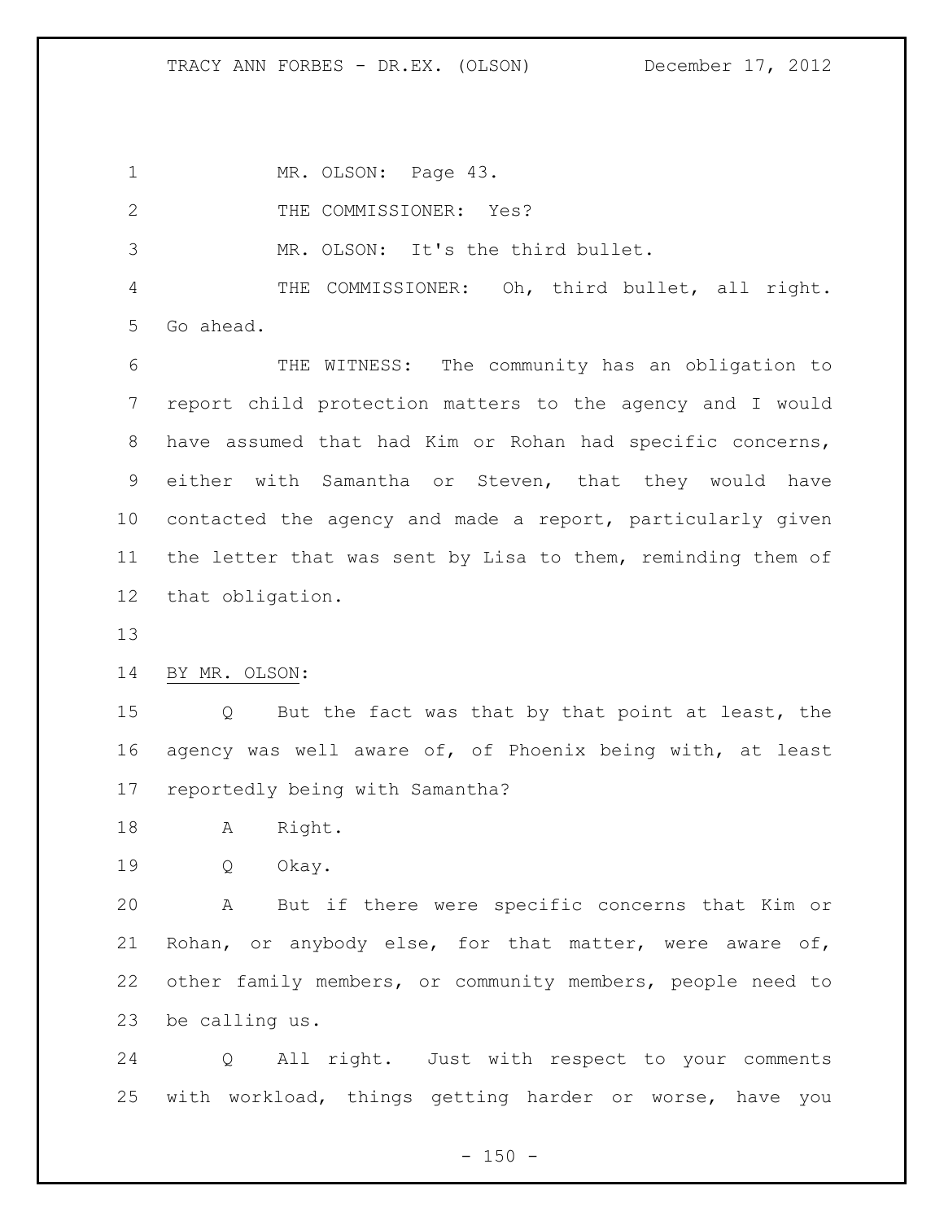MR. OLSON: Page 43.

THE COMMISSIONER: Yes?

MR. OLSON: It's the third bullet.

THE COMMISSIONER: Oh, third bullet, all right. Go ahead.

THE WITNESS: The community has an obligation to report child protection matters to the agency and I would have assumed that had Kim or Rohan had specific concerns, either with Samantha or Steven, that they would have contacted the agency and made a report, particularly given the letter that was sent by Lisa to them, reminding them of that obligation.

BY MR. OLSON:

Q But the fact was that by that point at least, the agency was well aware of, of Phoenix being with, at least reportedly being with Samantha?

A Right.

Q Okay.

A But if there were specific concerns that Kim or Rohan, or anybody else, for that matter, were aware of, other family members, or community members, people need to be calling us.

Q All right. Just with respect to your comments with workload, things getting harder or worse, have you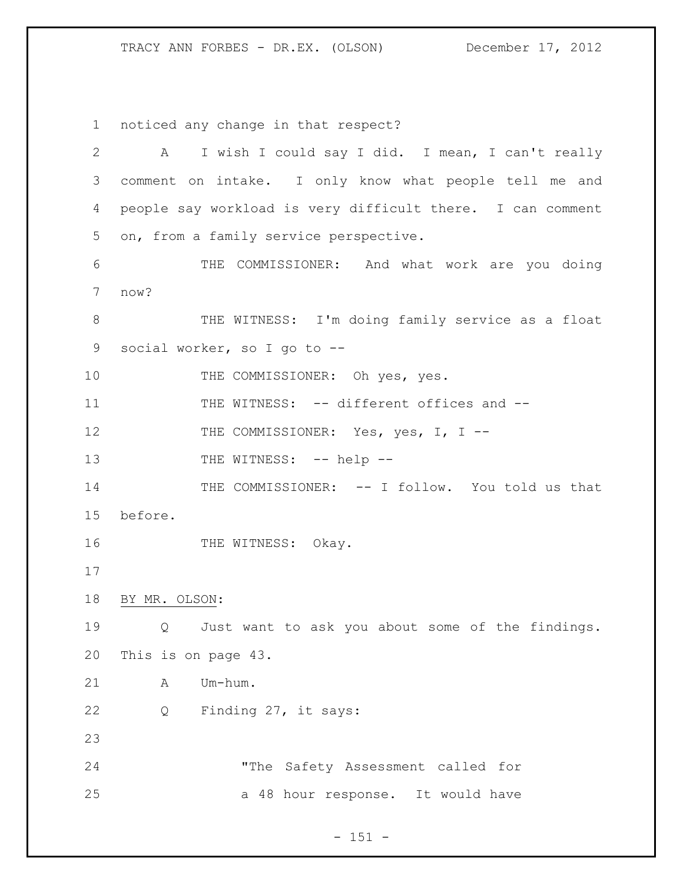noticed any change in that respect?

A I wish I could say I did. I mean, I can't really comment on intake. I only know what people tell me and people say workload is very difficult there. I can comment on, from a family service perspective.

THE COMMISSIONER: And what work are you doing now?

THE WITNESS: I'm doing family service as a float social worker, so I go to --

THE COMMISSIONER: Oh yes, yes.

THE WITNESS: -- different offices and --

THE COMMISSIONER: Yes, yes, I, I --

THE WITNESS: -- help --

THE COMMISSIONER: -- I follow. You told us that before.

THE WITNESS: Okay.

BY MR. OLSON:

Q Just want to ask you about some of the findings. This is on page 43.

A Um-hum.

Q Finding 27, it says:

> "The Safety Assessment called for a 48 hour response. It would have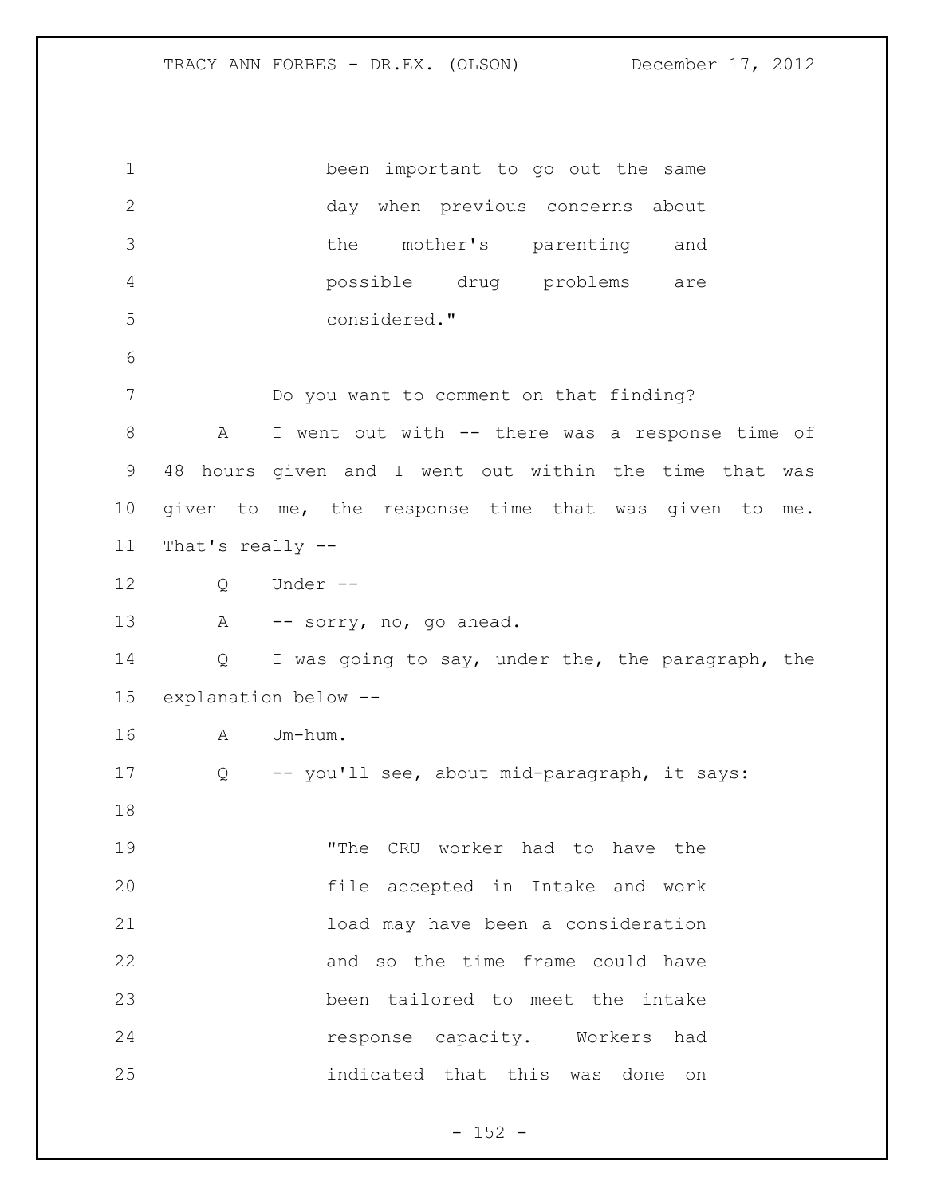been important to go out the same day when previous concerns about the mother's parenting and possible drug problems are considered."

Do you want to comment on that finding?

A I went out with -- there was a response time of 48 hours given and I went out within the time that was given to me, the response time that was given to me. That's really --

Q Under --

A -- sorry, no, go ahead.

Q I was going to say, under the, the paragraph, the explanation below --

A Um-hum.

Q -- you'll see, about mid-paragraph, it says:

> "The CRU worker had to have the file accepted in Intake and work load may have been a consideration and so the time frame could have been tailored to meet the intake response capacity. Workers had indicated that this was done on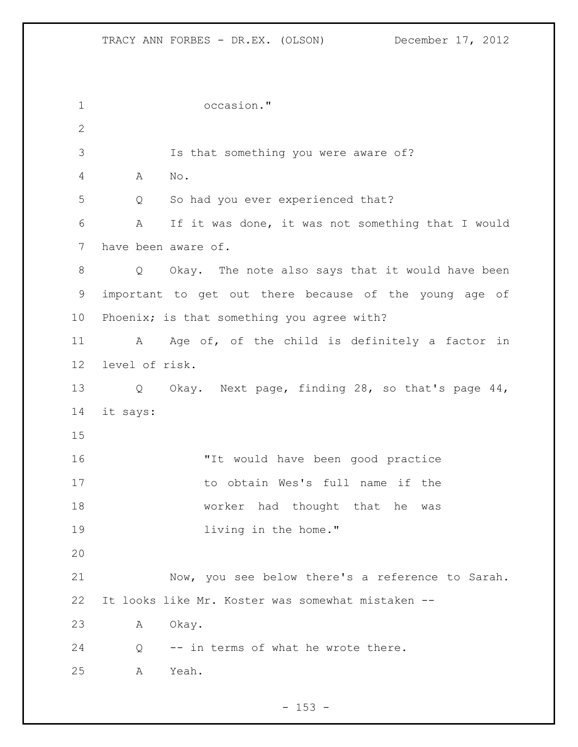occasion."

Is that something you were aware of?

A No.

Q So had you ever experienced that?

A If it was done, it was not something that I would have been aware of.

Q Okay. The note also says that it would have been important to get out there because of the young age of Phoenix; is that something you agree with?

A Age of, of the child is definitely a factor in level of risk.

Q Okay. Next page, finding 28, so that's page 44, it says:

> "It would have been good practice to obtain Wes's full name if the worker had thought that he was living in the home."

Now, you see below there's a reference to Sarah. It looks like Mr. Koster was somewhat mistaken --

A Okay.

Q -- in terms of what he wrote there.

A Yeah.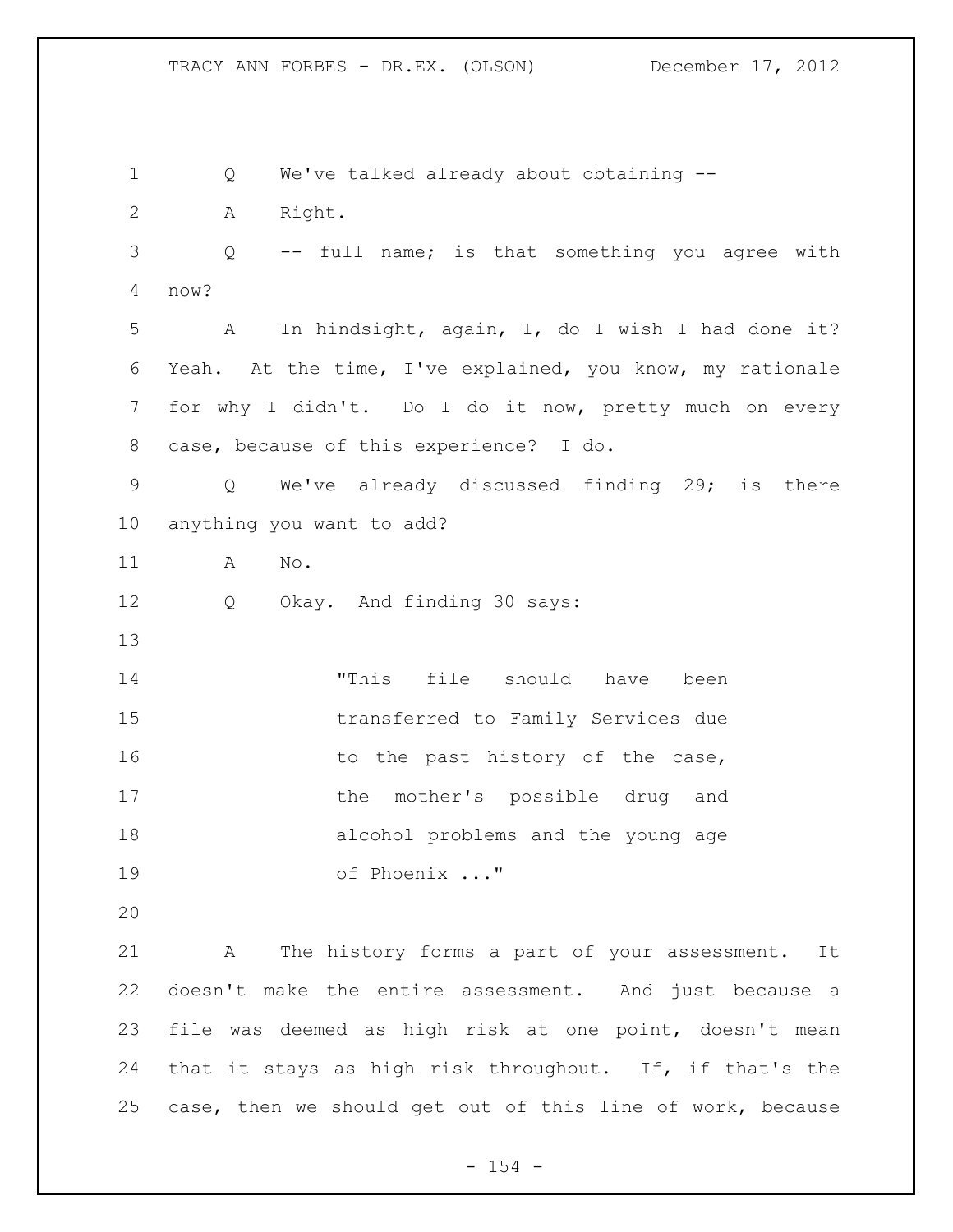Q We've talked already about obtaining --

A Right.

Q -- full name; is that something you agree with now?

A In hindsight, again, I, do I wish I had done it? Yeah. At the time, I've explained, you know, my rationale for why I didn't. Do I do it now, pretty much on every case, because of this experience? I do.

Q We've already discussed finding 29; is there anything you want to add?

A No.

Q Okay. And finding 30 says:

> "This file should have been transferred to Family Services due to the past history of the case, the mother's possible drug and alcohol problems and the young age of Phoenix ..."

A The history forms a part of your assessment. It doesn't make the entire assessment. And just because a file was deemed as high risk at one point, doesn't mean that it stays as high risk throughout. If, if that's the case, then we should get out of this line of work, because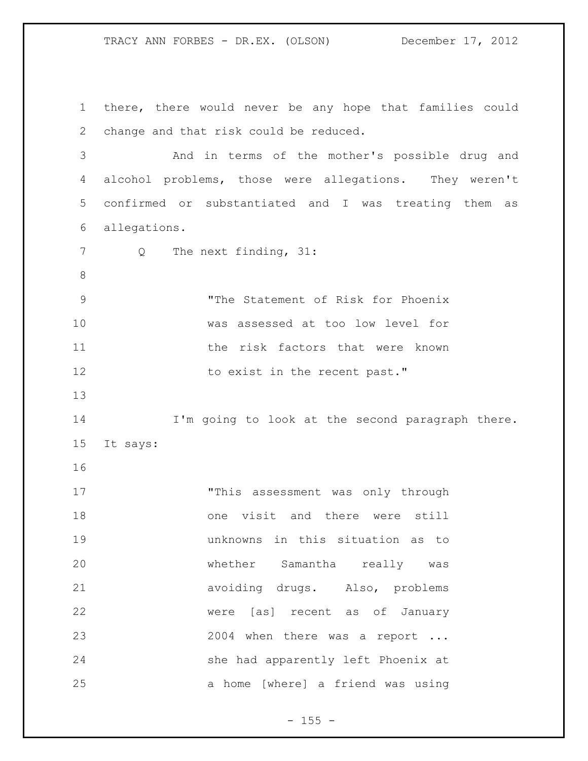there, there would never be any hope that families could change and that risk could be reduced.

And in terms of the mother's possible drug and alcohol problems, those were allegations. They weren't confirmed or substantiated and I was treating them as allegations.

Q The next finding, 31:

> "The Statement of Risk for Phoenix was assessed at too low level for the risk factors that were known to exist in the recent past."

I'm going to look at the second paragraph there. It says:

> "This assessment was only through one visit and there were still unknowns in this situation as to whether Samantha really was avoiding drugs. Also, problems were [as] recent as of January 2004 when there was a report ... she had apparently left Phoenix at a home [where] a friend was using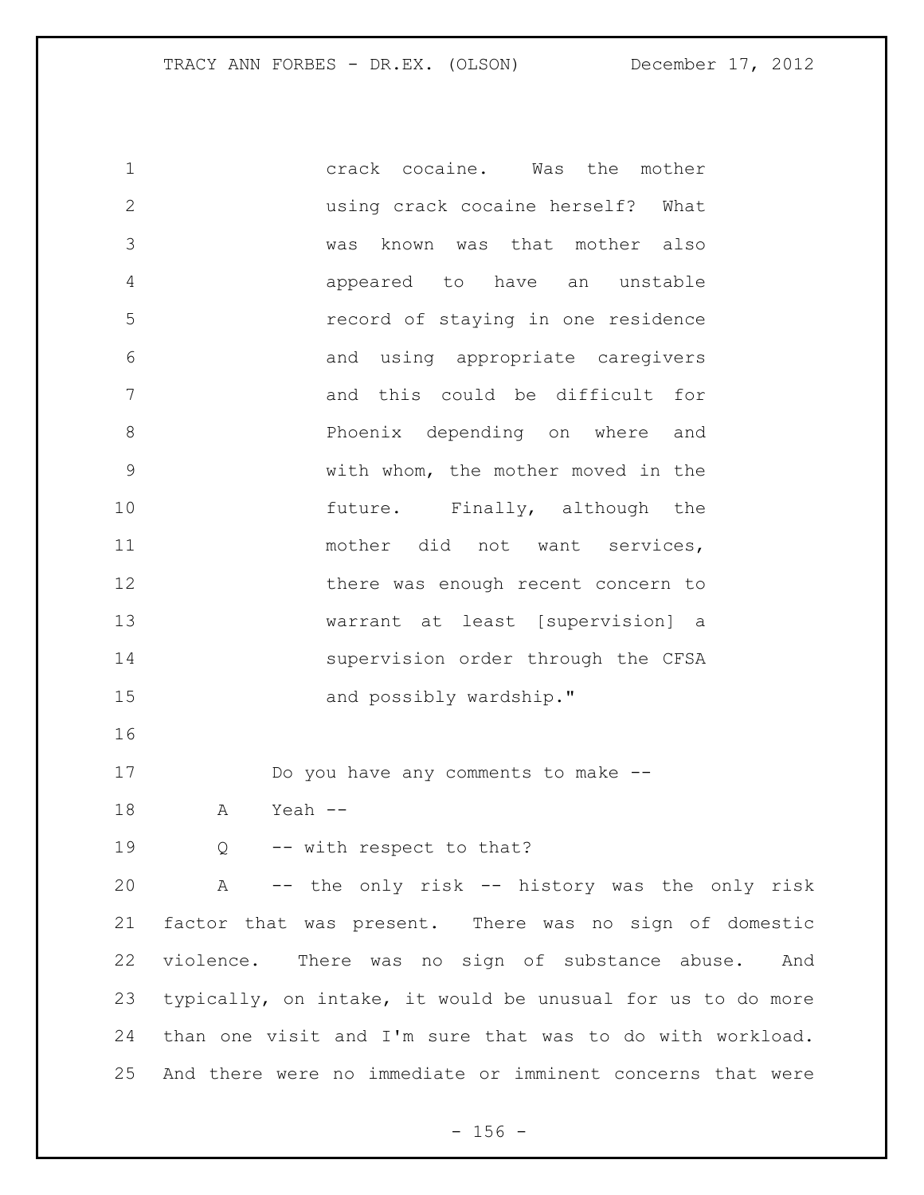crack cocaine. Was the mother using crack cocaine herself? What was known was that mother also appeared to have an unstable record of staying in one residence and using appropriate caregivers and this could be difficult for Phoenix depending on where and with whom, the mother moved in the future. Finally, although the mother did not want services, there was enough recent concern to warrant at least [supervision] a supervision order through the CFSA and possibly wardship."

Do you have any comments to make --

A Yeah --

Q -- with respect to that?

A -- the only risk -- history was the only risk factor that was present. There was no sign of domestic violence. There was no sign of substance abuse. And typically, on intake, it would be unusual for us to do more than one visit and I'm sure that was to do with workload. And there were no immediate or imminent concerns that were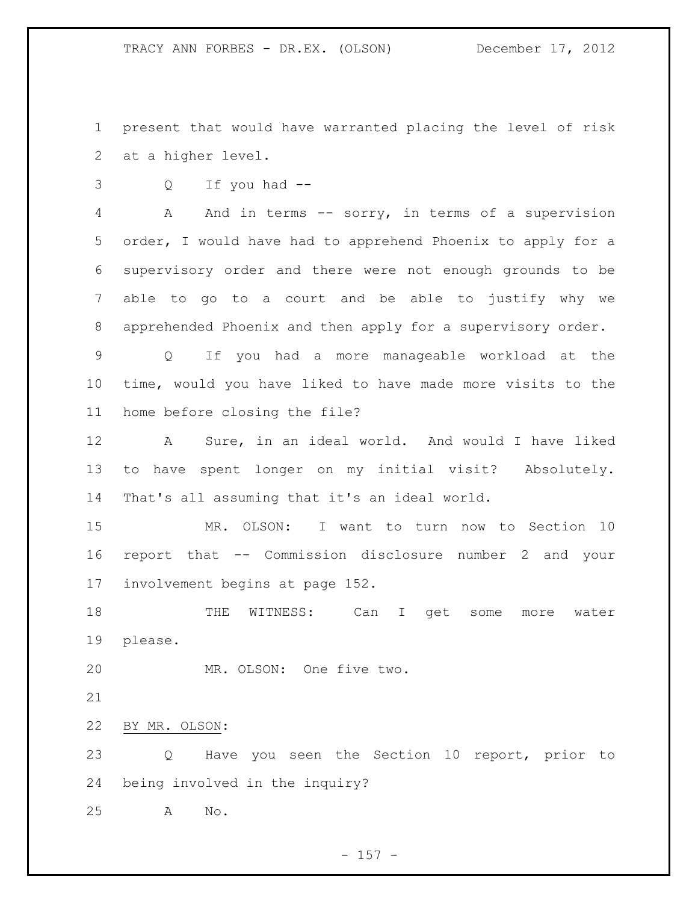present that would have warranted placing the level of risk at a higher level.

Q If you had --

A And in terms -- sorry, in terms of a supervision order, I would have had to apprehend Phoenix to apply for a supervisory order and there were not enough grounds to be able to go to a court and be able to justify why we apprehended Phoenix and then apply for a supervisory order.

Q If you had a more manageable workload at the time, would you have liked to have made more visits to the home before closing the file?

A Sure, in an ideal world. And would I have liked to have spent longer on my initial visit? Absolutely. That's all assuming that it's an ideal world.

MR. OLSON: I want to turn now to Section 10 report that -- Commission disclosure number 2 and your involvement begins at page 152.

THE WITNESS: Can I get some more water please.

MR. OLSON: One five two.

BY MR. OLSON:

Q Have you seen the Section 10 report, prior to being involved in the inquiry?

A No.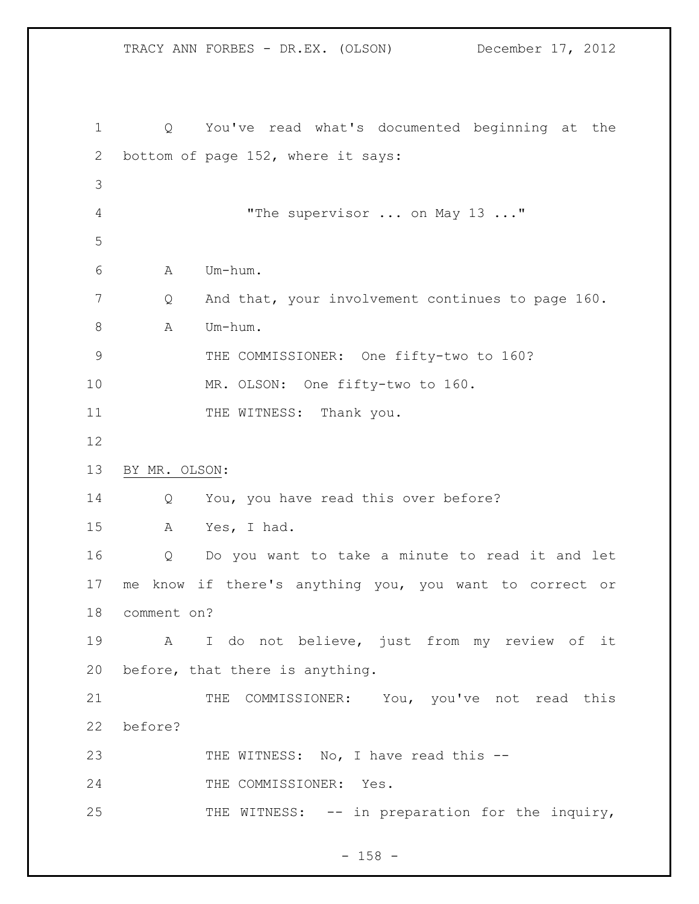Q You've read what's documented beginning at the bottom of page 152, where it says:

"The supervisor ... on May 13 ..."

A Um-hum.

Q And that, your involvement continues to page 160.

A Um-hum.

THE COMMISSIONER: One fifty-two to 160?

MR. OLSON: One fifty-two to 160.

THE WITNESS: Thank you.

BY MR. OLSON:

Q You, you have read this over before?

A Yes, I had.

Q Do you want to take a minute to read it and let me know if there's anything you, you want to correct or comment on?

A I do not believe, just from my review of it before, that there is anything.

THE COMMISSIONER: You, you've not read this before?

THE WITNESS: No, I have read this --

THE COMMISSIONER: Yes.

THE WITNESS: -- in preparation for the inquiry,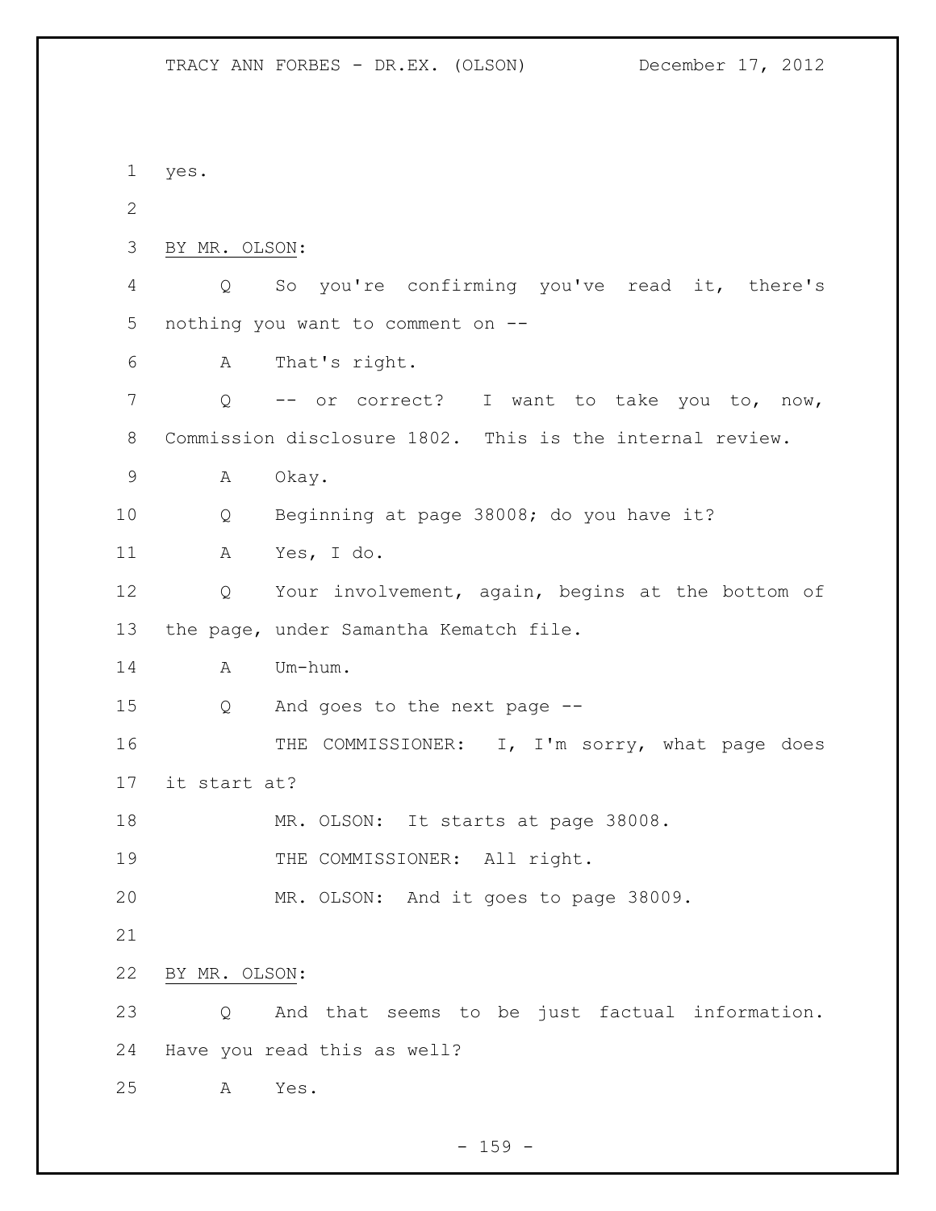yes.

BY MR. OLSON:

Q So you're confirming you've read it, there's nothing you want to comment on --

A That's right.

Q -- or correct? I want to take you to, now, Commission disclosure 1802. This is the internal review.

A Okay.

Q Beginning at page 38008; do you have it?

A Yes, I do.

Q Your involvement, again, begins at the bottom of the page, under Samantha Kematch file.

A Um-hum.

Q And goes to the next page --

THE COMMISSIONER: I, I'm sorry, what page does it start at?

MR. OLSON: It starts at page 38008.

THE COMMISSIONER: All right.

MR. OLSON: And it goes to page 38009.

BY MR. OLSON:

Q And that seems to be just factual information. Have you read this as well?

A Yes.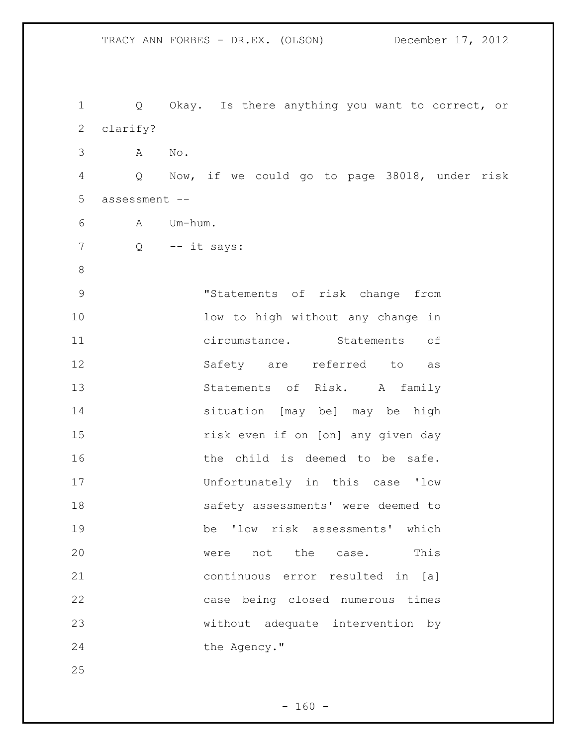Q Okay. Is there anything you want to correct, or clarify?

A No.

Q Now, if we could go to page 38018, under risk assessment --

A Um-hum.

Q -- it says:

> "Statements of risk change from low to high without any change in circumstance. Statements of Safety are referred to as Statements of Risk. A family situation [may be] may be high risk even if on [on] any given day the child is deemed to be safe. Unfortunately in this case 'low safety assessments' were deemed to be 'low risk assessments' which were not the case. This continuous error resulted in [a] case being closed numerous times without adequate intervention by the Agency."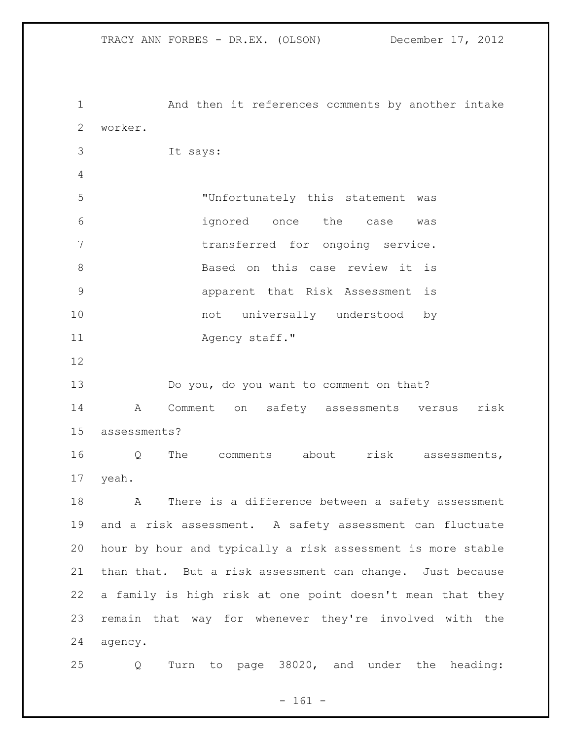And then it references comments by another intake worker.

It says:

> "Unfortunately this statement was ignored once the case was transferred for ongoing service. Based on this case review it is apparent that Risk Assessment is not universally understood by Agency staff."

Do you, do you want to comment on that?

A Comment on safety assessments versus risk assessments?

Q The comments about risk assessments, yeah.

A There is a difference between a safety assessment and a risk assessment. A safety assessment can fluctuate hour by hour and typically a risk assessment is more stable than that. But a risk assessment can change. Just because a family is high risk at one point doesn't mean that they remain that way for whenever they're involved with the agency.

Q Turn to page 38020, and under the heading: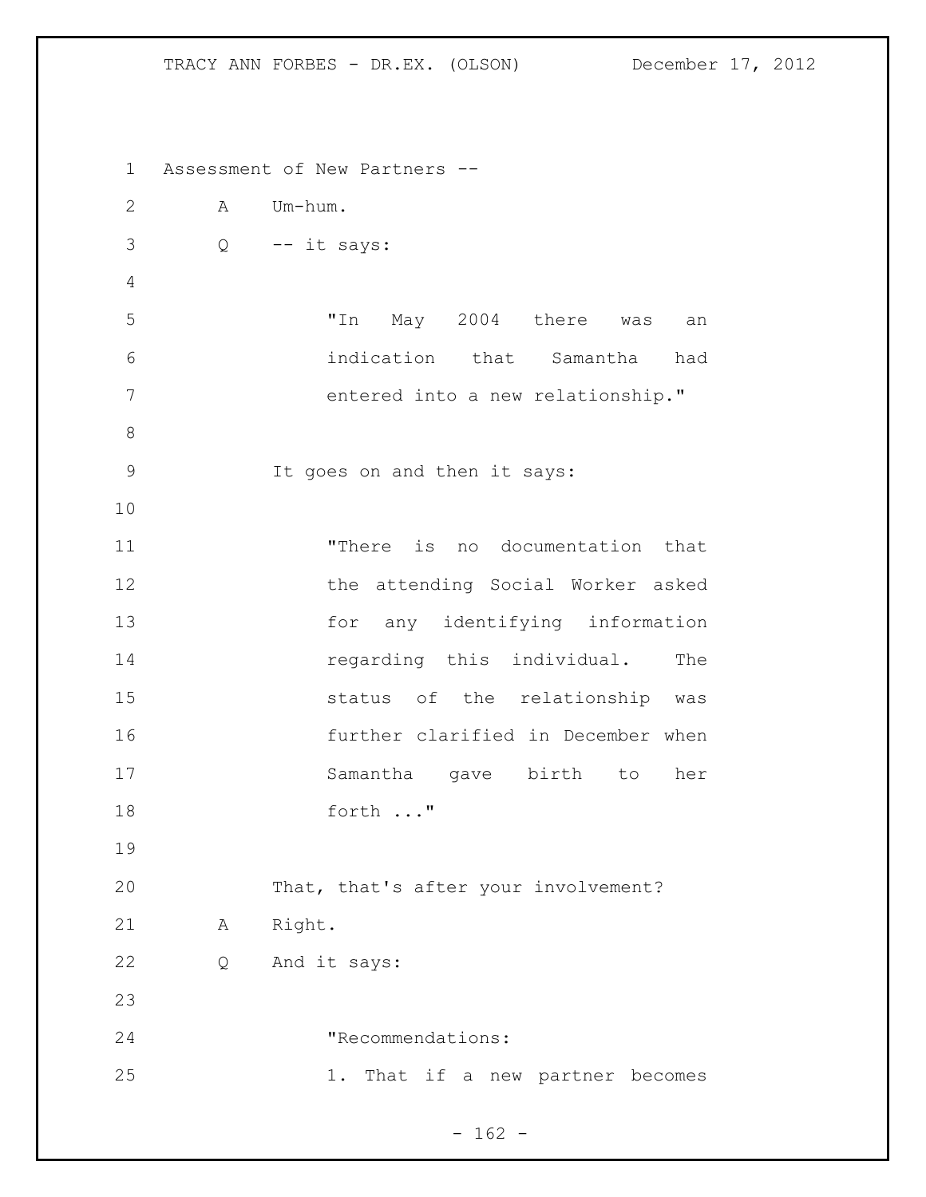Assessment of New Partners --

A Um-hum.

Q -- it says:

> "In May 2004 there was an indication that Samantha had entered into a new relationship."

It goes on and then it says:

> "There is no documentation that the attending Social Worker asked for any identifying information regarding this individual. The status of the relationship was further clarified in December when Samantha gave birth to her forth ..."

That, that's after your involvement?

A Right.

Q And it says:

> "Recommendations:
> 1. That if a new partner becomes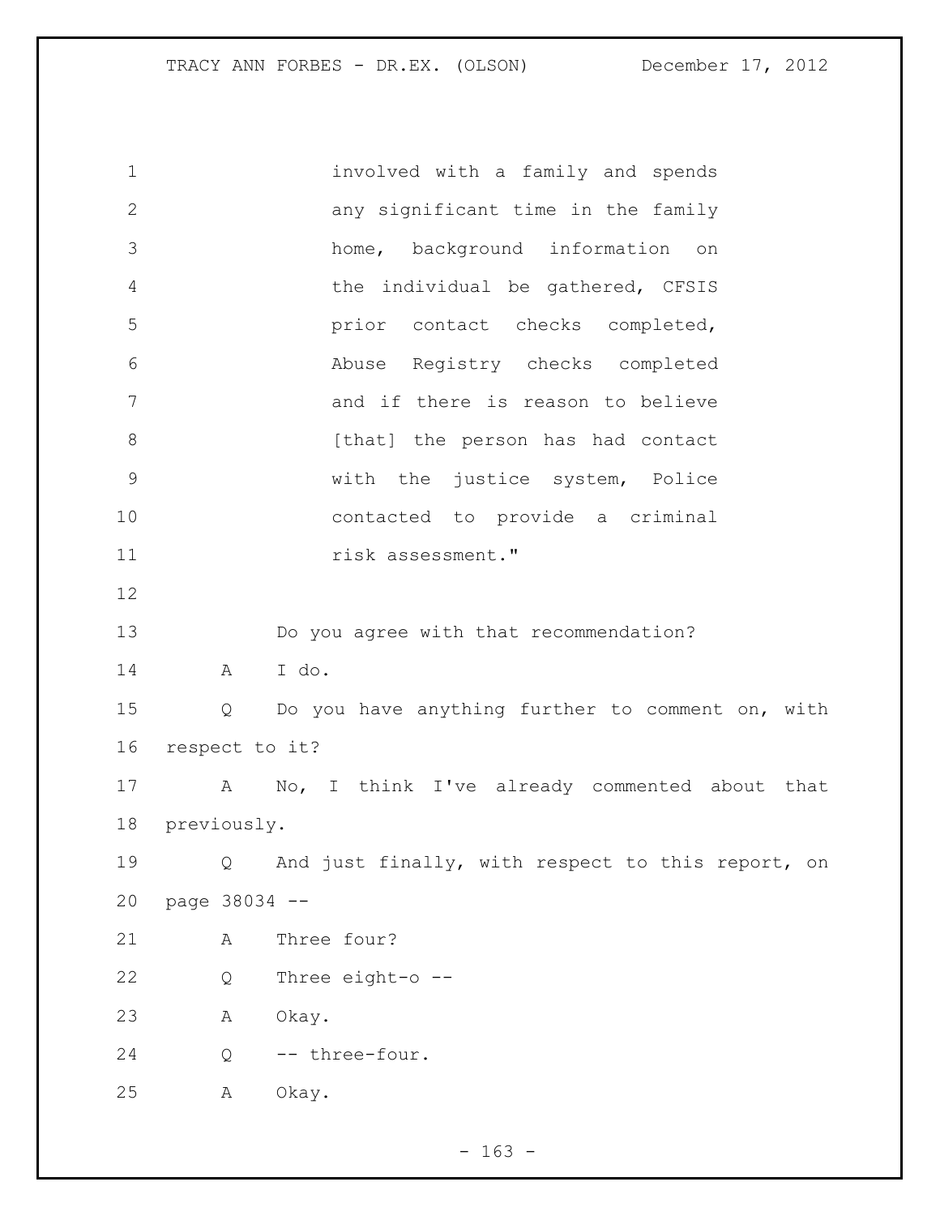involved with a family and spends any significant time in the family home, background information on the individual be gathered, CFSIS prior contact checks completed, Abuse Registry checks completed and if there is reason to believe [that] the person has had contact with the justice system, Police contacted to provide a criminal risk assessment."

Do you agree with that recommendation?

A I do.

Q Do you have anything further to comment on, with respect to it?

A No, I think I've already commented about that previously.

Q And just finally, with respect to this report, on page 38034 --

A Three four?

Q Three eight-o --

A Okay.

Q -- three-four.

A Okay.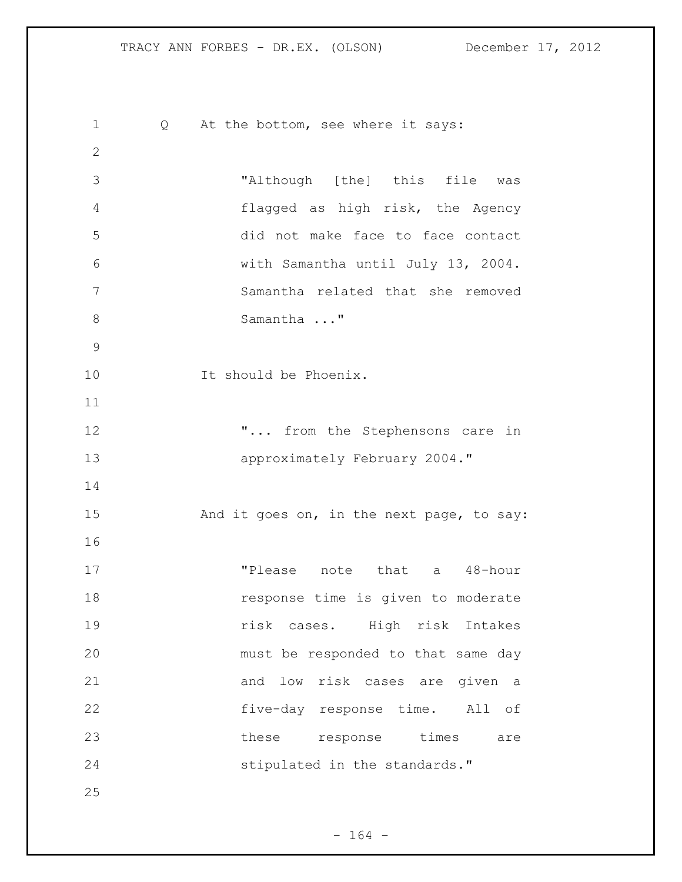Q At the bottom, see where it says:

> "Although [the] this file was flagged as high risk, the Agency did not make face to face contact with Samantha until July 13, 2004. Samantha related that she removed Samantha ..."

It should be Phoenix.

> "... from the Stephensons care in approximately February 2004."

And it goes on, in the next page, to say:

> "Please note that a 48-hour response time is given to moderate risk cases. High risk Intakes must be responded to that same day and low risk cases are given a five-day response time. All of these response times are stipulated in the standards."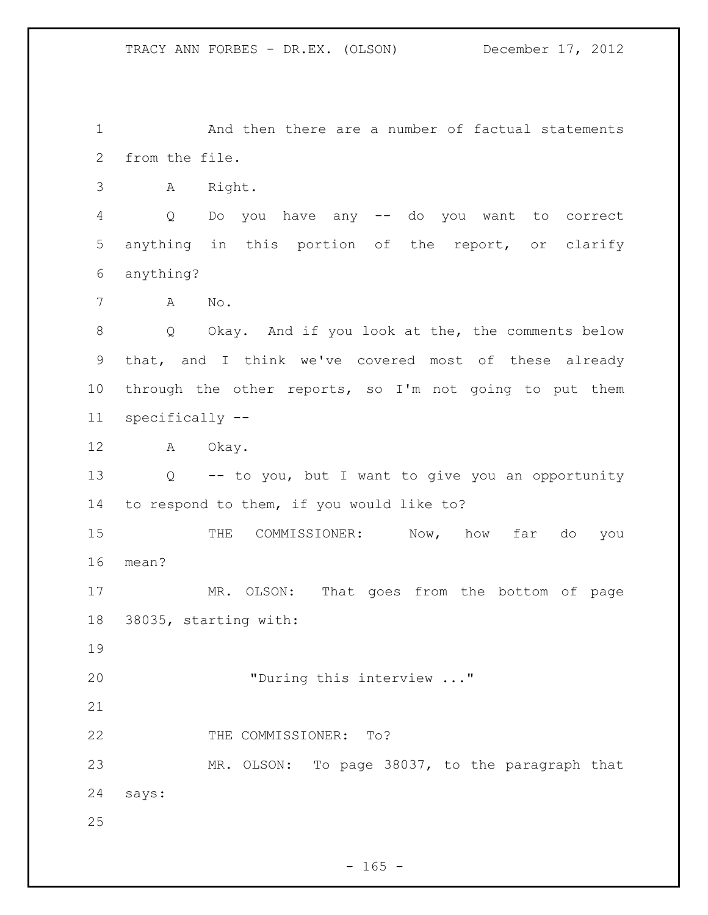And then there are a number of factual statements from the file.

A Right.

Q Do you have any -- do you want to correct anything in this portion of the report, or clarify anything?

A No.

Q Okay. And if you look at the, the comments below that, and I think we've covered most of these already through the other reports, so I'm not going to put them specifically --

A Okay.

Q -- to you, but I want to give you an opportunity to respond to them, if you would like to?

THE COMMISSIONER: Now, how far do you mean?

MR. OLSON: That goes from the bottom of page 38035, starting with:

"During this interview ..."

THE COMMISSIONER: To?

MR. OLSON: To page 38037, to the paragraph that says: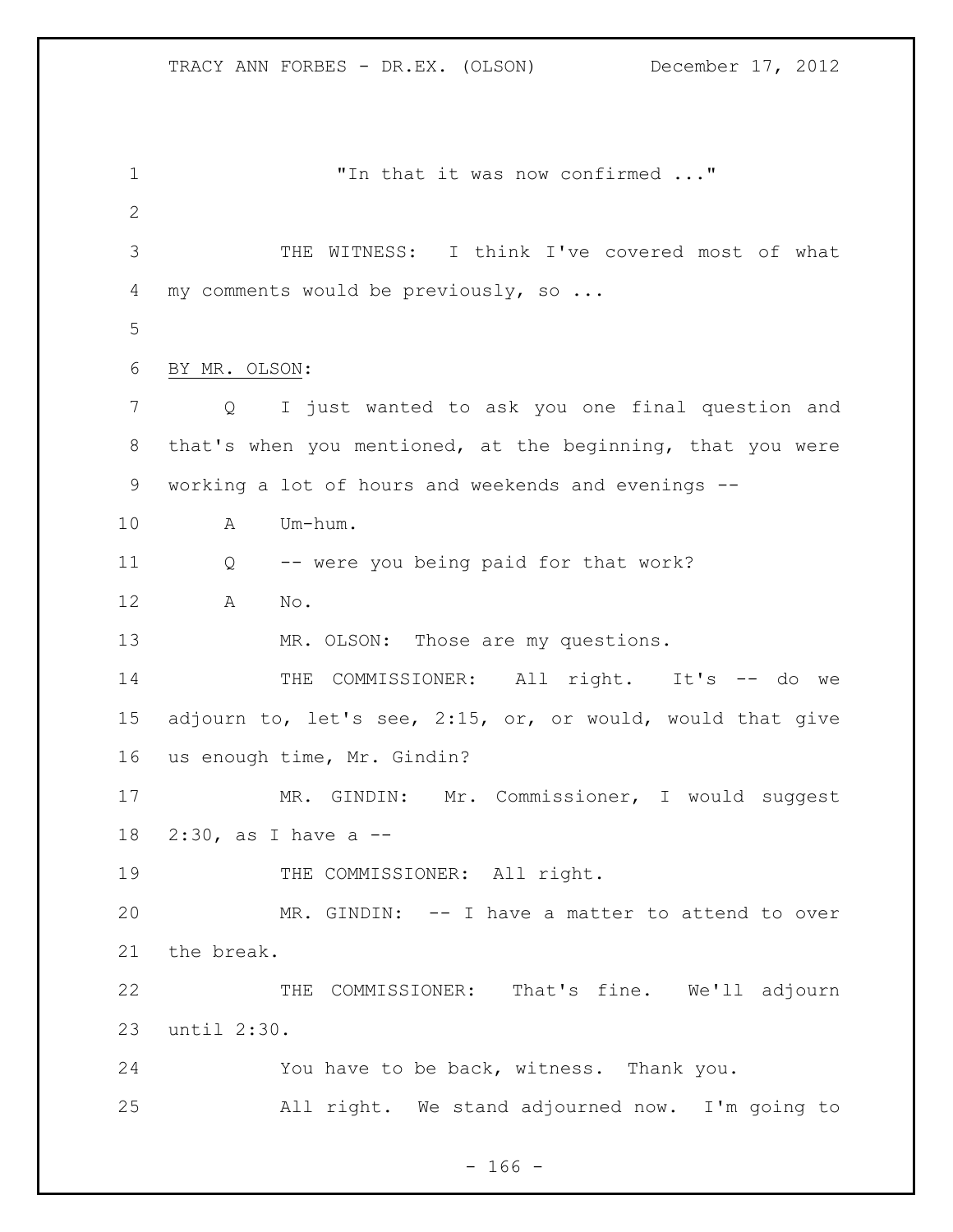"In that it was now confirmed ..."

THE WITNESS: I think I've covered most of what my comments would be previously, so ...

BY MR. OLSON:

Q I just wanted to ask you one final question and that's when you mentioned, at the beginning, that you were working a lot of hours and weekends and evenings --

A Um-hum.

Q -- were you being paid for that work?

A No.

MR. OLSON: Those are my questions.

THE COMMISSIONER: All right. It's -- do we adjourn to, let's see, 2:15, or, or would, would that give us enough time, Mr. Gindin?

MR. GINDIN: Mr. Commissioner, I would suggest 2:30, as I have a --

THE COMMISSIONER: All right.

MR. GINDIN: -- I have a matter to attend to over the break.

THE COMMISSIONER: That's fine. We'll adjourn until 2:30.

You have to be back, witness. Thank you.

All right. We stand adjourned now. I'm going to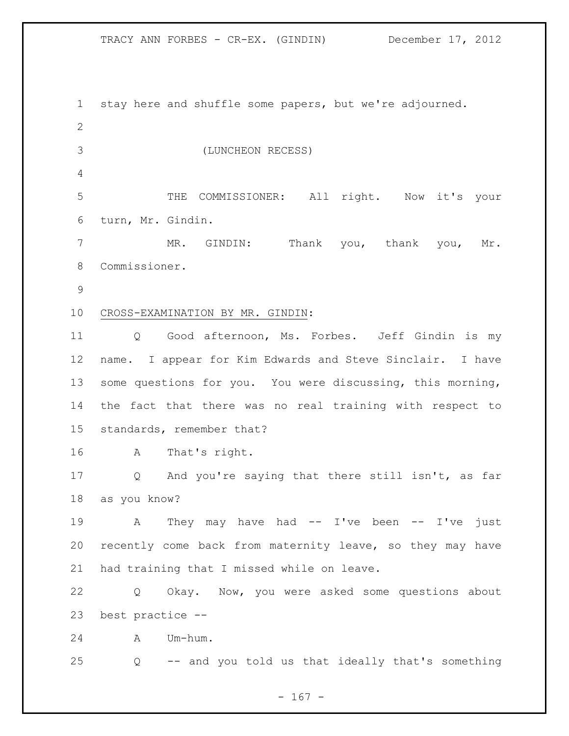stay here and shuffle some papers, but we're adjourned.

(LUNCHEON RECESS)

THE COMMISSIONER: All right. Now it's your turn, Mr. Gindin.

MR. GINDIN: Thank you, thank you, Mr. Commissioner.

CROSS-EXAMINATION BY MR. GINDIN:

Q Good afternoon, Ms. Forbes. Jeff Gindin is my name. I appear for Kim Edwards and Steve Sinclair. I have some questions for you. You were discussing, this morning, the fact that there was no real training with respect to standards, remember that?

A That's right.

Q And you're saying that there still isn't, as far as you know?

A They may have had -- I've been -- I've just recently come back from maternity leave, so they may have had training that I missed while on leave.

Q Okay. Now, you were asked some questions about best practice --

A Um-hum.

Q -- and you told us that ideally that's something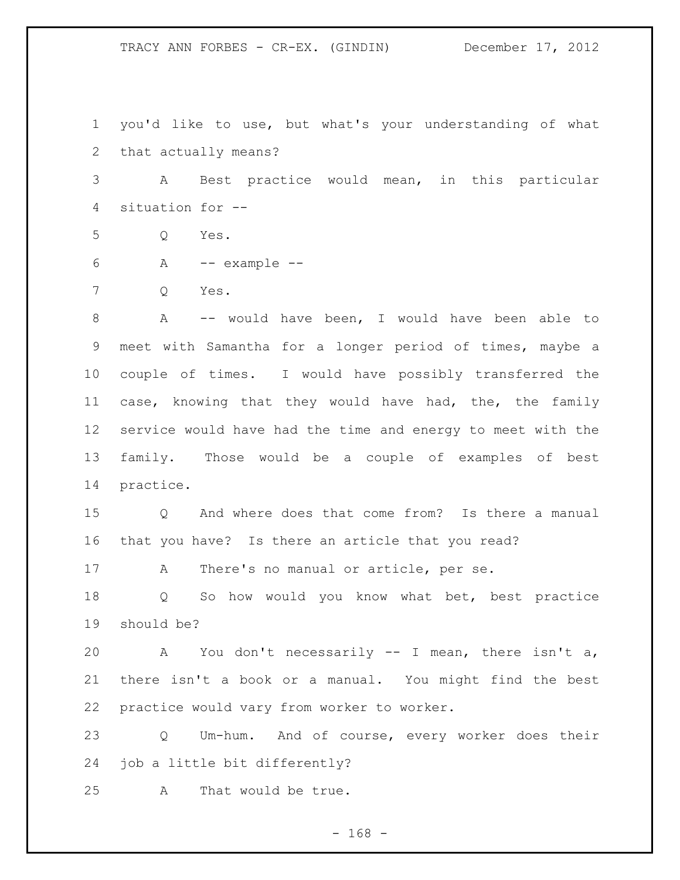you'd like to use, but what's your understanding of what that actually means?

A Best practice would mean, in this particular situation for --

Q Yes.

A -- example --

Q Yes.

A -- would have been, I would have been able to meet with Samantha for a longer period of times, maybe a couple of times. I would have possibly transferred the case, knowing that they would have had, the, the family service would have had the time and energy to meet with the family. Those would be a couple of examples of best practice.

Q And where does that come from? Is there a manual that you have? Is there an article that you read?

A There's no manual or article, per se.

Q So how would you know what bet, best practice should be?

A You don't necessarily -- I mean, there isn't a, there isn't a book or a manual. You might find the best practice would vary from worker to worker.

Q Um-hum. And of course, every worker does their job a little bit differently?

A That would be true.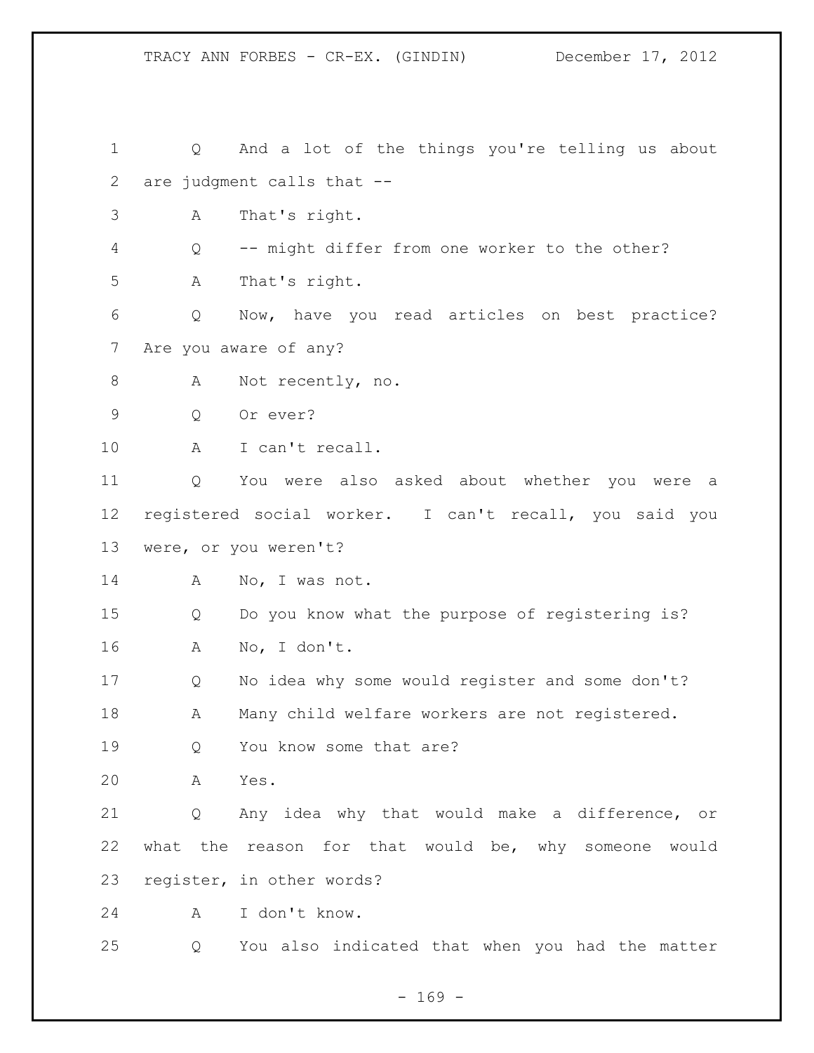1 Q And a lot of the things you're telling us about
2 are judgment calls that --
3 A That's right.
4 Q -- might differ from one worker to the other?
5 A That's right.
6 Q Now, have you read articles on best practice?
7 Are you aware of any?
8 A Not recently, no.
9 Q Or ever?
10 A I can't recall.
11 Q You were also asked about whether you were a
12 registered social worker. I can't recall, you said you
13 were, or you weren't?
14 A No, I was not.
15 Q Do you know what the purpose of registering is?
16 A No, I don't.
17 Q No idea why some would register and some don't?
18 A Many child welfare workers are not registered.
19 Q You know some that are?
20 A Yes.
21 Q Any idea why that would make a difference, or
22 what the reason for that would be, why someone would
23 register, in other words?
24 A I don't know.
25 Q You also indicated that when you had the matter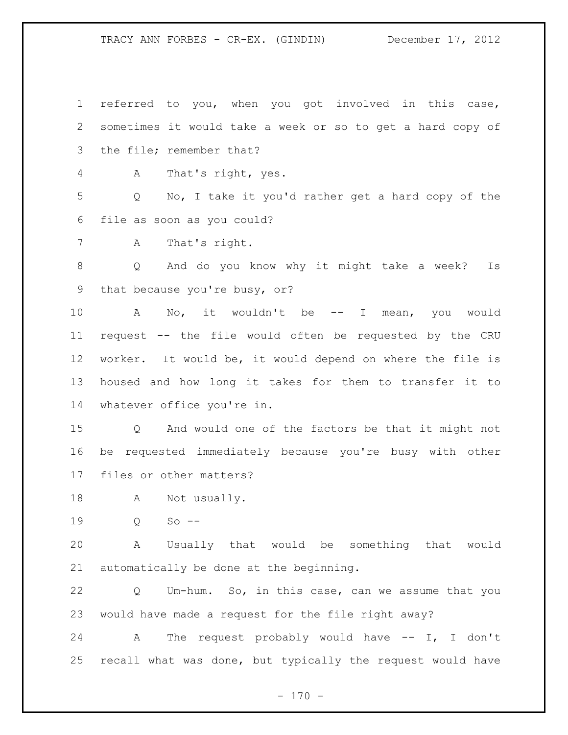referred to you, when you got involved in this case, sometimes it would take a week or so to get a hard copy of the file; remember that?

A That's right, yes.

Q No, I take it you'd rather get a hard copy of the file as soon as you could?

A That's right.

Q And do you know why it might take a week? Is that because you're busy, or?

A No, it wouldn't be -- I mean, you would request -- the file would often be requested by the CRU worker. It would be, it would depend on where the file is housed and how long it takes for them to transfer it to whatever office you're in.

Q And would one of the factors be that it might not be requested immediately because you're busy with other files or other matters?

A Not usually.

Q So --

A Usually that would be something that would automatically be done at the beginning.

Q Um-hum. So, in this case, can we assume that you would have made a request for the file right away?

A The request probably would have -- I, I don't recall what was done, but typically the request would have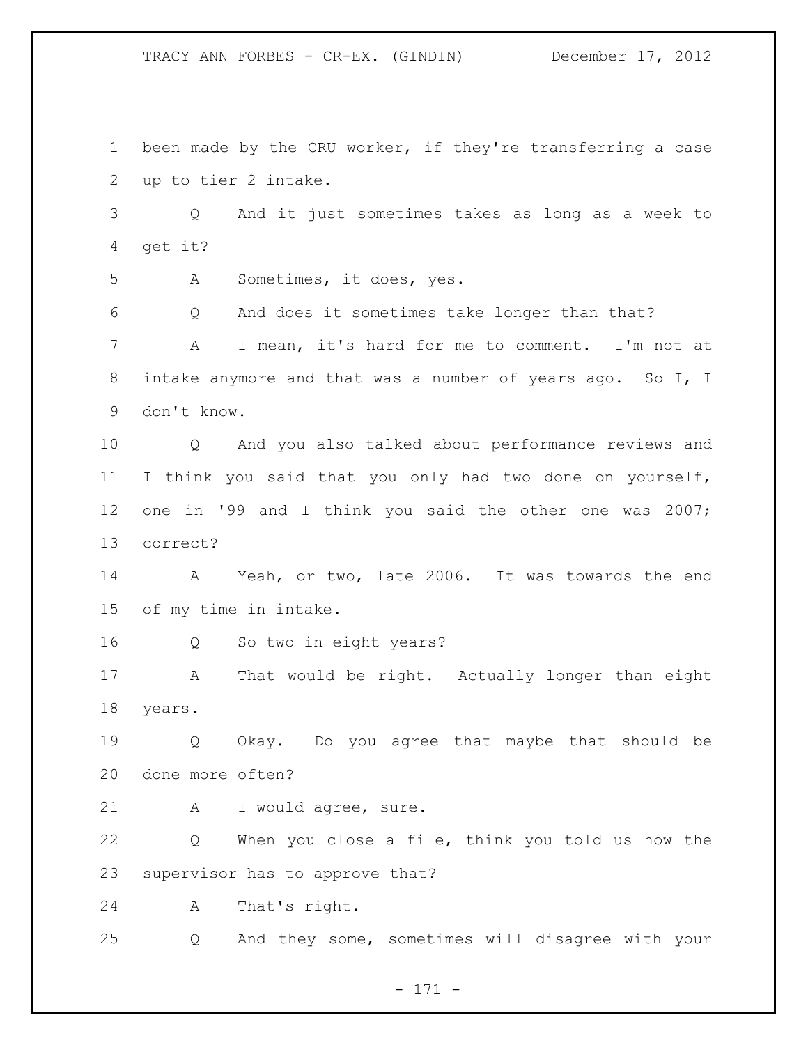been made by the CRU worker, if they're transferring a case up to tier 2 intake.

Q And it just sometimes takes as long as a week to get it?

A Sometimes, it does, yes.

Q And does it sometimes take longer than that?

A I mean, it's hard for me to comment. I'm not at intake anymore and that was a number of years ago. So I, I don't know.

Q And you also talked about performance reviews and I think you said that you only had two done on yourself, one in '99 and I think you said the other one was 2007; correct?

A Yeah, or two, late 2006. It was towards the end of my time in intake.

Q So two in eight years?

A That would be right. Actually longer than eight years.

Q Okay. Do you agree that maybe that should be done more often?

A I would agree, sure.

Q When you close a file, think you told us how the supervisor has to approve that?

A That's right.

Q And they some, sometimes will disagree with your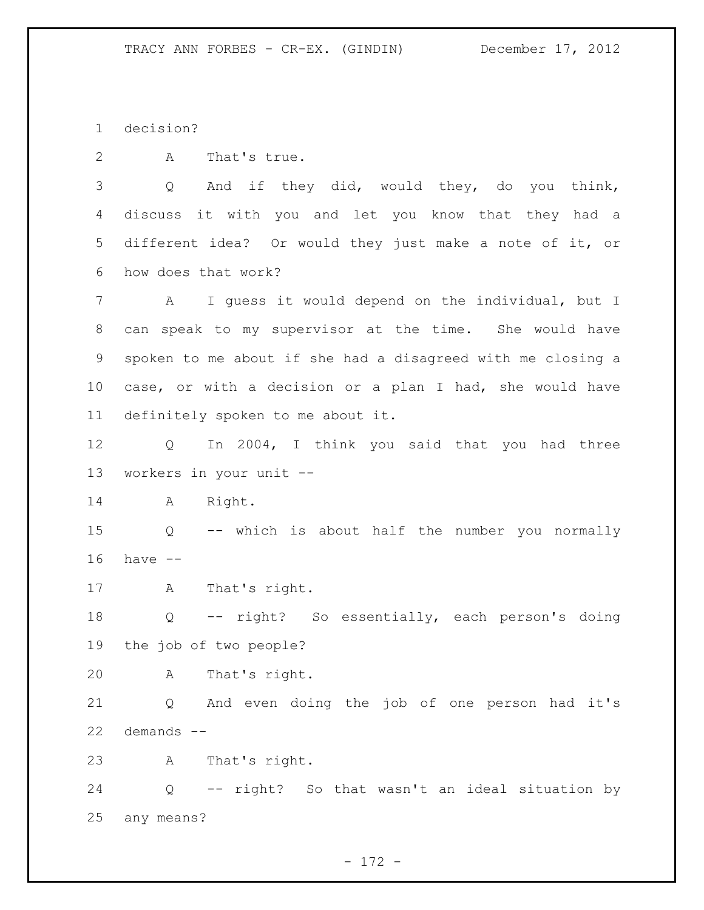decision?

A That's true.

Q And if they did, would they, do you think, discuss it with you and let you know that they had a different idea? Or would they just make a note of it, or how does that work?

A I guess it would depend on the individual, but I can speak to my supervisor at the time. She would have spoken to me about if she had a disagreed with me closing a case, or with a decision or a plan I had, she would have definitely spoken to me about it.

Q In 2004, I think you said that you had three workers in your unit --

A Right.

Q -- which is about half the number you normally have --

A That's right.

Q -- right? So essentially, each person's doing the job of two people?

A That's right.

Q And even doing the job of one person had it's demands --

A That's right.

Q -- right? So that wasn't an ideal situation by any means?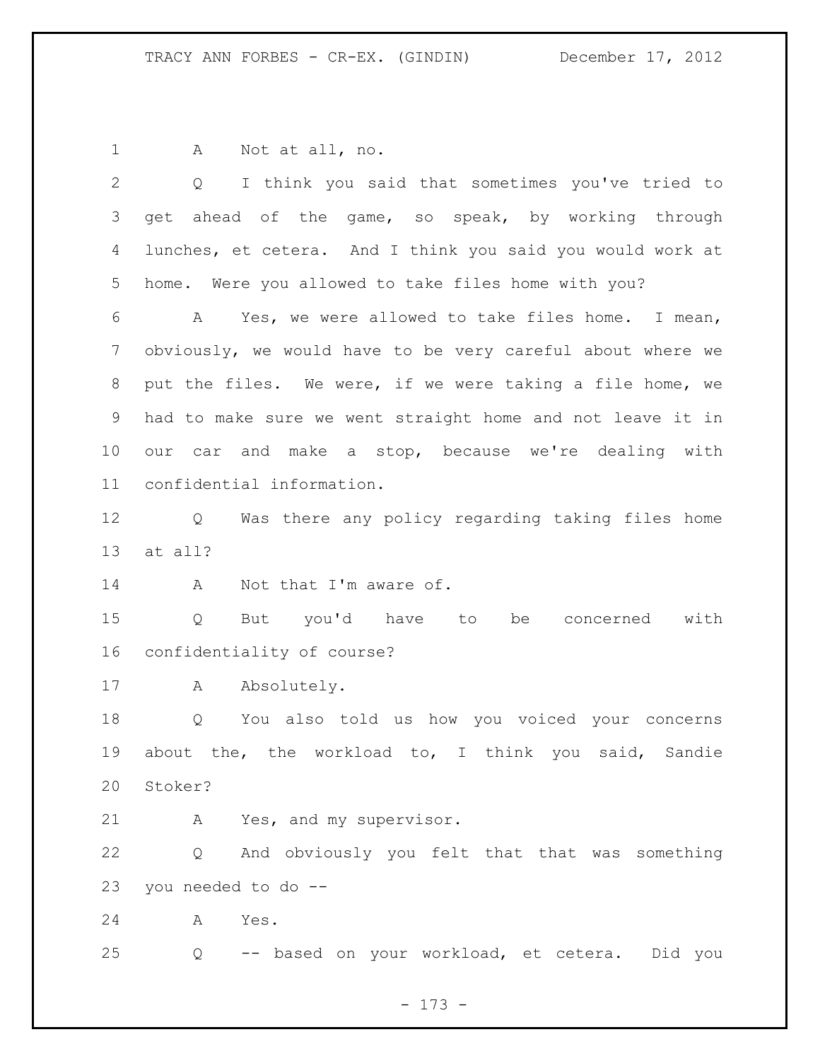A Not at all, no.

Q I think you said that sometimes you've tried to get ahead of the game, so speak, by working through lunches, et cetera. And I think you said you would work at home. Were you allowed to take files home with you?

A Yes, we were allowed to take files home. I mean, obviously, we would have to be very careful about where we put the files. We were, if we were taking a file home, we had to make sure we went straight home and not leave it in our car and make a stop, because we're dealing with confidential information.

Q Was there any policy regarding taking files home at all?

A Not that I'm aware of.

Q But you'd have to be concerned with confidentiality of course?

A Absolutely.

Q You also told us how you voiced your concerns about the, the workload to, I think you said, Sandie Stoker?

A Yes, and my supervisor.

Q And obviously you felt that that was something you needed to do --

A Yes.

Q -- based on your workload, et cetera. Did you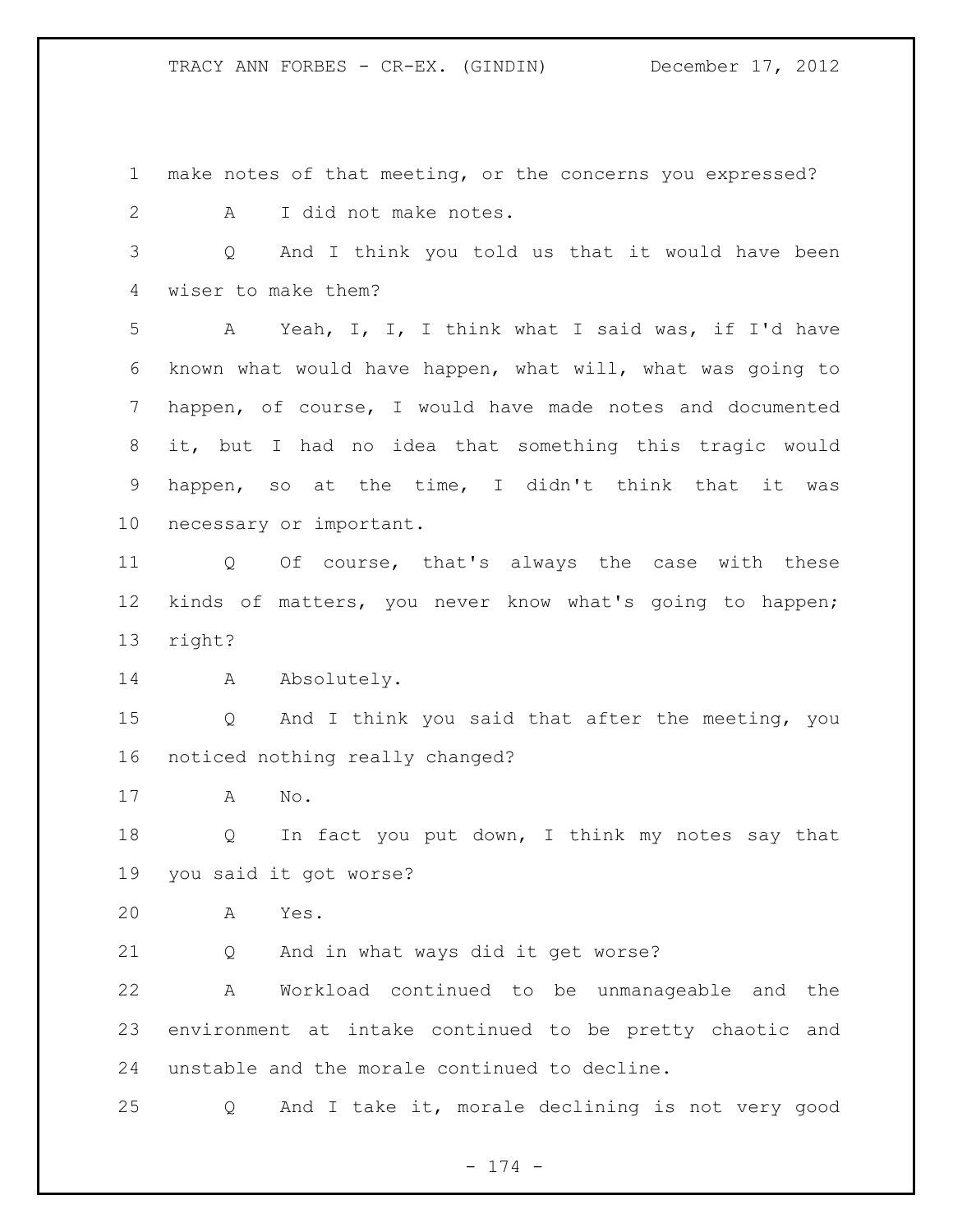make notes of that meeting, or the concerns you expressed?

A I did not make notes.

Q And I think you told us that it would have been wiser to make them?

A Yeah, I, I, I think what I said was, if I'd have known what would have happen, what will, what was going to happen, of course, I would have made notes and documented it, but I had no idea that something this tragic would happen, so at the time, I didn't think that it was necessary or important.

Q Of course, that's always the case with these kinds of matters, you never know what's going to happen; right?

A Absolutely.

Q And I think you said that after the meeting, you noticed nothing really changed?

A No.

Q In fact you put down, I think my notes say that you said it got worse?

A Yes.

Q And in what ways did it get worse?

A Workload continued to be unmanageable and the environment at intake continued to be pretty chaotic and unstable and the morale continued to decline.

Q And I take it, morale declining is not very good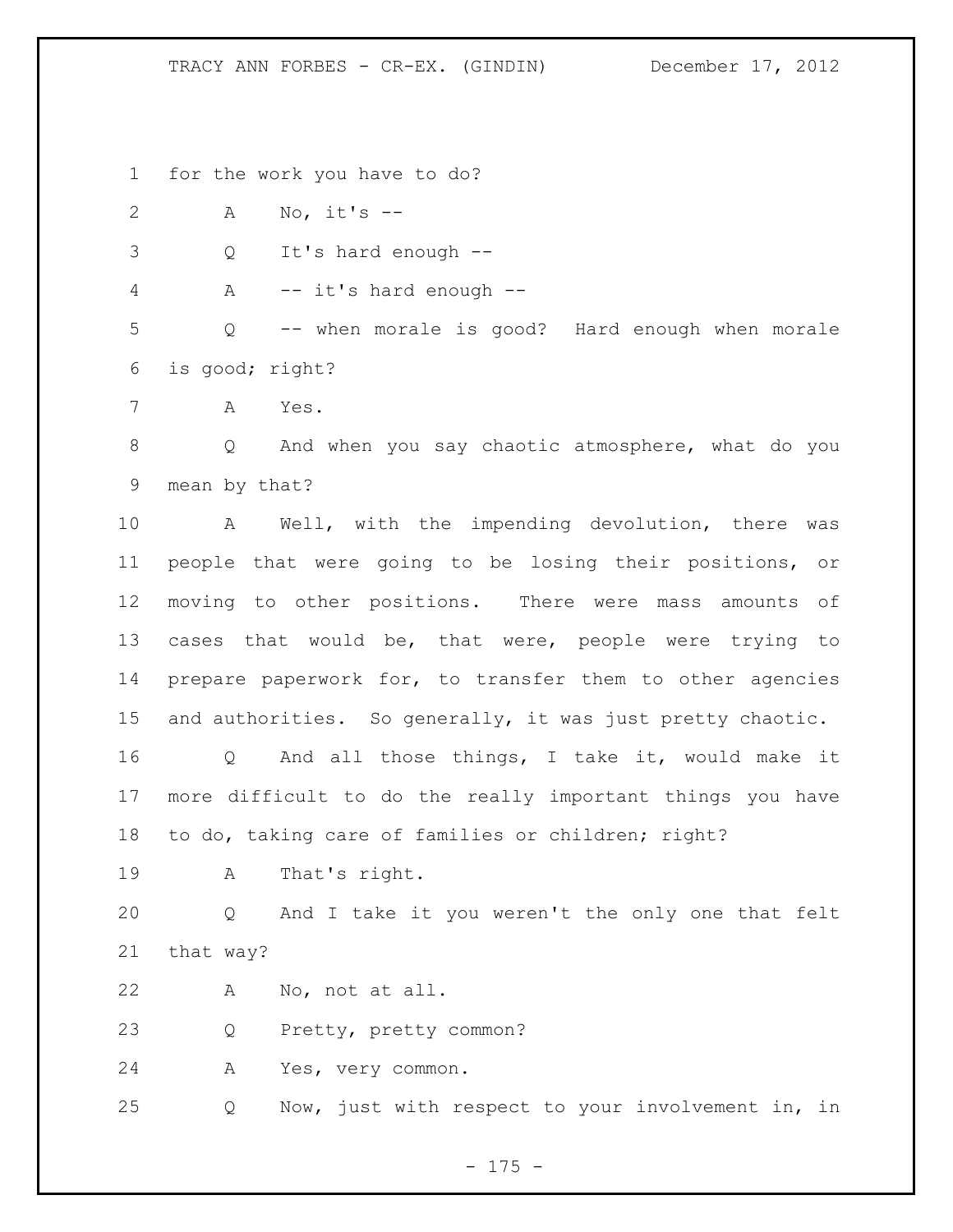for the work you have to do?

A No, it's --

Q It's hard enough --

A -- it's hard enough --

Q -- when morale is good? Hard enough when morale is good; right?

A Yes.

Q And when you say chaotic atmosphere, what do you mean by that?

A Well, with the impending devolution, there was people that were going to be losing their positions, or moving to other positions. There were mass amounts of cases that would be, that were, people were trying to prepare paperwork for, to transfer them to other agencies and authorities. So generally, it was just pretty chaotic.

Q And all those things, I take it, would make it more difficult to do the really important things you have to do, taking care of families or children; right?

A That's right.

Q And I take it you weren't the only one that felt that way?

A No, not at all.

Q Pretty, pretty common?

A Yes, very common.

Q Now, just with respect to your involvement in, in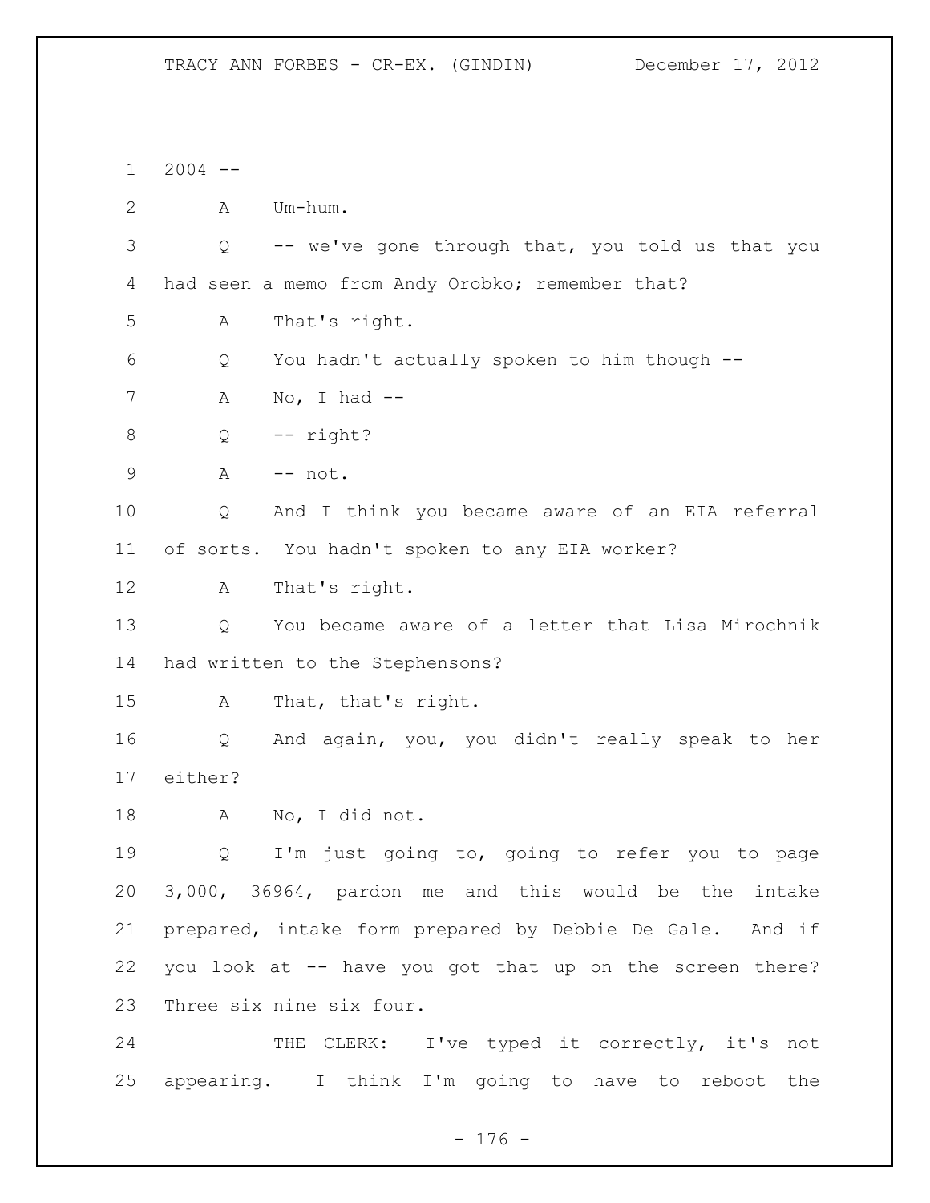2004 --

A Um-hum.

Q -- we've gone through that, you told us that you had seen a memo from Andy Orobko; remember that?

A That's right.

Q You hadn't actually spoken to him though --

A No, I had --

Q -- right?

A -- not.

Q And I think you became aware of an EIA referral of sorts. You hadn't spoken to any EIA worker?

A That's right.

Q You became aware of a letter that Lisa Mirochnik had written to the Stephensons?

A That, that's right.

Q And again, you, you didn't really speak to her either?

A No, I did not.

Q I'm just going to, going to refer you to page 3,000, 36964, pardon me and this would be the intake prepared, intake form prepared by Debbie De Gale. And if you look at -- have you got that up on the screen there? Three six nine six four.

THE CLERK: I've typed it correctly, it's not appearing. I think I'm going to have to reboot the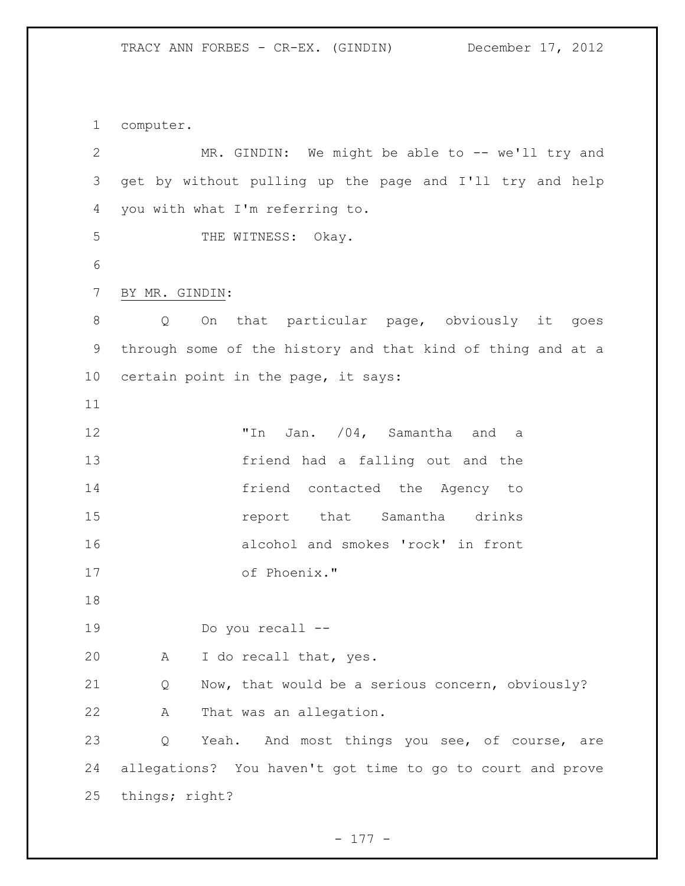computer.

MR. GINDIN: We might be able to -- we'll try and get by without pulling up the page and I'll try and help you with what I'm referring to.

THE WITNESS: Okay.

BY MR. GINDIN:

Q On that particular page, obviously it goes through some of the history and that kind of thing and at a certain point in the page, it says:

> "In Jan. /04, Samantha and a friend had a falling out and the friend contacted the Agency to report that Samantha drinks alcohol and smokes 'rock' in front of Phoenix."

Do you recall --

A I do recall that, yes.

Q Now, that would be a serious concern, obviously?

A That was an allegation.

Q Yeah. And most things you see, of course, are allegations? You haven't got time to go to court and prove things; right?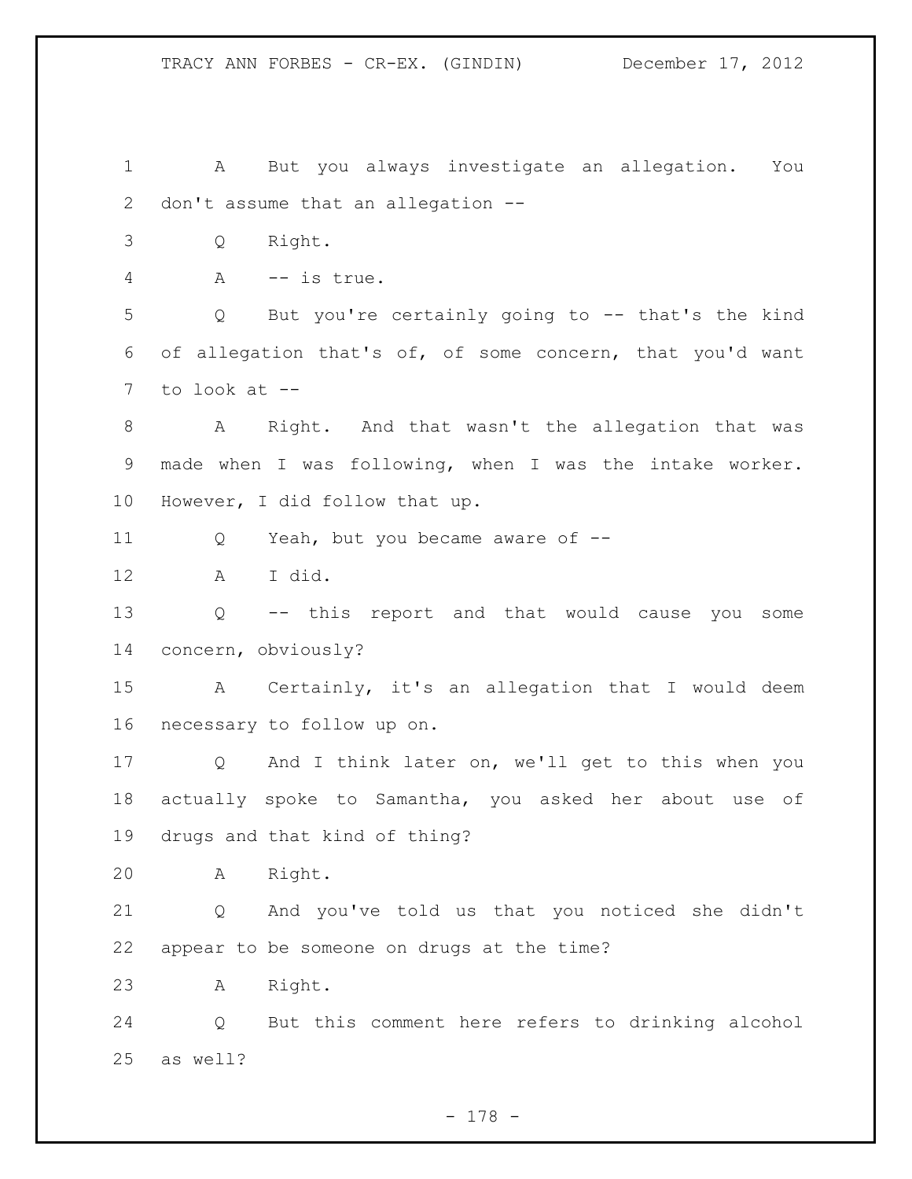A But you always investigate an allegation. You don't assume that an allegation --

Q Right.

A -- is true.

Q But you're certainly going to -- that's the kind of allegation that's of, of some concern, that you'd want to look at --

A Right. And that wasn't the allegation that was made when I was following, when I was the intake worker. However, I did follow that up.

Q Yeah, but you became aware of --

A I did.

Q -- this report and that would cause you some concern, obviously?

A Certainly, it's an allegation that I would deem necessary to follow up on.

Q And I think later on, we'll get to this when you actually spoke to Samantha, you asked her about use of drugs and that kind of thing?

A Right.

Q And you've told us that you noticed she didn't appear to be someone on drugs at the time?

A Right.

Q But this comment here refers to drinking alcohol as well?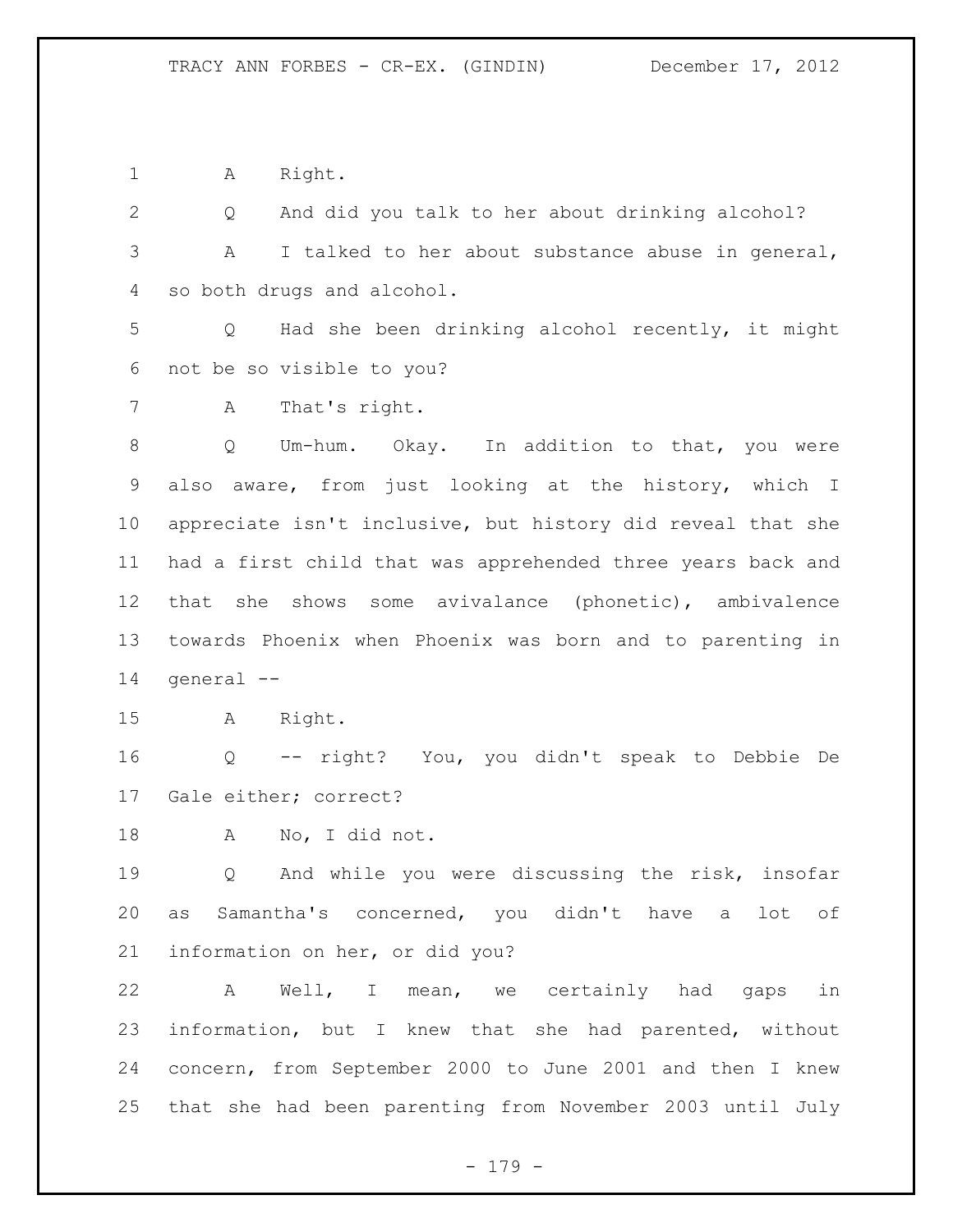A Right.

Q And did you talk to her about drinking alcohol?

A I talked to her about substance abuse in general, so both drugs and alcohol.

Q Had she been drinking alcohol recently, it might not be so visible to you?

A That's right.

Q Um-hum. Okay. In addition to that, you were also aware, from just looking at the history, which I appreciate isn't inclusive, but history did reveal that she had a first child that was apprehended three years back and that she shows some avivalance (phonetic), ambivalence towards Phoenix when Phoenix was born and to parenting in general --

A Right.

Q -- right? You, you didn't speak to Debbie De Gale either; correct?

A No, I did not.

Q And while you were discussing the risk, insofar as Samantha's concerned, you didn't have a lot of information on her, or did you?

A Well, I mean, we certainly had gaps in information, but I knew that she had parented, without concern, from September 2000 to June 2001 and then I knew that she had been parenting from November 2003 until July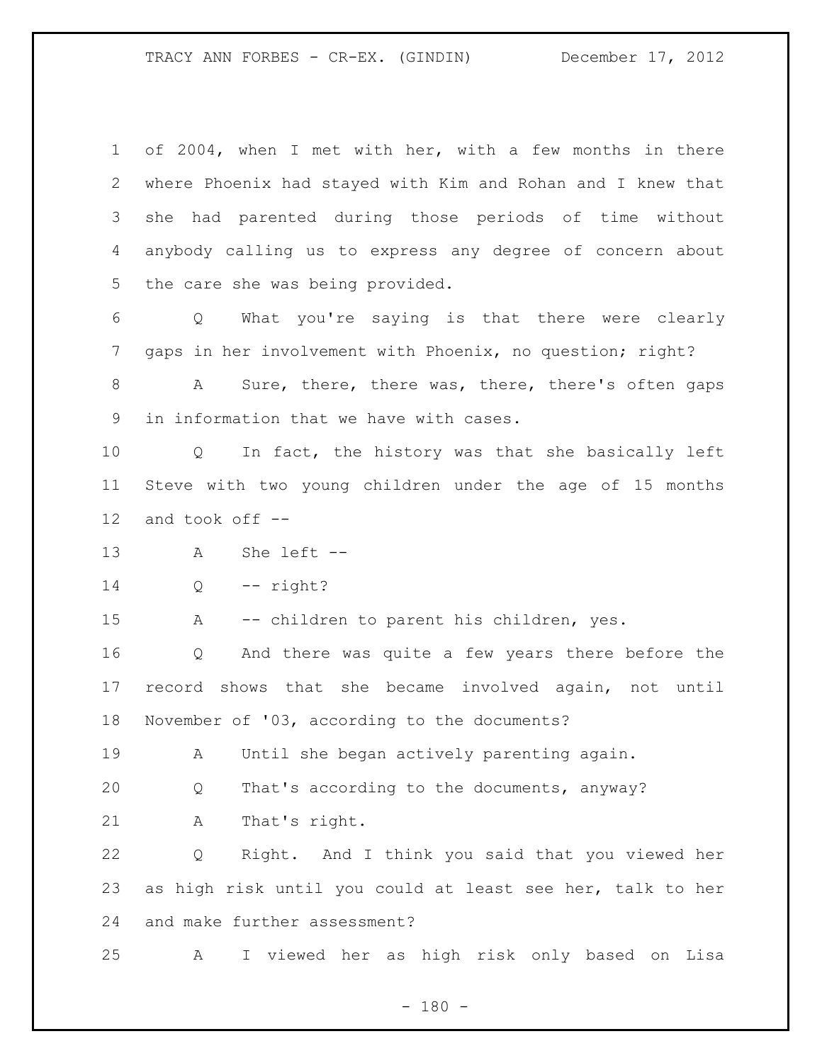of 2004, when I met with her, with a few months in there where Phoenix had stayed with Kim and Rohan and I knew that she had parented during those periods of time without anybody calling us to express any degree of concern about the care she was being provided.

Q What you're saying is that there were clearly gaps in her involvement with Phoenix, no question; right?

A Sure, there, there was, there, there's often gaps in information that we have with cases.

Q In fact, the history was that she basically left Steve with two young children under the age of 15 months and took off --

A She left --

Q -- right?

A -- children to parent his children, yes.

Q And there was quite a few years there before the record shows that she became involved again, not until November of '03, according to the documents?

A Until she began actively parenting again.

Q That's according to the documents, anyway?

A That's right.

Q Right. And I think you said that you viewed her as high risk until you could at least see her, talk to her and make further assessment?

A I viewed her as high risk only based on Lisa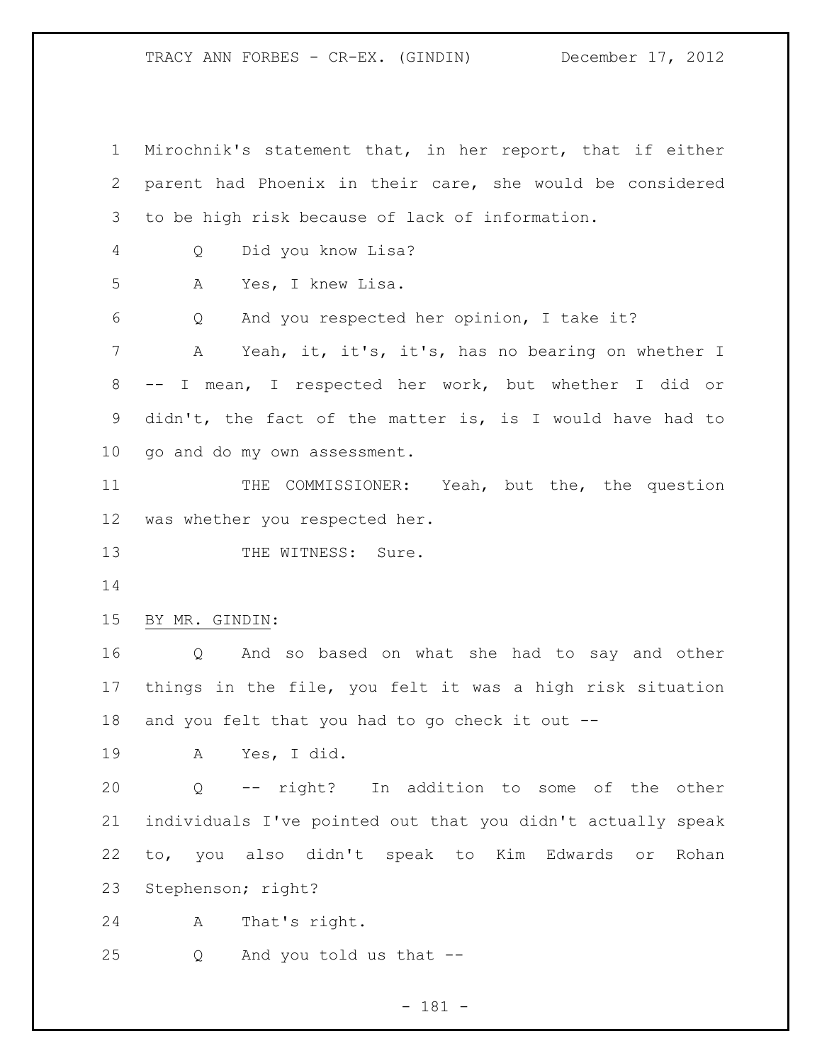Mirochnik's statement that, in her report, that if either parent had Phoenix in their care, she would be considered to be high risk because of lack of information.

Q Did you know Lisa?

A Yes, I knew Lisa.

Q And you respected her opinion, I take it?

A Yeah, it, it's, it's, has no bearing on whether I -- I mean, I respected her work, but whether I did or didn't, the fact of the matter is, is I would have had to go and do my own assessment.

THE COMMISSIONER: Yeah, but the, the question was whether you respected her.

THE WITNESS: Sure.

BY MR. GINDIN:

Q And so based on what she had to say and other things in the file, you felt it was a high risk situation and you felt that you had to go check it out --

A Yes, I did.

Q -- right? In addition to some of the other individuals I've pointed out that you didn't actually speak to, you also didn't speak to Kim Edwards or Rohan Stephenson; right?

A That's right.

Q And you told us that --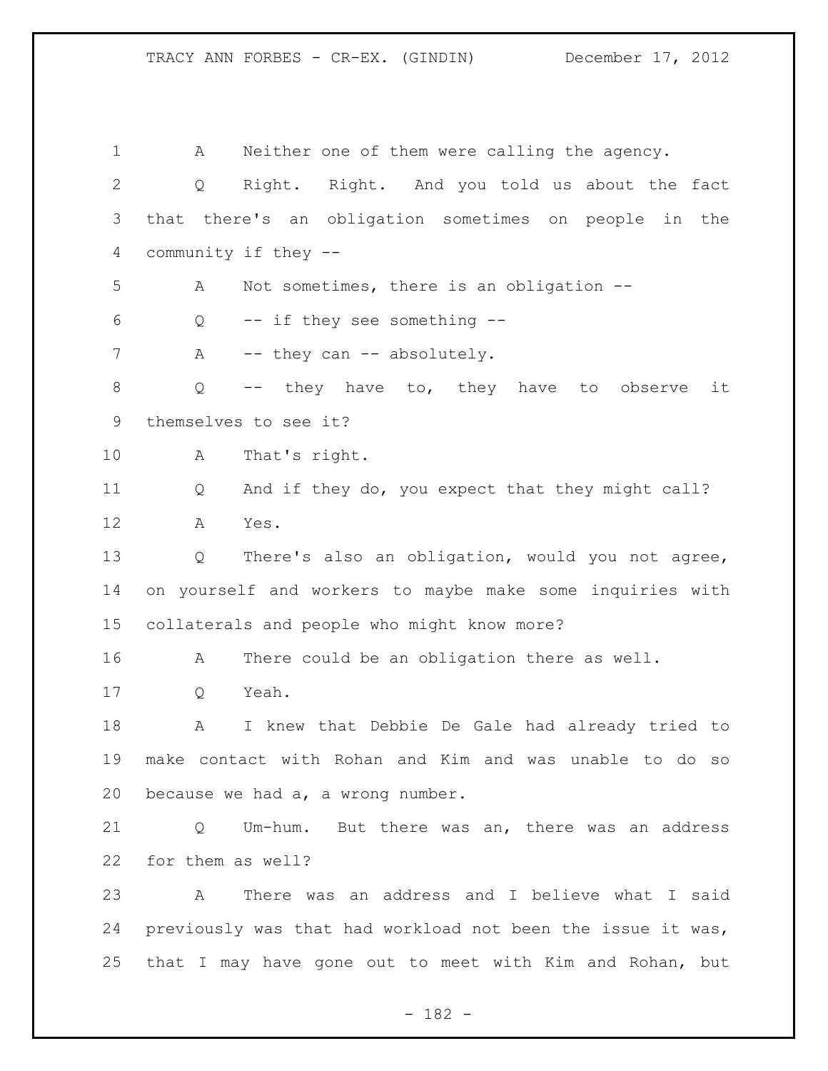A Neither one of them were calling the agency.

Q Right. Right. And you told us about the fact that there's an obligation sometimes on people in the community if they --

A Not sometimes, there is an obligation --

Q -- if they see something --

A -- they can -- absolutely.

Q -- they have to, they have to observe it themselves to see it?

A That's right.

Q And if they do, you expect that they might call?

A Yes.

Q There's also an obligation, would you not agree, on yourself and workers to maybe make some inquiries with collaterals and people who might know more?

A There could be an obligation there as well.

Q Yeah.

A I knew that Debbie De Gale had already tried to make contact with Rohan and Kim and was unable to do so because we had a, a wrong number.

Q Um-hum. But there was an, there was an address for them as well?

A There was an address and I believe what I said previously was that had workload not been the issue it was, that I may have gone out to meet with Kim and Rohan, but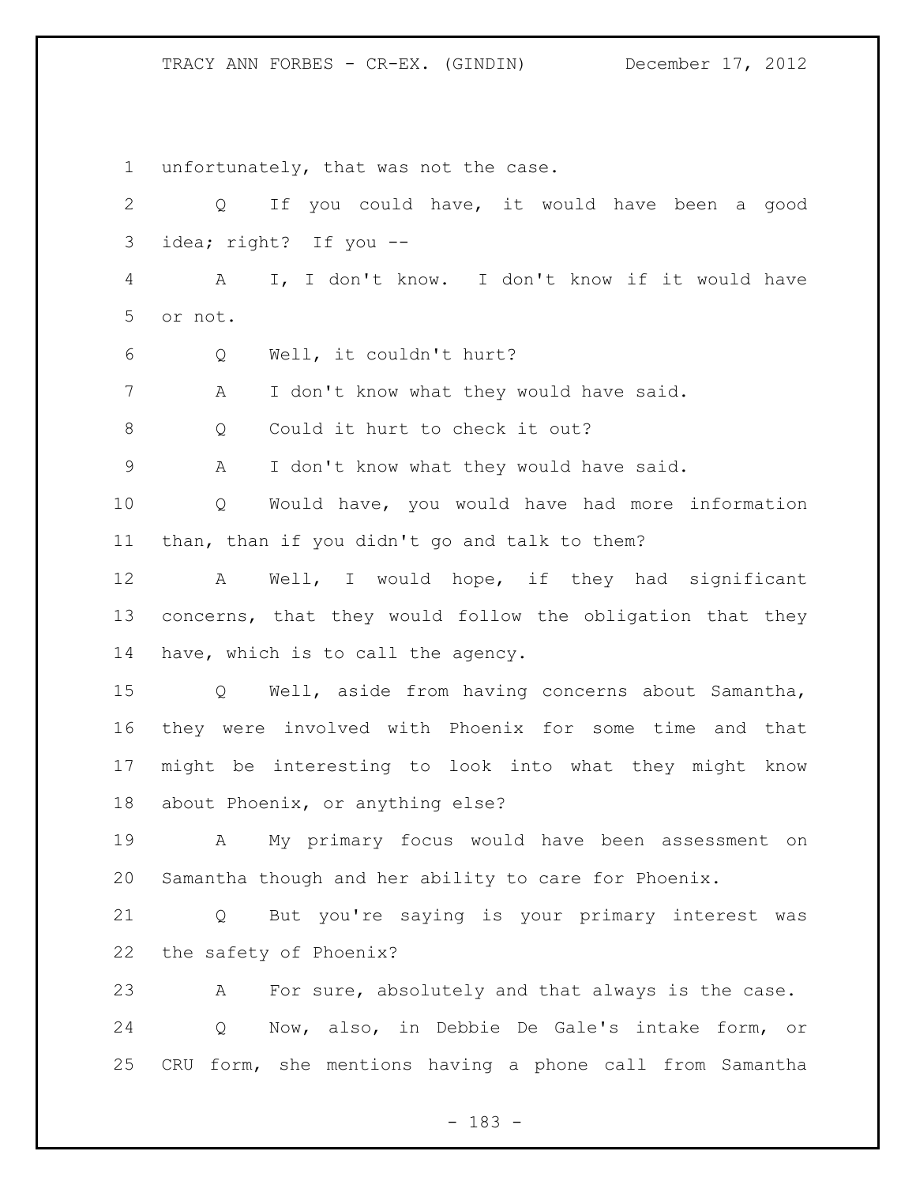unfortunately, that was not the case.

Q If you could have, it would have been a good idea; right? If you --

A I, I don't know. I don't know if it would have or not.

Q Well, it couldn't hurt?

A I don't know what they would have said.

Q Could it hurt to check it out?

A I don't know what they would have said.

Q Would have, you would have had more information than, than if you didn't go and talk to them?

A Well, I would hope, if they had significant concerns, that they would follow the obligation that they have, which is to call the agency.

Q Well, aside from having concerns about Samantha, they were involved with Phoenix for some time and that might be interesting to look into what they might know about Phoenix, or anything else?

A My primary focus would have been assessment on Samantha though and her ability to care for Phoenix.

Q But you're saying is your primary interest was the safety of Phoenix?

A For sure, absolutely and that always is the case.

Q Now, also, in Debbie De Gale's intake form, or CRU form, she mentions having a phone call from Samantha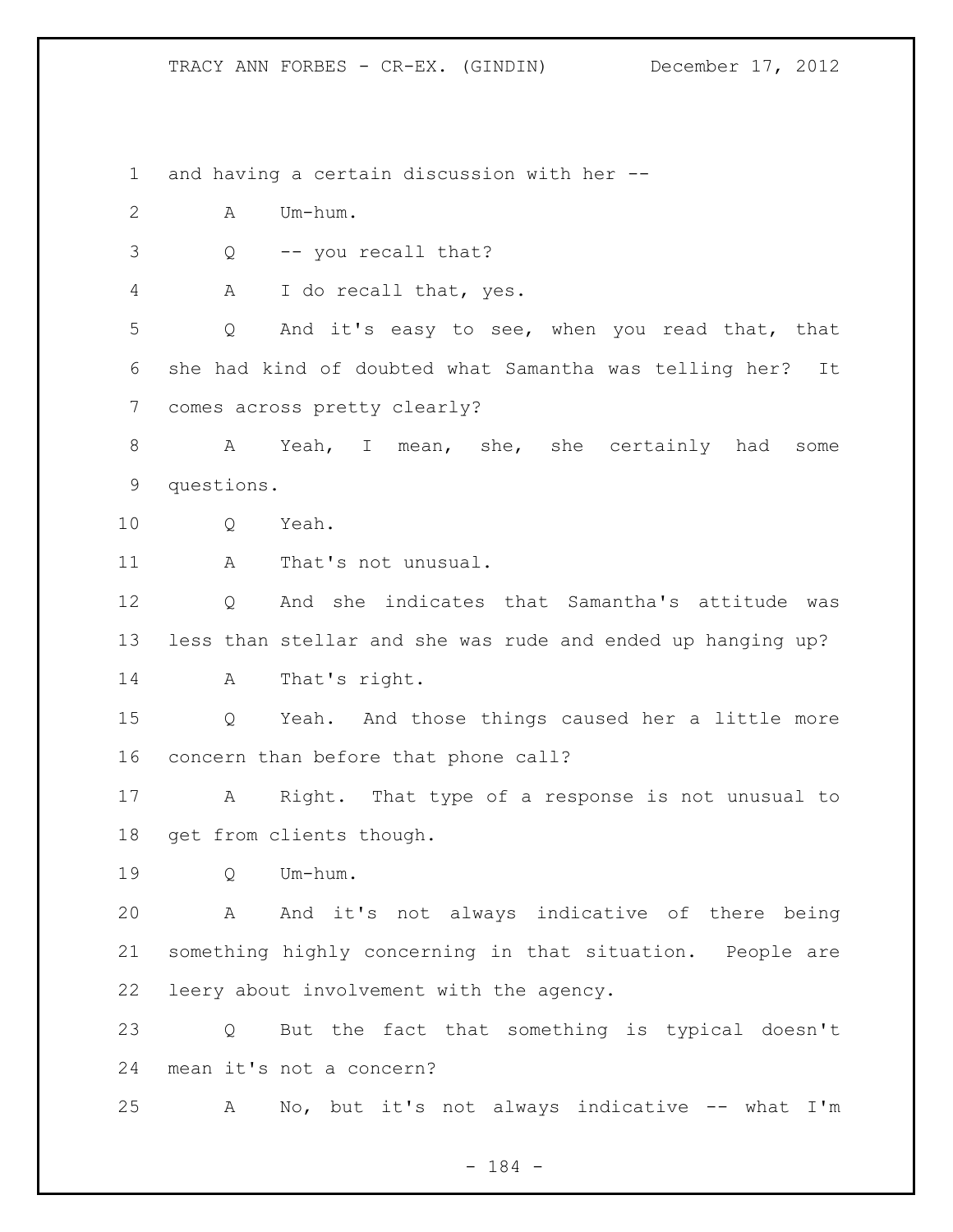1 and having a certain discussion with her --

2 A Um-hum.

3 Q -- you recall that?

4 A I do recall that, yes.

5 Q And it's easy to see, when you read that, that
6 she had kind of doubted what Samantha was telling her? It
7 comes across pretty clearly?

8 A Yeah, I mean, she, she certainly had some
9 questions.

10 Q Yeah.

11 A That's not unusual.

12 Q And she indicates that Samantha's attitude was
13 less than stellar and she was rude and ended up hanging up?

14 A That's right.

15 Q Yeah. And those things caused her a little more
16 concern than before that phone call?

17 A Right. That type of a response is not unusual to
18 get from clients though.

19 Q Um-hum.

20 A And it's not always indicative of there being
21 something highly concerning in that situation. People are
22 leery about involvement with the agency.

23 Q But the fact that something is typical doesn't
24 mean it's not a concern?

25 A No, but it's not always indicative -- what I'm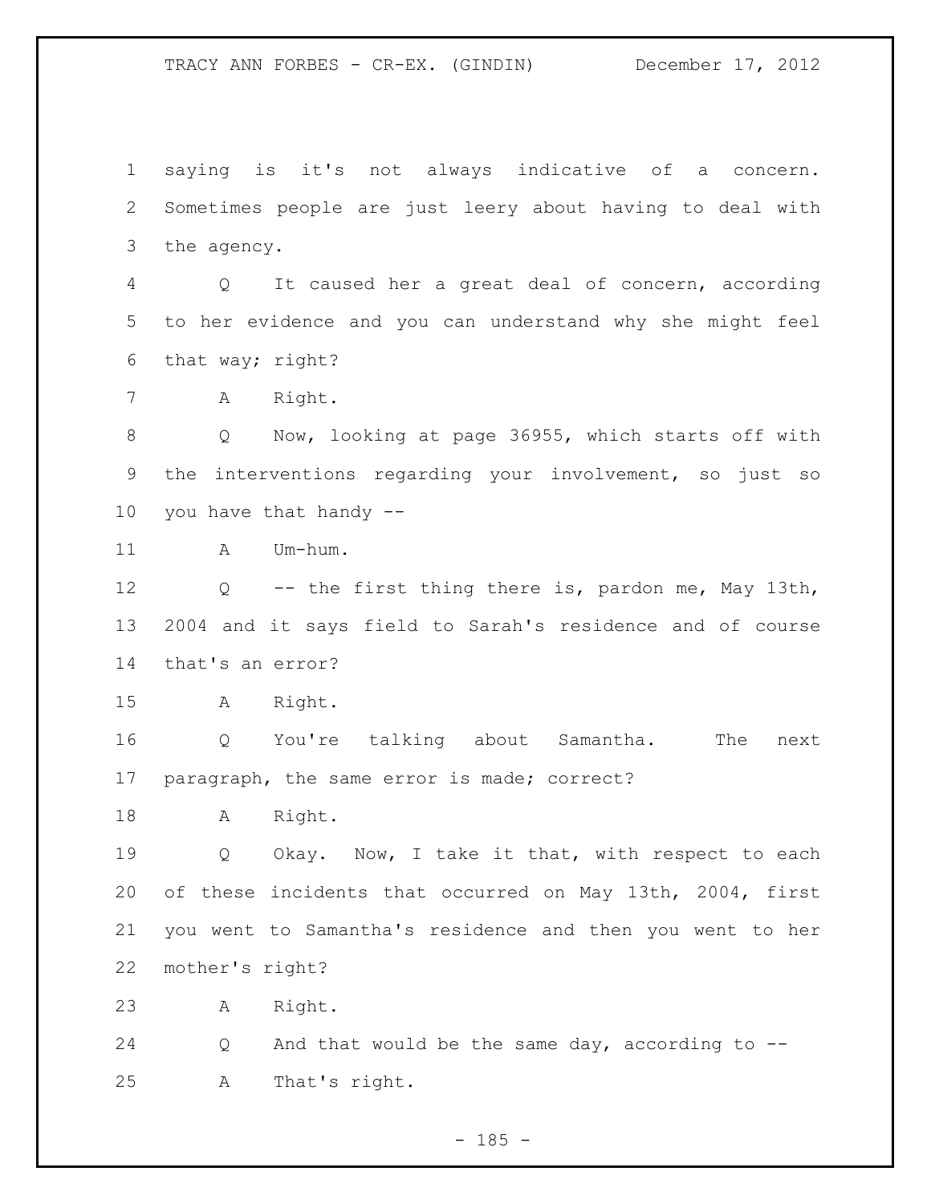saying is it's not always indicative of a concern. Sometimes people are just leery about having to deal with the agency.

Q It caused her a great deal of concern, according to her evidence and you can understand why she might feel that way; right?

A Right.

Q Now, looking at page 36955, which starts off with the interventions regarding your involvement, so just so you have that handy --

A Um-hum.

Q -- the first thing there is, pardon me, May 13th, 2004 and it says field to Sarah's residence and of course that's an error?

A Right.

Q You're talking about Samantha. The next paragraph, the same error is made; correct?

A Right.

Q Okay. Now, I take it that, with respect to each of these incidents that occurred on May 13th, 2004, first you went to Samantha's residence and then you went to her mother's right?

A Right.

Q And that would be the same day, according to --

A That's right.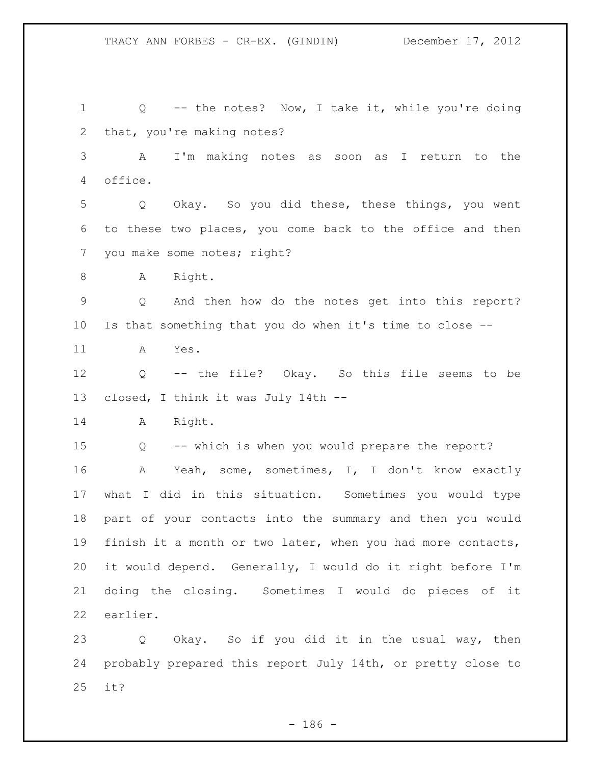1 Q -- the notes? Now, I take it, while you're doing
2 that, you're making notes?
3 A I'm making notes as soon as I return to the
4 office.
5 Q Okay. So you did these, these things, you went
6 to these two places, you come back to the office and then
7 you make some notes; right?
8 A Right.
9 Q And then how do the notes get into this report?
10 Is that something that you do when it's time to close --
11 A Yes.
12 Q -- the file? Okay. So this file seems to be
13 closed, I think it was July 14th --
14 A Right.
15 Q -- which is when you would prepare the report?
16 A Yeah, some, sometimes, I, I don't know exactly
17 what I did in this situation. Sometimes you would type
18 part of your contacts into the summary and then you would
19 finish it a month or two later, when you had more contacts,
20 it would depend. Generally, I would do it right before I'm
21 doing the closing. Sometimes I would do pieces of it
22 earlier.
23 Q Okay. So if you did it in the usual way, then
24 probably prepared this report July 14th, or pretty close to
25 it?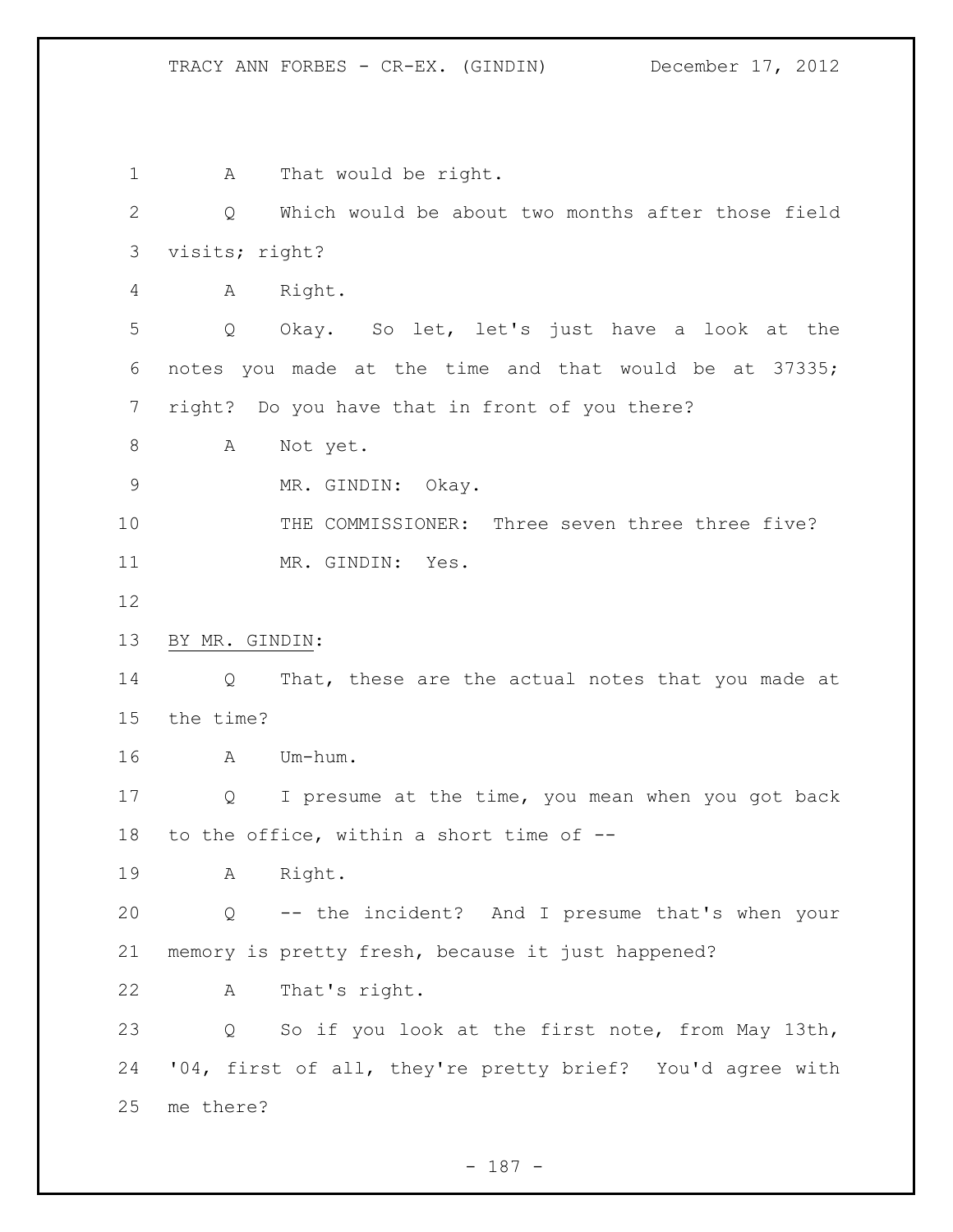A That would be right.

Q Which would be about two months after those field visits; right?

A Right.

Q Okay. So let, let's just have a look at the notes you made at the time and that would be at 37335; right? Do you have that in front of you there?

A Not yet.

MR. GINDIN: Okay.

THE COMMISSIONER: Three seven three three five?

MR. GINDIN: Yes.

BY MR. GINDIN:

Q That, these are the actual notes that you made at the time?

A Um-hum.

Q I presume at the time, you mean when you got back to the office, within a short time of --

A Right.

Q -- the incident? And I presume that's when your memory is pretty fresh, because it just happened?

A That's right.

Q So if you look at the first note, from May 13th, '04, first of all, they're pretty brief? You'd agree with me there?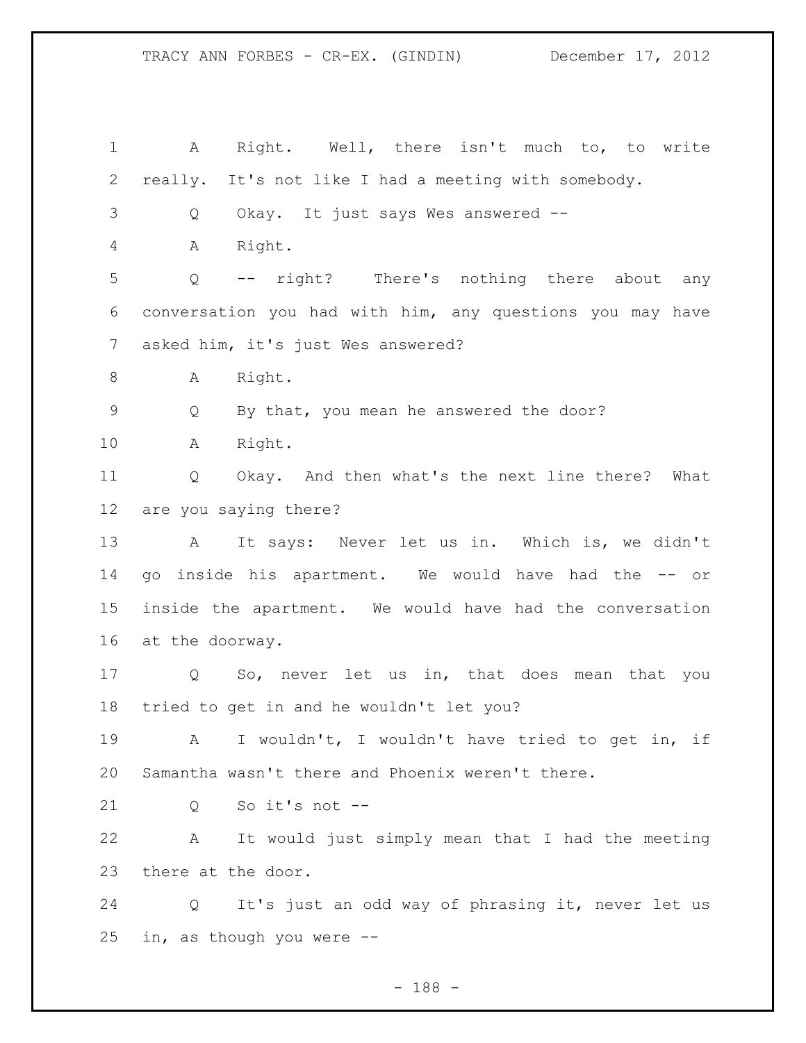A Right. Well, there isn't much to, to write really. It's not like I had a meeting with somebody.

Q Okay. It just says Wes answered --

A Right.

Q -- right? There's nothing there about any conversation you had with him, any questions you may have asked him, it's just Wes answered?

A Right.

Q By that, you mean he answered the door?

A Right.

Q Okay. And then what's the next line there? What are you saying there?

A It says: Never let us in. Which is, we didn't go inside his apartment. We would have had the -- or inside the apartment. We would have had the conversation at the doorway.

Q So, never let us in, that does mean that you tried to get in and he wouldn't let you?

A I wouldn't, I wouldn't have tried to get in, if Samantha wasn't there and Phoenix weren't there.

Q So it's not --

A It would just simply mean that I had the meeting there at the door.

Q It's just an odd way of phrasing it, never let us in, as though you were --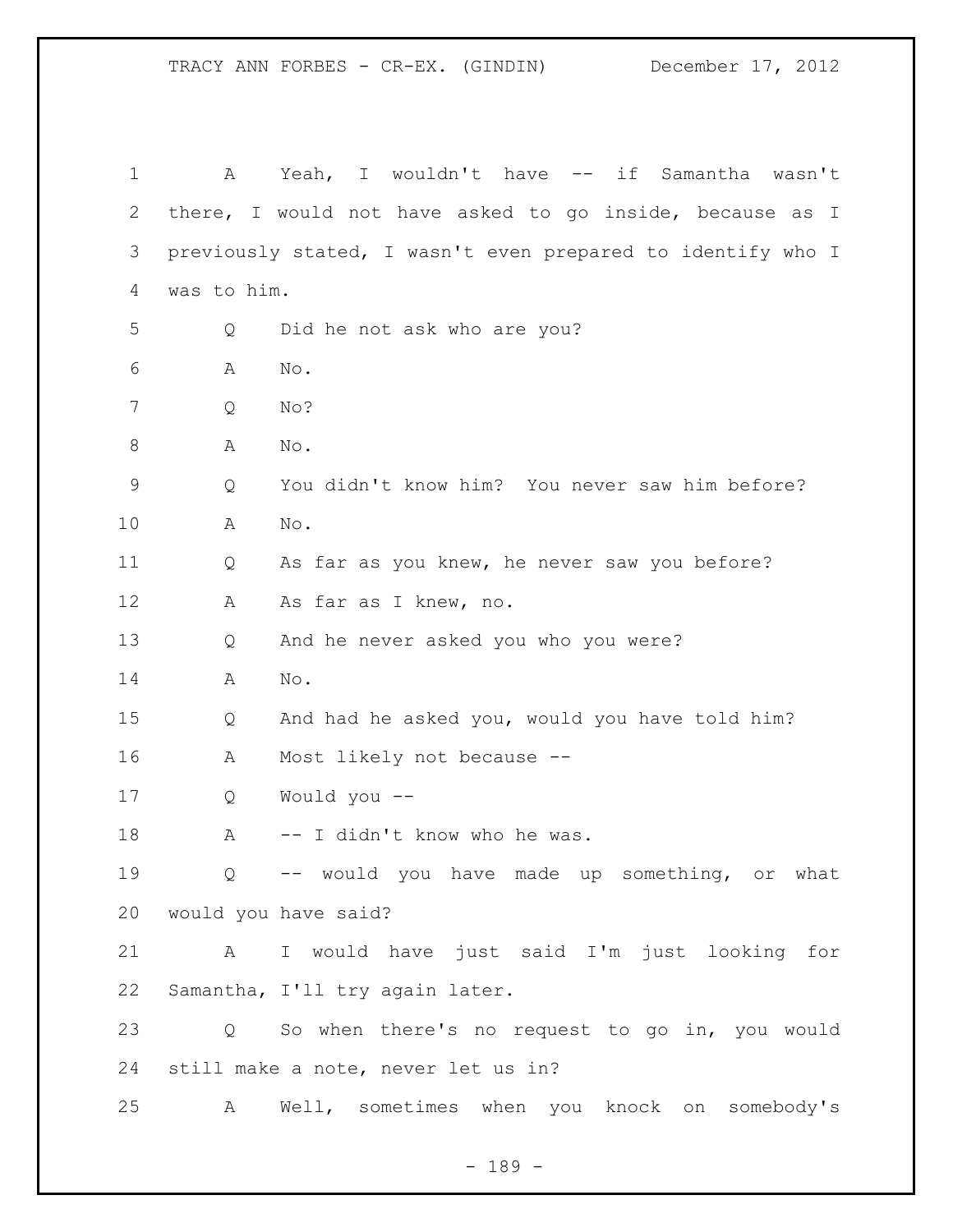A Yeah, I wouldn't have -- if Samantha wasn't there, I would not have asked to go inside, because as I previously stated, I wasn't even prepared to identify who I was to him.

Q Did he not ask who are you?

A No.

Q No?

A No.

Q You didn't know him? You never saw him before?

A No.

Q As far as you knew, he never saw you before?

A As far as I knew, no.

Q And he never asked you who you were?

A No.

Q And had he asked you, would you have told him?

A Most likely not because --

Q Would you --

A -- I didn't know who he was.

Q -- would you have made up something, or what would you have said?

A I would have just said I'm just looking for Samantha, I'll try again later.

Q So when there's no request to go in, you would still make a note, never let us in?

A Well, sometimes when you knock on somebody's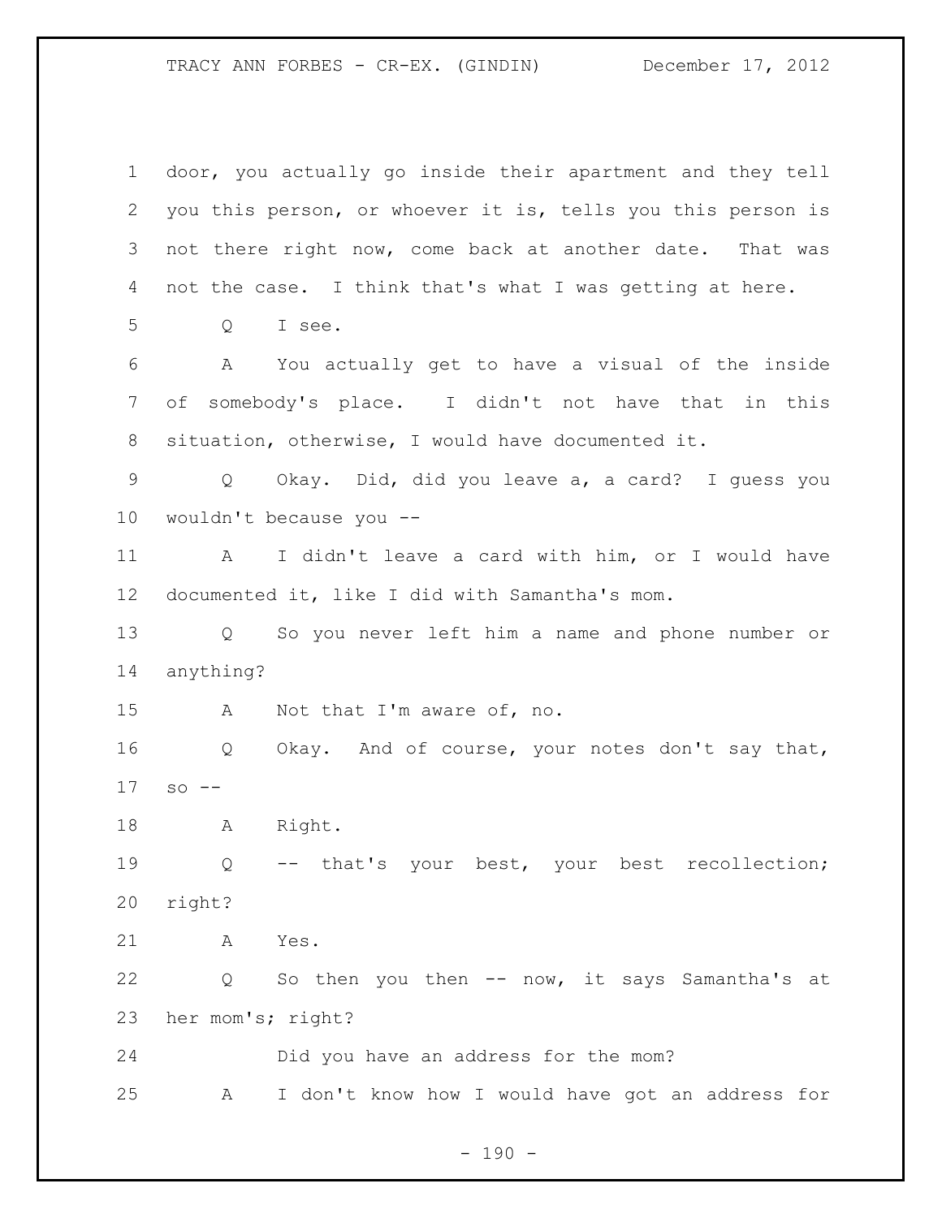1 door, you actually go inside their apartment and they tell
2 you this person, or whoever it is, tells you this person is
3 not there right now, come back at another date. That was
4 not the case. I think that's what I was getting at here.

5 Q I see.

6 A You actually get to have a visual of the inside
7 of somebody's place. I didn't not have that in this
8 situation, otherwise, I would have documented it.

9 Q Okay. Did, did you leave a, a card? I guess you
10 wouldn't because you --

11 A I didn't leave a card with him, or I would have
12 documented it, like I did with Samantha's mom.

13 Q So you never left him a name and phone number or
14 anything?

15 A Not that I'm aware of, no.

16 Q Okay. And of course, your notes don't say that,
17 so --

18 A Right.

19 Q -- that's your best, your best recollection;
20 right?

21 A Yes.

22 Q So then you then -- now, it says Samantha's at
23 her mom's; right?

24 Did you have an address for the mom?

25 A I don't know how I would have got an address for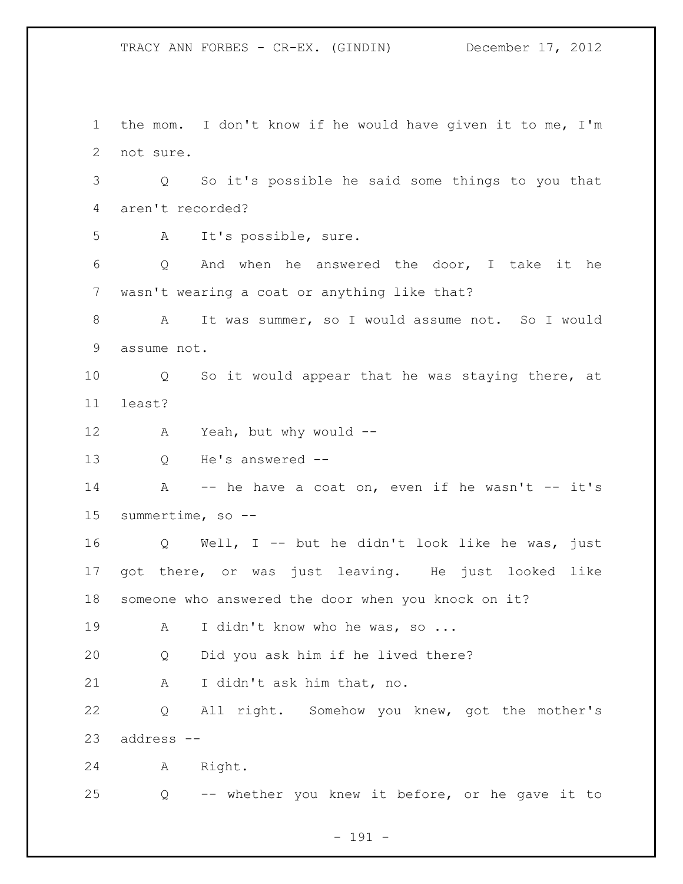1 the mom. I don't know if he would have given it to me, I'm
2 not sure.

3 Q So it's possible he said some things to you that
4 aren't recorded?

5 A It's possible, sure.

6 Q And when he answered the door, I take it he
7 wasn't wearing a coat or anything like that?

8 A It was summer, so I would assume not. So I would
9 assume not.

10 Q So it would appear that he was staying there, at
11 least?

12 A Yeah, but why would --

13 Q He's answered --

14 A -- he have a coat on, even if he wasn't -- it's
15 summertime, so --

16 Q Well, I -- but he didn't look like he was, just
17 got there, or was just leaving. He just looked like
18 someone who answered the door when you knock on it?

19 A I didn't know who he was, so ...

20 Q Did you ask him if he lived there?

21 A I didn't ask him that, no.

22 Q All right. Somehow you knew, got the mother's
23 address --

24 A Right.

25 Q -- whether you knew it before, or he gave it to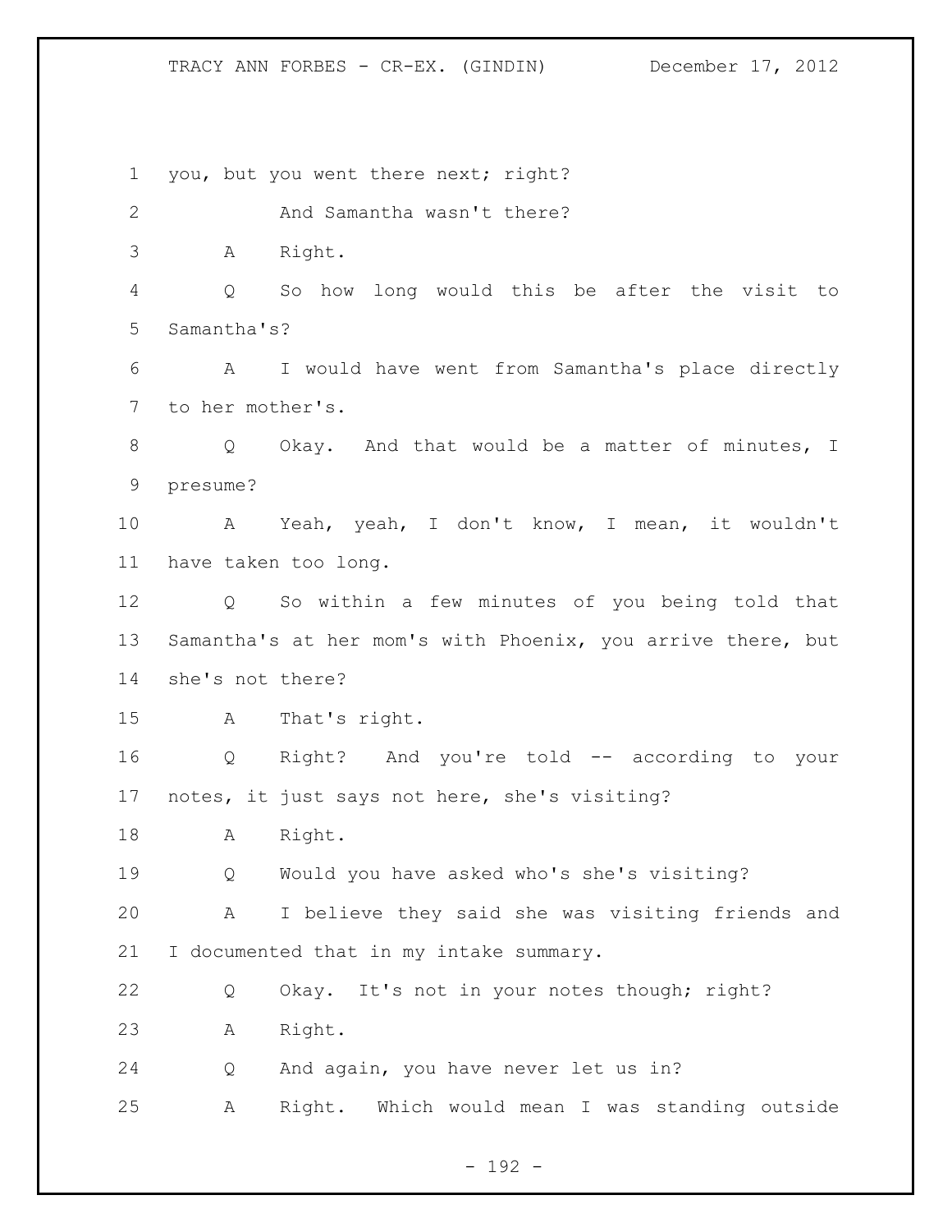you, but you went there next; right?

And Samantha wasn't there?

A Right.

Q So how long would this be after the visit to Samantha's?

A I would have went from Samantha's place directly to her mother's.

Q Okay. And that would be a matter of minutes, I presume?

A Yeah, yeah, I don't know, I mean, it wouldn't have taken too long.

Q So within a few minutes of you being told that Samantha's at her mom's with Phoenix, you arrive there, but she's not there?

A That's right.

Q Right? And you're told -- according to your notes, it just says not here, she's visiting?

A Right.

Q Would you have asked who's she's visiting?

A I believe they said she was visiting friends and I documented that in my intake summary.

Q Okay. It's not in your notes though; right?

A Right.

Q And again, you have never let us in?

A Right. Which would mean I was standing outside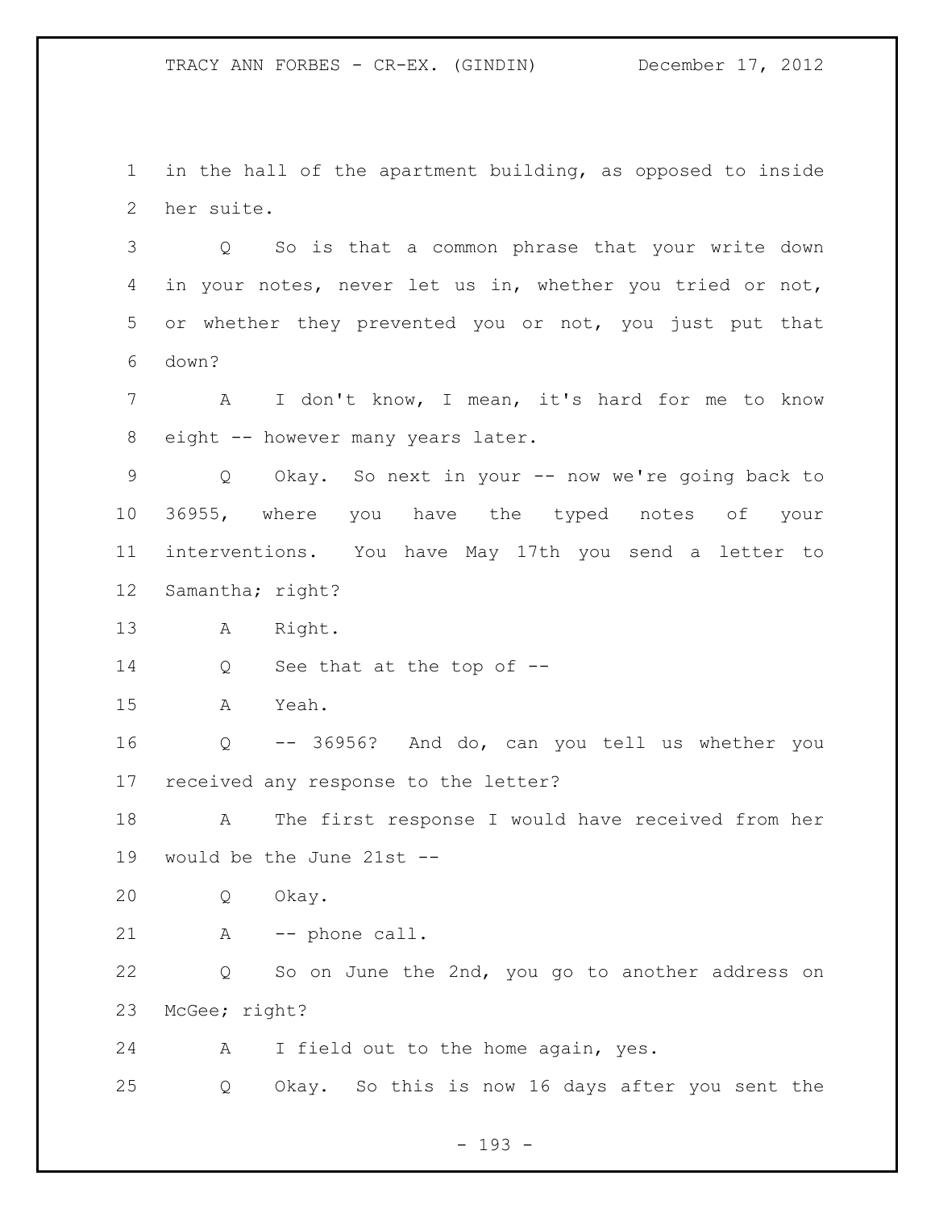in the hall of the apartment building, as opposed to inside her suite.

Q So is that a common phrase that your write down in your notes, never let us in, whether you tried or not, or whether they prevented you or not, you just put that down?

A I don't know, I mean, it's hard for me to know eight -- however many years later.

Q Okay. So next in your -- now we're going back to 36955, where you have the typed notes of your interventions. You have May 17th you send a letter to Samantha; right?

A Right.

Q See that at the top of --

A Yeah.

Q -- 36956? And do, can you tell us whether you received any response to the letter?

A The first response I would have received from her would be the June 21st --

Q Okay.

A -- phone call.

Q So on June the 2nd, you go to another address on McGee; right?

A I field out to the home again, yes.

Q Okay. So this is now 16 days after you sent the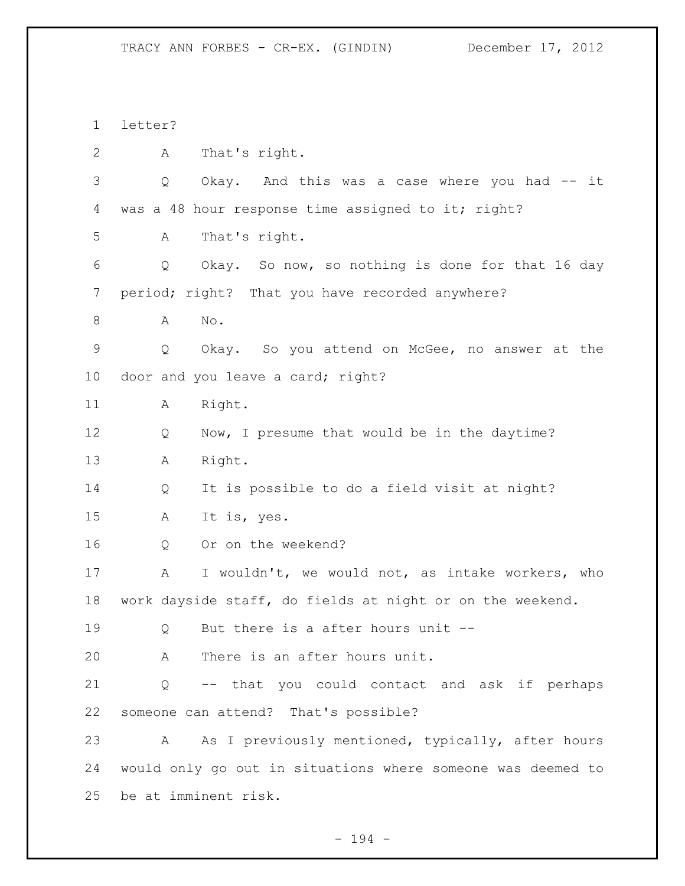1 letter?

2 A That's right.

3 Q Okay. And this was a case where you had -- it

4 was a 48 hour response time assigned to it; right?

5 A That's right.

6 Q Okay. So now, so nothing is done for that 16 day

7 period; right? That you have recorded anywhere?

8 A No.

9 Q Okay. So you attend on McGee, no answer at the

10 door and you leave a card; right?

11 A Right.

12 Q Now, I presume that would be in the daytime?

13 A Right.

14 Q It is possible to do a field visit at night?

15 A It is, yes.

16 Q Or on the weekend?

17 A I wouldn't, we would not, as intake workers, who

18 work dayside staff, do fields at night or on the weekend.

19 Q But there is a after hours unit --

20 A There is an after hours unit.

21 Q -- that you could contact and ask if perhaps

22 someone can attend? That's possible?

23 A As I previously mentioned, typically, after hours

24 would only go out in situations where someone was deemed to

25 be at imminent risk.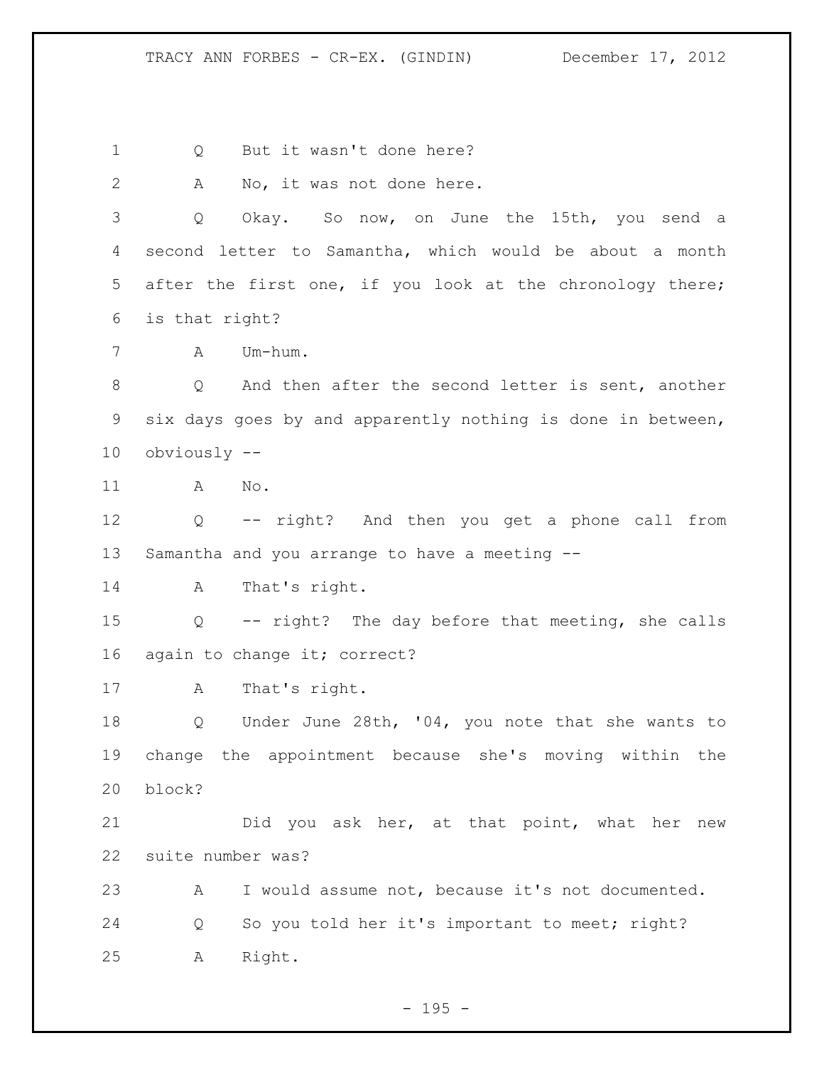Q But it wasn't done here?

A No, it was not done here.

Q Okay. So now, on June the 15th, you send a second letter to Samantha, which would be about a month after the first one, if you look at the chronology there; is that right?

A Um-hum.

Q And then after the second letter is sent, another six days goes by and apparently nothing is done in between, obviously --

A No.

Q -- right? And then you get a phone call from Samantha and you arrange to have a meeting --

A That's right.

Q -- right? The day before that meeting, she calls again to change it; correct?

A That's right.

Q Under June 28th, '04, you note that she wants to change the appointment because she's moving within the block?

Did you ask her, at that point, what her new suite number was?

A I would assume not, because it's not documented.

Q So you told her it's important to meet; right?

A Right.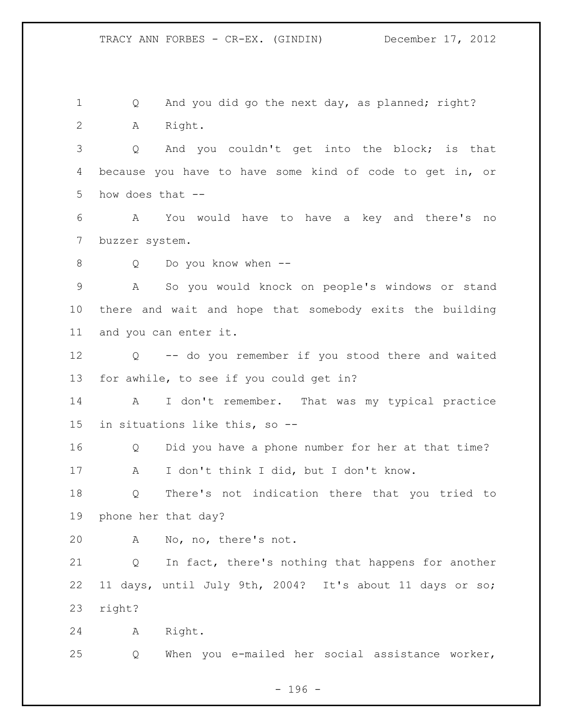Q And you did go the next day, as planned; right?

A Right.

Q And you couldn't get into the block; is that because you have to have some kind of code to get in, or how does that --

A You would have to have a key and there's no buzzer system.

Q Do you know when --

A So you would knock on people's windows or stand there and wait and hope that somebody exits the building and you can enter it.

Q -- do you remember if you stood there and waited for awhile, to see if you could get in?

A I don't remember. That was my typical practice in situations like this, so --

Q Did you have a phone number for her at that time?

A I don't think I did, but I don't know.

Q There's not indication there that you tried to phone her that day?

A No, no, there's not.

Q In fact, there's nothing that happens for another 11 days, until July 9th, 2004? It's about 11 days or so; right?

A Right.

Q When you e-mailed her social assistance worker,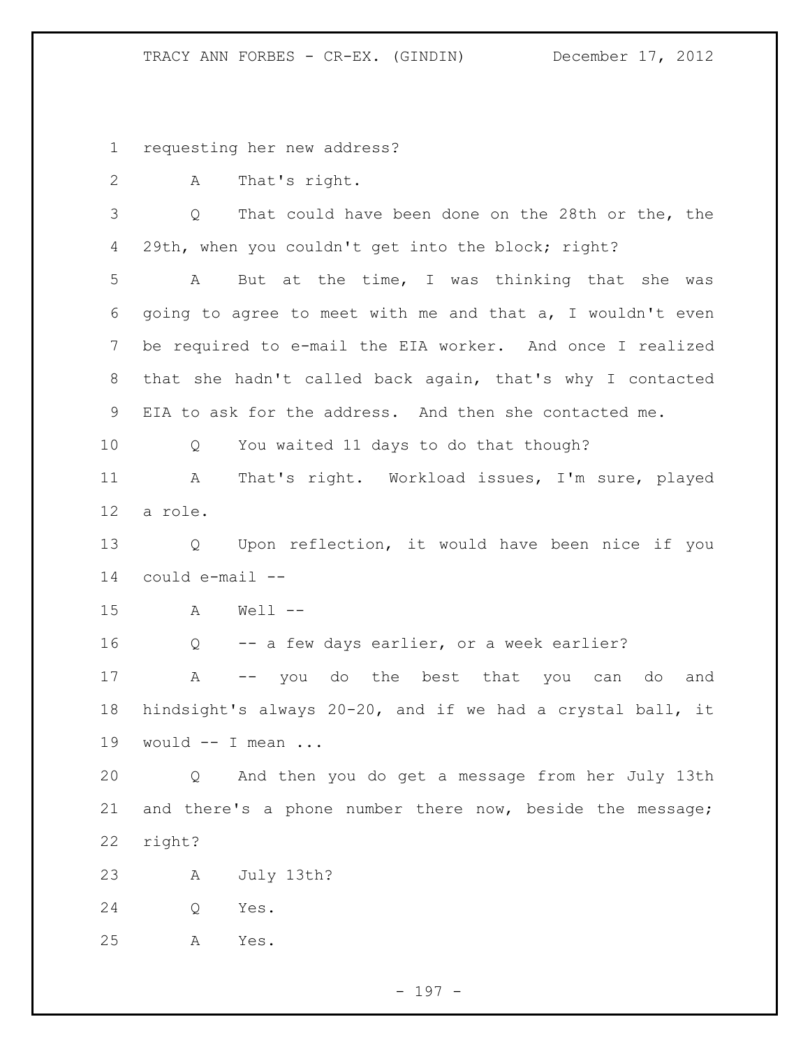requesting her new address?

A That's right.

Q That could have been done on the 28th or the, the 29th, when you couldn't get into the block; right?

A But at the time, I was thinking that she was going to agree to meet with me and that a, I wouldn't even be required to e-mail the EIA worker. And once I realized that she hadn't called back again, that's why I contacted EIA to ask for the address. And then she contacted me.

Q You waited 11 days to do that though?

A That's right. Workload issues, I'm sure, played a role.

Q Upon reflection, it would have been nice if you could e-mail --

A Well --

Q -- a few days earlier, or a week earlier?

A -- you do the best that you can do and hindsight's always 20-20, and if we had a crystal ball, it would -- I mean ...

Q And then you do get a message from her July 13th and there's a phone number there now, beside the message; right?

A July 13th?

Q Yes.

A Yes.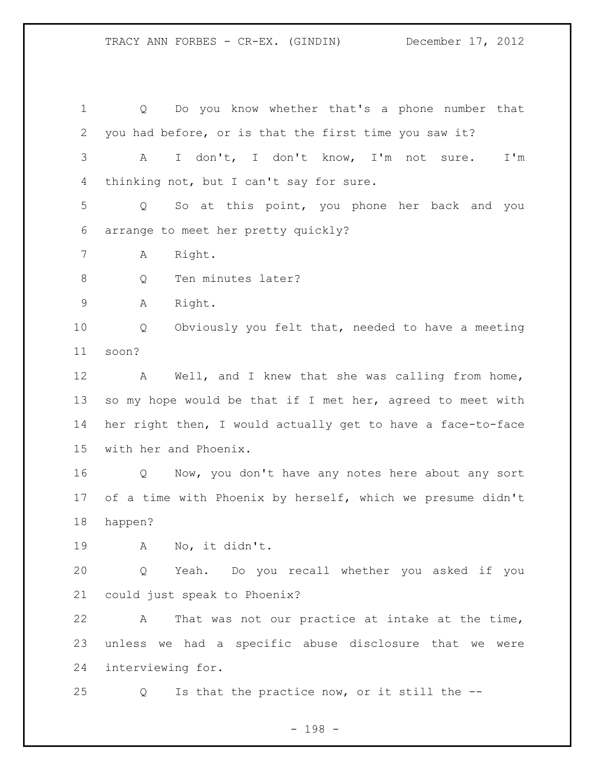Q Do you know whether that's a phone number that you had before, or is that the first time you saw it?

A I don't, I don't know, I'm not sure. I'm thinking not, but I can't say for sure.

Q So at this point, you phone her back and you arrange to meet her pretty quickly?

A Right.

Q Ten minutes later?

A Right.

Q Obviously you felt that, needed to have a meeting soon?

A Well, and I knew that she was calling from home, so my hope would be that if I met her, agreed to meet with her right then, I would actually get to have a face-to-face with her and Phoenix.

Q Now, you don't have any notes here about any sort of a time with Phoenix by herself, which we presume didn't happen?

A No, it didn't.

Q Yeah. Do you recall whether you asked if you could just speak to Phoenix?

A That was not our practice at intake at the time, unless we had a specific abuse disclosure that we were interviewing for.

Q Is that the practice now, or it still the --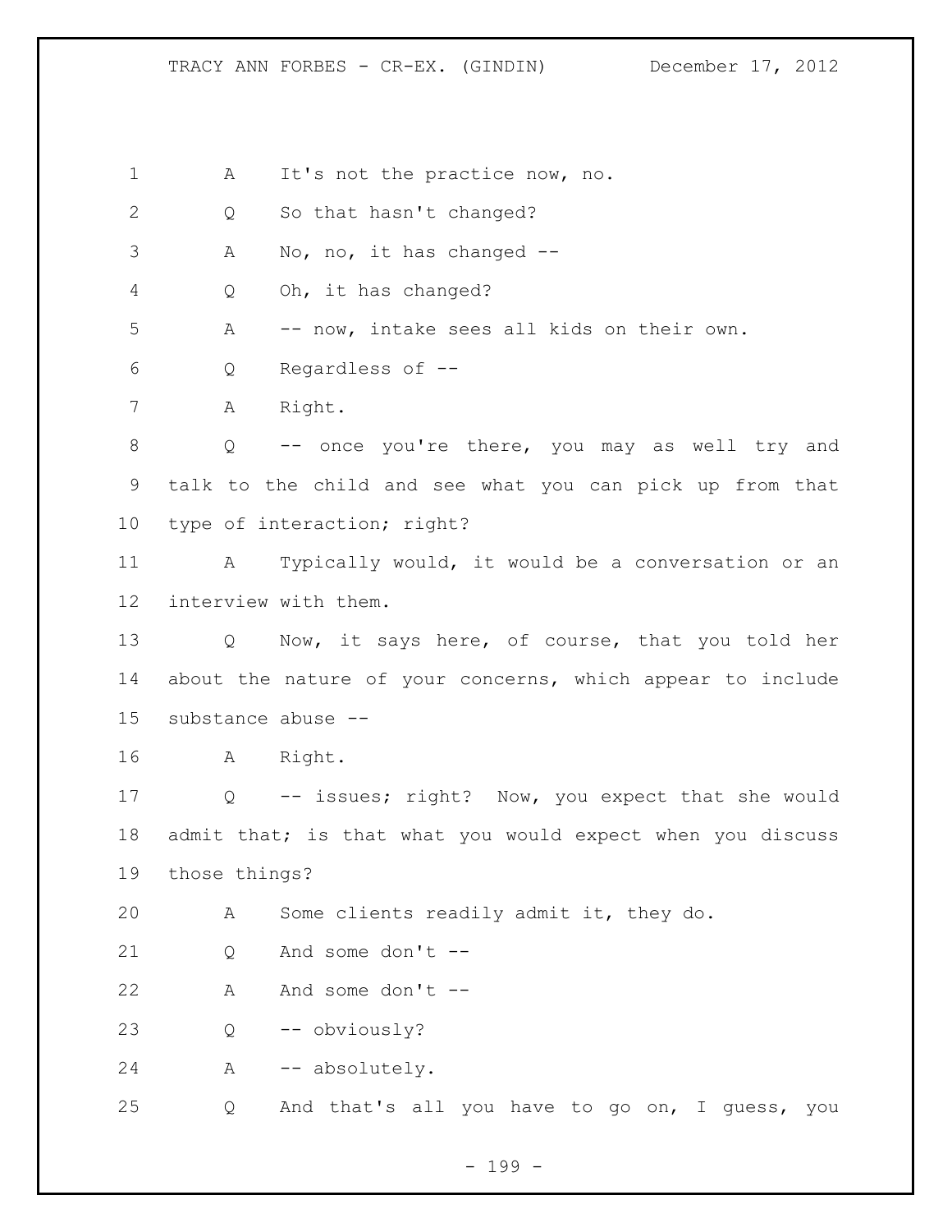1 A It's not the practice now, no.

2 Q So that hasn't changed?

3 A No, no, it has changed --

4 Q Oh, it has changed?

5 A -- now, intake sees all kids on their own.

6 Q Regardless of --

7 A Right.

8 Q -- once you're there, you may as well try and
9 talk to the child and see what you can pick up from that
10 type of interaction; right?

11 A Typically would, it would be a conversation or an
12 interview with them.

13 Q Now, it says here, of course, that you told her
14 about the nature of your concerns, which appear to include
15 substance abuse --

16 A Right.

17 Q -- issues; right? Now, you expect that she would
18 admit that; is that what you would expect when you discuss
19 those things?

20 A Some clients readily admit it, they do.

21 Q And some don't --

22 A And some don't --

23 Q -- obviously?

24 A -- absolutely.

25 Q And that's all you have to go on, I guess, you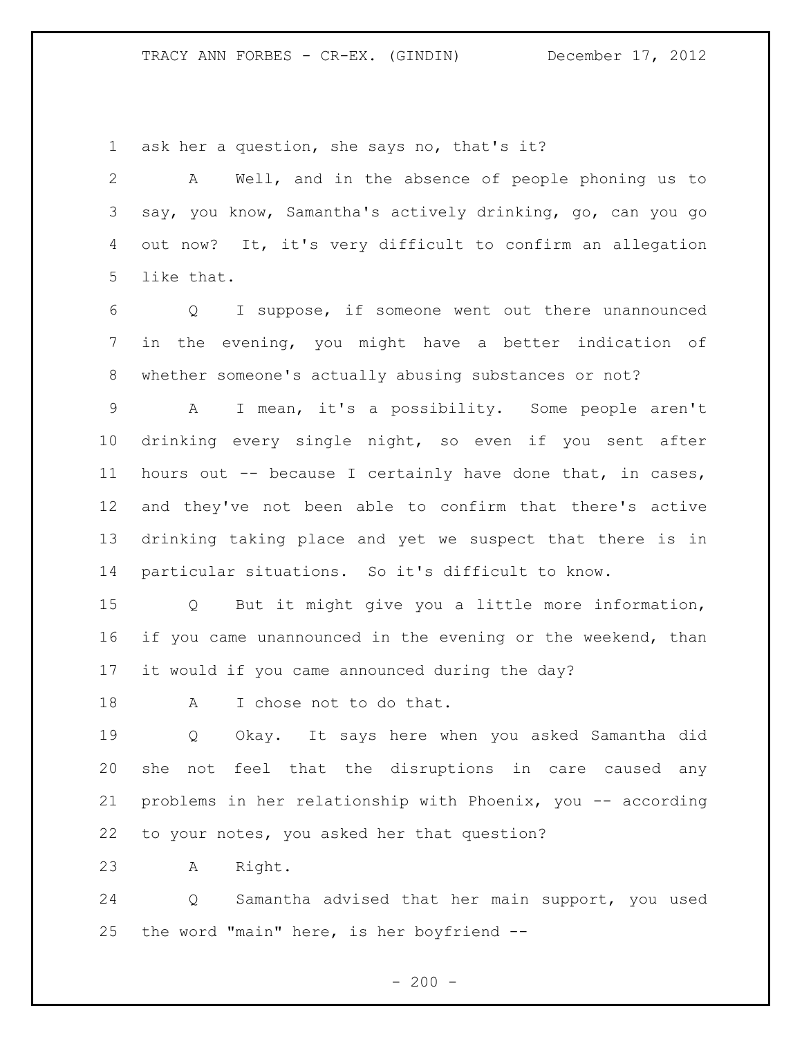ask her a question, she says no, that's it?

A Well, and in the absence of people phoning us to say, you know, Samantha's actively drinking, go, can you go out now? It, it's very difficult to confirm an allegation like that.

Q I suppose, if someone went out there unannounced in the evening, you might have a better indication of whether someone's actually abusing substances or not?

A I mean, it's a possibility. Some people aren't drinking every single night, so even if you sent after hours out -- because I certainly have done that, in cases, and they've not been able to confirm that there's active drinking taking place and yet we suspect that there is in particular situations. So it's difficult to know.

Q But it might give you a little more information, if you came unannounced in the evening or the weekend, than it would if you came announced during the day?

A I chose not to do that.

Q Okay. It says here when you asked Samantha did she not feel that the disruptions in care caused any problems in her relationship with Phoenix, you -- according to your notes, you asked her that question?

A Right.

Q Samantha advised that her main support, you used the word "main" here, is her boyfriend --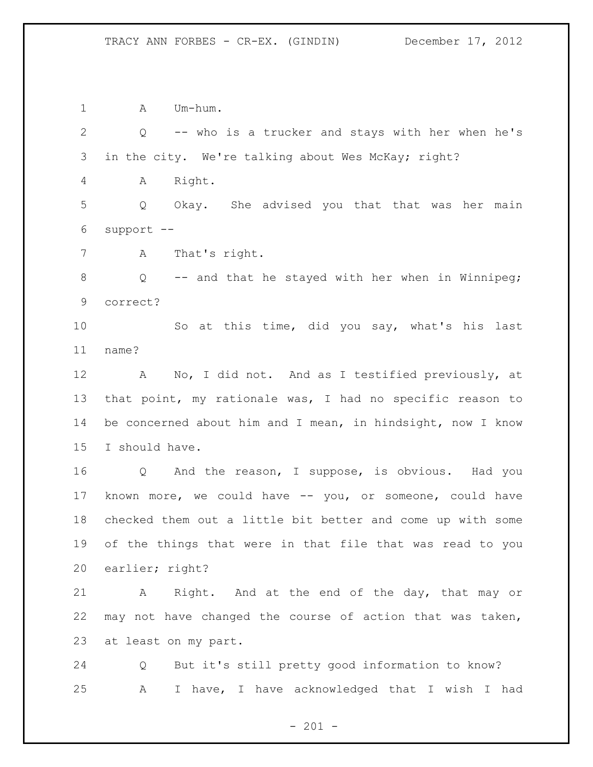A Um-hum.

Q -- who is a trucker and stays with her when he's in the city. We're talking about Wes McKay; right?

A Right.

Q Okay. She advised you that that was her main support --

A That's right.

Q -- and that he stayed with her when in Winnipeg; correct?

So at this time, did you say, what's his last name?

A No, I did not. And as I testified previously, at that point, my rationale was, I had no specific reason to be concerned about him and I mean, in hindsight, now I know I should have.

Q And the reason, I suppose, is obvious. Had you known more, we could have -- you, or someone, could have checked them out a little bit better and come up with some of the things that were in that file that was read to you earlier; right?

A Right. And at the end of the day, that may or may not have changed the course of action that was taken, at least on my part.

Q But it's still pretty good information to know?

A I have, I have acknowledged that I wish I had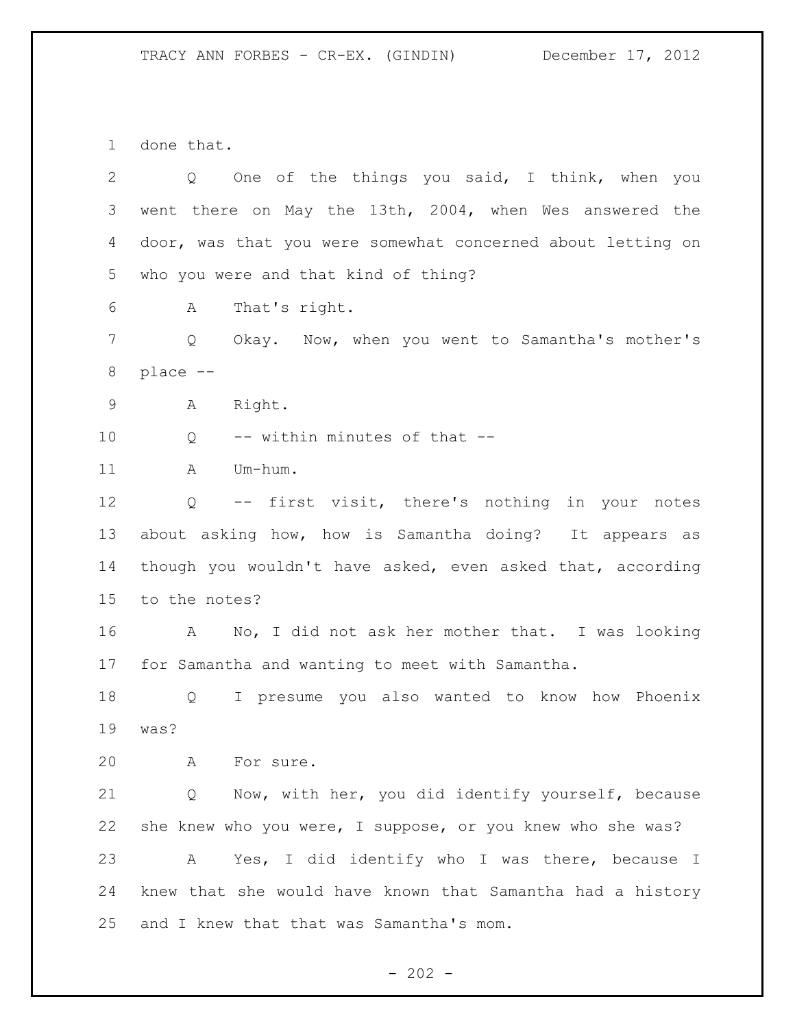done that.

Q One of the things you said, I think, when you went there on May the 13th, 2004, when Wes answered the door, was that you were somewhat concerned about letting on who you were and that kind of thing?

A That's right.

Q Okay. Now, when you went to Samantha's mother's place --

A Right.

Q -- within minutes of that --

A Um-hum.

Q -- first visit, there's nothing in your notes about asking how, how is Samantha doing? It appears as though you wouldn't have asked, even asked that, according to the notes?

A No, I did not ask her mother that. I was looking for Samantha and wanting to meet with Samantha.

Q I presume you also wanted to know how Phoenix was?

A For sure.

Q Now, with her, you did identify yourself, because she knew who you were, I suppose, or you knew who she was?

A Yes, I did identify who I was there, because I knew that she would have known that Samantha had a history and I knew that that was Samantha's mom.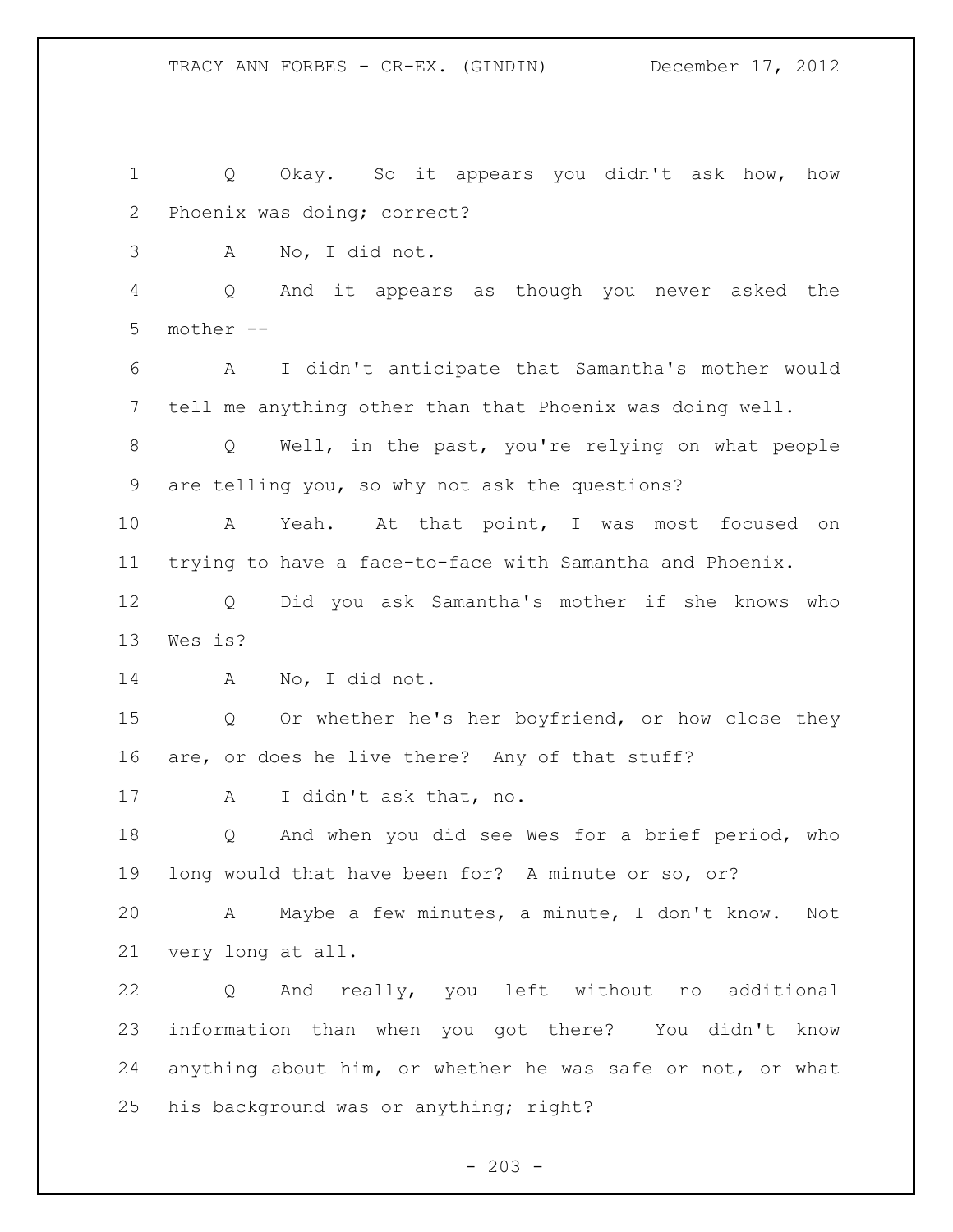Q Okay. So it appears you didn't ask how, how Phoenix was doing; correct?

A No, I did not.

Q And it appears as though you never asked the mother --

A I didn't anticipate that Samantha's mother would tell me anything other than that Phoenix was doing well.

Q Well, in the past, you're relying on what people are telling you, so why not ask the questions?

A Yeah. At that point, I was most focused on trying to have a face-to-face with Samantha and Phoenix.

Q Did you ask Samantha's mother if she knows who Wes is?

A No, I did not.

Q Or whether he's her boyfriend, or how close they are, or does he live there? Any of that stuff?

A I didn't ask that, no.

Q And when you did see Wes for a brief period, who long would that have been for? A minute or so, or?

A Maybe a few minutes, a minute, I don't know. Not very long at all.

Q And really, you left without no additional information than when you got there? You didn't know anything about him, or whether he was safe or not, or what his background was or anything; right?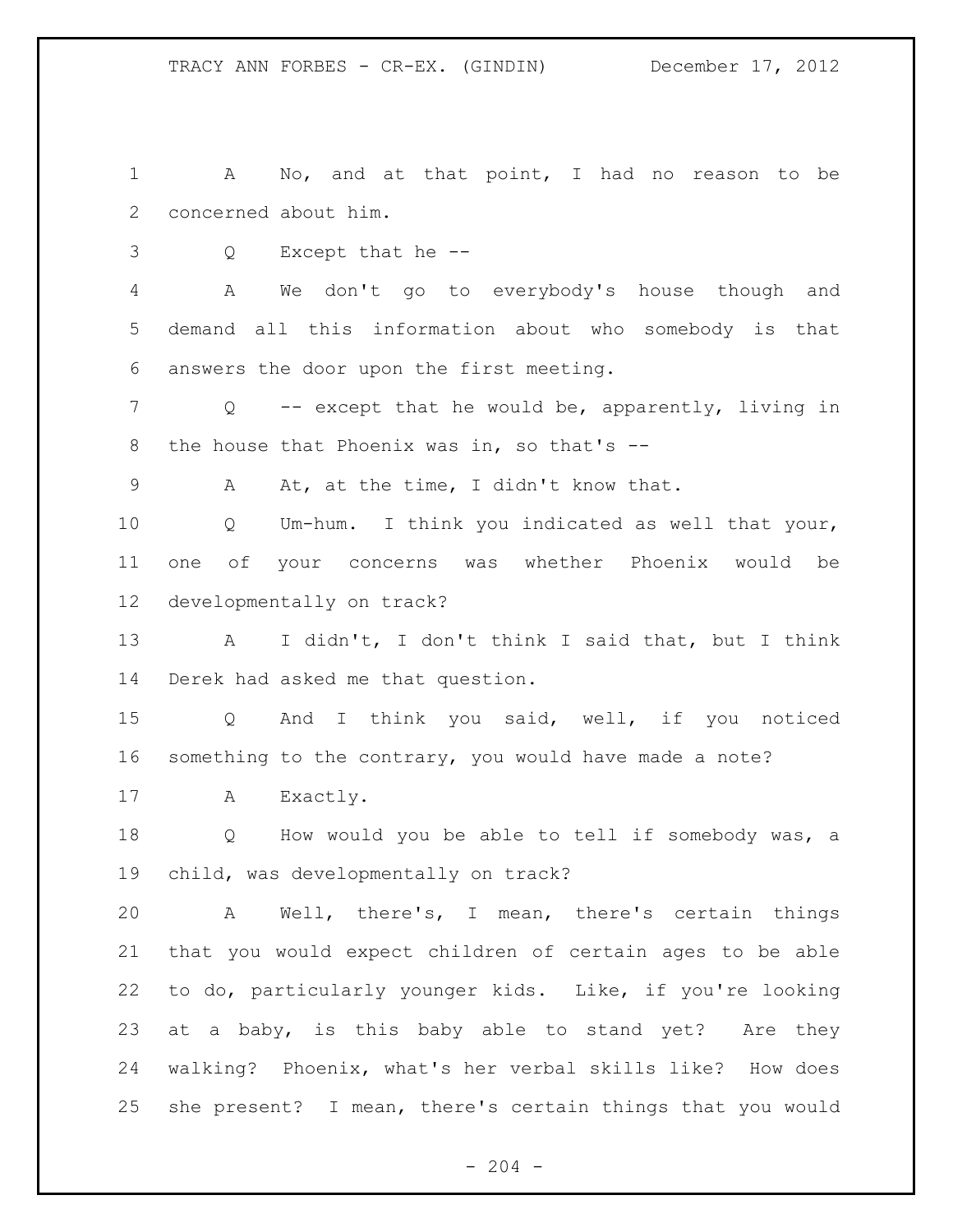A No, and at that point, I had no reason to be concerned about him.

Q Except that he --

A We don't go to everybody's house though and demand all this information about who somebody is that answers the door upon the first meeting.

Q -- except that he would be, apparently, living in the house that Phoenix was in, so that's --

A At, at the time, I didn't know that.

Q Um-hum. I think you indicated as well that your, one of your concerns was whether Phoenix would be developmentally on track?

A I didn't, I don't think I said that, but I think Derek had asked me that question.

Q And I think you said, well, if you noticed something to the contrary, you would have made a note?

A Exactly.

Q How would you be able to tell if somebody was, a child, was developmentally on track?

A Well, there's, I mean, there's certain things that you would expect children of certain ages to be able to do, particularly younger kids. Like, if you're looking at a baby, is this baby able to stand yet? Are they walking? Phoenix, what's her verbal skills like? How does she present? I mean, there's certain things that you would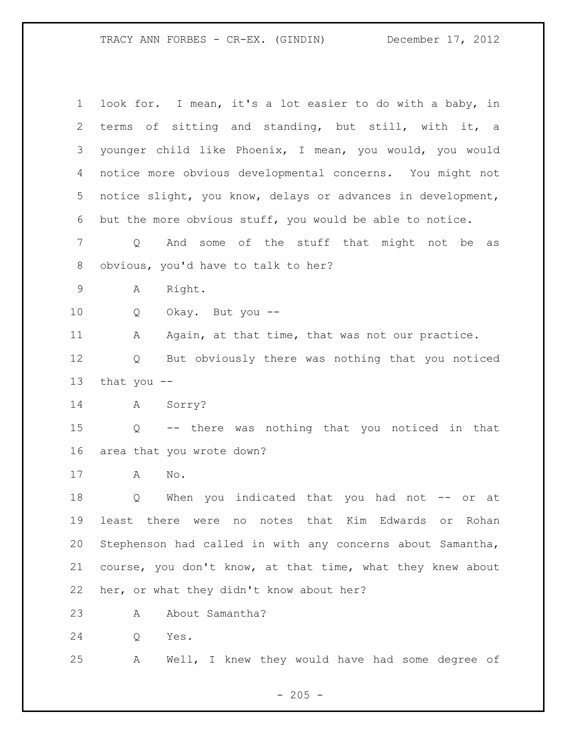look for. I mean, it's a lot easier to do with a baby, in terms of sitting and standing, but still, with it, a younger child like Phoenix, I mean, you would, you would notice more obvious developmental concerns. You might not notice slight, you know, delays or advances in development, but the more obvious stuff, you would be able to notice.

Q And some of the stuff that might not be as obvious, you'd have to talk to her?

A Right.

Q Okay. But you --

A Again, at that time, that was not our practice.

Q But obviously there was nothing that you noticed that you --

A Sorry?

Q -- there was nothing that you noticed in that area that you wrote down?

A No.

Q When you indicated that you had not -- or at least there were no notes that Kim Edwards or Rohan Stephenson had called in with any concerns about Samantha, course, you don't know, at that time, what they knew about her, or what they didn't know about her?

A About Samantha?

Q Yes.

A Well, I knew they would have had some degree of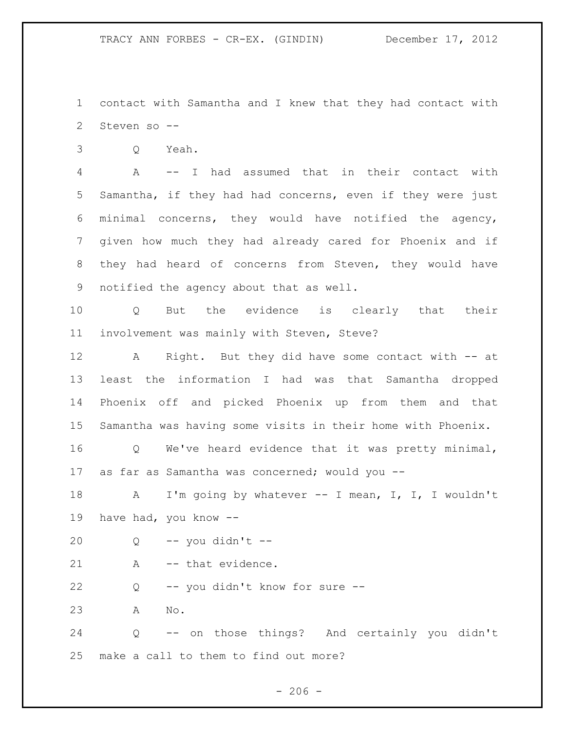contact with Samantha and I knew that they had contact with Steven so --

Q Yeah.

A -- I had assumed that in their contact with Samantha, if they had had concerns, even if they were just minimal concerns, they would have notified the agency, given how much they had already cared for Phoenix and if they had heard of concerns from Steven, they would have notified the agency about that as well.

Q But the evidence is clearly that their involvement was mainly with Steven, Steve?

A Right. But they did have some contact with -- at least the information I had was that Samantha dropped Phoenix off and picked Phoenix up from them and that Samantha was having some visits in their home with Phoenix.

Q We've heard evidence that it was pretty minimal, as far as Samantha was concerned; would you --

A I'm going by whatever -- I mean, I, I, I wouldn't have had, you know --

Q -- you didn't --

A -- that evidence.

Q -- you didn't know for sure --

A No.

Q -- on those things? And certainly you didn't make a call to them to find out more?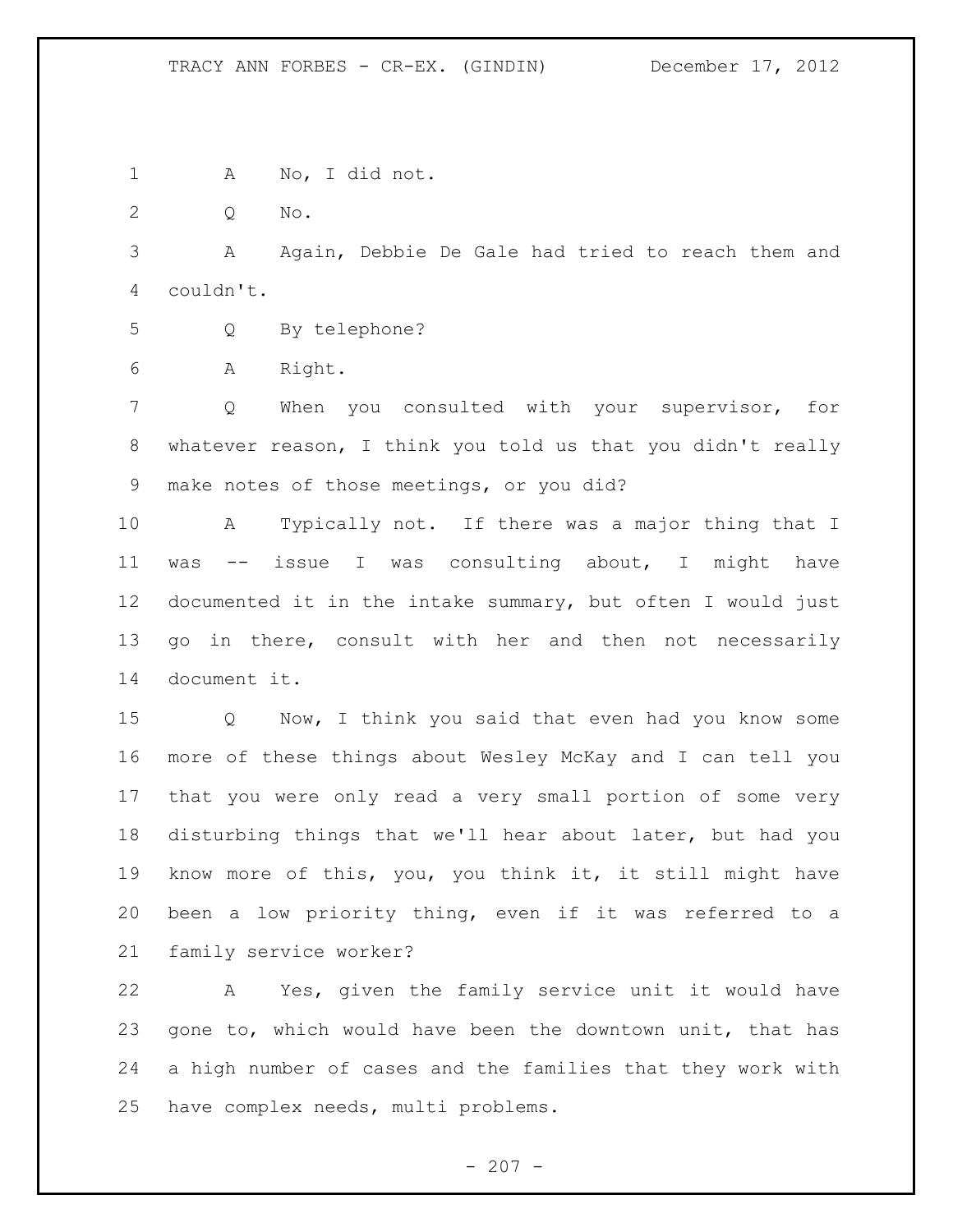A No, I did not.

Q No.

A Again, Debbie De Gale had tried to reach them and couldn't.

Q By telephone?

A Right.

Q When you consulted with your supervisor, for whatever reason, I think you told us that you didn't really make notes of those meetings, or you did?

A Typically not. If there was a major thing that I was -- issue I was consulting about, I might have documented it in the intake summary, but often I would just go in there, consult with her and then not necessarily document it.

Q Now, I think you said that even had you know some more of these things about Wesley McKay and I can tell you that you were only read a very small portion of some very disturbing things that we'll hear about later, but had you know more of this, you, you think it, it still might have been a low priority thing, even if it was referred to a family service worker?

A Yes, given the family service unit it would have gone to, which would have been the downtown unit, that has a high number of cases and the families that they work with have complex needs, multi problems.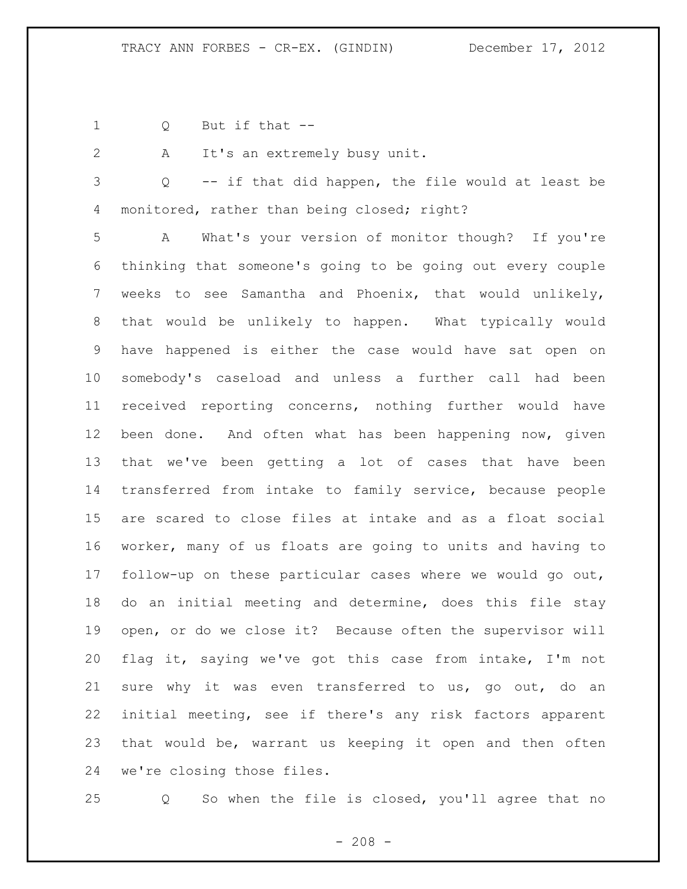Q But if that --

A It's an extremely busy unit.

Q -- if that did happen, the file would at least be monitored, rather than being closed; right?

A What's your version of monitor though? If you're thinking that someone's going to be going out every couple weeks to see Samantha and Phoenix, that would unlikely, that would be unlikely to happen. What typically would have happened is either the case would have sat open on somebody's caseload and unless a further call had been received reporting concerns, nothing further would have been done. And often what has been happening now, given that we've been getting a lot of cases that have been transferred from intake to family service, because people are scared to close files at intake and as a float social worker, many of us floats are going to units and having to follow-up on these particular cases where we would go out, do an initial meeting and determine, does this file stay open, or do we close it? Because often the supervisor will flag it, saying we've got this case from intake, I'm not sure why it was even transferred to us, go out, do an initial meeting, see if there's any risk factors apparent that would be, warrant us keeping it open and then often we're closing those files.

Q So when the file is closed, you'll agree that no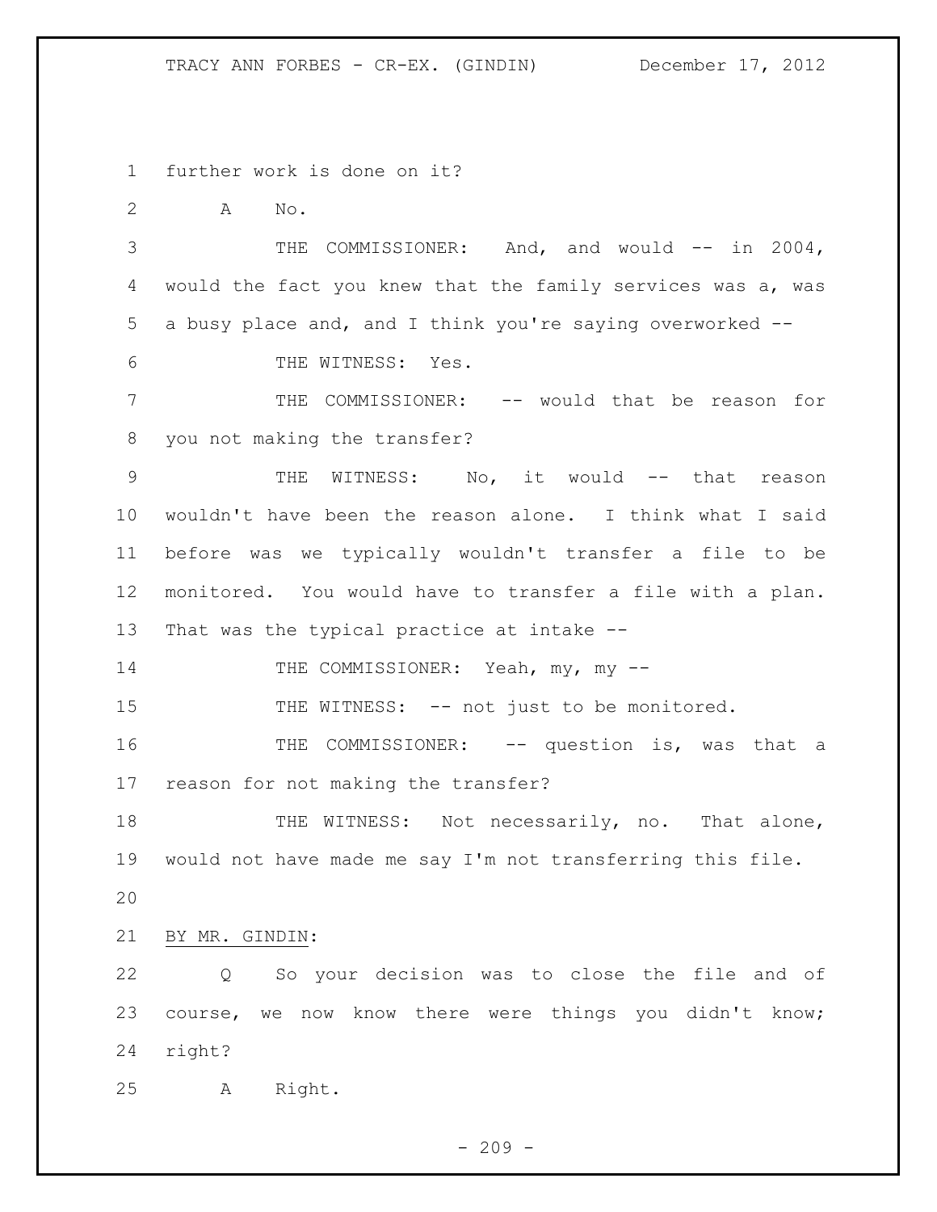further work is done on it?

A No.

THE COMMISSIONER: And, and would -- in 2004, would the fact you knew that the family services was a, was a busy place and, and I think you're saying overworked --

THE WITNESS: Yes.

THE COMMISSIONER: -- would that be reason for you not making the transfer?

THE WITNESS: No, it would -- that reason wouldn't have been the reason alone. I think what I said before was we typically wouldn't transfer a file to be monitored. You would have to transfer a file with a plan. That was the typical practice at intake --

THE COMMISSIONER: Yeah, my, my --

THE WITNESS: -- not just to be monitored.

THE COMMISSIONER: -- question is, was that a reason for not making the transfer?

THE WITNESS: Not necessarily, no. That alone, would not have made me say I'm not transferring this file.

BY MR. GINDIN:

Q So your decision was to close the file and of course, we now know there were things you didn't know; right?

A Right.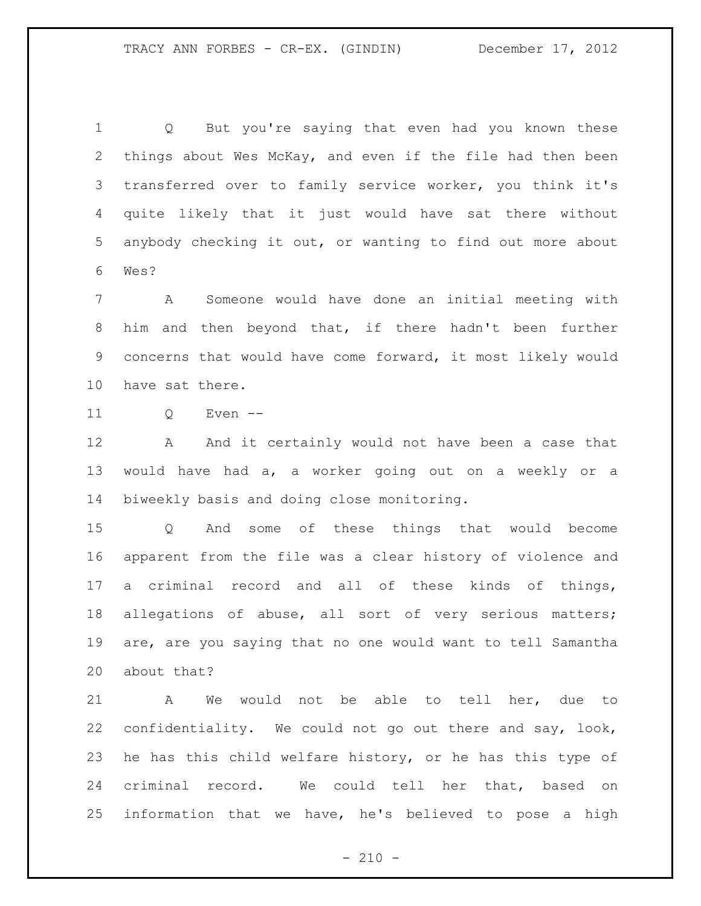Q But you're saying that even had you known these things about Wes McKay, and even if the file had then been transferred over to family service worker, you think it's quite likely that it just would have sat there without anybody checking it out, or wanting to find out more about Wes?

A Someone would have done an initial meeting with him and then beyond that, if there hadn't been further concerns that would have come forward, it most likely would have sat there.

Q Even --

A And it certainly would not have been a case that would have had a, a worker going out on a weekly or a biweekly basis and doing close monitoring.

Q And some of these things that would become apparent from the file was a clear history of violence and a criminal record and all of these kinds of things, allegations of abuse, all sort of very serious matters; are, are you saying that no one would want to tell Samantha about that?

A We would not be able to tell her, due to confidentiality. We could not go out there and say, look, he has this child welfare history, or he has this type of criminal record. We could tell her that, based on information that we have, he's believed to pose a high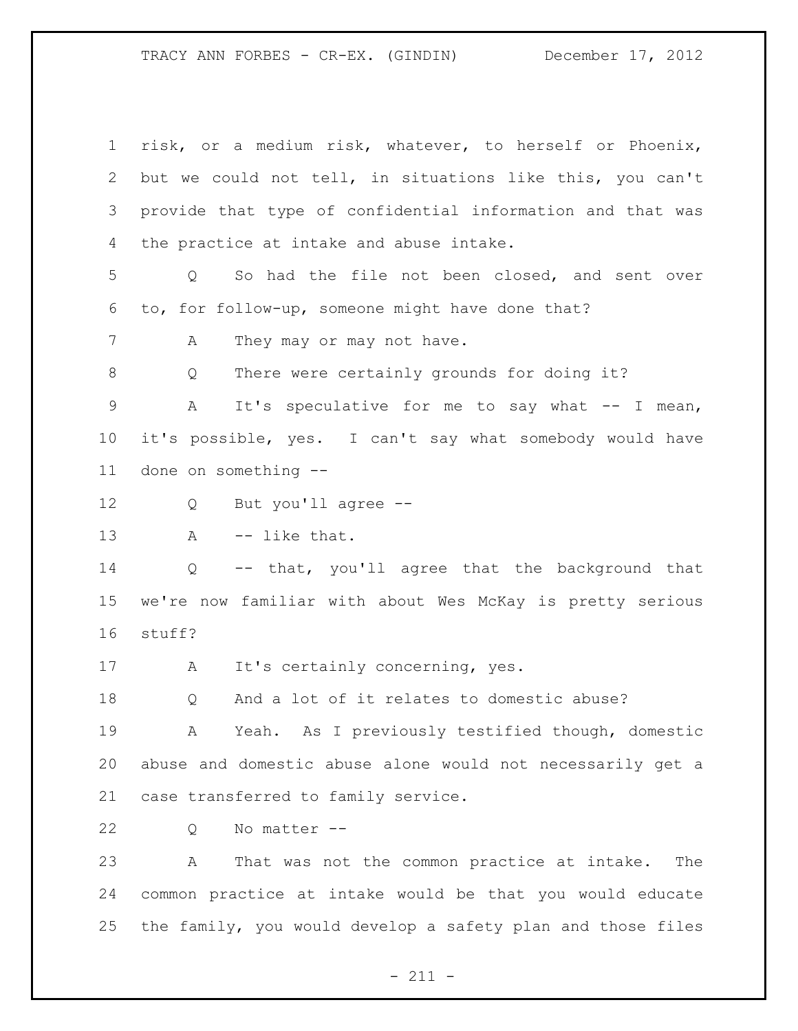risk, or a medium risk, whatever, to herself or Phoenix, but we could not tell, in situations like this, you can't provide that type of confidential information and that was the practice at intake and abuse intake.

Q So had the file not been closed, and sent over to, for follow-up, someone might have done that?

A They may or may not have.

Q There were certainly grounds for doing it?

A It's speculative for me to say what -- I mean, it's possible, yes. I can't say what somebody would have done on something --

Q But you'll agree --

A -- like that.

Q -- that, you'll agree that the background that we're now familiar with about Wes McKay is pretty serious stuff?

A It's certainly concerning, yes.

Q And a lot of it relates to domestic abuse?

A Yeah. As I previously testified though, domestic abuse and domestic abuse alone would not necessarily get a case transferred to family service.

Q No matter --

A That was not the common practice at intake. The common practice at intake would be that you would educate the family, you would develop a safety plan and those files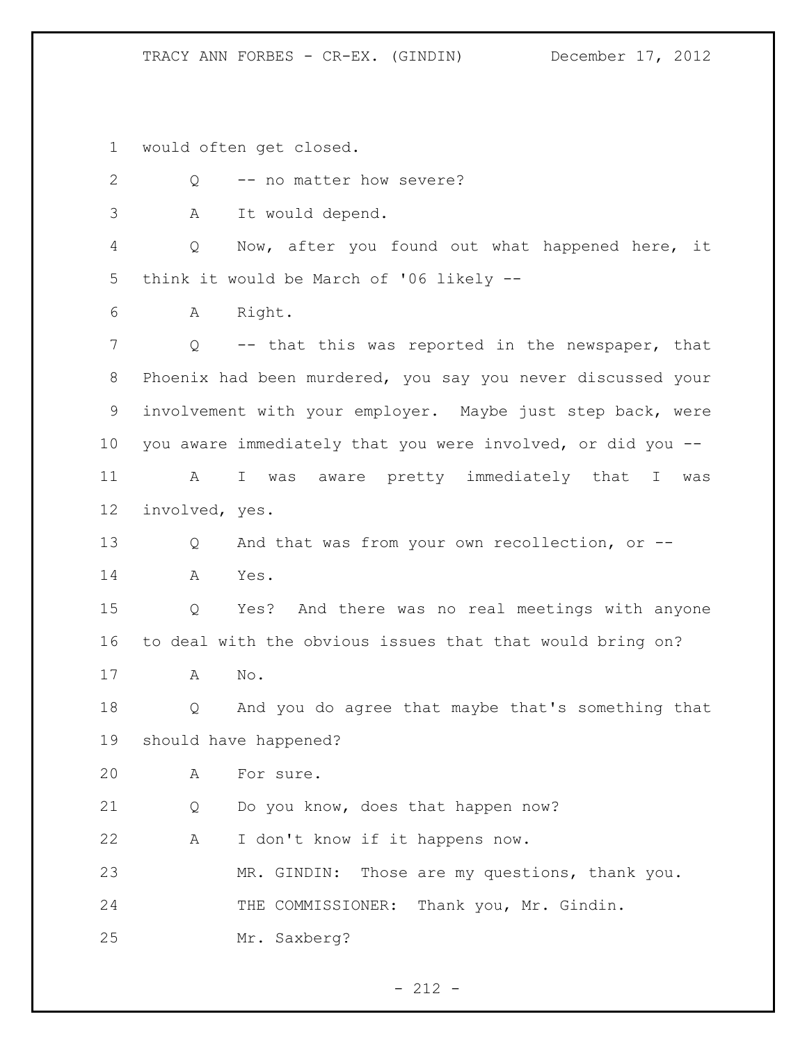1 would often get closed.

2 Q -- no matter how severe?

3 A It would depend.

4 Q Now, after you found out what happened here, it

5 think it would be March of '06 likely --

6 A Right.

7 Q -- that this was reported in the newspaper, that

8 Phoenix had been murdered, you say you never discussed your

9 involvement with your employer. Maybe just step back, were

10 you aware immediately that you were involved, or did you --

11 A I was aware pretty immediately that I was

12 involved, yes.

13 Q And that was from your own recollection, or --

14 A Yes.

15 Q Yes? And there was no real meetings with anyone

16 to deal with the obvious issues that that would bring on?

17 A No.

18 Q And you do agree that maybe that's something that

19 should have happened?

20 A For sure.

21 Q Do you know, does that happen now?

22 A I don't know if it happens now.

23 MR. GINDIN: Those are my questions, thank you.

24 THE COMMISSIONER: Thank you, Mr. Gindin.

25 Mr. Saxberg?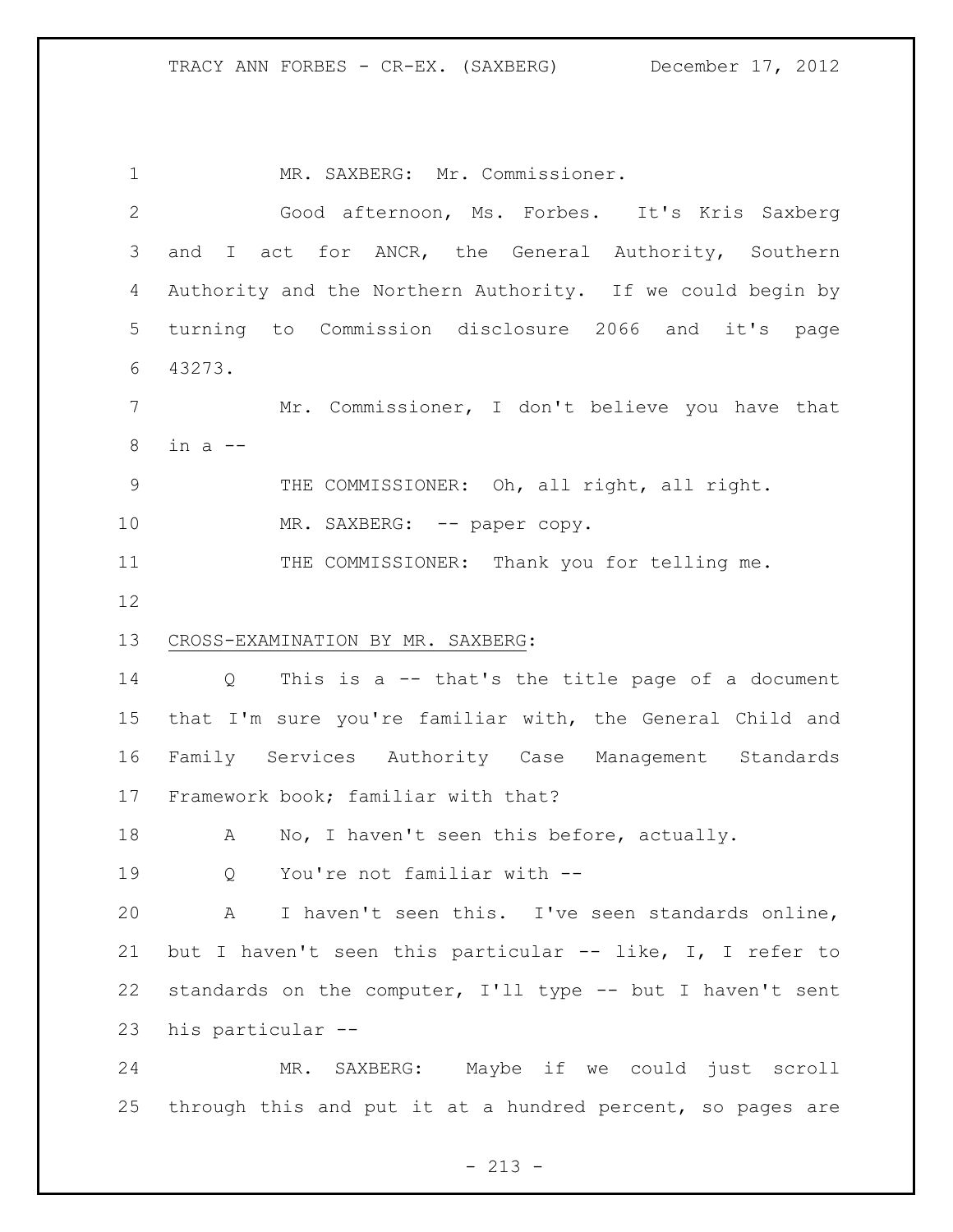MR. SAXBERG: Mr. Commissioner.

Good afternoon, Ms. Forbes. It's Kris Saxberg and I act for ANCR, the General Authority, Southern Authority and the Northern Authority. If we could begin by turning to Commission disclosure 2066 and it's page 43273.

Mr. Commissioner, I don't believe you have that in a --

THE COMMISSIONER: Oh, all right, all right.

MR. SAXBERG: -- paper copy.

THE COMMISSIONER: Thank you for telling me.

CROSS-EXAMINATION BY MR. SAXBERG:

Q This is a -- that's the title page of a document that I'm sure you're familiar with, the General Child and Family Services Authority Case Management Standards Framework book; familiar with that?

A No, I haven't seen this before, actually.

Q You're not familiar with --

A I haven't seen this. I've seen standards online, but I haven't seen this particular -- like, I, I refer to standards on the computer, I'll type -- but I haven't sent his particular --

MR. SAXBERG: Maybe if we could just scroll through this and put it at a hundred percent, so pages are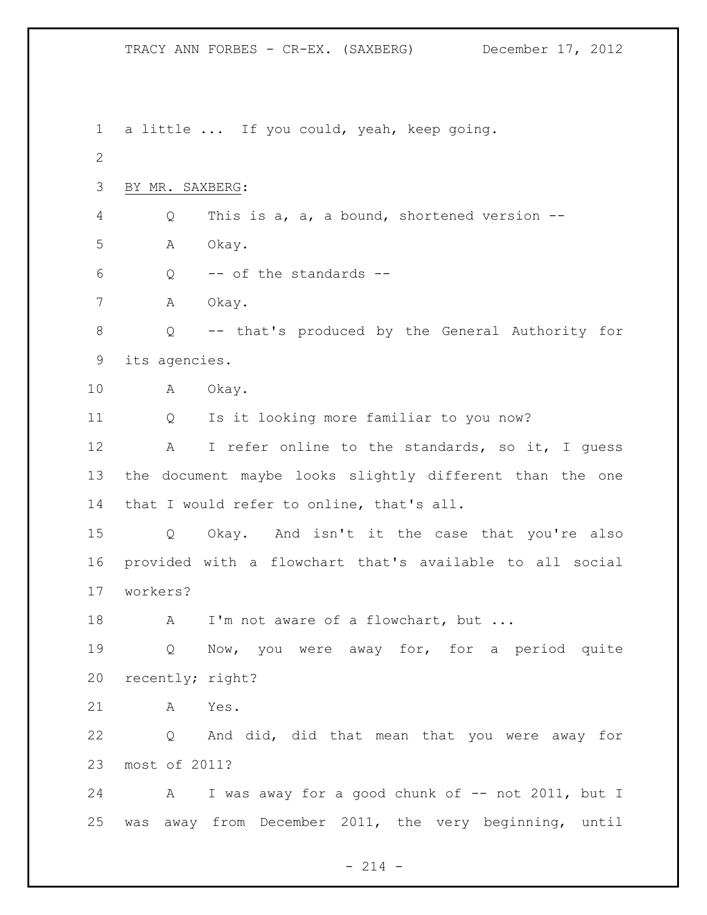a little ... If you could, yeah, keep going.

BY MR. SAXBERG:

Q This is a, a, a bound, shortened version --

A Okay.

Q -- of the standards --

A Okay.

Q -- that's produced by the General Authority for its agencies.

A Okay.

Q Is it looking more familiar to you now?

A I refer online to the standards, so it, I guess the document maybe looks slightly different than the one that I would refer to online, that's all.

Q Okay. And isn't it the case that you're also provided with a flowchart that's available to all social workers?

A I'm not aware of a flowchart, but ...

Q Now, you were away for, for a period quite recently; right?

A Yes.

Q And did, did that mean that you were away for most of 2011?

A I was away for a good chunk of -- not 2011, but I was away from December 2011, the very beginning, until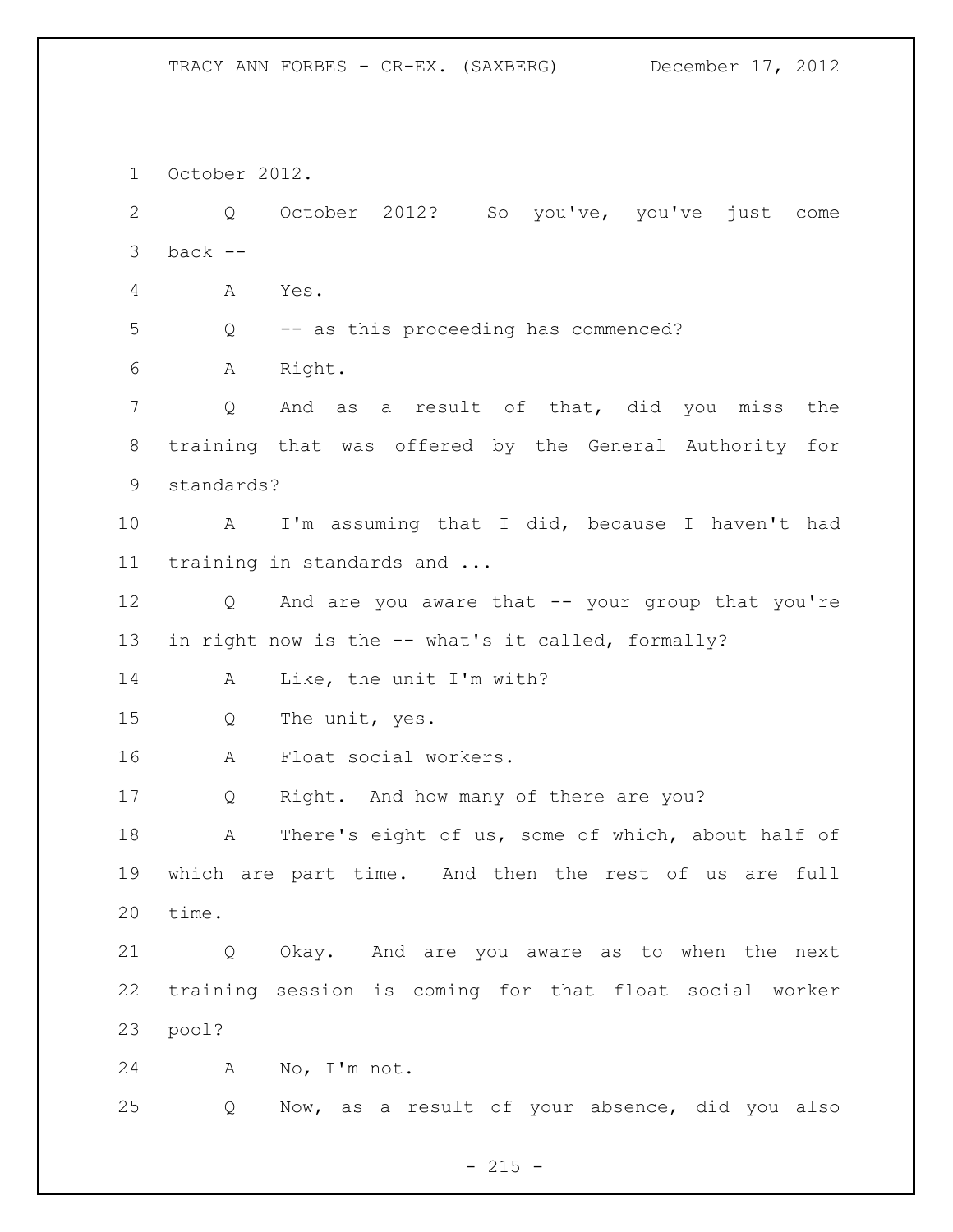October 2012.

Q October 2012? So you've, you've just come back --

A Yes.

Q -- as this proceeding has commenced?

A Right.

Q And as a result of that, did you miss the training that was offered by the General Authority for standards?

A I'm assuming that I did, because I haven't had training in standards and ...

Q And are you aware that -- your group that you're in right now is the -- what's it called, formally?

A Like, the unit I'm with?

Q The unit, yes.

A Float social workers.

Q Right. And how many of there are you?

A There's eight of us, some of which, about half of which are part time. And then the rest of us are full time.

Q Okay. And are you aware as to when the next training session is coming for that float social worker pool?

A No, I'm not.

Q Now, as a result of your absence, did you also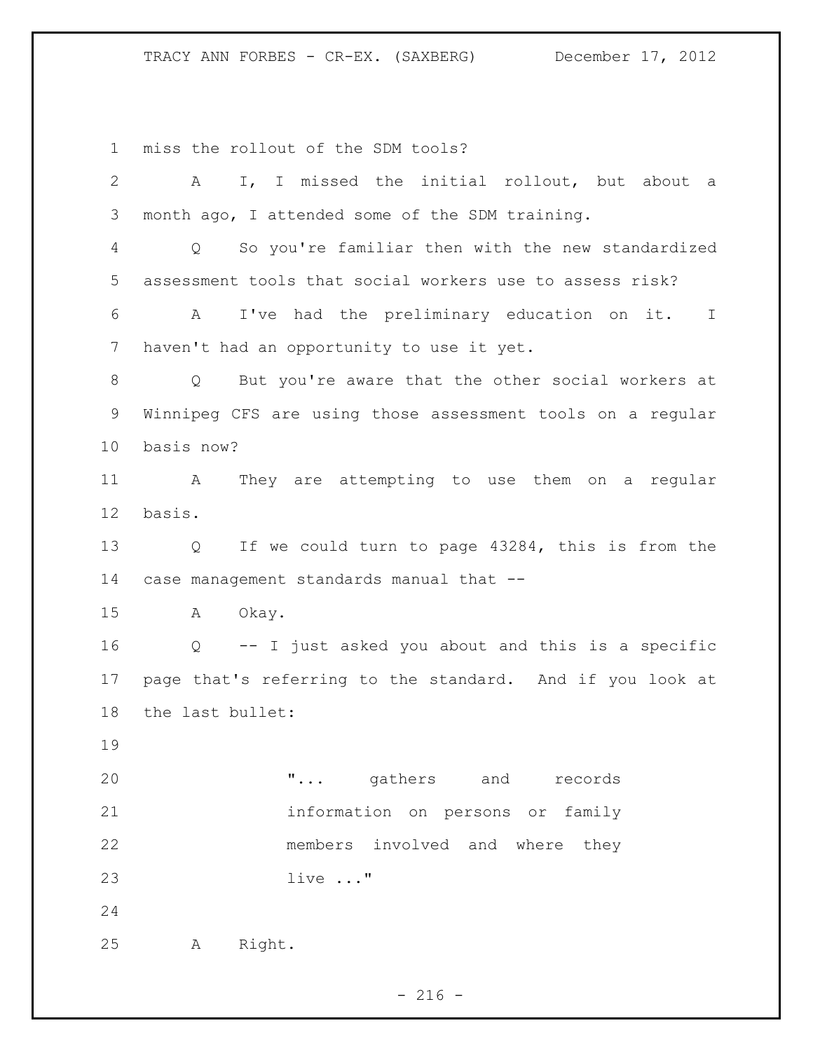miss the rollout of the SDM tools?

A I, I missed the initial rollout, but about a month ago, I attended some of the SDM training.

Q So you're familiar then with the new standardized assessment tools that social workers use to assess risk?

A I've had the preliminary education on it. I haven't had an opportunity to use it yet.

Q But you're aware that the other social workers at Winnipeg CFS are using those assessment tools on a regular basis now?

A They are attempting to use them on a regular basis.

Q If we could turn to page 43284, this is from the case management standards manual that --

A Okay.

Q -- I just asked you about and this is a specific page that's referring to the standard. And if you look at the last bullet:

> "... gathers and records information on persons or family members involved and where they live ..."

A Right.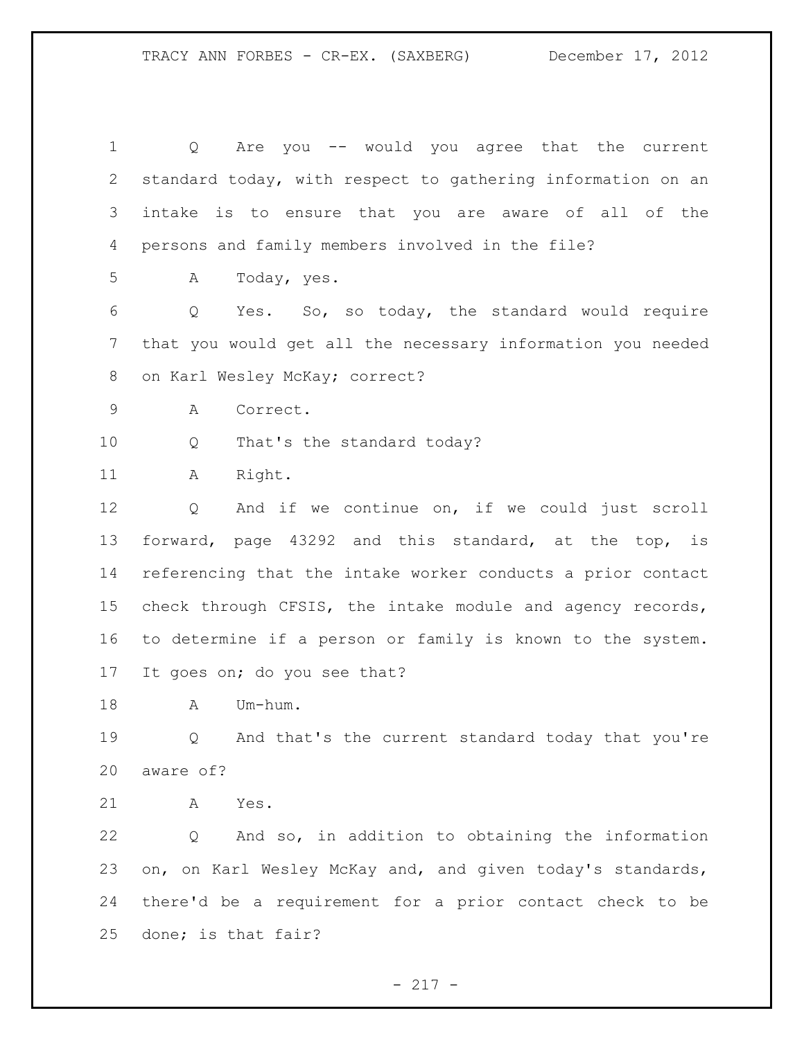1 Q Are you -- would you agree that the current
2 standard today, with respect to gathering information on an
3 intake is to ensure that you are aware of all of the
4 persons and family members involved in the file?
5 A Today, yes.
6 Q Yes. So, so today, the standard would require
7 that you would get all the necessary information you needed
8 on Karl Wesley McKay; correct?
9 A Correct.
10 Q That's the standard today?
11 A Right.
12 Q And if we continue on, if we could just scroll
13 forward, page 43292 and this standard, at the top, is
14 referencing that the intake worker conducts a prior contact
15 check through CFSIS, the intake module and agency records,
16 to determine if a person or family is known to the system.
17 It goes on; do you see that?
18 A Um-hum.
19 Q And that's the current standard today that you're
20 aware of?
21 A Yes.
22 Q And so, in addition to obtaining the information
23 on, on Karl Wesley McKay and, and given today's standards,
24 there'd be a requirement for a prior contact check to be
25 done; is that fair?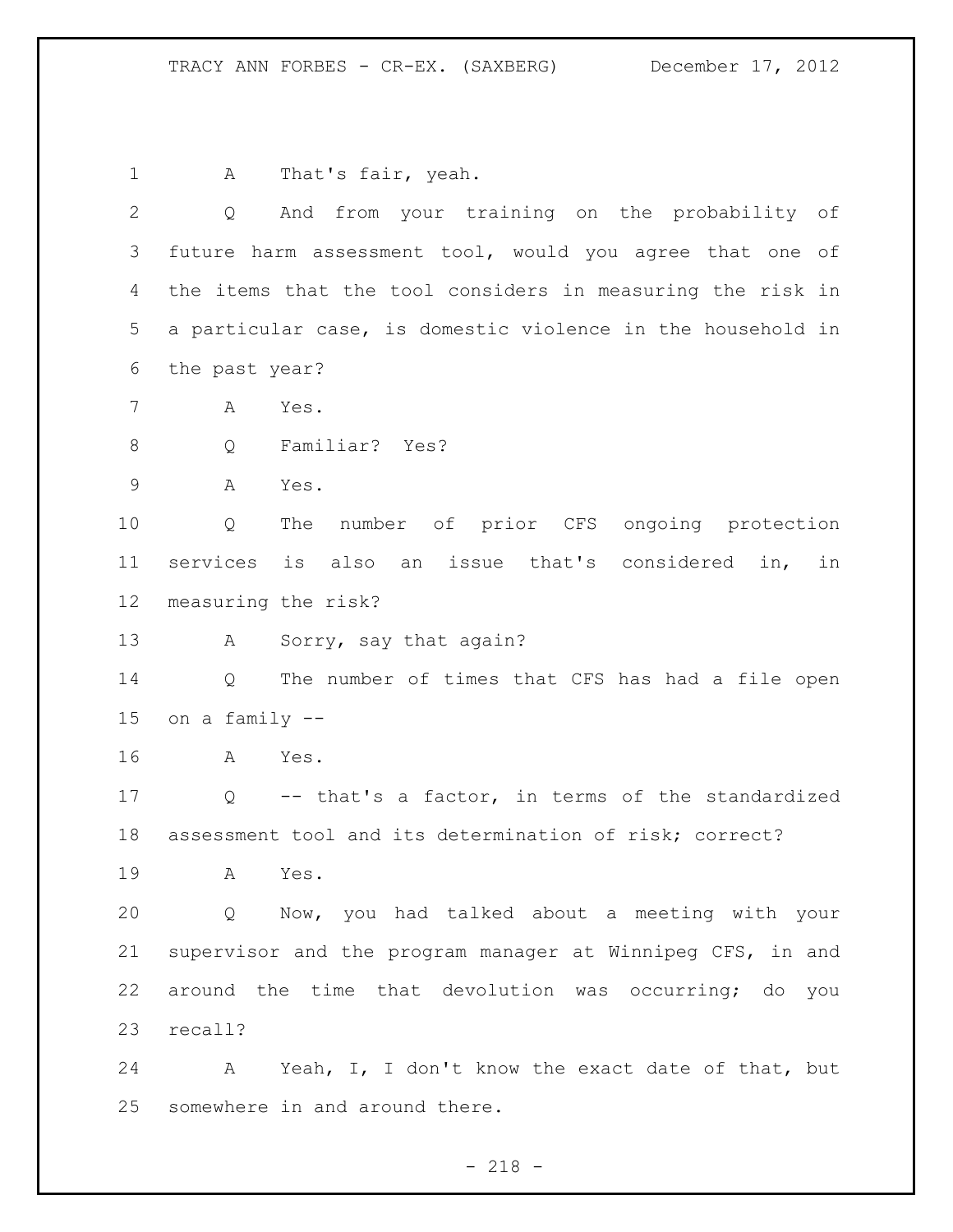A That's fair, yeah.

Q And from your training on the probability of future harm assessment tool, would you agree that one of the items that the tool considers in measuring the risk in a particular case, is domestic violence in the household in the past year?

A Yes.

Q Familiar? Yes?

A Yes.

Q The number of prior CFS ongoing protection services is also an issue that's considered in, in measuring the risk?

A Sorry, say that again?

Q The number of times that CFS has had a file open on a family --

A Yes.

Q -- that's a factor, in terms of the standardized assessment tool and its determination of risk; correct?

A Yes.

Q Now, you had talked about a meeting with your supervisor and the program manager at Winnipeg CFS, in and around the time that devolution was occurring; do you recall?

A Yeah, I, I don't know the exact date of that, but somewhere in and around there.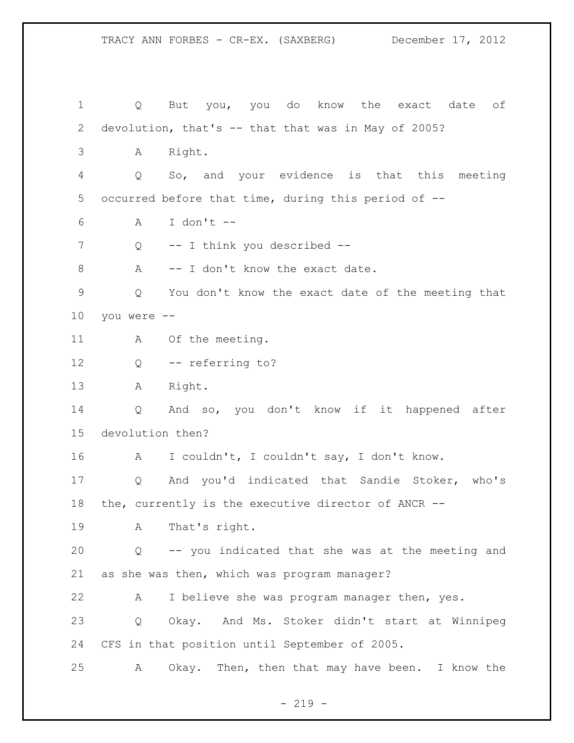1 Q But you, you do know the exact date of
2 devolution, that's -- that that was in May of 2005?
3 A Right.
4 Q So, and your evidence is that this meeting
5 occurred before that time, during this period of --
6 A I don't --
7 Q -- I think you described --
8 A -- I don't know the exact date.
9 Q You don't know the exact date of the meeting that
10 you were --
11 A Of the meeting.
12 Q -- referring to?
13 A Right.
14 Q And so, you don't know if it happened after
15 devolution then?
16 A I couldn't, I couldn't say, I don't know.
17 Q And you'd indicated that Sandie Stoker, who's
18 the, currently is the executive director of ANCR --
19 A That's right.
20 Q -- you indicated that she was at the meeting and
21 as she was then, which was program manager?
22 A I believe she was program manager then, yes.
23 Q Okay. And Ms. Stoker didn't start at Winnipeg
24 CFS in that position until September of 2005.
25 A Okay. Then, then that may have been. I know the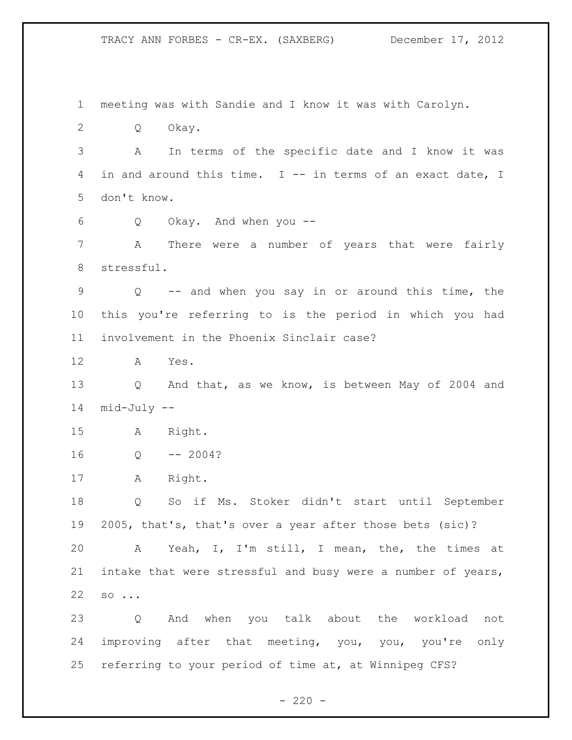meeting was with Sandie and I know it was with Carolyn.

Q Okay.

A In terms of the specific date and I know it was in and around this time. I -- in terms of an exact date, I don't know.

Q Okay. And when you --

A There were a number of years that were fairly stressful.

Q -- and when you say in or around this time, the this you're referring to is the period in which you had involvement in the Phoenix Sinclair case?

A Yes.

Q And that, as we know, is between May of 2004 and mid-July --

A Right.

Q -- 2004?

A Right.

Q So if Ms. Stoker didn't start until September 2005, that's, that's over a year after those bets (sic)?

A Yeah, I, I'm still, I mean, the, the times at intake that were stressful and busy were a number of years, so ...

Q And when you talk about the workload not improving after that meeting, you, you, you're only referring to your period of time at, at Winnipeg CFS?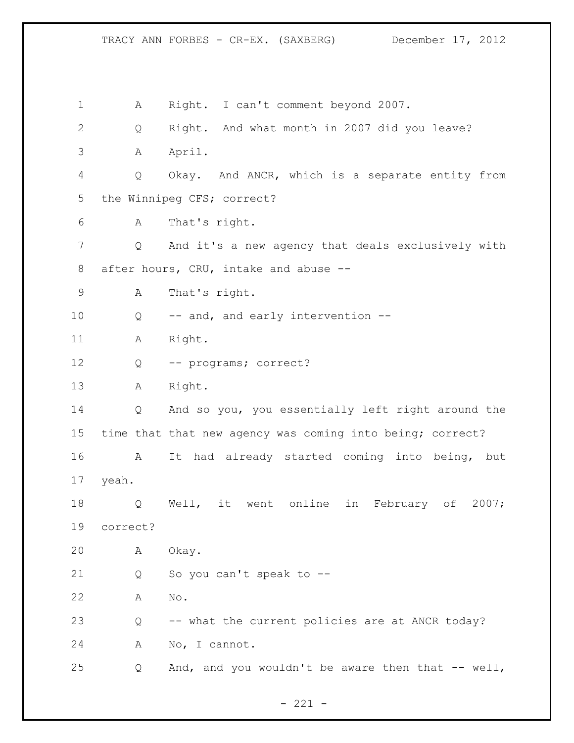A Right. I can't comment beyond 2007.

Q Right. And what month in 2007 did you leave?

A April.

Q Okay. And ANCR, which is a separate entity from the Winnipeg CFS; correct?

A That's right.

Q And it's a new agency that deals exclusively with after hours, CRU, intake and abuse --

A That's right.

Q -- and, and early intervention --

A Right.

Q -- programs; correct?

A Right.

Q And so you, you essentially left right around the time that that new agency was coming into being; correct?

A It had already started coming into being, but yeah.

Q Well, it went online in February of 2007; correct?

A Okay.

Q So you can't speak to --

A No.

Q -- what the current policies are at ANCR today?

A No, I cannot.

Q And, and you wouldn't be aware then that -- well,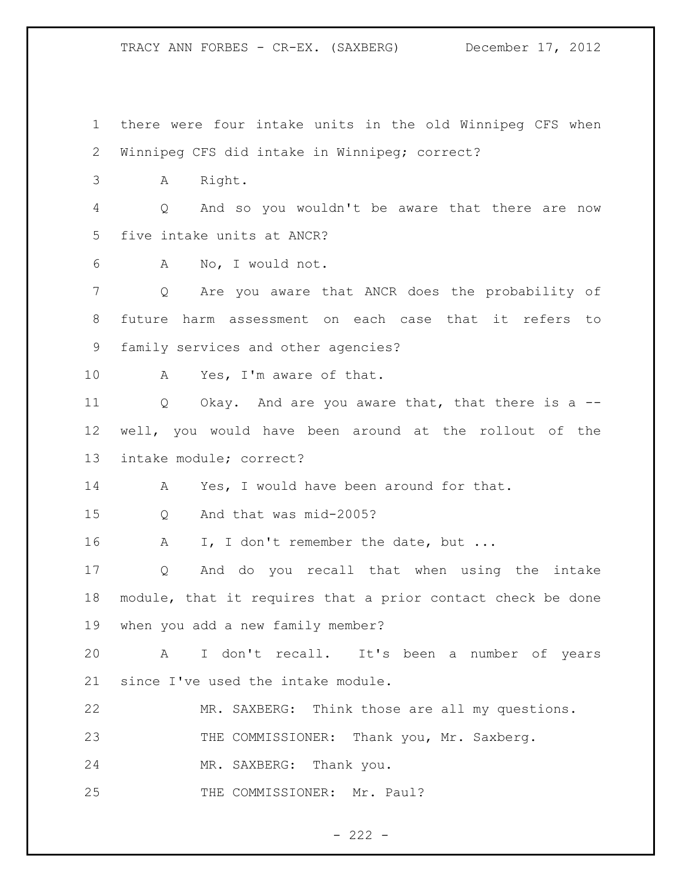there were four intake units in the old Winnipeg CFS when Winnipeg CFS did intake in Winnipeg; correct?

A Right.

Q And so you wouldn't be aware that there are now five intake units at ANCR?

A No, I would not.

Q Are you aware that ANCR does the probability of future harm assessment on each case that it refers to family services and other agencies?

A Yes, I'm aware of that.

Q Okay. And are you aware that, that there is a -- well, you would have been around at the rollout of the intake module; correct?

A Yes, I would have been around for that.

Q And that was mid-2005?

A I, I don't remember the date, but ...

Q And do you recall that when using the intake module, that it requires that a prior contact check be done when you add a new family member?

A I don't recall. It's been a number of years since I've used the intake module.

MR. SAXBERG: Think those are all my questions.

THE COMMISSIONER: Thank you, Mr. Saxberg.

MR. SAXBERG: Thank you.

THE COMMISSIONER: Mr. Paul?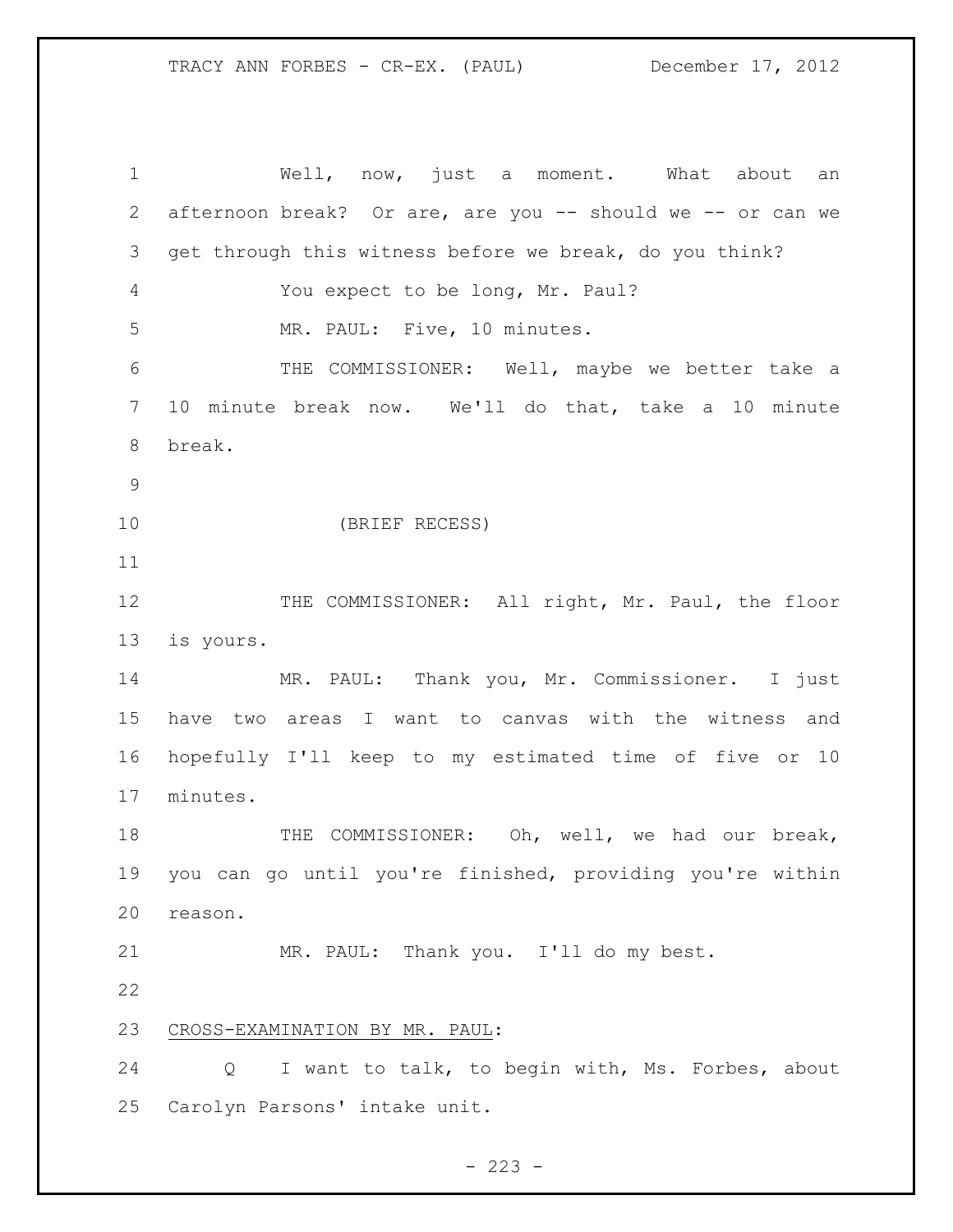Well, now, just a moment. What about an afternoon break? Or are, are you -- should we -- or can we get through this witness before we break, do you think?

You expect to be long, Mr. Paul?

MR. PAUL: Five, 10 minutes.

THE COMMISSIONER: Well, maybe we better take a 10 minute break now. We'll do that, take a 10 minute break.

(BRIEF RECESS)

THE COMMISSIONER: All right, Mr. Paul, the floor is yours.

MR. PAUL: Thank you, Mr. Commissioner. I just have two areas I want to canvas with the witness and hopefully I'll keep to my estimated time of five or 10 minutes.

THE COMMISSIONER: Oh, well, we had our break, you can go until you're finished, providing you're within reason.

MR. PAUL: Thank you. I'll do my best.

<u>CROSS-EXAMINATION BY MR. PAUL</u>:

Q I want to talk, to begin with, Ms. Forbes, about Carolyn Parsons' intake unit.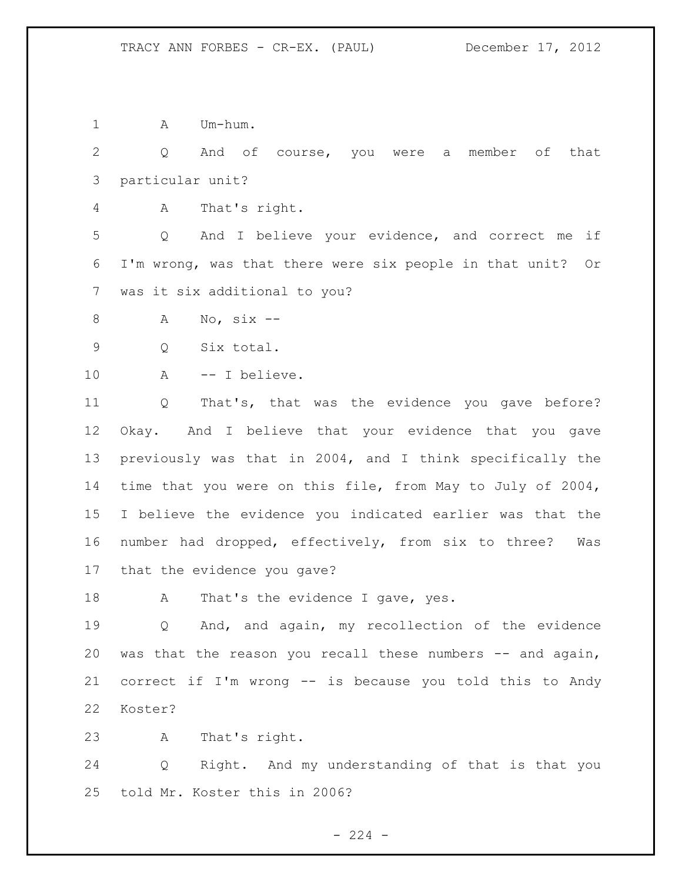1 A Um-hum.

2 Q And of course, you were a member of that

3 particular unit?

4 A That's right.

5 Q And I believe your evidence, and correct me if

6 I'm wrong, was that there were six people in that unit? Or

7 was it six additional to you?

8 A No, six --

9 Q Six total.

10 A -- I believe.

11 Q That's, that was the evidence you gave before?

12 Okay. And I believe that your evidence that you gave

13 previously was that in 2004, and I think specifically the

14 time that you were on this file, from May to July of 2004,

15 I believe the evidence you indicated earlier was that the

16 number had dropped, effectively, from six to three? Was

17 that the evidence you gave?

18 A That's the evidence I gave, yes.

19 Q And, and again, my recollection of the evidence

20 was that the reason you recall these numbers -- and again,

21 correct if I'm wrong -- is because you told this to Andy

22 Koster?

23 A That's right.

24 Q Right. And my understanding of that is that you

25 told Mr. Koster this in 2006?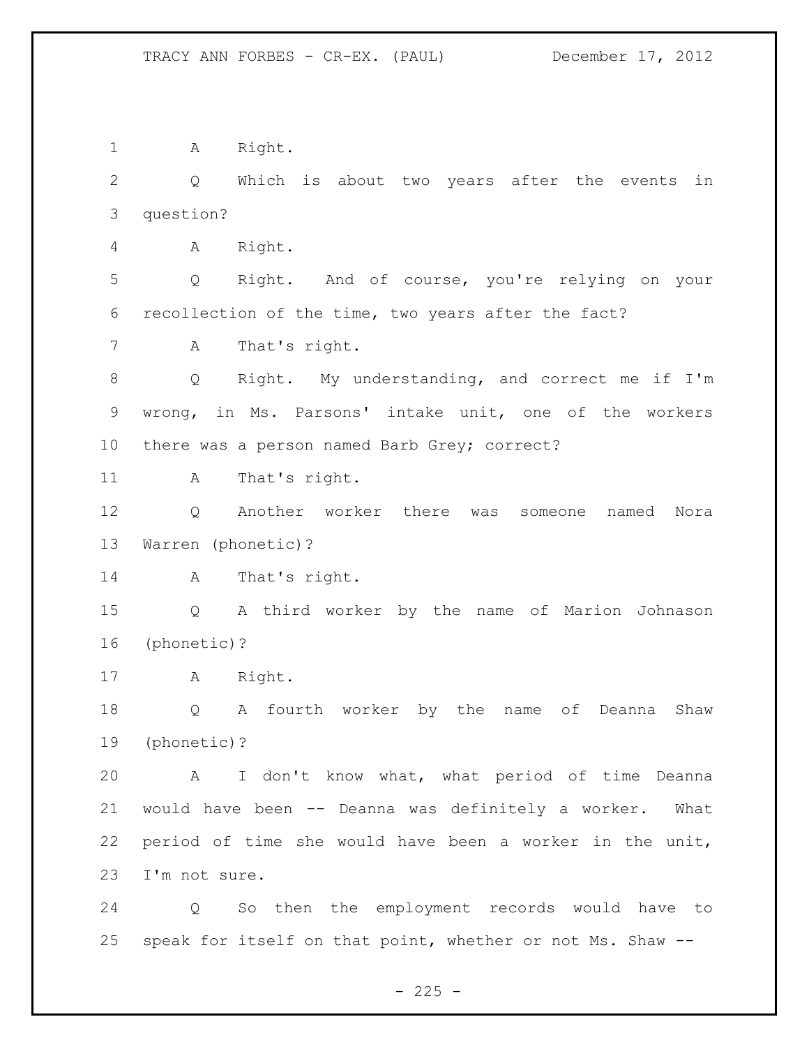A Right.

Q Which is about two years after the events in question?

A Right.

Q Right. And of course, you're relying on your recollection of the time, two years after the fact?

A That's right.

Q Right. My understanding, and correct me if I'm wrong, in Ms. Parsons' intake unit, one of the workers there was a person named Barb Grey; correct?

A That's right.

Q Another worker there was someone named Nora Warren (phonetic)?

A That's right.

Q A third worker by the name of Marion Johnason (phonetic)?

A Right.

Q A fourth worker by the name of Deanna Shaw (phonetic)?

A I don't know what, what period of time Deanna would have been -- Deanna was definitely a worker. What period of time she would have been a worker in the unit, I'm not sure.

Q So then the employment records would have to speak for itself on that point, whether or not Ms. Shaw --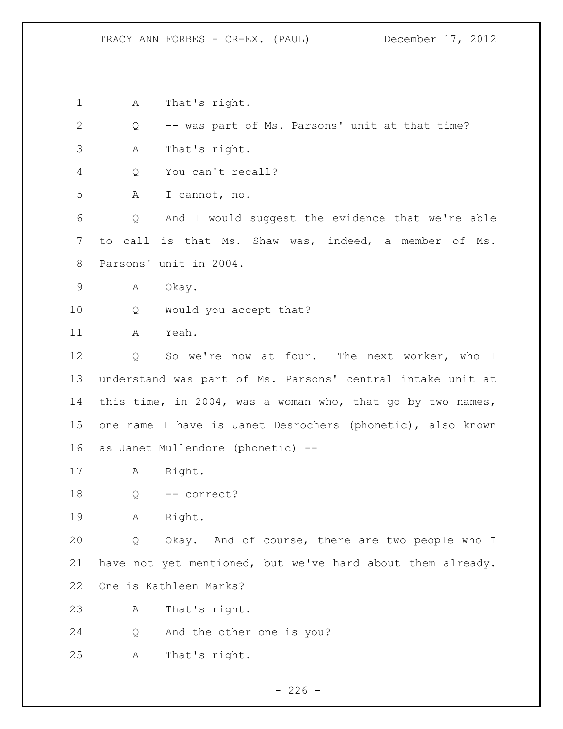A That's right.

Q -- was part of Ms. Parsons' unit at that time?

A That's right.

Q You can't recall?

A I cannot, no.

Q And I would suggest the evidence that we're able to call is that Ms. Shaw was, indeed, a member of Ms. Parsons' unit in 2004.

A Okay.

Q Would you accept that?

A Yeah.

Q So we're now at four. The next worker, who I understand was part of Ms. Parsons' central intake unit at this time, in 2004, was a woman who, that go by two names, one name I have is Janet Desrochers (phonetic), also known as Janet Mullendore (phonetic) --

A Right.

Q -- correct?

A Right.

Q Okay. And of course, there are two people who I have not yet mentioned, but we've hard about them already. One is Kathleen Marks?

A That's right.

Q And the other one is you?

A That's right.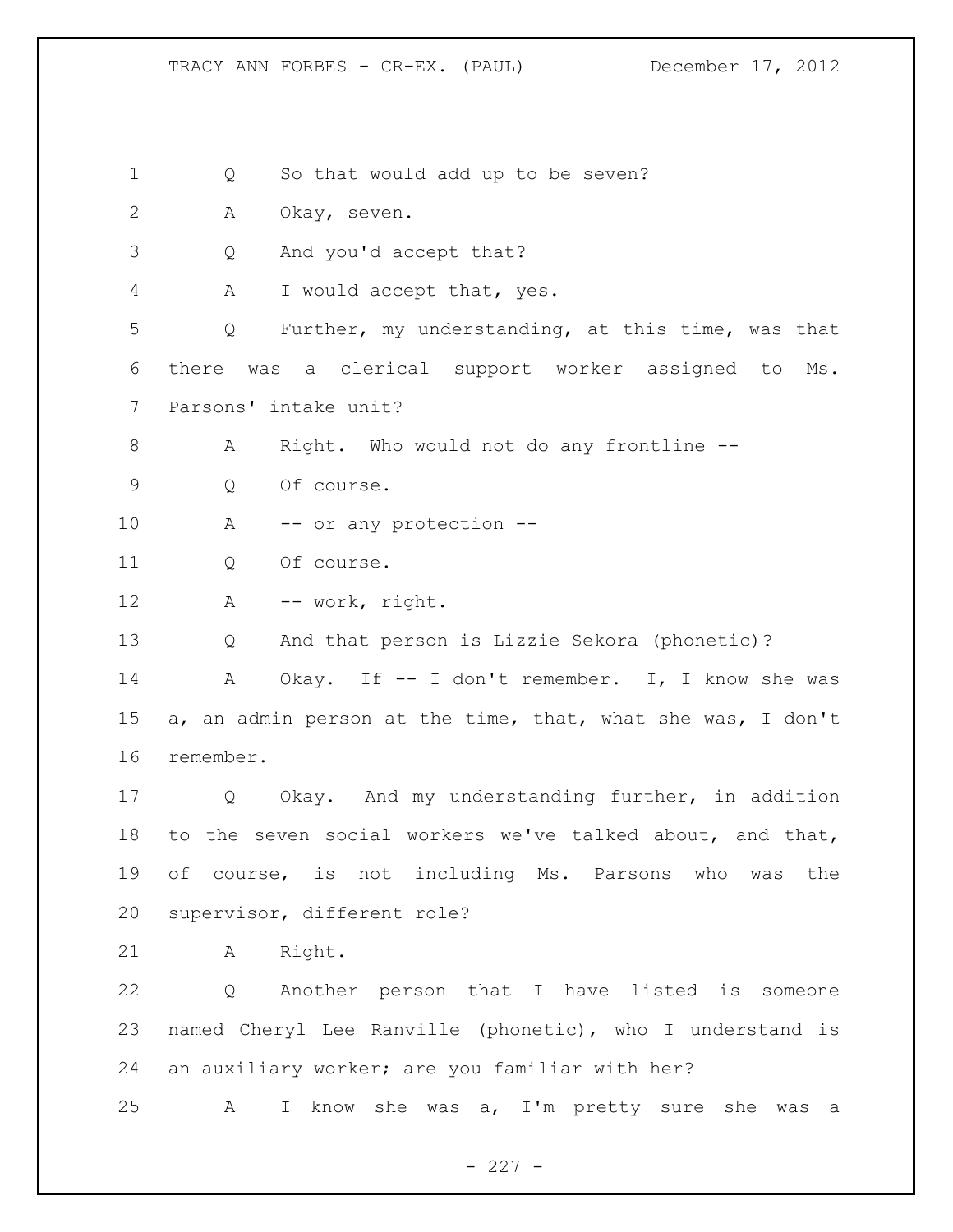Q So that would add up to be seven?

A Okay, seven.

Q And you'd accept that?

A I would accept that, yes.

Q Further, my understanding, at this time, was that there was a clerical support worker assigned to Ms. Parsons' intake unit?

A Right. Who would not do any frontline --

Q Of course.

A -- or any protection --

Q Of course.

A -- work, right.

Q And that person is Lizzie Sekora (phonetic)?

A Okay. If -- I don't remember. I, I know she was a, an admin person at the time, that, what she was, I don't remember.

Q Okay. And my understanding further, in addition to the seven social workers we've talked about, and that, of course, is not including Ms. Parsons who was the supervisor, different role?

A Right.

Q Another person that I have listed is someone named Cheryl Lee Ranville (phonetic), who I understand is an auxiliary worker; are you familiar with her?

A I know she was a, I'm pretty sure she was a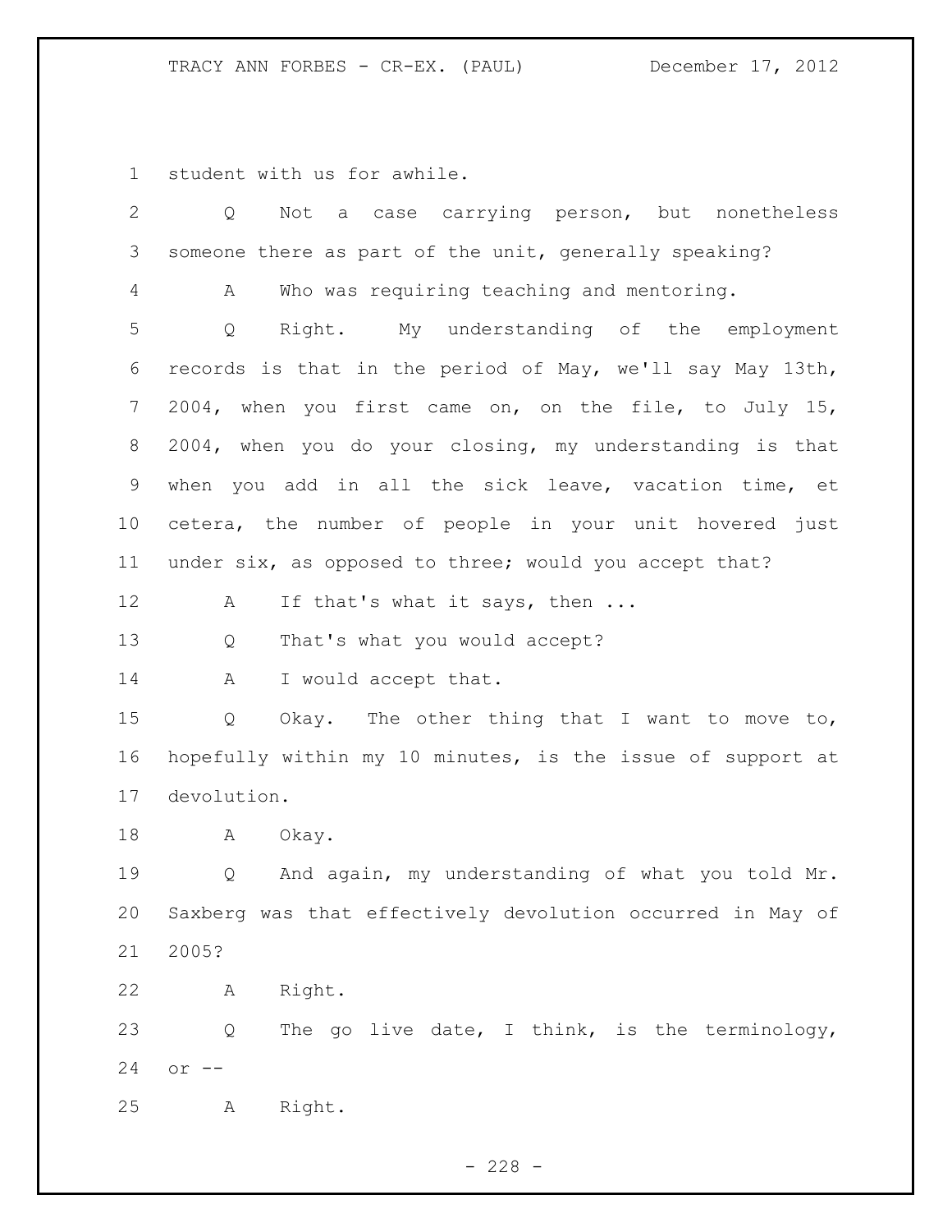student with us for awhile.

Q Not a case carrying person, but nonetheless someone there as part of the unit, generally speaking?

A Who was requiring teaching and mentoring.

Q Right. My understanding of the employment records is that in the period of May, we'll say May 13th, 2004, when you first came on, on the file, to July 15, 2004, when you do your closing, my understanding is that when you add in all the sick leave, vacation time, et cetera, the number of people in your unit hovered just under six, as opposed to three; would you accept that?

A If that's what it says, then ...

Q That's what you would accept?

A I would accept that.

Q Okay. The other thing that I want to move to, hopefully within my 10 minutes, is the issue of support at devolution.

A Okay.

Q And again, my understanding of what you told Mr. Saxberg was that effectively devolution occurred in May of 2005?

A Right.

Q The go live date, I think, is the terminology, or --

A Right.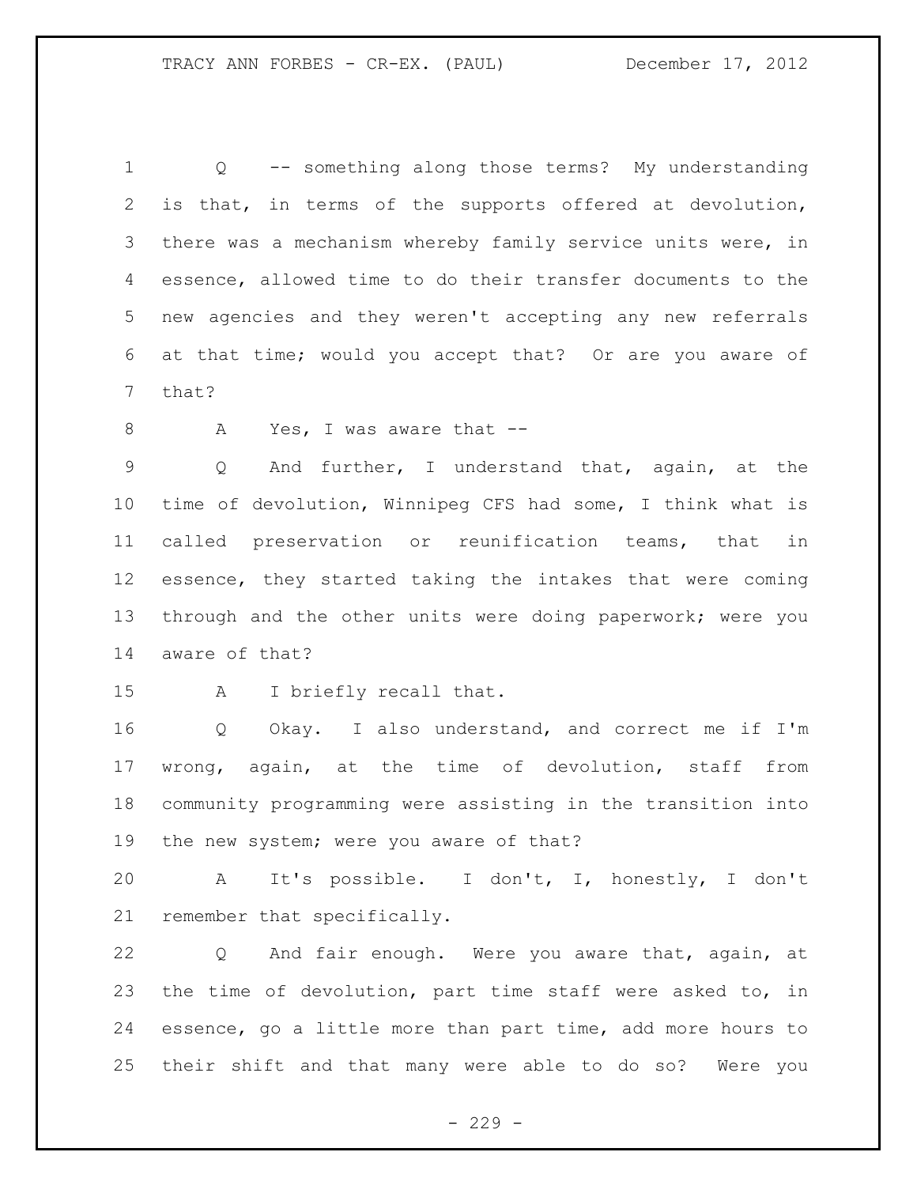Q -- something along those terms? My understanding is that, in terms of the supports offered at devolution, there was a mechanism whereby family service units were, in essence, allowed time to do their transfer documents to the new agencies and they weren't accepting any new referrals at that time; would you accept that? Or are you aware of that?

A Yes, I was aware that --

Q And further, I understand that, again, at the time of devolution, Winnipeg CFS had some, I think what is called preservation or reunification teams, that in essence, they started taking the intakes that were coming through and the other units were doing paperwork; were you aware of that?

A I briefly recall that.

Q Okay. I also understand, and correct me if I'm wrong, again, at the time of devolution, staff from community programming were assisting in the transition into the new system; were you aware of that?

A It's possible. I don't, I, honestly, I don't remember that specifically.

Q And fair enough. Were you aware that, again, at the time of devolution, part time staff were asked to, in essence, go a little more than part time, add more hours to their shift and that many were able to do so? Were you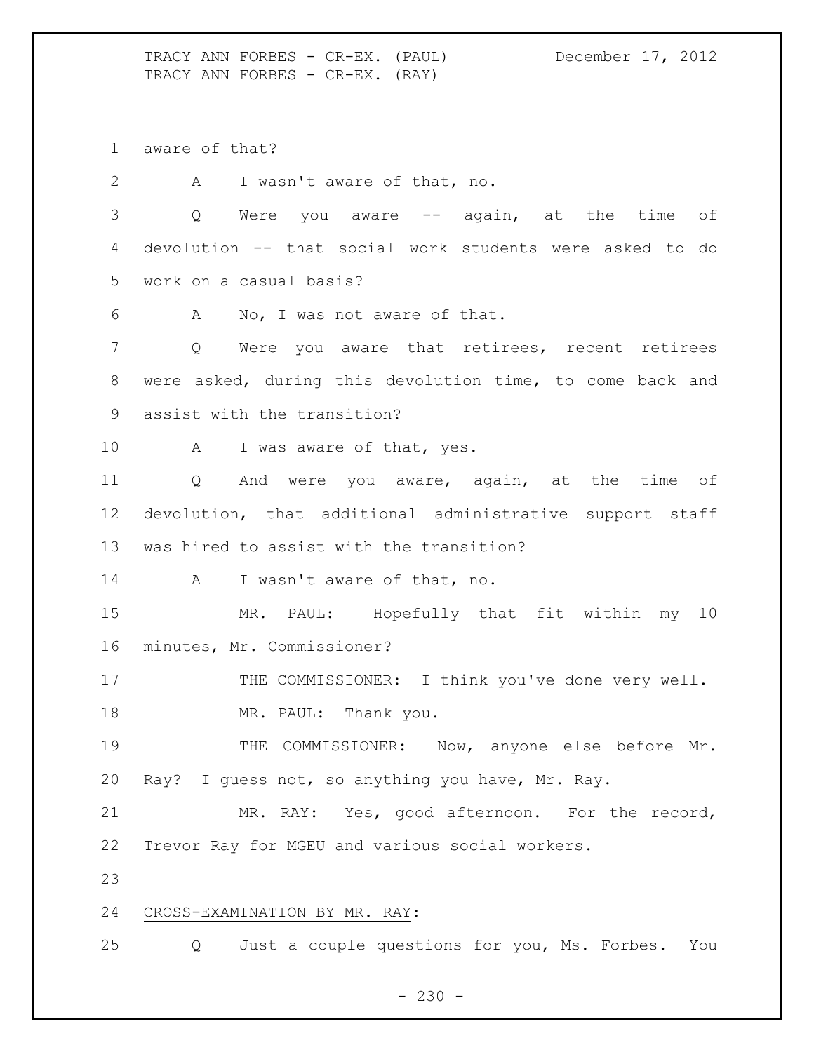aware of that?

A I wasn't aware of that, no.

Q Were you aware -- again, at the time of devolution -- that social work students were asked to do work on a casual basis?

A No, I was not aware of that.

Q Were you aware that retirees, recent retirees were asked, during this devolution time, to come back and assist with the transition?

A I was aware of that, yes.

Q And were you aware, again, at the time of devolution, that additional administrative support staff was hired to assist with the transition?

A I wasn't aware of that, no.

MR. PAUL: Hopefully that fit within my 10 minutes, Mr. Commissioner?

THE COMMISSIONER: I think you've done very well.

MR. PAUL: Thank you.

THE COMMISSIONER: Now, anyone else before Mr. Ray? I guess not, so anything you have, Mr. Ray.

MR. RAY: Yes, good afternoon. For the record, Trevor Ray for MGEU and various social workers.

CROSS-EXAMINATION BY MR. RAY:

Q Just a couple questions for you, Ms. Forbes. You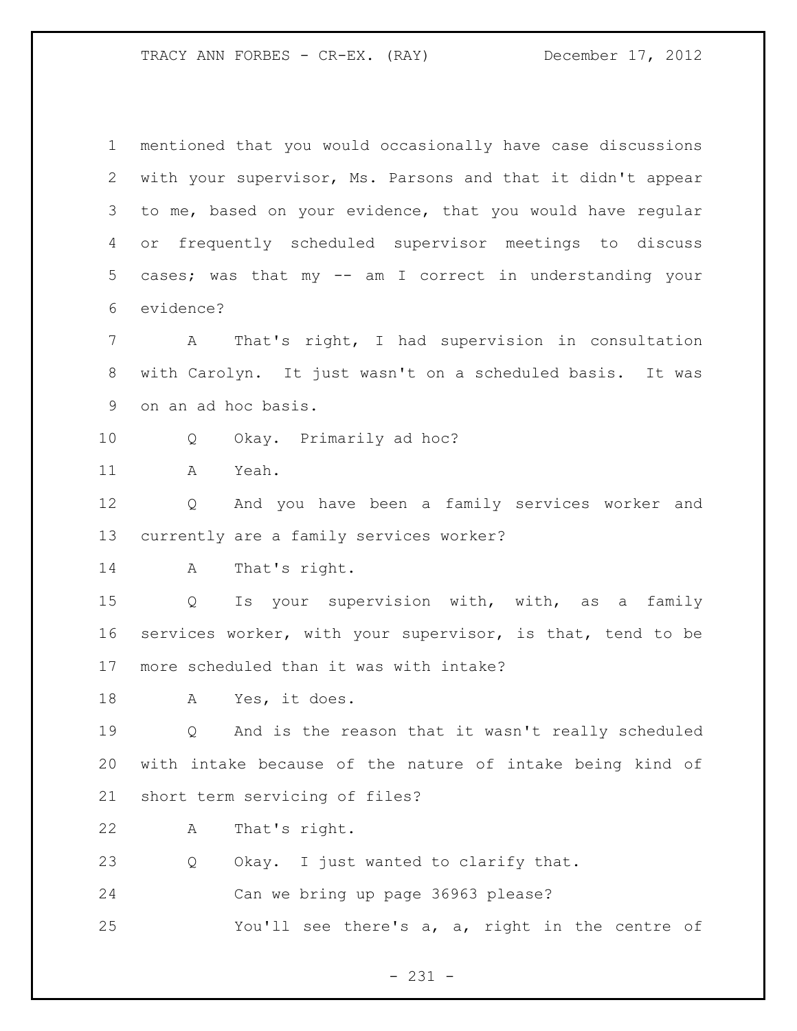mentioned that you would occasionally have case discussions with your supervisor, Ms. Parsons and that it didn't appear to me, based on your evidence, that you would have regular or frequently scheduled supervisor meetings to discuss cases; was that my -- am I correct in understanding your evidence?

A That's right, I had supervision in consultation with Carolyn. It just wasn't on a scheduled basis. It was on an ad hoc basis.

Q Okay. Primarily ad hoc?

A Yeah.

Q And you have been a family services worker and currently are a family services worker?

A That's right.

Q Is your supervision with, with, as a family services worker, with your supervisor, is that, tend to be more scheduled than it was with intake?

A Yes, it does.

Q And is the reason that it wasn't really scheduled with intake because of the nature of intake being kind of short term servicing of files?

A That's right.

Q Okay. I just wanted to clarify that.

Can we bring up page 36963 please?

You'll see there's a, a, right in the centre of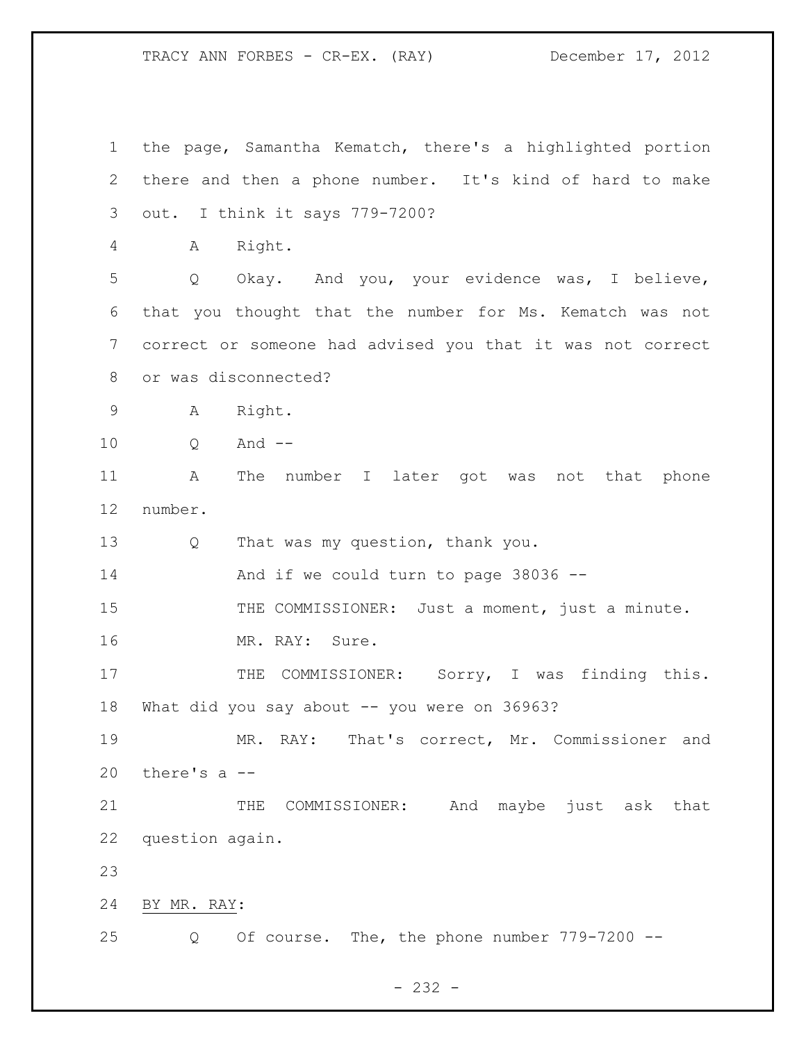the page, Samantha Kematch, there's a highlighted portion there and then a phone number. It's kind of hard to make out. I think it says 779-7200?

A Right.

Q Okay. And you, your evidence was, I believe, that you thought that the number for Ms. Kematch was not correct or someone had advised you that it was not correct or was disconnected?

A Right.

Q And --

A The number I later got was not that phone number.

Q That was my question, thank you.

And if we could turn to page 38036 --

THE COMMISSIONER: Just a moment, just a minute.

MR. RAY: Sure.

THE COMMISSIONER: Sorry, I was finding this. What did you say about -- you were on 36963?

MR. RAY: That's correct, Mr. Commissioner and there's a --

THE COMMISSIONER: And maybe just ask that question again.

BY MR. RAY:

Q Of course. The, the phone number 779-7200 --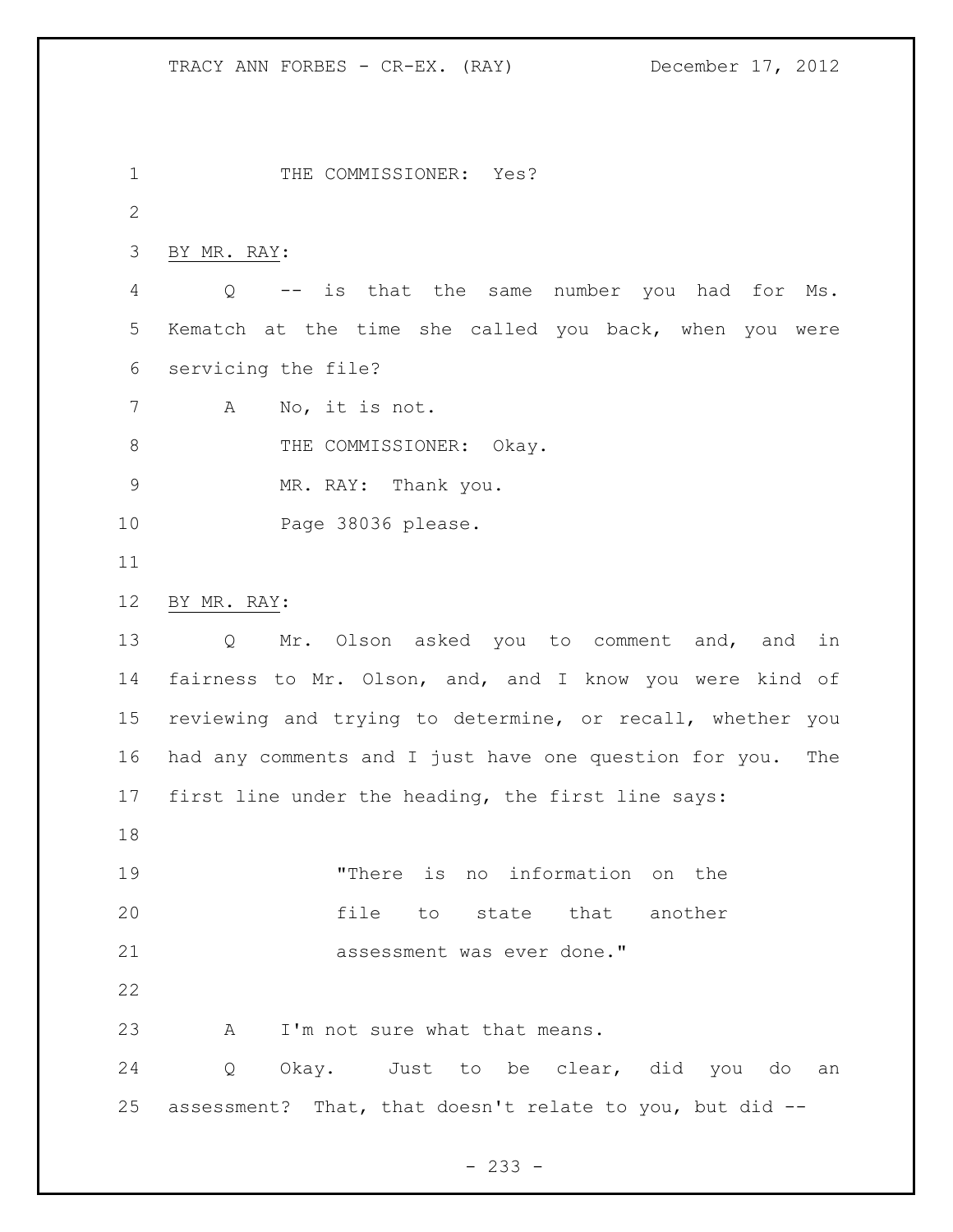THE COMMISSIONER: Yes?

BY MR. RAY:

Q -- is that the same number you had for Ms. Kematch at the time she called you back, when you were servicing the file?

A No, it is not.

THE COMMISSIONER: Okay.

MR. RAY: Thank you.

Page 38036 please.

BY MR. RAY:

Q Mr. Olson asked you to comment and, and in fairness to Mr. Olson, and, and I know you were kind of reviewing and trying to determine, or recall, whether you had any comments and I just have one question for you. The first line under the heading, the first line says:

> "There is no information on the file to state that another assessment was ever done."

A I'm not sure what that means.

Q Okay. Just to be clear, did you do an assessment? That, that doesn't relate to you, but did --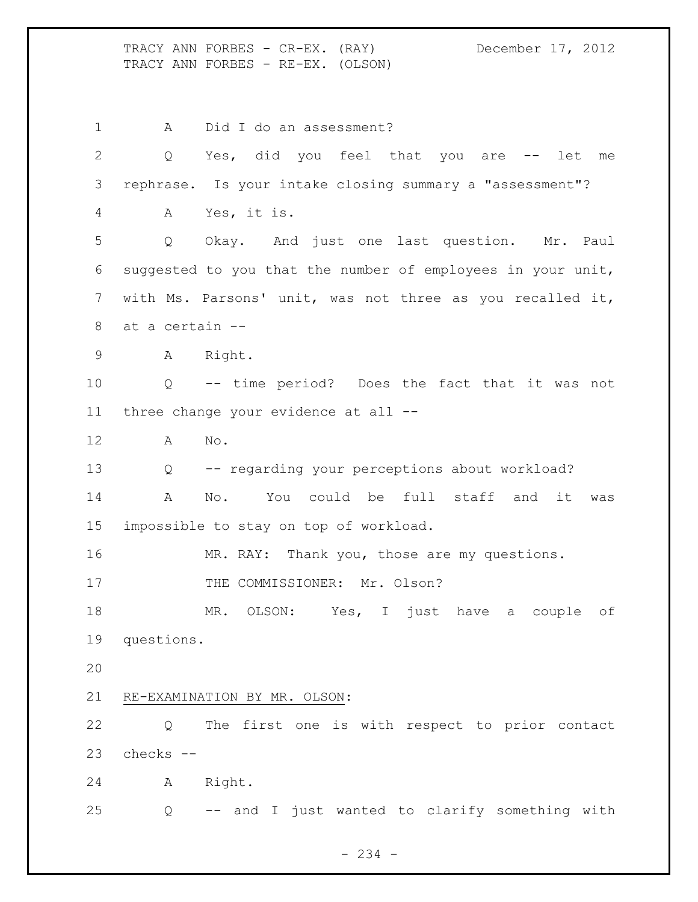A Did I do an assessment?

Q Yes, did you feel that you are -- let me rephrase. Is your intake closing summary a "assessment"?

A Yes, it is.

Q Okay. And just one last question. Mr. Paul suggested to you that the number of employees in your unit, with Ms. Parsons' unit, was not three as you recalled it, at a certain --

A Right.

Q -- time period? Does the fact that it was not three change your evidence at all --

A No.

Q -- regarding your perceptions about workload?

A No. You could be full staff and it was impossible to stay on top of workload.

MR. RAY: Thank you, those are my questions.

THE COMMISSIONER: Mr. Olson?

MR. OLSON: Yes, I just have a couple of questions.

## RE-EXAMINATION BY MR. OLSON:

Q The first one is with respect to prior contact checks --

A Right.

Q -- and I just wanted to clarify something with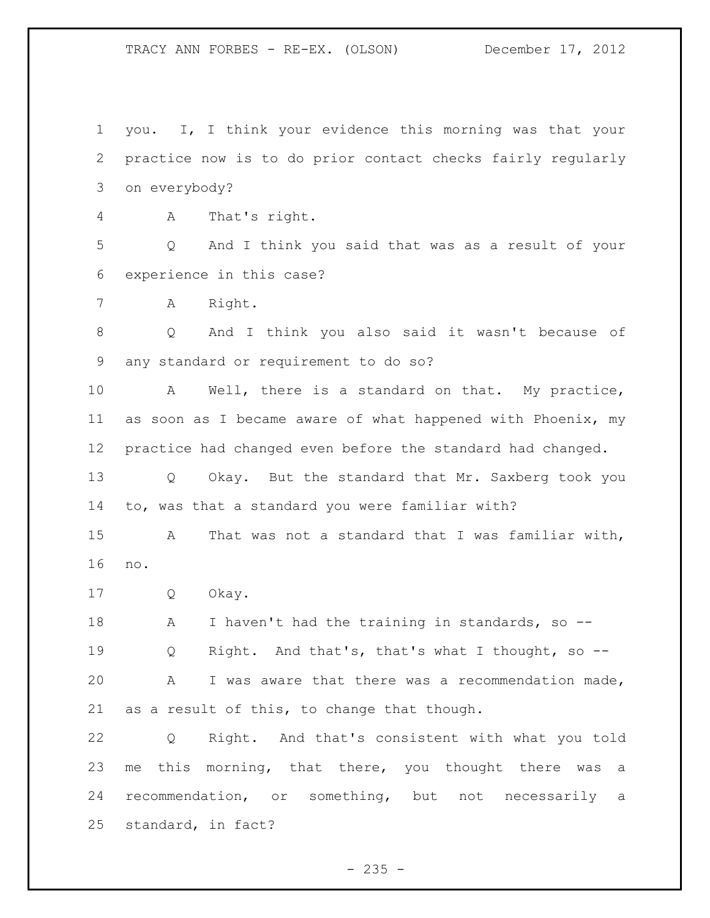you. I, I think your evidence this morning was that your practice now is to do prior contact checks fairly regularly on everybody?

A That's right.

Q And I think you said that was as a result of your experience in this case?

A Right.

Q And I think you also said it wasn't because of any standard or requirement to do so?

A Well, there is a standard on that. My practice, as soon as I became aware of what happened with Phoenix, my practice had changed even before the standard had changed.

Q Okay. But the standard that Mr. Saxberg took you to, was that a standard you were familiar with?

A That was not a standard that I was familiar with, no.

Q Okay.

A I haven't had the training in standards, so --

Q Right. And that's, that's what I thought, so --

A I was aware that there was a recommendation made, as a result of this, to change that though.

Q Right. And that's consistent with what you told me this morning, that there, you thought there was a recommendation, or something, but not necessarily a standard, in fact?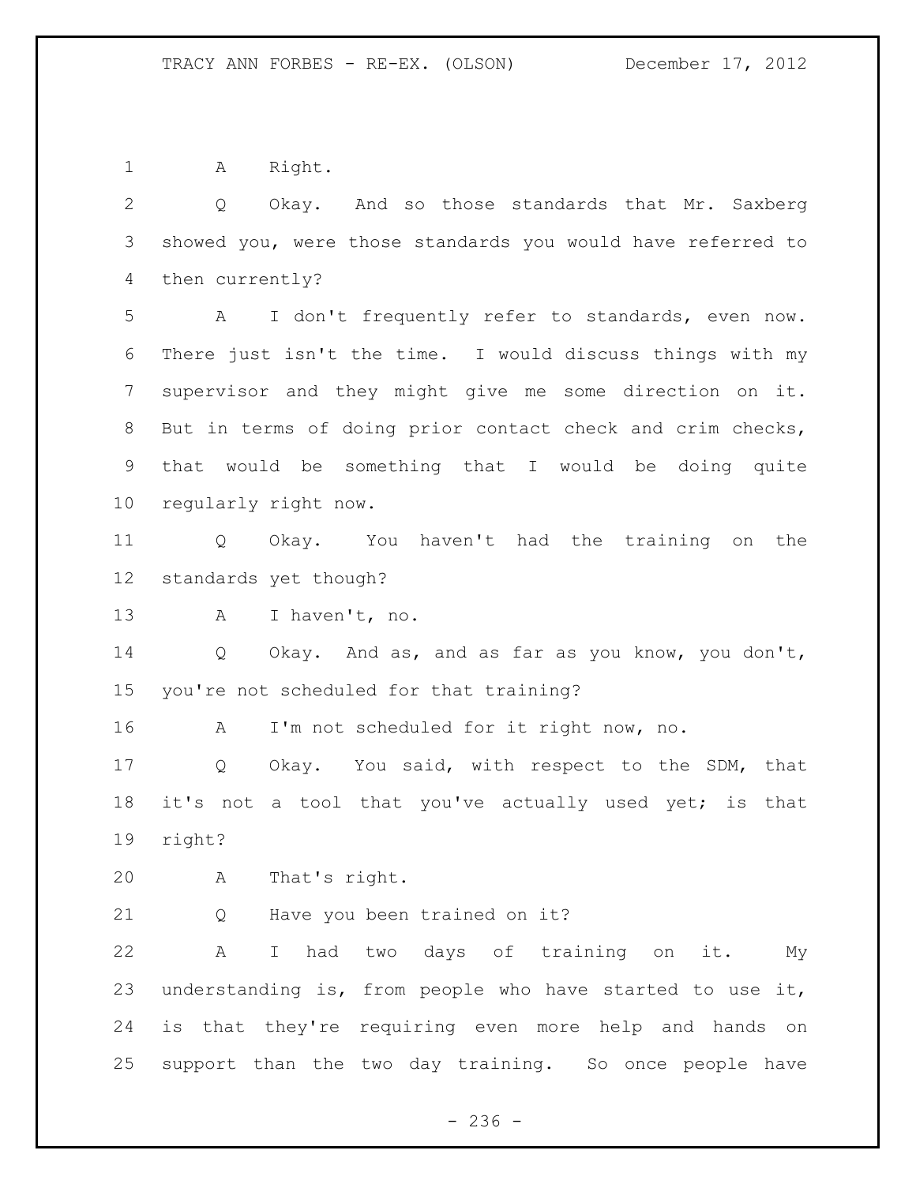A Right.

Q Okay. And so those standards that Mr. Saxberg showed you, were those standards you would have referred to then currently?

A I don't frequently refer to standards, even now. There just isn't the time. I would discuss things with my supervisor and they might give me some direction on it. But in terms of doing prior contact check and crim checks, that would be something that I would be doing quite regularly right now.

Q Okay. You haven't had the training on the standards yet though?

A I haven't, no.

Q Okay. And as, and as far as you know, you don't, you're not scheduled for that training?

A I'm not scheduled for it right now, no.

Q Okay. You said, with respect to the SDM, that it's not a tool that you've actually used yet; is that right?

A That's right.

Q Have you been trained on it?

A I had two days of training on it. My understanding is, from people who have started to use it, is that they're requiring even more help and hands on support than the two day training. So once people have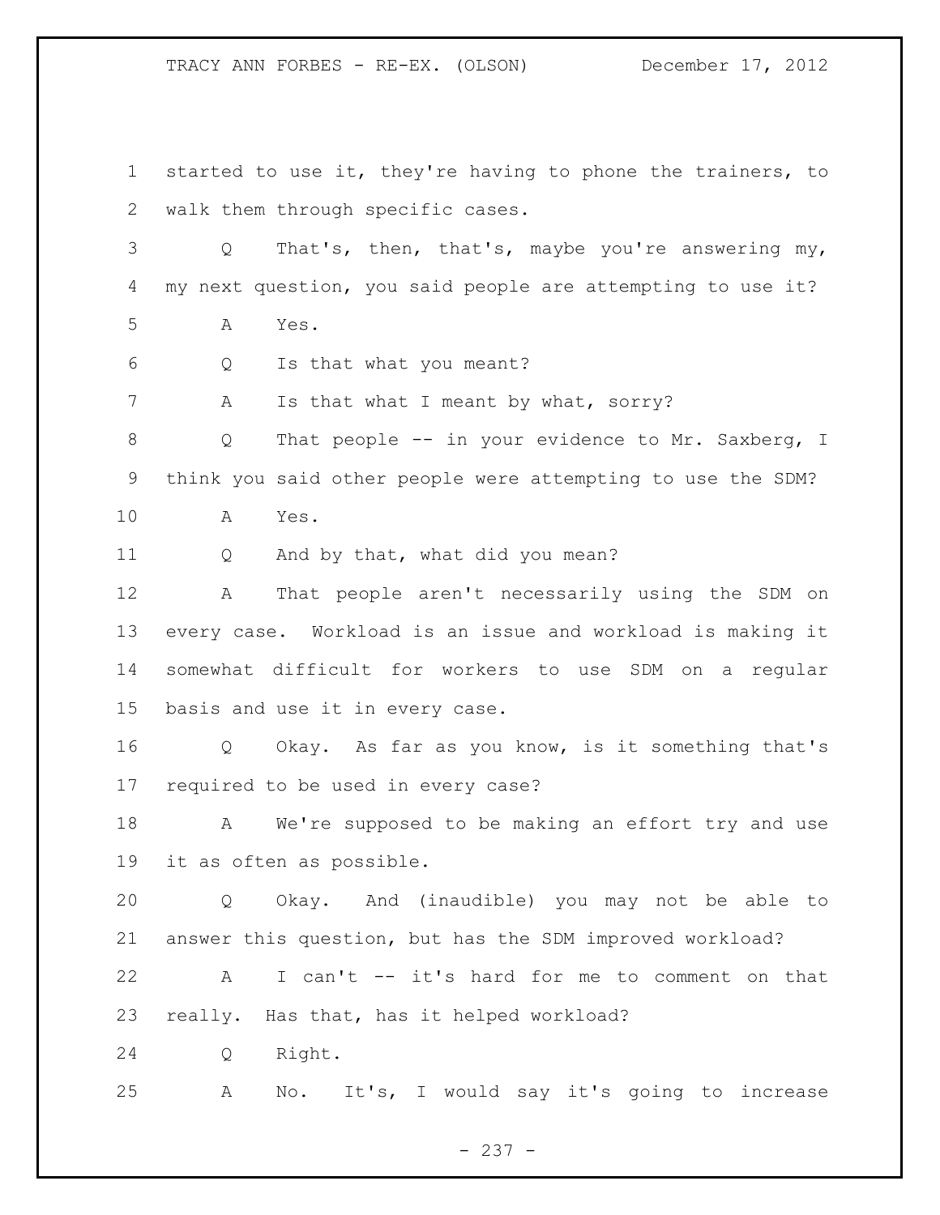started to use it, they're having to phone the trainers, to walk them through specific cases.

Q That's, then, that's, maybe you're answering my, my next question, you said people are attempting to use it?

A Yes.

Q Is that what you meant?

A Is that what I meant by what, sorry?

Q That people -- in your evidence to Mr. Saxberg, I think you said other people were attempting to use the SDM?

A Yes.

Q And by that, what did you mean?

A That people aren't necessarily using the SDM on every case. Workload is an issue and workload is making it somewhat difficult for workers to use SDM on a regular basis and use it in every case.

Q Okay. As far as you know, is it something that's required to be used in every case?

A We're supposed to be making an effort try and use it as often as possible.

Q Okay. And (inaudible) you may not be able to answer this question, but has the SDM improved workload?

A I can't -- it's hard for me to comment on that really. Has that, has it helped workload?

Q Right.

A No. It's, I would say it's going to increase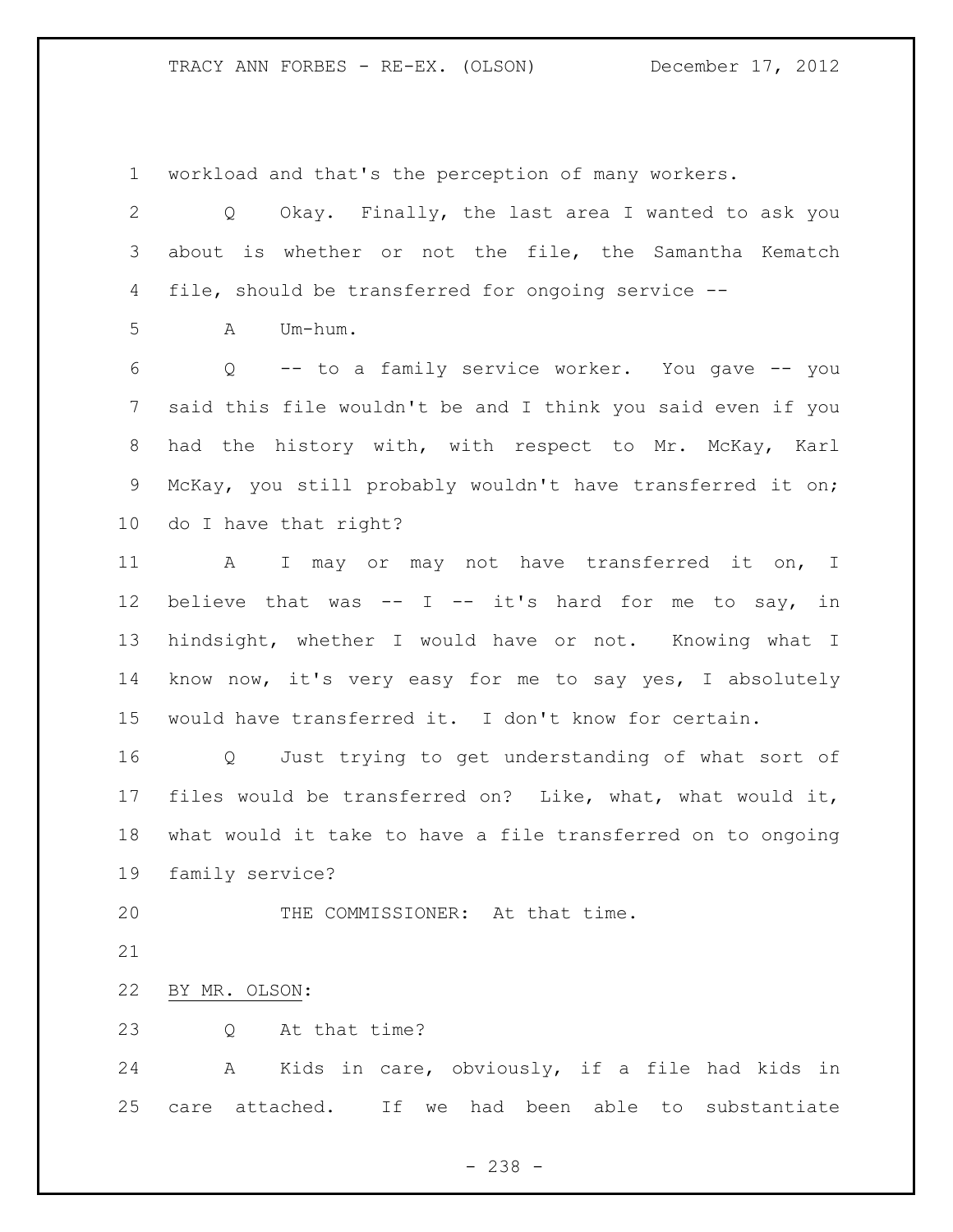1 workload and that's the perception of many workers.

2 Q Okay. Finally, the last area I wanted to ask you
3 about is whether or not the file, the Samantha Kematch
4 file, should be transferred for ongoing service --

5 A Um-hum.

6 Q -- to a family service worker. You gave -- you
7 said this file wouldn't be and I think you said even if you
8 had the history with, with respect to Mr. McKay, Karl
9 McKay, you still probably wouldn't have transferred it on;
10 do I have that right?

11 A I may or may not have transferred it on, I
12 believe that was -- I -- it's hard for me to say, in
13 hindsight, whether I would have or not. Knowing what I
14 know now, it's very easy for me to say yes, I absolutely
15 would have transferred it. I don't know for certain.

16 Q Just trying to get understanding of what sort of
17 files would be transferred on? Like, what, what would it,
18 what would it take to have a file transferred on to ongoing
19 family service?

20 THE COMMISSIONER: At that time.

21

22 BY MR. OLSON:

23 Q At that time?

24 A Kids in care, obviously, if a file had kids in
25 care attached. If we had been able to substantiate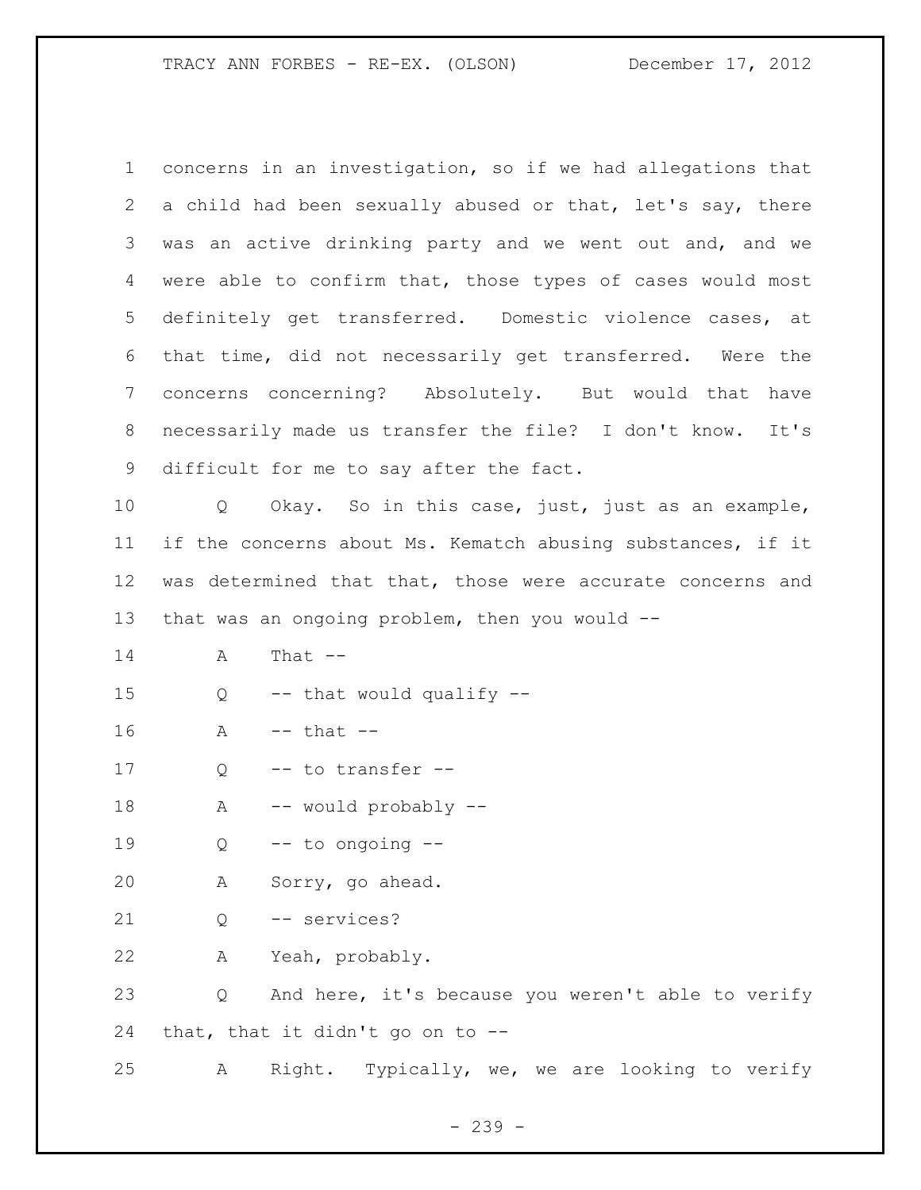1 concerns in an investigation, so if we had allegations that
2 a child had been sexually abused or that, let's say, there
3 was an active drinking party and we went out and, and we
4 were able to confirm that, those types of cases would most
5 definitely get transferred. Domestic violence cases, at
6 that time, did not necessarily get transferred. Were the
7 concerns concerning? Absolutely. But would that have
8 necessarily made us transfer the file? I don't know. It's
9 difficult for me to say after the fact.

10 Q Okay. So in this case, just, just as an example,
11 if the concerns about Ms. Kematch abusing substances, if it
12 was determined that that, those were accurate concerns and
13 that was an ongoing problem, then you would --

14 A That --

15 Q -- that would qualify --

16 A -- that --

17 Q -- to transfer --

18 A -- would probably --

19 Q -- to ongoing --

20 A Sorry, go ahead.

21 Q -- services?

22 A Yeah, probably.

23 Q And here, it's because you weren't able to verify
24 that, that it didn't go on to --

25 A Right. Typically, we, we are looking to verify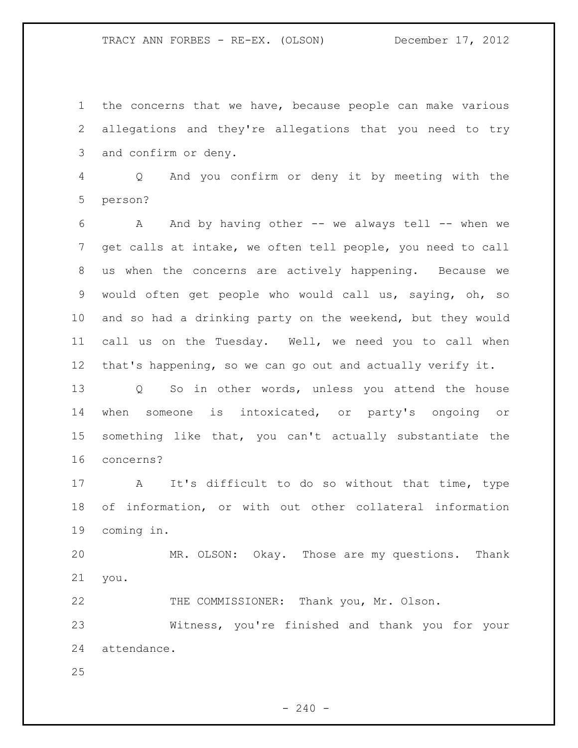the concerns that we have, because people can make various allegations and they're allegations that you need to try and confirm or deny.

Q And you confirm or deny it by meeting with the person?

A And by having other -- we always tell -- when we get calls at intake, we often tell people, you need to call us when the concerns are actively happening. Because we would often get people who would call us, saying, oh, so and so had a drinking party on the weekend, but they would call us on the Tuesday. Well, we need you to call when that's happening, so we can go out and actually verify it.

Q So in other words, unless you attend the house when someone is intoxicated, or party's ongoing or something like that, you can't actually substantiate the concerns?

A It's difficult to do so without that time, type of information, or with out other collateral information coming in.

MR. OLSON: Okay. Those are my questions. Thank you.

THE COMMISSIONER: Thank you, Mr. Olson.

Witness, you're finished and thank you for your attendance.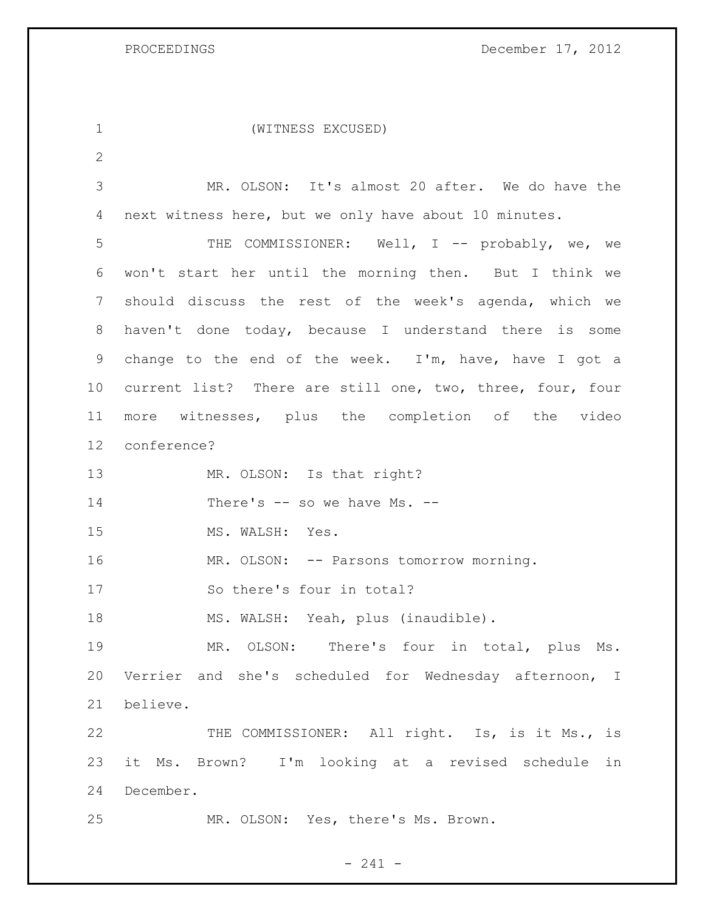(WITNESS EXCUSED)

MR. OLSON: It's almost 20 after. We do have the next witness here, but we only have about 10 minutes.

THE COMMISSIONER: Well, I -- probably, we, we won't start her until the morning then. But I think we should discuss the rest of the week's agenda, which we haven't done today, because I understand there is some change to the end of the week. I'm, have, have I got a current list? There are still one, two, three, four, four more witnesses, plus the completion of the video conference?

MR. OLSON: Is that right?

There's -- so we have Ms. --

MS. WALSH: Yes.

MR. OLSON: -- Parsons tomorrow morning.

So there's four in total?

MS. WALSH: Yeah, plus (inaudible).

MR. OLSON: There's four in total, plus Ms. Verrier and she's scheduled for Wednesday afternoon, I believe.

THE COMMISSIONER: All right. Is, is it Ms., is it Ms. Brown? I'm looking at a revised schedule in December.

MR. OLSON: Yes, there's Ms. Brown.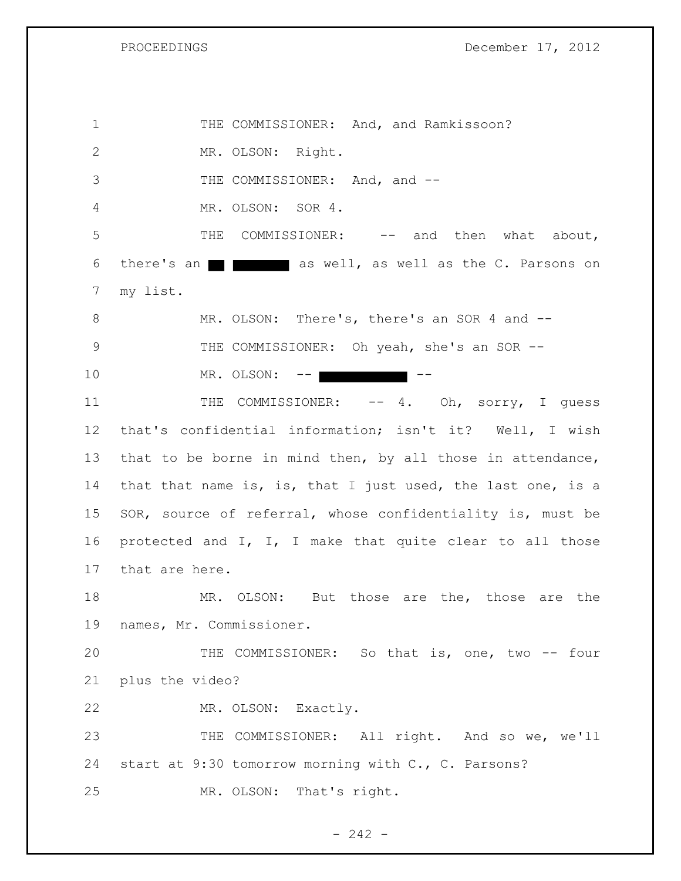THE COMMISSIONER: And, and Ramkissoon?

MR. OLSON: Right.

THE COMMISSIONER: And, and --

MR. OLSON: SOR 4.

THE COMMISSIONER: -- and then what about, there's an ██ ███████ as well, as well as the C. Parsons on my list.

MR. OLSON: There's, there's an SOR 4 and --

THE COMMISSIONER: Oh yeah, she's an SOR --

MR. OLSON: -- ███████████ --

THE COMMISSIONER: -- 4. Oh, sorry, I guess that's confidential information; isn't it? Well, I wish that to be borne in mind then, by all those in attendance, that that name is, is, that I just used, the last one, is a SOR, source of referral, whose confidentiality is, must be protected and I, I, I make that quite clear to all those that are here.

MR. OLSON: But those are the, those are the names, Mr. Commissioner.

THE COMMISSIONER: So that is, one, two -- four plus the video?

MR. OLSON: Exactly.

THE COMMISSIONER: All right. And so we, we'll start at 9:30 tomorrow morning with C., C. Parsons?

MR. OLSON: That's right.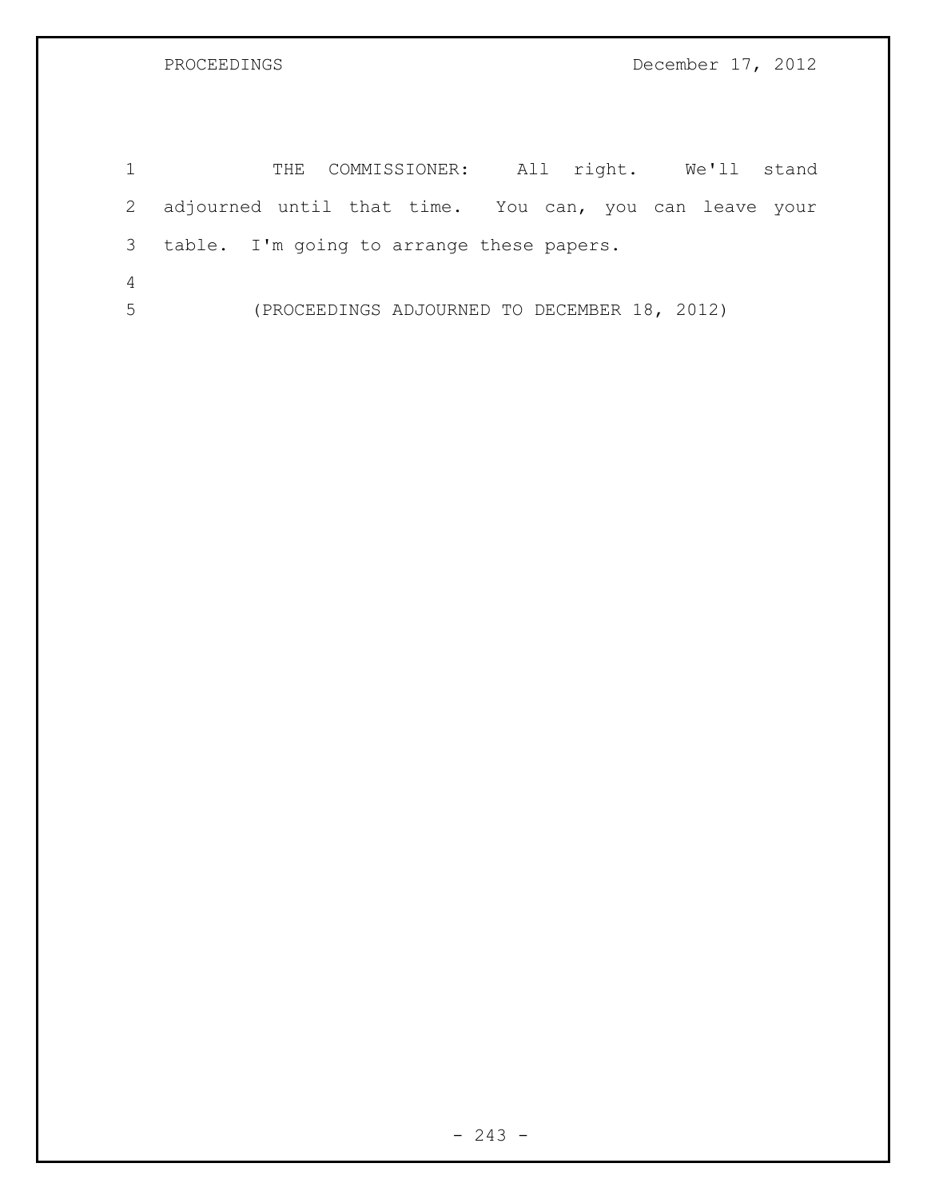THE COMMISSIONER: All right. We'll stand adjourned until that time. You can, you can leave your table. I'm going to arrange these papers.

(PROCEEDINGS ADJOURNED TO DECEMBER 18, 2012)